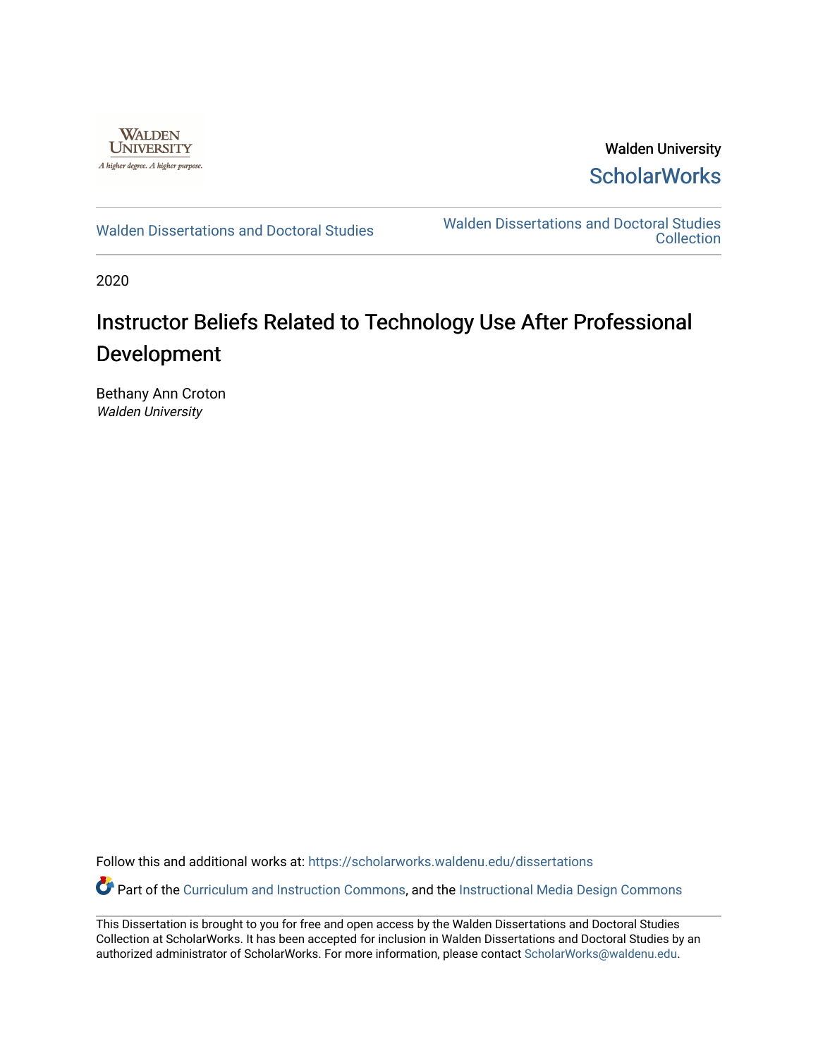Walden University

ScholarWorks

Walden Dissertations and Doctoral Studies

Walden Dissertations and Doctoral Studies Collection

2020

# Instructor Beliefs Related to Technology Use After Professional Development

Bethany Ann Croton
*Walden University*

Follow this and additional works at: https://scholarworks.waldenu.edu/dissertations

Part of the Curriculum and Instruction Commons, and the Instructional Media Design Commons

This Dissertation is brought to you for free and open access by the Walden Dissertations and Doctoral Studies Collection at ScholarWorks. It has been accepted for inclusion in Walden Dissertations and Doctoral Studies by an authorized administrator of ScholarWorks. For more information, please contact ScholarWorks@waldenu.edu.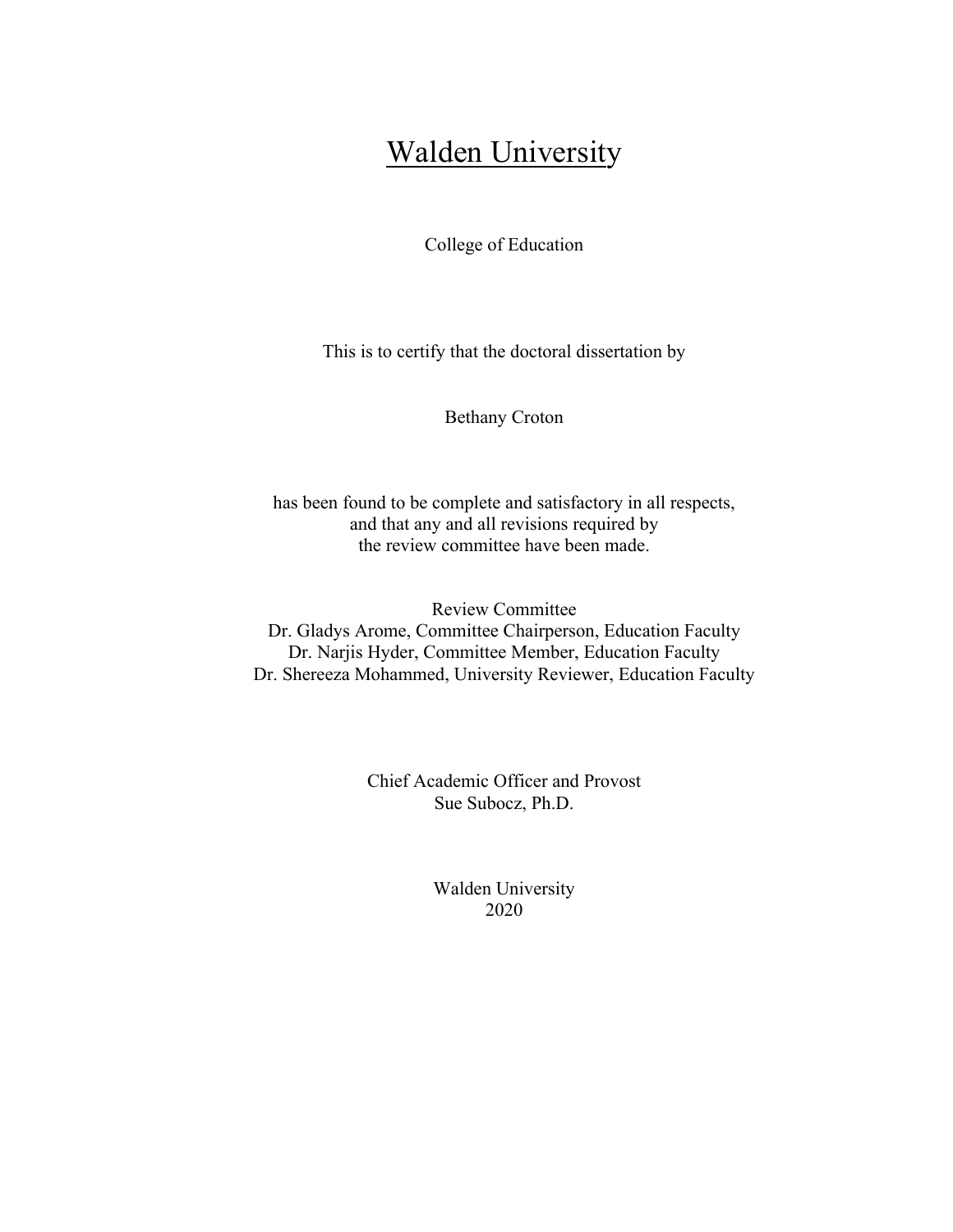# Walden University

College of Education

This is to certify that the doctoral dissertation by

Bethany Croton

has been found to be complete and satisfactory in all respects,
and that any and all revisions required by
the review committee have been made.

Review Committee
Dr. Gladys Arome, Committee Chairperson, Education Faculty
Dr. Narjis Hyder, Committee Member, Education Faculty
Dr. Shereeza Mohammed, University Reviewer, Education Faculty

Chief Academic Officer and Provost
Sue Subocz, Ph.D.

Walden University
2020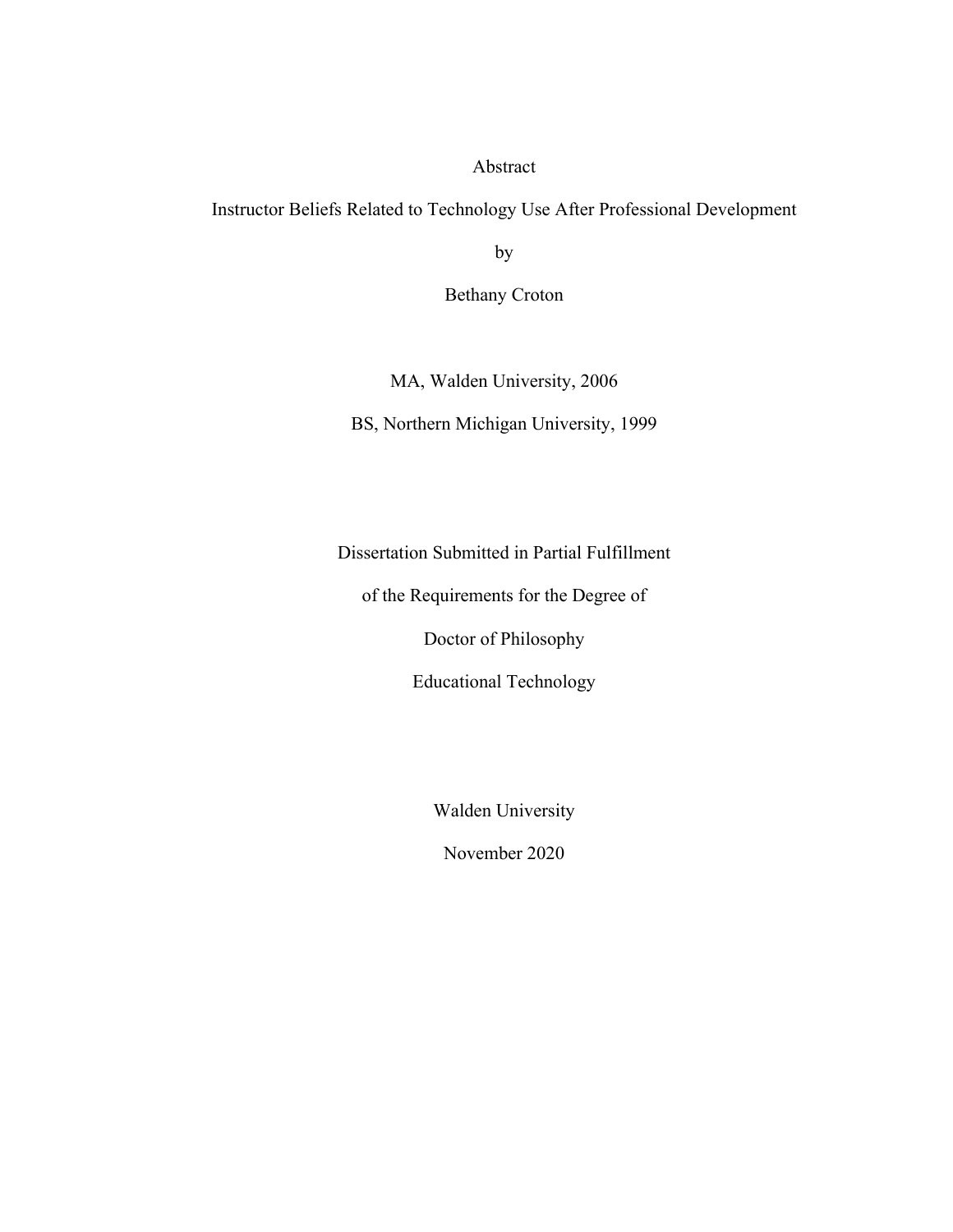Abstract

Instructor Beliefs Related to Technology Use After Professional Development

by

Bethany Croton

MA, Walden University, 2006

BS, Northern Michigan University, 1999

Dissertation Submitted in Partial Fulfillment

of the Requirements for the Degree of

Doctor of Philosophy

Educational Technology

Walden University

November 2020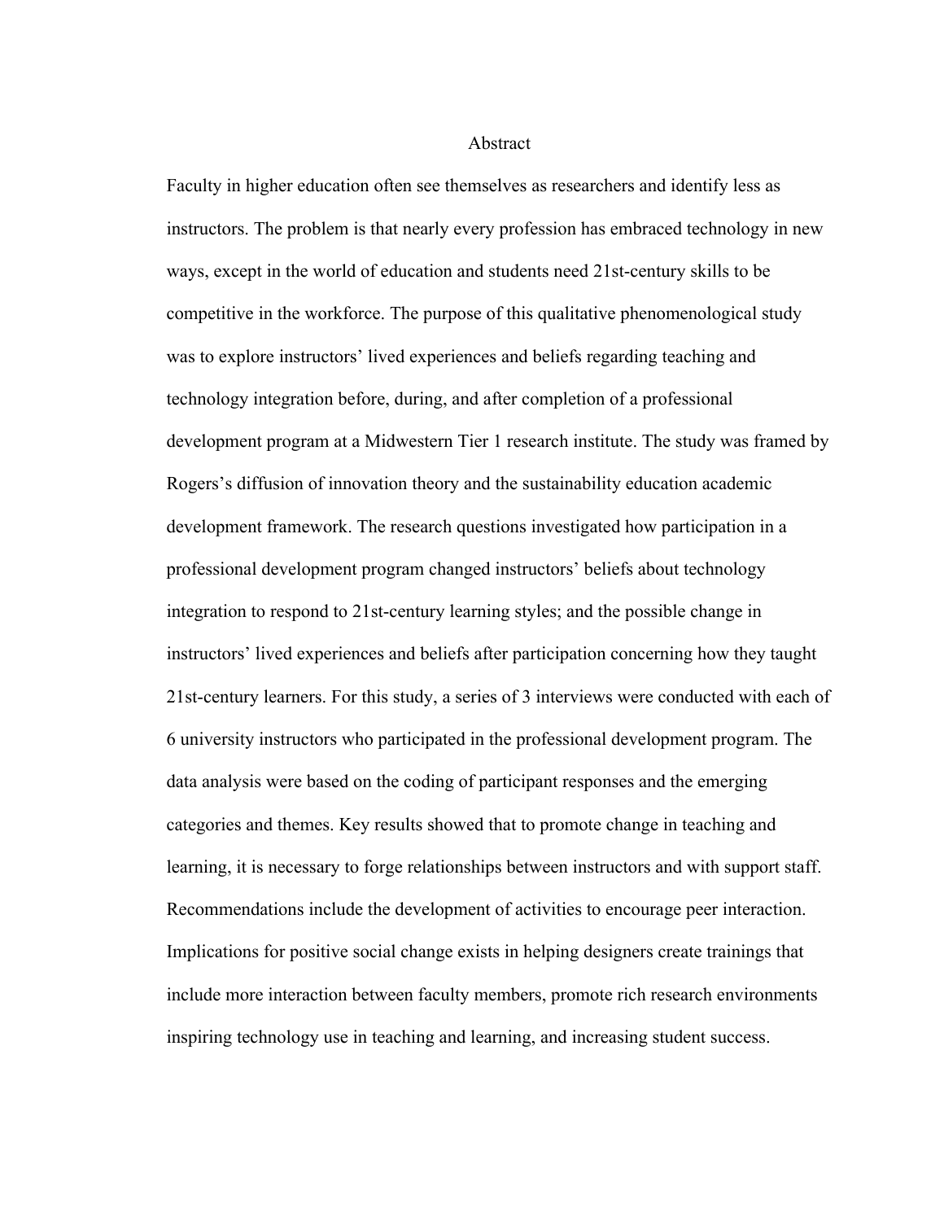# Abstract

Faculty in higher education often see themselves as researchers and identify less as instructors. The problem is that nearly every profession has embraced technology in new ways, except in the world of education and students need 21st-century skills to be competitive in the workforce. The purpose of this qualitative phenomenological study was to explore instructors' lived experiences and beliefs regarding teaching and technology integration before, during, and after completion of a professional development program at a Midwestern Tier 1 research institute. The study was framed by Rogers's diffusion of innovation theory and the sustainability education academic development framework. The research questions investigated how participation in a professional development program changed instructors' beliefs about technology integration to respond to 21st-century learning styles; and the possible change in instructors' lived experiences and beliefs after participation concerning how they taught 21st-century learners. For this study, a series of 3 interviews were conducted with each of 6 university instructors who participated in the professional development program. The data analysis were based on the coding of participant responses and the emerging categories and themes. Key results showed that to promote change in teaching and learning, it is necessary to forge relationships between instructors and with support staff. Recommendations include the development of activities to encourage peer interaction. Implications for positive social change exists in helping designers create trainings that include more interaction between faculty members, promote rich research environments inspiring technology use in teaching and learning, and increasing student success.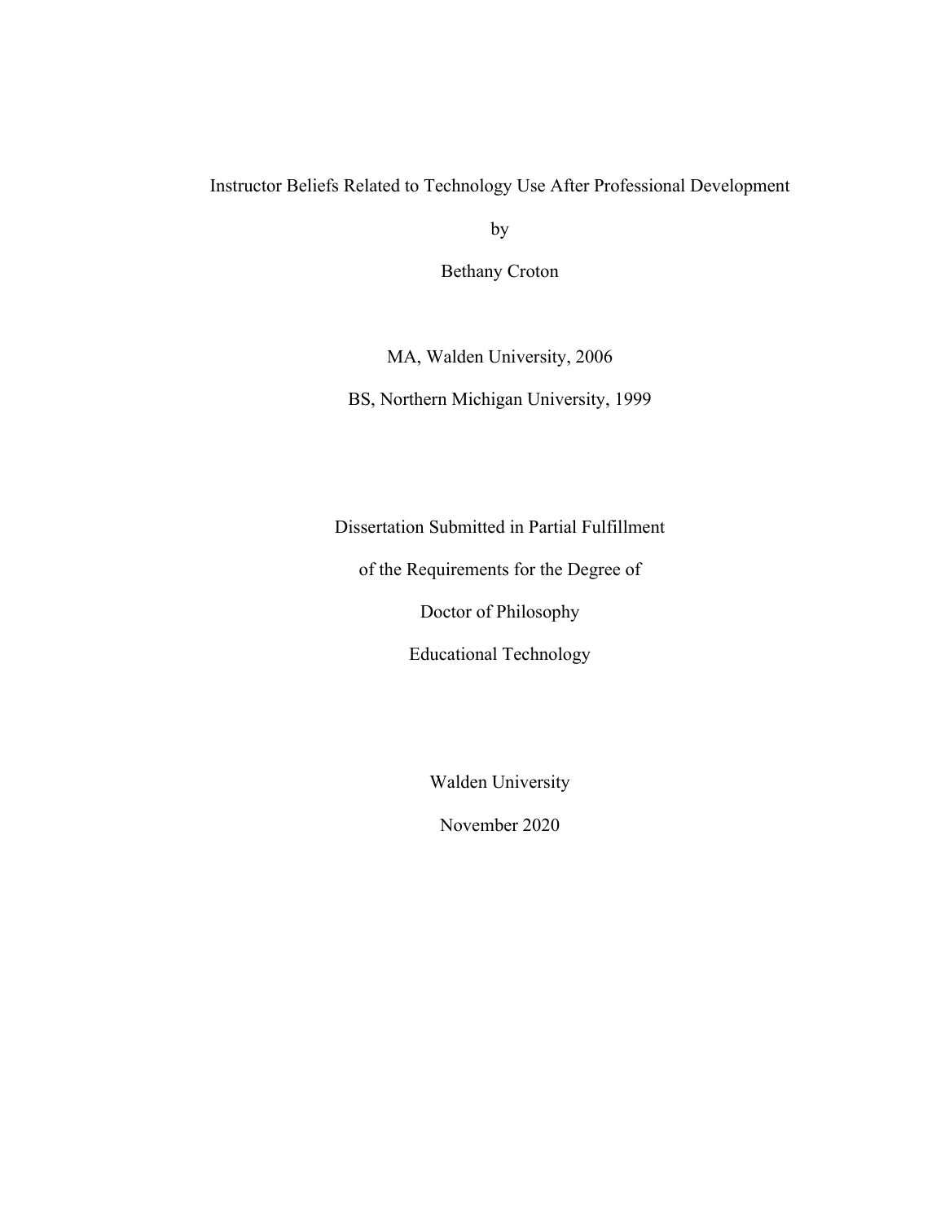# Instructor Beliefs Related to Technology Use After Professional Development

by

Bethany Croton

MA, Walden University, 2006

BS, Northern Michigan University, 1999

Dissertation Submitted in Partial Fulfillment

of the Requirements for the Degree of

Doctor of Philosophy

Educational Technology

Walden University

November 2020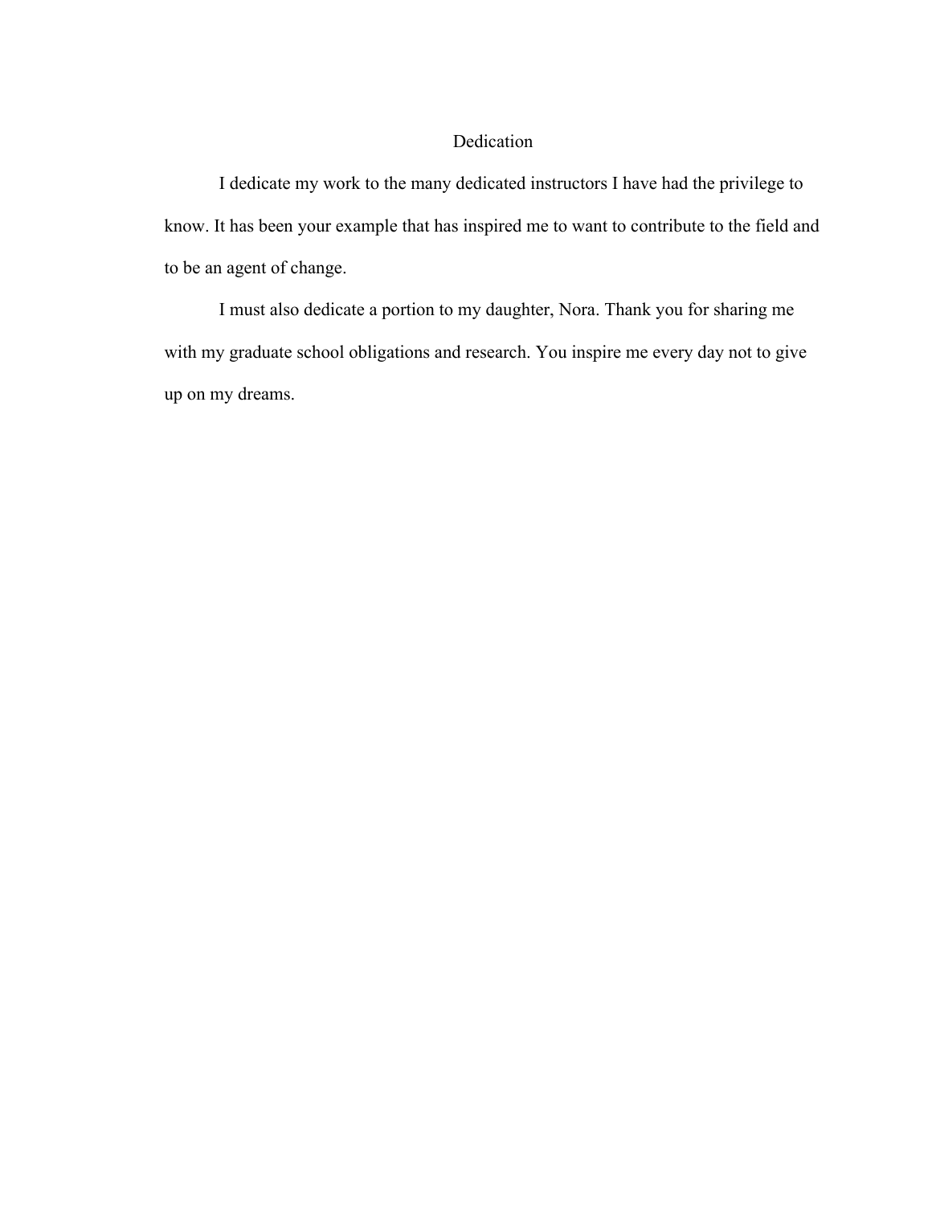# Dedication

I dedicate my work to the many dedicated instructors I have had the privilege to know. It has been your example that has inspired me to want to contribute to the field and to be an agent of change.

I must also dedicate a portion to my daughter, Nora. Thank you for sharing me with my graduate school obligations and research. You inspire me every day not to give up on my dreams.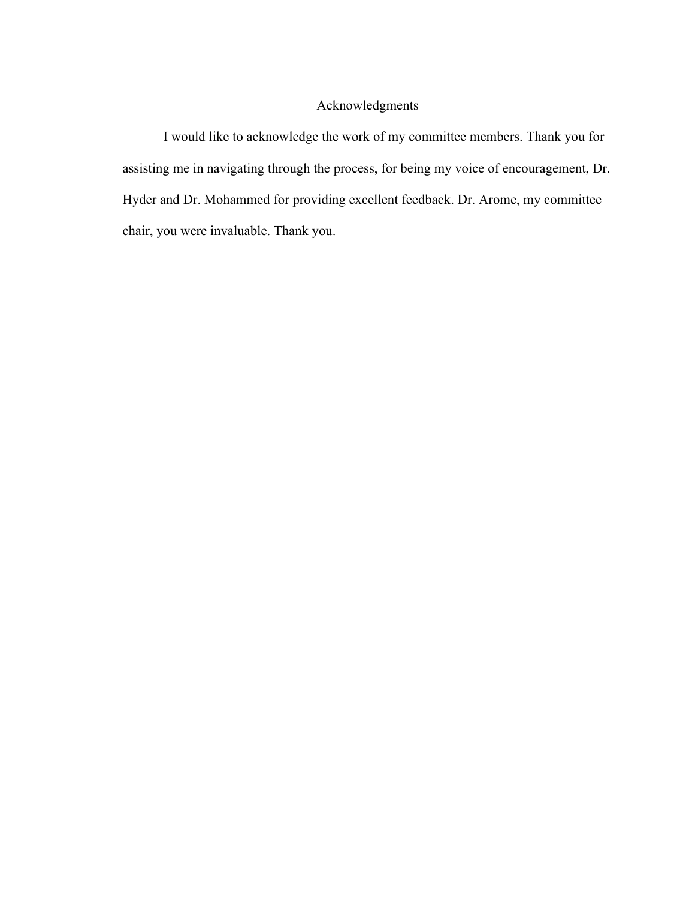# Acknowledgments

I would like to acknowledge the work of my committee members. Thank you for assisting me in navigating through the process, for being my voice of encouragement, Dr. Hyder and Dr. Mohammed for providing excellent feedback. Dr. Arome, my committee chair, you were invaluable. Thank you.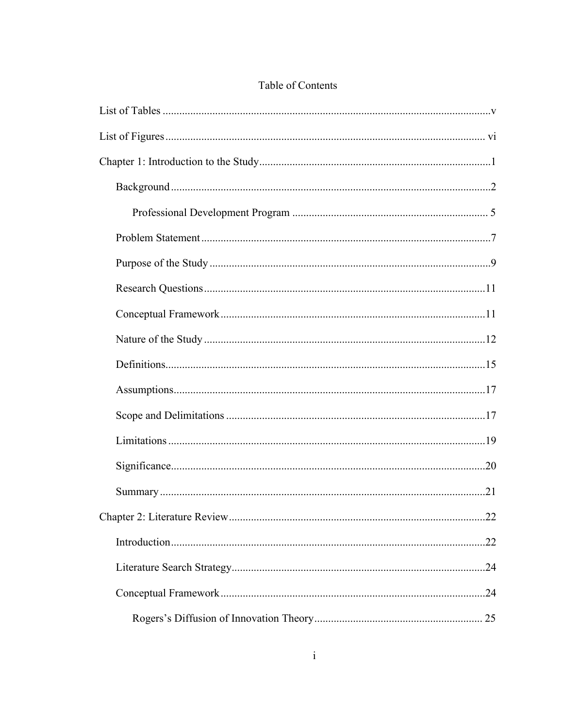# Table of Contents

List of Tables ........................................................................................................................v

List of Figures ..................................................................................................................... vi

Chapter 1: Introduction to the Study ....................................................................................1

- Background ....................................................................................................................2
  - Professional Development Program ....................................................................... 5
- Problem Statement .........................................................................................................7
- Purpose of the Study ......................................................................................................9
- Research Questions ......................................................................................................11
- Conceptual Framework ................................................................................................11
- Nature of the Study ......................................................................................................12
- Definitions....................................................................................................................15
- Assumptions.................................................................................................................17
- Scope and Delimitations ..............................................................................................17
- Limitations ...................................................................................................................19
- Significance..................................................................................................................20
- Summary ......................................................................................................................21

Chapter 2: Literature Review .............................................................................................22

- Introduction..................................................................................................................22
- Literature Search Strategy............................................................................................24
- Conceptual Framework ................................................................................................24
  - Rogers's Diffusion of Innovation Theory............................................................. 25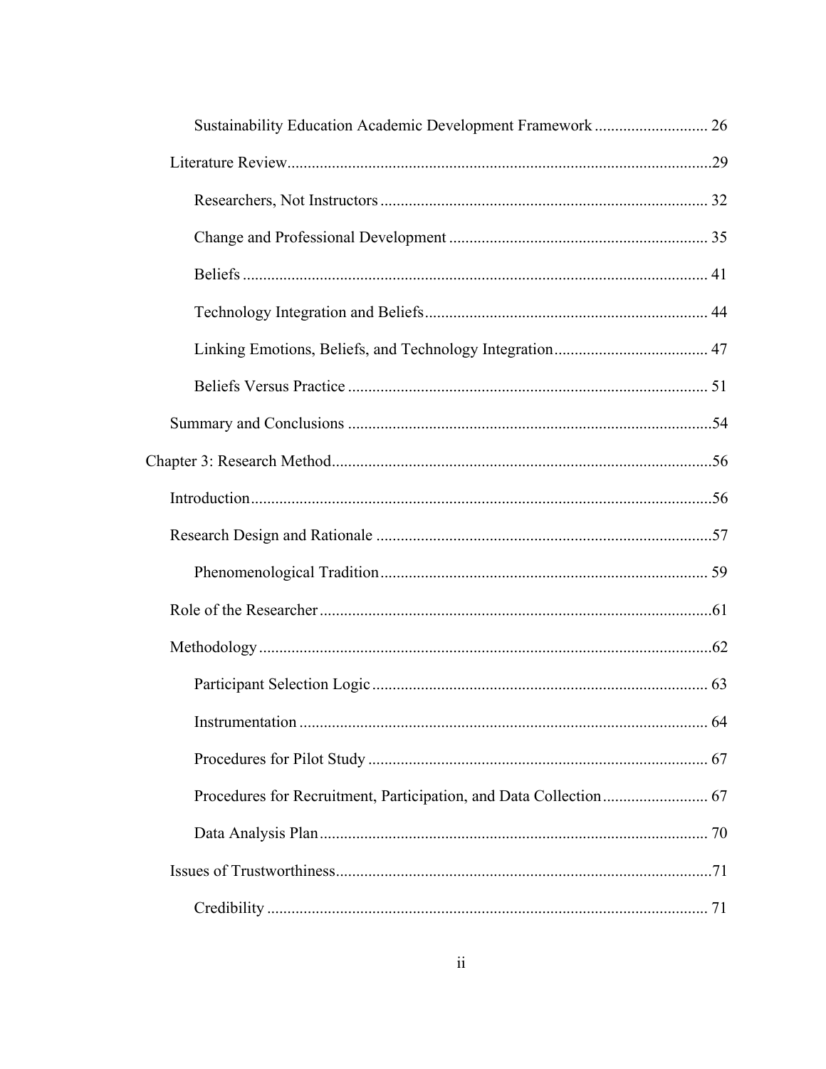Sustainability Education Academic Development Framework ........................... 26

Literature Review........................................................................................29

Researchers, Not Instructors ............................................................................ 32

Change and Professional Development ............................................................ 35

Beliefs ................................................................................................................ 41

Technology Integration and Beliefs................................................................... 44

Linking Emotions, Beliefs, and Technology Integration..................................... 47

Beliefs Versus Practice ...................................................................................... 51

Summary and Conclusions ..........................................................................54

Chapter 3: Research Method.............................................................................56

Introduction.................................................................................................56

Research Design and Rationale ..................................................................57

Phenomenological Tradition.............................................................................. 59

Role of the Researcher................................................................................61

Methodology...............................................................................................62

Participant Selection Logic ................................................................................ 63

Instrumentation .................................................................................................. 64

Procedures for Pilot Study ................................................................................. 67

Procedures for Recruitment, Participation, and Data Collection......................... 67

Data Analysis Plan.............................................................................................. 70

Issues of Trustworthiness............................................................................71

Credibility .......................................................................................................... 71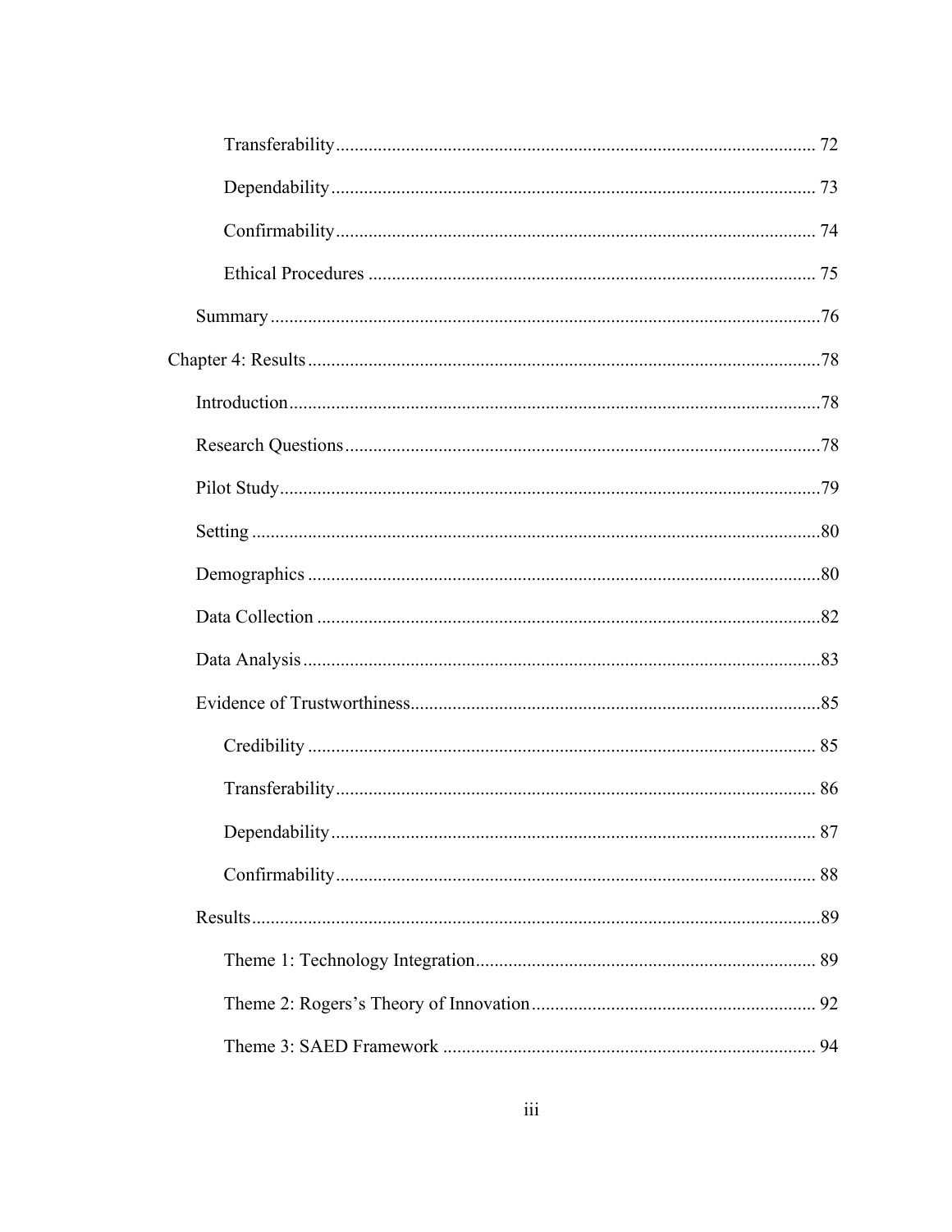Transferability ........................................................................................... 72

Dependability ............................................................................................. 73

Confirmability ............................................................................................ 74

Ethical Procedures ..................................................................................... 75

Summary ......................................................................................................... 76

Chapter 4: Results ............................................................................................... 78

Introduction ..................................................................................................... 78

Research Questions ......................................................................................... 78

Pilot Study ....................................................................................................... 79

Setting ............................................................................................................. 80

Demographics ................................................................................................. 80

Data Collection ............................................................................................... 82

Data Analysis .................................................................................................. 83

Evidence of Trustworthiness ........................................................................... 85

Credibility ................................................................................................... 85

Transferability ............................................................................................. 86

Dependability ............................................................................................... 87

Confirmability .............................................................................................. 88

Results ............................................................................................................. 89

Theme 1: Technology Integration ................................................................ 89

Theme 2: Rogers's Theory of Innovation ..................................................... 92

Theme 3: SAED Framework ........................................................................ 94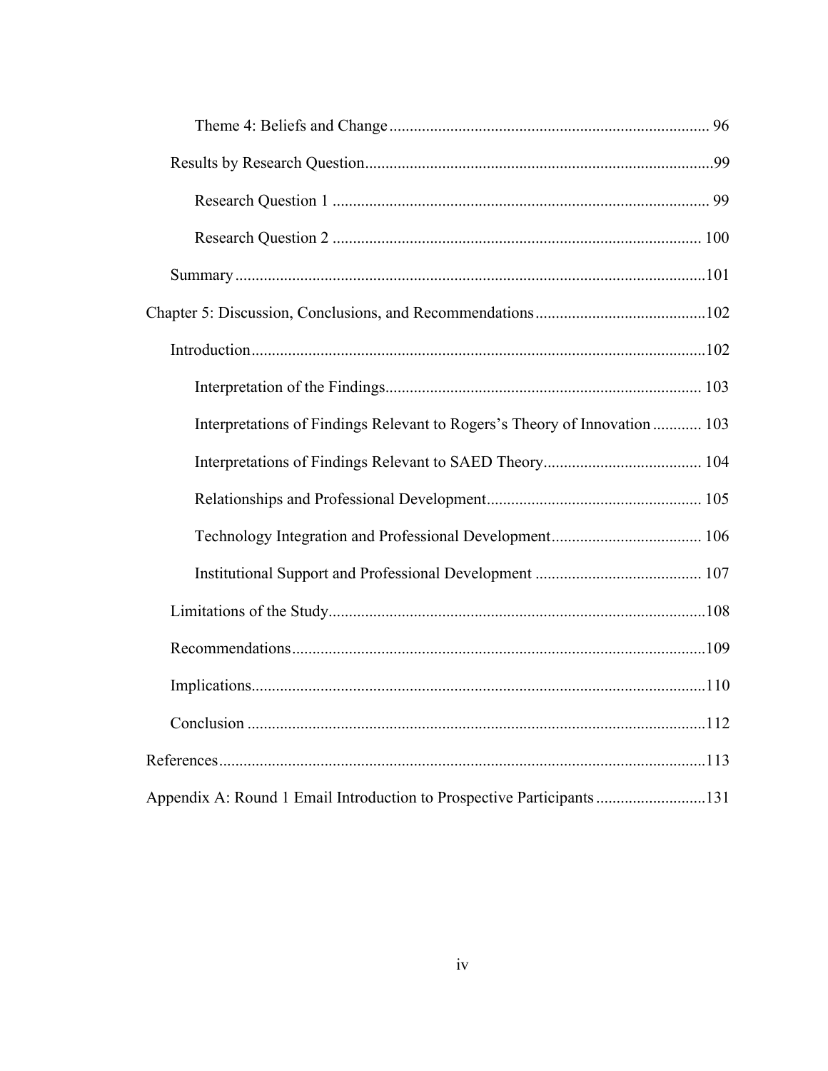Theme 4: Beliefs and Change ........................................................................ 96

Results by Research Question ........................................................................ 99

Research Question 1 ........................................................................ 99

Research Question 2 ........................................................................ 100

Summary ........................................................................ 101

Chapter 5: Discussion, Conclusions, and Recommendations ........................................ 102

Introduction ........................................................................ 102

Interpretation of the Findings ........................................................................ 103

Interpretations of Findings Relevant to Rogers's Theory of Innovation ............ 103

Interpretations of Findings Relevant to SAED Theory ........................................ 104

Relationships and Professional Development ........................................ 105

Technology Integration and Professional Development ........................................ 106

Institutional Support and Professional Development ........................................ 107

Limitations of the Study ........................................................................ 108

Recommendations ........................................................................ 109

Implications ........................................................................ 110

Conclusion ........................................................................ 112

References ........................................................................ 113

Appendix A: Round 1 Email Introduction to Prospective Participants ........................ 131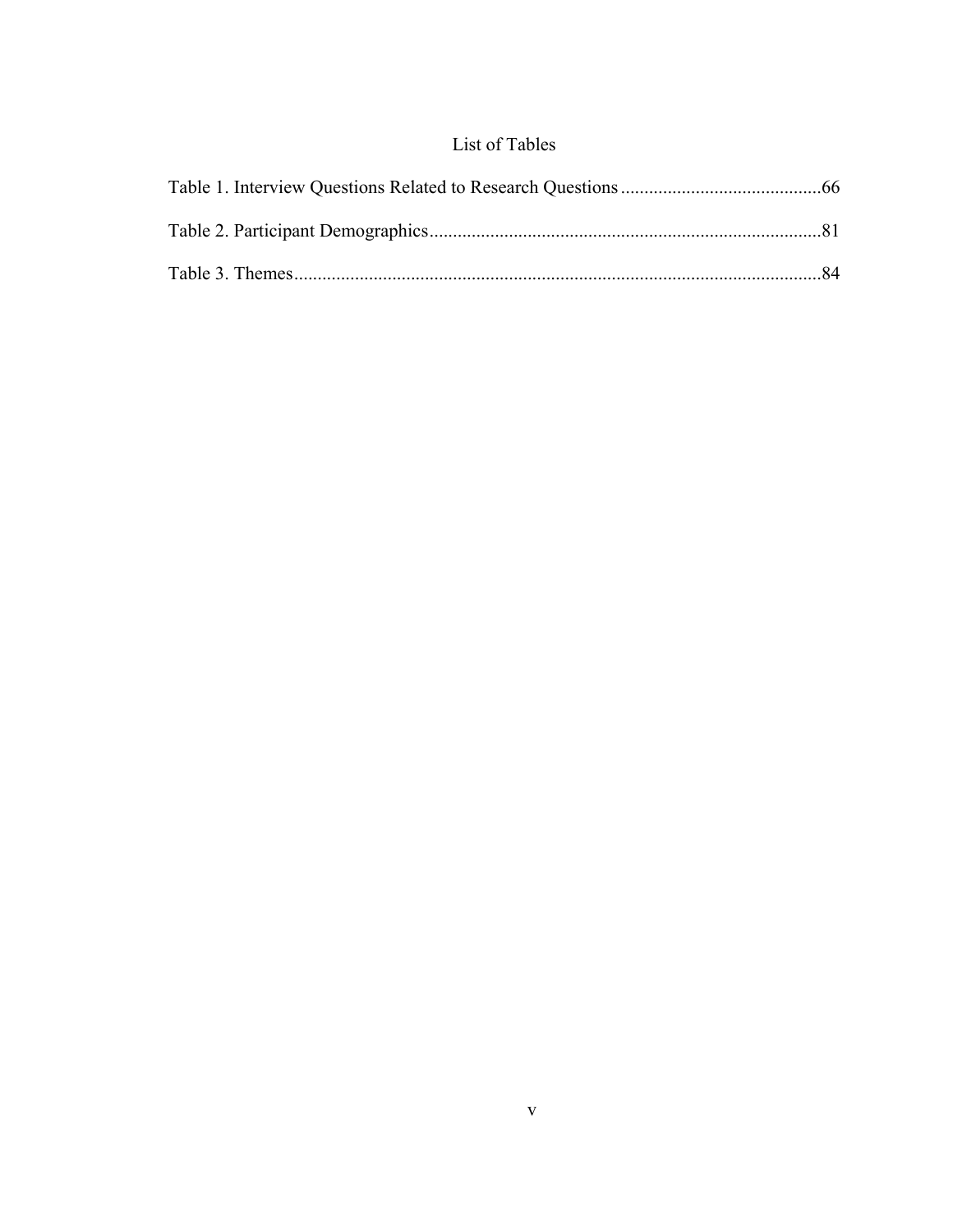# List of Tables

Table 1. Interview Questions Related to Research Questions ..........................................66

Table 2. Participant Demographics...................................................................................81

Table 3. Themes................................................................................................................84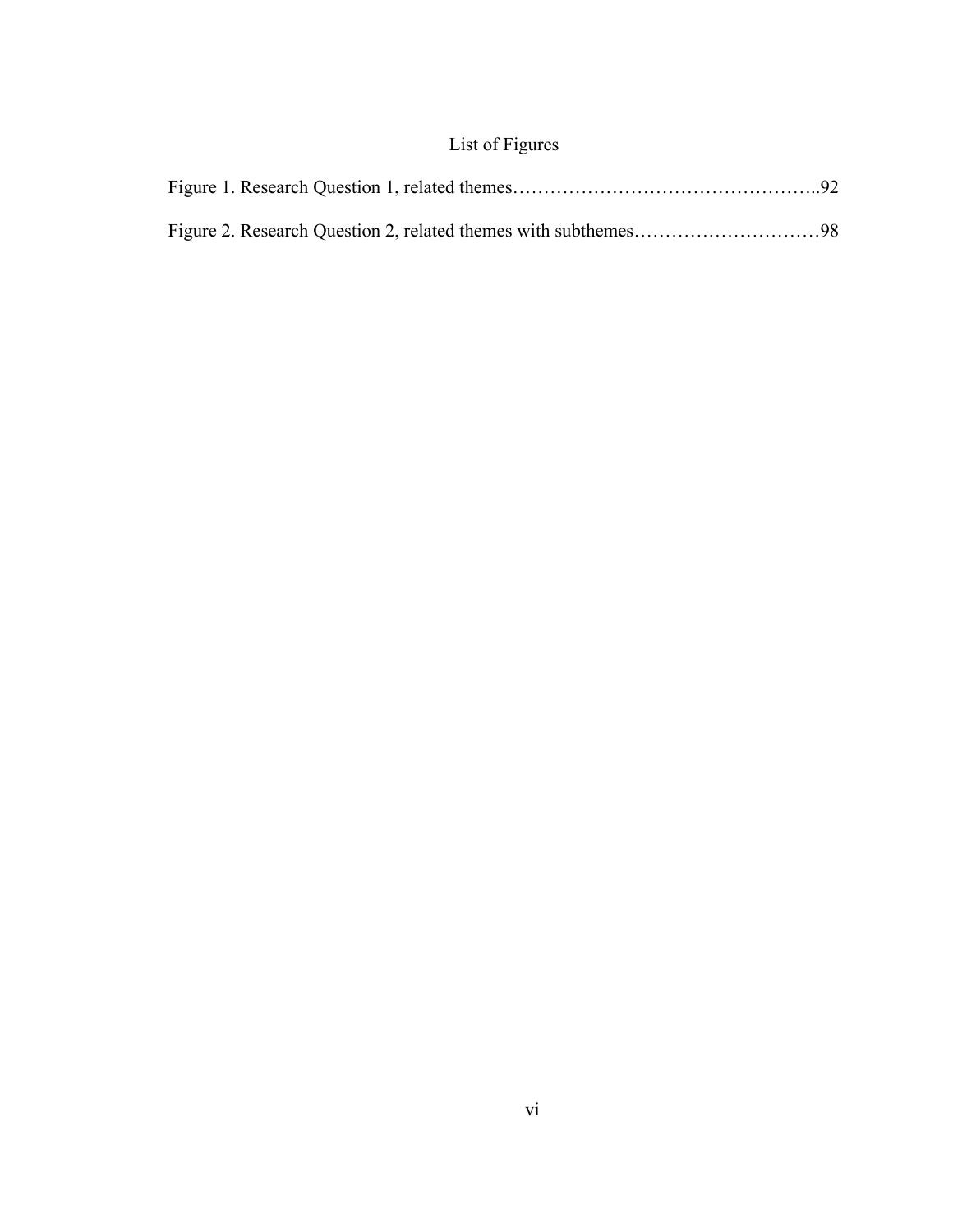# List of Figures

Figure 1. Research Question 1, related themes…………………………………………..92

Figure 2. Research Question 2, related themes with subthemes…………………………98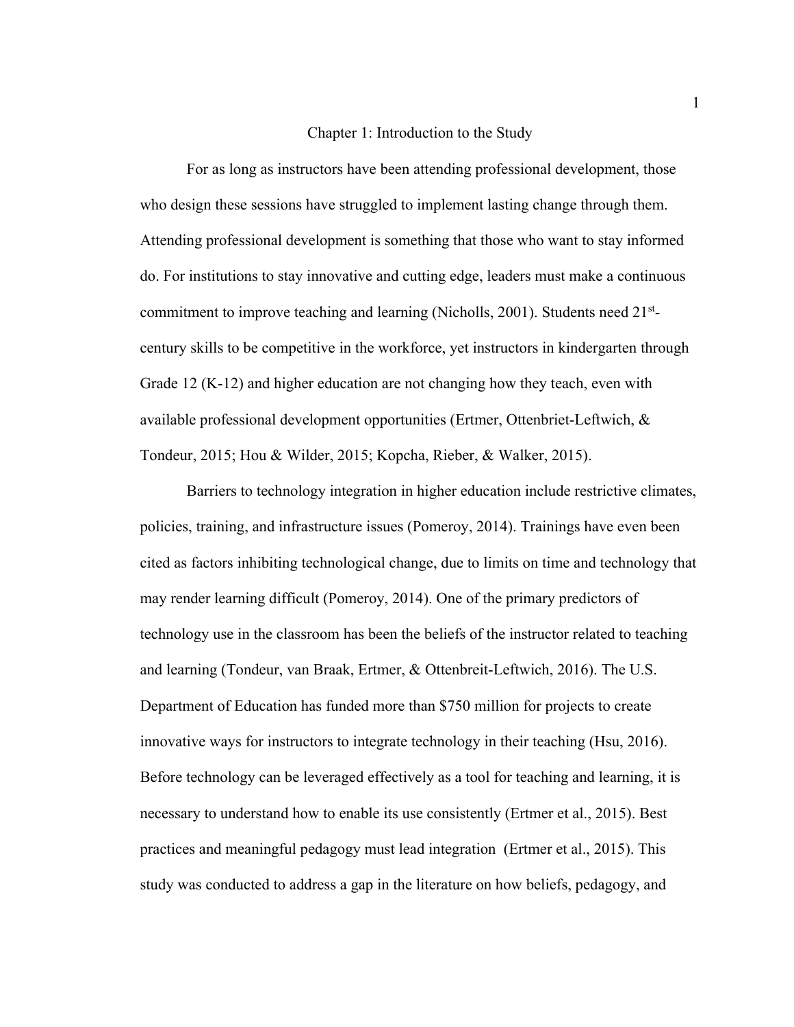# Chapter 1: Introduction to the Study

For as long as instructors have been attending professional development, those who design these sessions have struggled to implement lasting change through them. Attending professional development is something that those who want to stay informed do. For institutions to stay innovative and cutting edge, leaders must make a continuous commitment to improve teaching and learning (Nicholls, 2001). Students need 21st-century skills to be competitive in the workforce, yet instructors in kindergarten through Grade 12 (K-12) and higher education are not changing how they teach, even with available professional development opportunities (Ertmer, Ottenbriet-Leftwich, & Tondeur, 2015; Hou & Wilder, 2015; Kopcha, Rieber, & Walker, 2015).

Barriers to technology integration in higher education include restrictive climates, policies, training, and infrastructure issues (Pomeroy, 2014). Trainings have even been cited as factors inhibiting technological change, due to limits on time and technology that may render learning difficult (Pomeroy, 2014). One of the primary predictors of technology use in the classroom has been the beliefs of the instructor related to teaching and learning (Tondeur, van Braak, Ertmer, & Ottenbreit-Leftwich, 2016). The U.S. Department of Education has funded more than $750 million for projects to create innovative ways for instructors to integrate technology in their teaching (Hsu, 2016). Before technology can be leveraged effectively as a tool for teaching and learning, it is necessary to understand how to enable its use consistently (Ertmer et al., 2015). Best practices and meaningful pedagogy must lead integration (Ertmer et al., 2015). This study was conducted to address a gap in the literature on how beliefs, pedagogy, and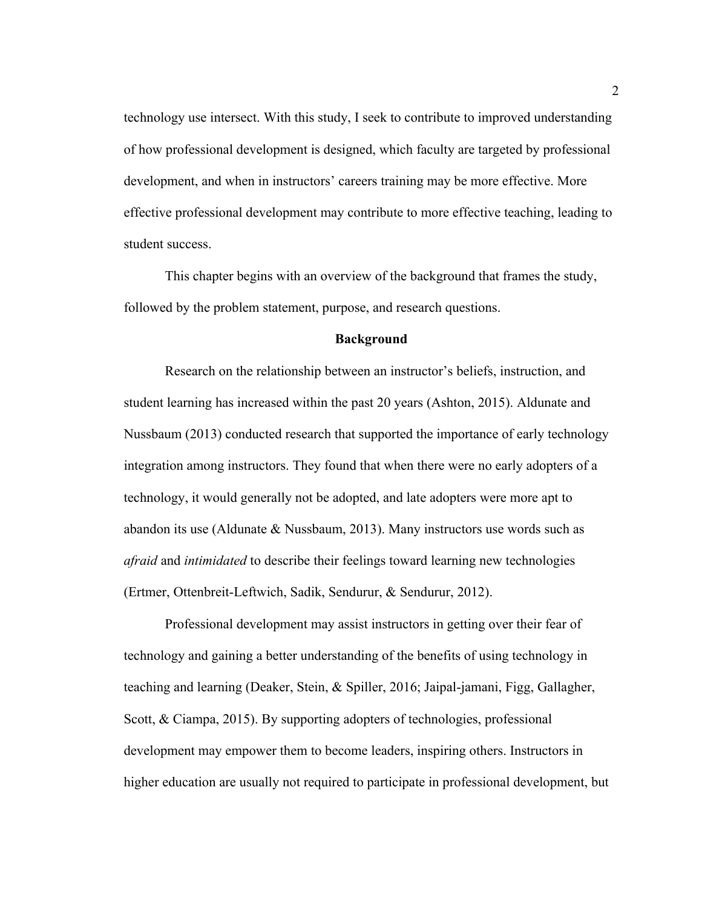technology use intersect. With this study, I seek to contribute to improved understanding of how professional development is designed, which faculty are targeted by professional development, and when in instructors' careers training may be more effective. More effective professional development may contribute to more effective teaching, leading to student success.

This chapter begins with an overview of the background that frames the study, followed by the problem statement, purpose, and research questions.

## Background

Research on the relationship between an instructor's beliefs, instruction, and student learning has increased within the past 20 years (Ashton, 2015). Aldunate and Nussbaum (2013) conducted research that supported the importance of early technology integration among instructors. They found that when there were no early adopters of a technology, it would generally not be adopted, and late adopters were more apt to abandon its use (Aldunate & Nussbaum, 2013). Many instructors use words such as *afraid* and *intimidated* to describe their feelings toward learning new technologies (Ertmer, Ottenbreit-Leftwich, Sadik, Sendurur, & Sendurur, 2012).

Professional development may assist instructors in getting over their fear of technology and gaining a better understanding of the benefits of using technology in teaching and learning (Deaker, Stein, & Spiller, 2016; Jaipal-jamani, Figg, Gallagher, Scott, & Ciampa, 2015). By supporting adopters of technologies, professional development may empower them to become leaders, inspiring others. Instructors in higher education are usually not required to participate in professional development, but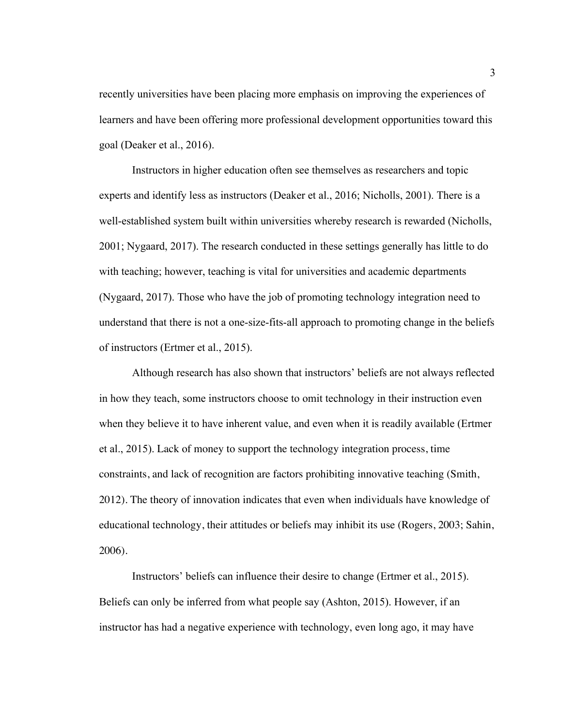recently universities have been placing more emphasis on improving the experiences of learners and have been offering more professional development opportunities toward this goal (Deaker et al., 2016).

Instructors in higher education often see themselves as researchers and topic experts and identify less as instructors (Deaker et al., 2016; Nicholls, 2001). There is a well-established system built within universities whereby research is rewarded (Nicholls, 2001; Nygaard, 2017). The research conducted in these settings generally has little to do with teaching; however, teaching is vital for universities and academic departments (Nygaard, 2017). Those who have the job of promoting technology integration need to understand that there is not a one-size-fits-all approach to promoting change in the beliefs of instructors (Ertmer et al., 2015).

Although research has also shown that instructors' beliefs are not always reflected in how they teach, some instructors choose to omit technology in their instruction even when they believe it to have inherent value, and even when it is readily available (Ertmer et al., 2015). Lack of money to support the technology integration process, time constraints, and lack of recognition are factors prohibiting innovative teaching (Smith, 2012). The theory of innovation indicates that even when individuals have knowledge of educational technology, their attitudes or beliefs may inhibit its use (Rogers, 2003; Sahin, 2006).

Instructors' beliefs can influence their desire to change (Ertmer et al., 2015). Beliefs can only be inferred from what people say (Ashton, 2015). However, if an instructor has had a negative experience with technology, even long ago, it may have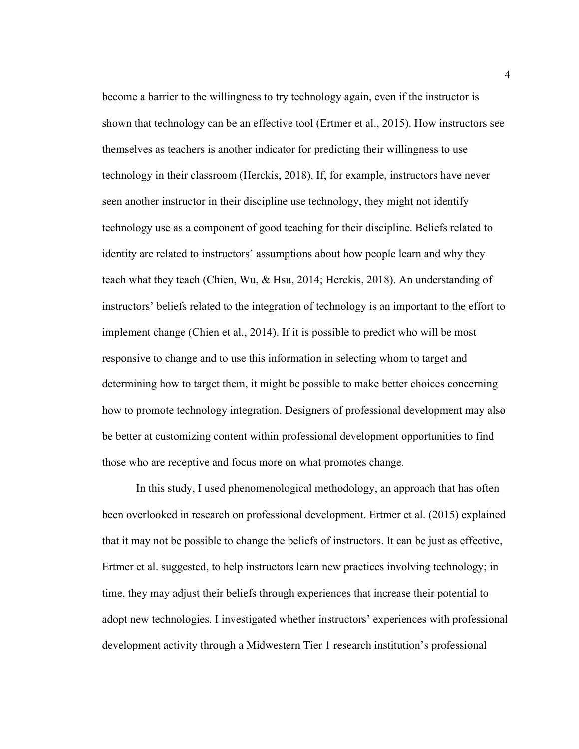become a barrier to the willingness to try technology again, even if the instructor is shown that technology can be an effective tool (Ertmer et al., 2015). How instructors see themselves as teachers is another indicator for predicting their willingness to use technology in their classroom (Herckis, 2018). If, for example, instructors have never seen another instructor in their discipline use technology, they might not identify technology use as a component of good teaching for their discipline. Beliefs related to identity are related to instructors' assumptions about how people learn and why they teach what they teach (Chien, Wu, & Hsu, 2014; Herckis, 2018). An understanding of instructors' beliefs related to the integration of technology is an important to the effort to implement change (Chien et al., 2014). If it is possible to predict who will be most responsive to change and to use this information in selecting whom to target and determining how to target them, it might be possible to make better choices concerning how to promote technology integration. Designers of professional development may also be better at customizing content within professional development opportunities to find those who are receptive and focus more on what promotes change.

In this study, I used phenomenological methodology, an approach that has often been overlooked in research on professional development. Ertmer et al. (2015) explained that it may not be possible to change the beliefs of instructors. It can be just as effective, Ertmer et al. suggested, to help instructors learn new practices involving technology; in time, they may adjust their beliefs through experiences that increase their potential to adopt new technologies. I investigated whether instructors' experiences with professional development activity through a Midwestern Tier 1 research institution's professional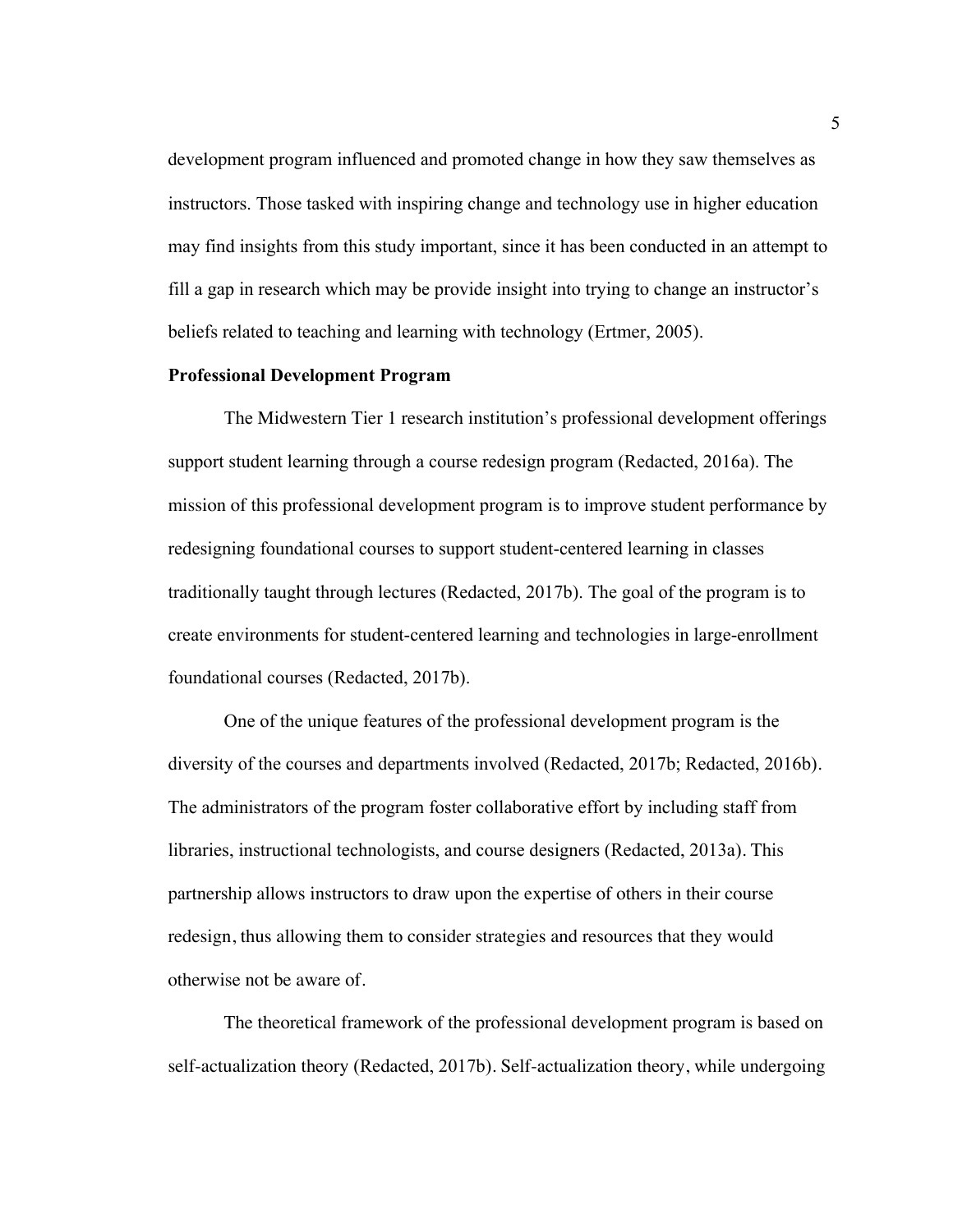development program influenced and promoted change in how they saw themselves as instructors. Those tasked with inspiring change and technology use in higher education may find insights from this study important, since it has been conducted in an attempt to fill a gap in research which may be provide insight into trying to change an instructor's beliefs related to teaching and learning with technology (Ertmer, 2005).

**Professional Development Program**

The Midwestern Tier 1 research institution's professional development offerings support student learning through a course redesign program (Redacted, 2016a). The mission of this professional development program is to improve student performance by redesigning foundational courses to support student-centered learning in classes traditionally taught through lectures (Redacted, 2017b). The goal of the program is to create environments for student-centered learning and technologies in large-enrollment foundational courses (Redacted, 2017b).

One of the unique features of the professional development program is the diversity of the courses and departments involved (Redacted, 2017b; Redacted, 2016b). The administrators of the program foster collaborative effort by including staff from libraries, instructional technologists, and course designers (Redacted, 2013a). This partnership allows instructors to draw upon the expertise of others in their course redesign, thus allowing them to consider strategies and resources that they would otherwise not be aware of.

The theoretical framework of the professional development program is based on self-actualization theory (Redacted, 2017b). Self-actualization theory, while undergoing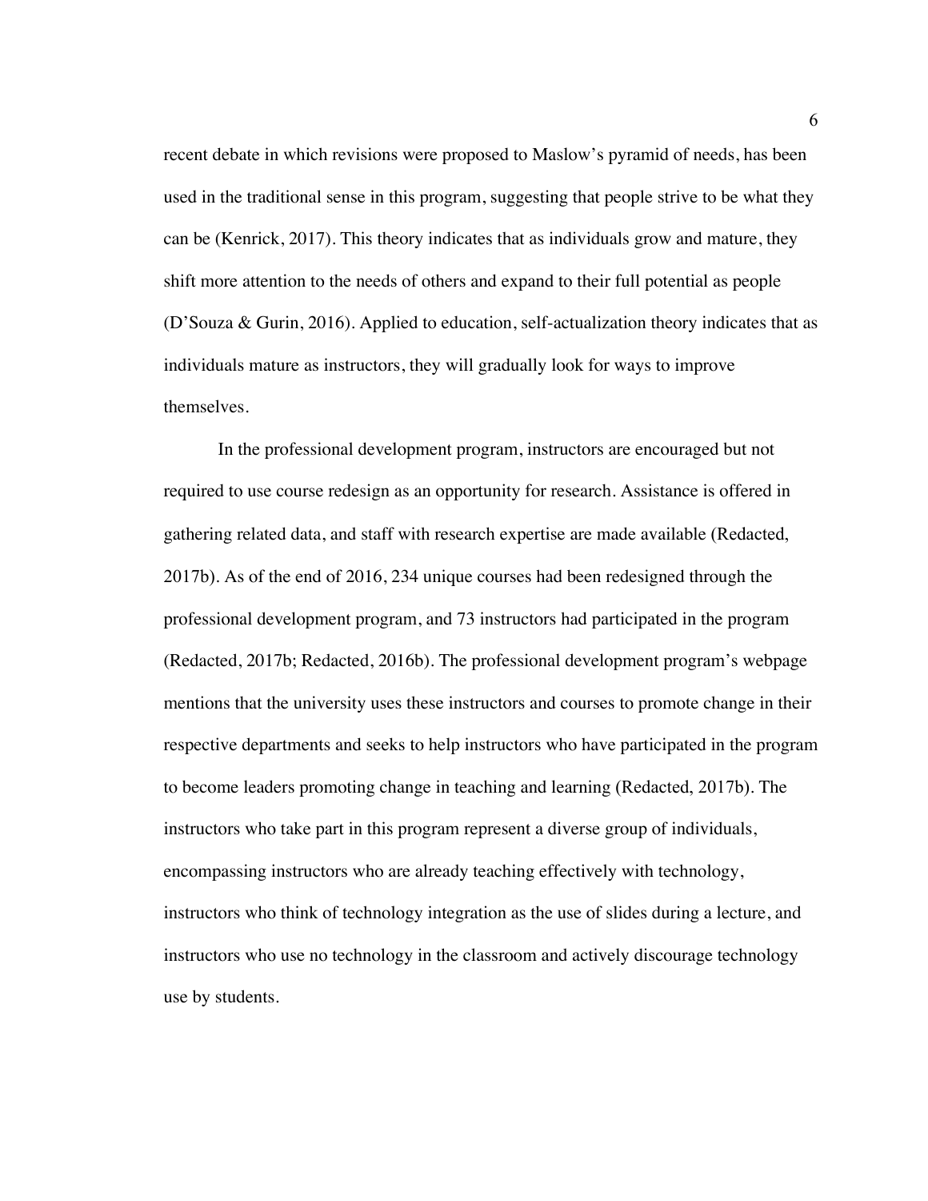recent debate in which revisions were proposed to Maslow's pyramid of needs, has been used in the traditional sense in this program, suggesting that people strive to be what they can be (Kenrick, 2017). This theory indicates that as individuals grow and mature, they shift more attention to the needs of others and expand to their full potential as people (D'Souza & Gurin, 2016). Applied to education, self-actualization theory indicates that as individuals mature as instructors, they will gradually look for ways to improve themselves.

In the professional development program, instructors are encouraged but not required to use course redesign as an opportunity for research. Assistance is offered in gathering related data, and staff with research expertise are made available (Redacted, 2017b). As of the end of 2016, 234 unique courses had been redesigned through the professional development program, and 73 instructors had participated in the program (Redacted, 2017b; Redacted, 2016b). The professional development program's webpage mentions that the university uses these instructors and courses to promote change in their respective departments and seeks to help instructors who have participated in the program to become leaders promoting change in teaching and learning (Redacted, 2017b). The instructors who take part in this program represent a diverse group of individuals, encompassing instructors who are already teaching effectively with technology, instructors who think of technology integration as the use of slides during a lecture, and instructors who use no technology in the classroom and actively discourage technology use by students.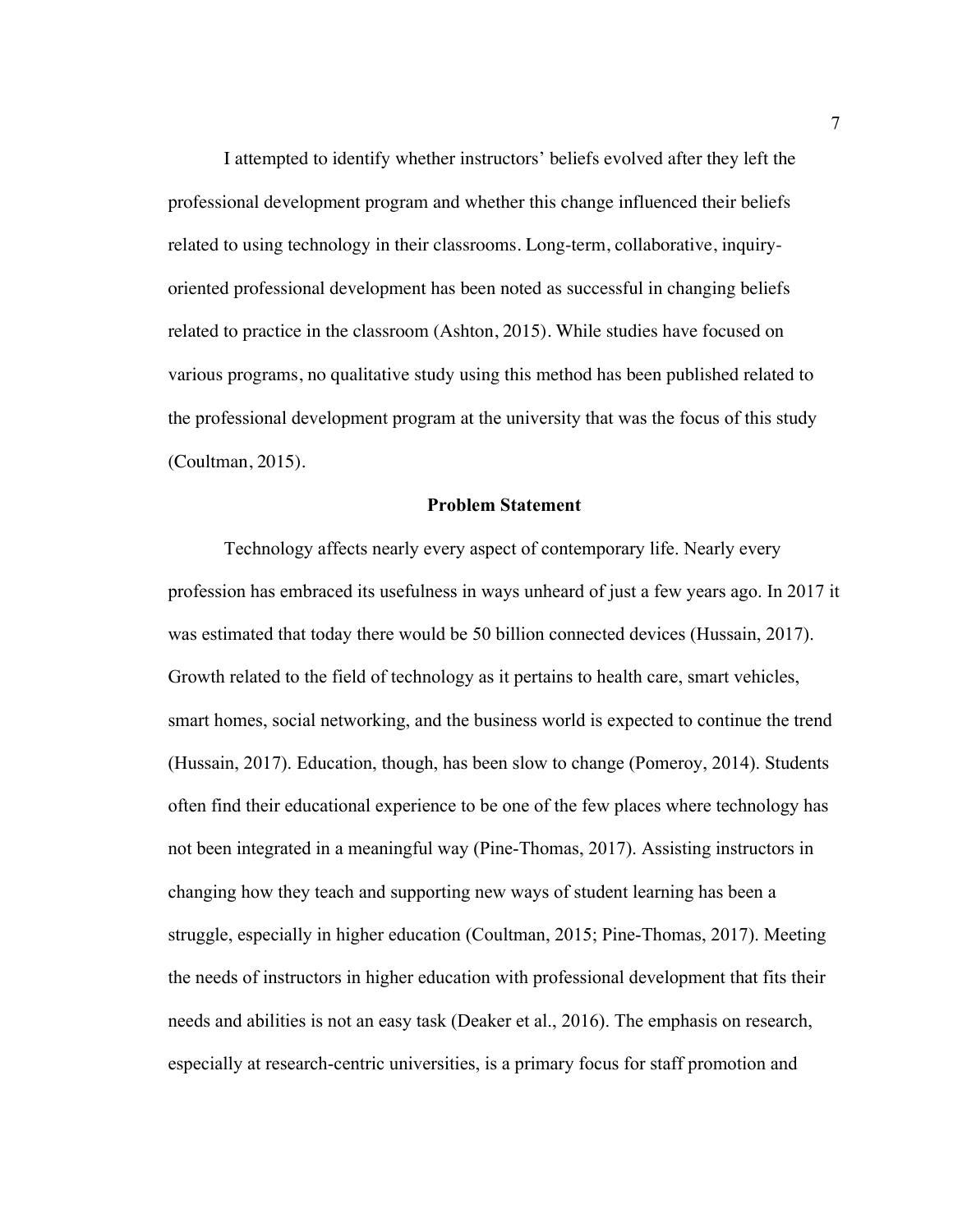I attempted to identify whether instructors' beliefs evolved after they left the professional development program and whether this change influenced their beliefs related to using technology in their classrooms. Long-term, collaborative, inquiry-oriented professional development has been noted as successful in changing beliefs related to practice in the classroom (Ashton, 2015). While studies have focused on various programs, no qualitative study using this method has been published related to the professional development program at the university that was the focus of this study (Coultman, 2015).

## Problem Statement

Technology affects nearly every aspect of contemporary life. Nearly every profession has embraced its usefulness in ways unheard of just a few years ago. In 2017 it was estimated that today there would be 50 billion connected devices (Hussain, 2017). Growth related to the field of technology as it pertains to health care, smart vehicles, smart homes, social networking, and the business world is expected to continue the trend (Hussain, 2017). Education, though, has been slow to change (Pomeroy, 2014). Students often find their educational experience to be one of the few places where technology has not been integrated in a meaningful way (Pine-Thomas, 2017). Assisting instructors in changing how they teach and supporting new ways of student learning has been a struggle, especially in higher education (Coultman, 2015; Pine-Thomas, 2017). Meeting the needs of instructors in higher education with professional development that fits their needs and abilities is not an easy task (Deaker et al., 2016). The emphasis on research, especially at research-centric universities, is a primary focus for staff promotion and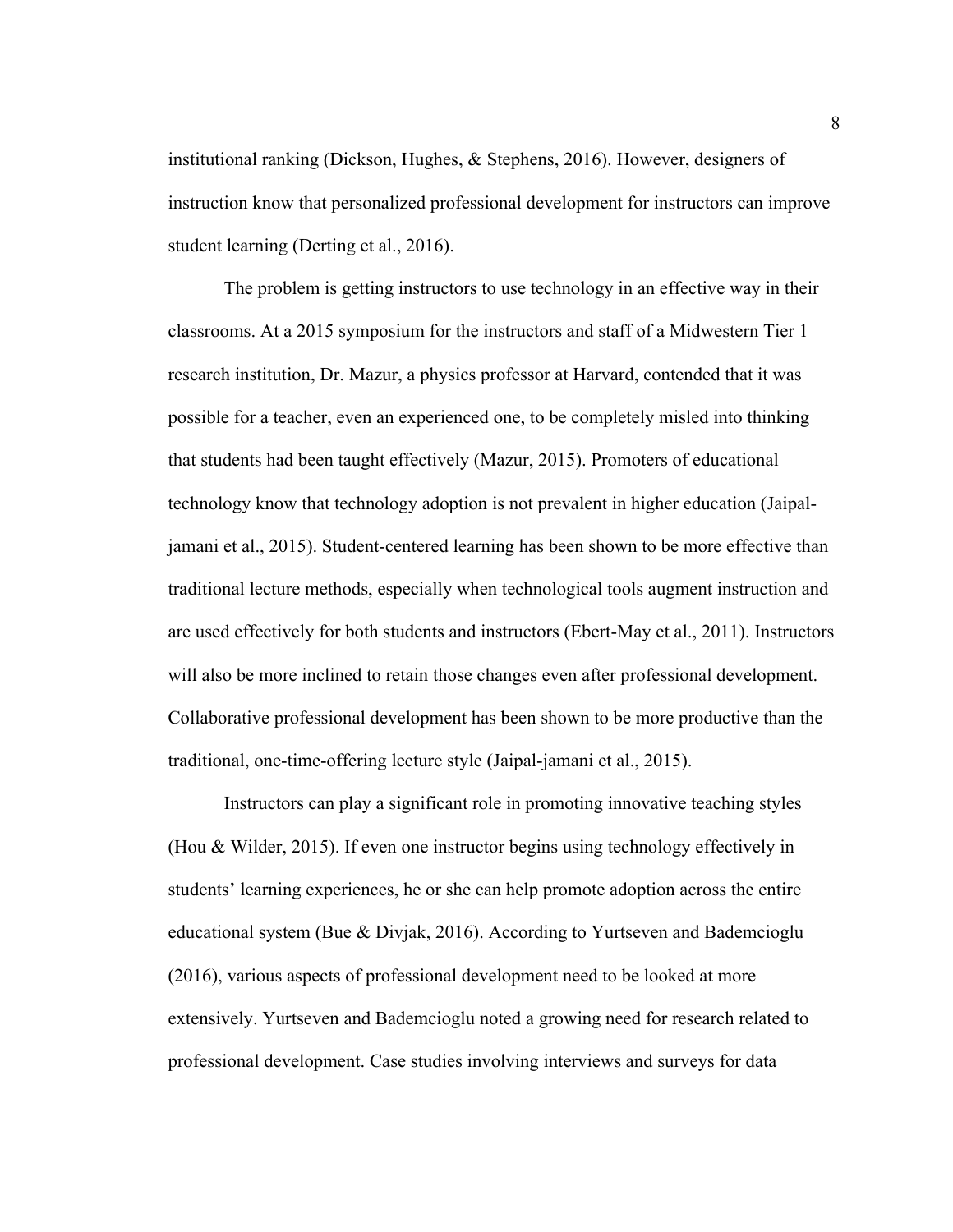institutional ranking (Dickson, Hughes, & Stephens, 2016). However, designers of instruction know that personalized professional development for instructors can improve student learning (Derting et al., 2016).

The problem is getting instructors to use technology in an effective way in their classrooms. At a 2015 symposium for the instructors and staff of a Midwestern Tier 1 research institution, Dr. Mazur, a physics professor at Harvard, contended that it was possible for a teacher, even an experienced one, to be completely misled into thinking that students had been taught effectively (Mazur, 2015). Promoters of educational technology know that technology adoption is not prevalent in higher education (Jaipal-jamani et al., 2015). Student-centered learning has been shown to be more effective than traditional lecture methods, especially when technological tools augment instruction and are used effectively for both students and instructors (Ebert-May et al., 2011). Instructors will also be more inclined to retain those changes even after professional development. Collaborative professional development has been shown to be more productive than the traditional, one-time-offering lecture style (Jaipal-jamani et al., 2015).

Instructors can play a significant role in promoting innovative teaching styles (Hou & Wilder, 2015). If even one instructor begins using technology effectively in students' learning experiences, he or she can help promote adoption across the entire educational system (Bue & Divjak, 2016). According to Yurtseven and Bademcioglu (2016), various aspects of professional development need to be looked at more extensively. Yurtseven and Bademcioglu noted a growing need for research related to professional development. Case studies involving interviews and surveys for data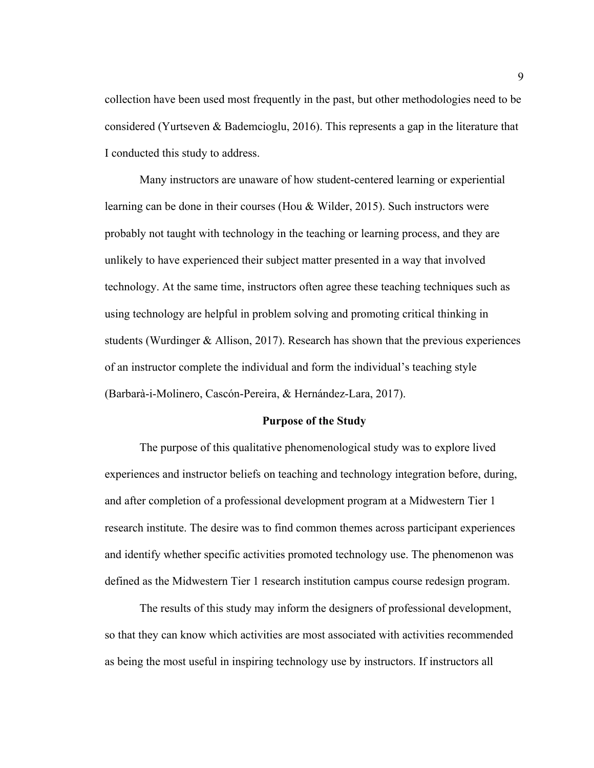collection have been used most frequently in the past, but other methodologies need to be considered (Yurtseven & Bademcioglu, 2016). This represents a gap in the literature that I conducted this study to address.

Many instructors are unaware of how student-centered learning or experiential learning can be done in their courses (Hou & Wilder, 2015). Such instructors were probably not taught with technology in the teaching or learning process, and they are unlikely to have experienced their subject matter presented in a way that involved technology. At the same time, instructors often agree these teaching techniques such as using technology are helpful in problem solving and promoting critical thinking in students (Wurdinger & Allison, 2017). Research has shown that the previous experiences of an instructor complete the individual and form the individual's teaching style (Barbarà-i-Molinero, Cascón-Pereira, & Hernández-Lara, 2017).

## Purpose of the Study

The purpose of this qualitative phenomenological study was to explore lived experiences and instructor beliefs on teaching and technology integration before, during, and after completion of a professional development program at a Midwestern Tier 1 research institute. The desire was to find common themes across participant experiences and identify whether specific activities promoted technology use. The phenomenon was defined as the Midwestern Tier 1 research institution campus course redesign program.

The results of this study may inform the designers of professional development, so that they can know which activities are most associated with activities recommended as being the most useful in inspiring technology use by instructors. If instructors all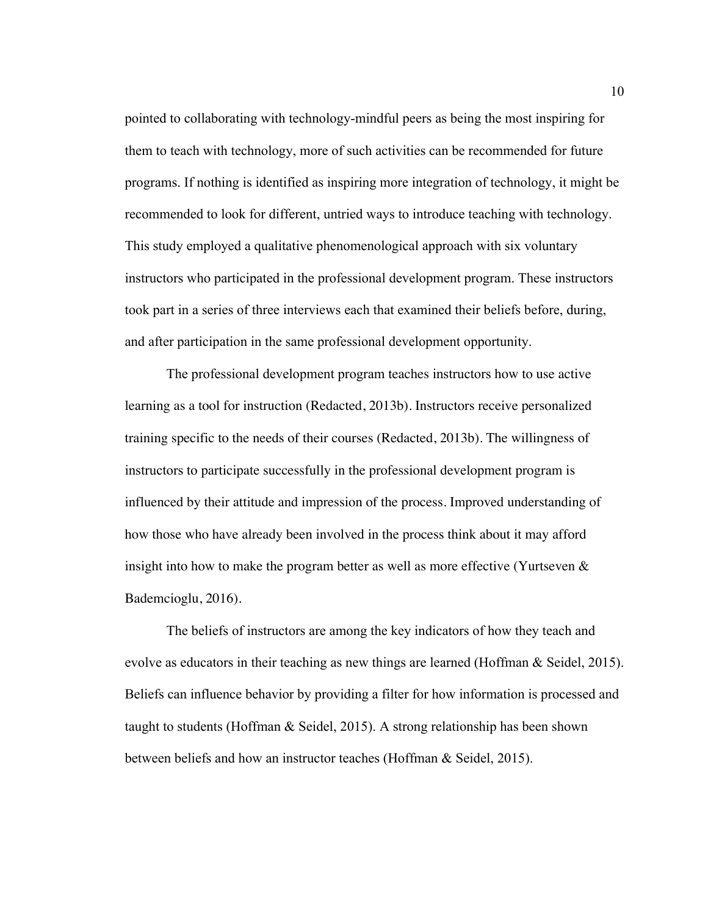pointed to collaborating with technology-mindful peers as being the most inspiring for them to teach with technology, more of such activities can be recommended for future programs. If nothing is identified as inspiring more integration of technology, it might be recommended to look for different, untried ways to introduce teaching with technology. This study employed a qualitative phenomenological approach with six voluntary instructors who participated in the professional development program. These instructors took part in a series of three interviews each that examined their beliefs before, during, and after participation in the same professional development opportunity.

The professional development program teaches instructors how to use active learning as a tool for instruction (Redacted, 2013b). Instructors receive personalized training specific to the needs of their courses (Redacted, 2013b). The willingness of instructors to participate successfully in the professional development program is influenced by their attitude and impression of the process. Improved understanding of how those who have already been involved in the process think about it may afford insight into how to make the program better as well as more effective (Yurtseven & Bademcioglu, 2016).

The beliefs of instructors are among the key indicators of how they teach and evolve as educators in their teaching as new things are learned (Hoffman & Seidel, 2015). Beliefs can influence behavior by providing a filter for how information is processed and taught to students (Hoffman & Seidel, 2015). A strong relationship has been shown between beliefs and how an instructor teaches (Hoffman & Seidel, 2015).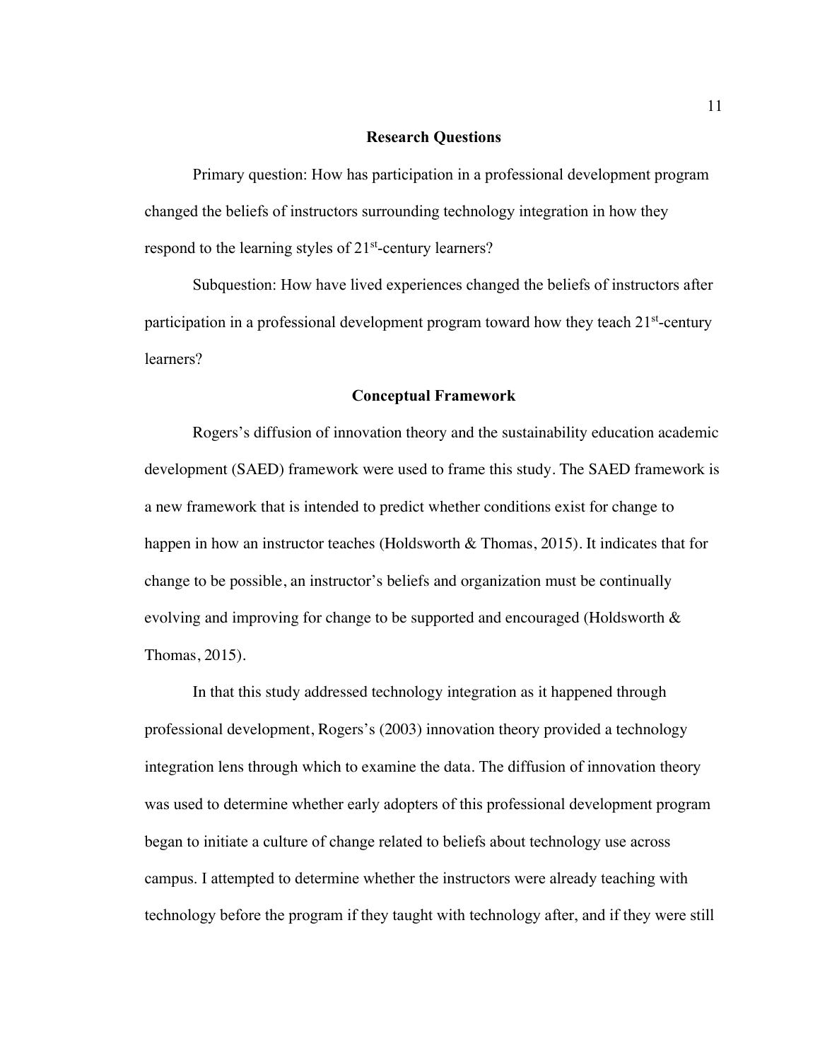## Research Questions

Primary question: How has participation in a professional development program changed the beliefs of instructors surrounding technology integration in how they respond to the learning styles of 21st-century learners?

Subquestion: How have lived experiences changed the beliefs of instructors after participation in a professional development program toward how they teach 21st-century learners?

## Conceptual Framework

Rogers's diffusion of innovation theory and the sustainability education academic development (SAED) framework were used to frame this study. The SAED framework is a new framework that is intended to predict whether conditions exist for change to happen in how an instructor teaches (Holdsworth & Thomas, 2015). It indicates that for change to be possible, an instructor's beliefs and organization must be continually evolving and improving for change to be supported and encouraged (Holdsworth & Thomas, 2015).

In that this study addressed technology integration as it happened through professional development, Rogers's (2003) innovation theory provided a technology integration lens through which to examine the data. The diffusion of innovation theory was used to determine whether early adopters of this professional development program began to initiate a culture of change related to beliefs about technology use across campus. I attempted to determine whether the instructors were already teaching with technology before the program if they taught with technology after, and if they were still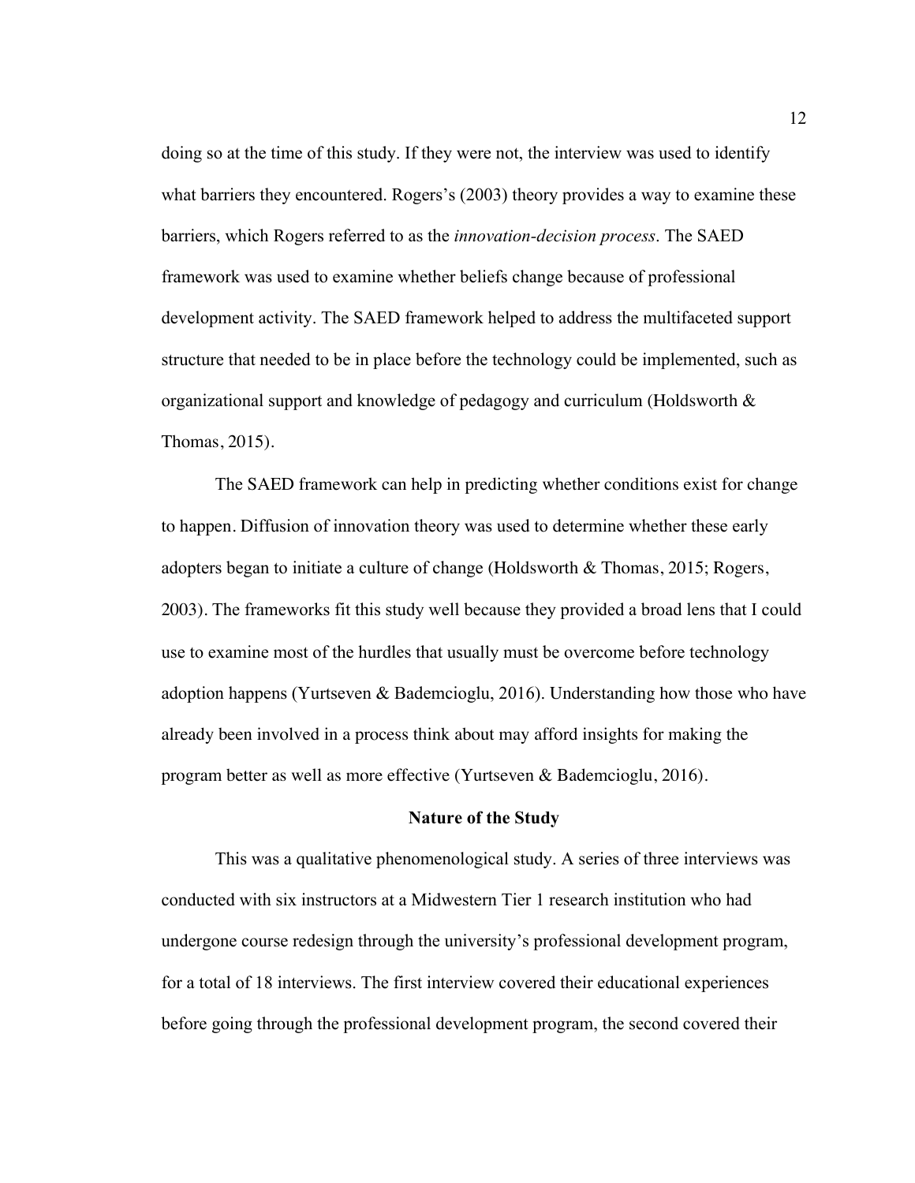doing so at the time of this study. If they were not, the interview was used to identify what barriers they encountered. Rogers's (2003) theory provides a way to examine these barriers, which Rogers referred to as the *innovation-decision process*. The SAED framework was used to examine whether beliefs change because of professional development activity. The SAED framework helped to address the multifaceted support structure that needed to be in place before the technology could be implemented, such as organizational support and knowledge of pedagogy and curriculum (Holdsworth & Thomas, 2015).

The SAED framework can help in predicting whether conditions exist for change to happen. Diffusion of innovation theory was used to determine whether these early adopters began to initiate a culture of change (Holdsworth & Thomas, 2015; Rogers, 2003). The frameworks fit this study well because they provided a broad lens that I could use to examine most of the hurdles that usually must be overcome before technology adoption happens (Yurtseven & Bademcioglu, 2016). Understanding how those who have already been involved in a process think about may afford insights for making the program better as well as more effective (Yurtseven & Bademcioglu, 2016).

## Nature of the Study

This was a qualitative phenomenological study. A series of three interviews was conducted with six instructors at a Midwestern Tier 1 research institution who had undergone course redesign through the university's professional development program, for a total of 18 interviews. The first interview covered their educational experiences before going through the professional development program, the second covered their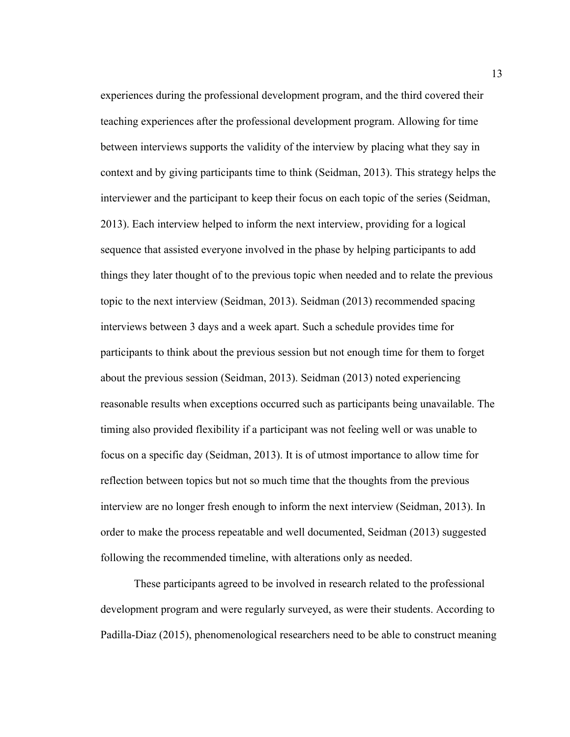experiences during the professional development program, and the third covered their teaching experiences after the professional development program. Allowing for time between interviews supports the validity of the interview by placing what they say in context and by giving participants time to think (Seidman, 2013). This strategy helps the interviewer and the participant to keep their focus on each topic of the series (Seidman, 2013). Each interview helped to inform the next interview, providing for a logical sequence that assisted everyone involved in the phase by helping participants to add things they later thought of to the previous topic when needed and to relate the previous topic to the next interview (Seidman, 2013). Seidman (2013) recommended spacing interviews between 3 days and a week apart. Such a schedule provides time for participants to think about the previous session but not enough time for them to forget about the previous session (Seidman, 2013). Seidman (2013) noted experiencing reasonable results when exceptions occurred such as participants being unavailable. The timing also provided flexibility if a participant was not feeling well or was unable to focus on a specific day (Seidman, 2013). It is of utmost importance to allow time for reflection between topics but not so much time that the thoughts from the previous interview are no longer fresh enough to inform the next interview (Seidman, 2013). In order to make the process repeatable and well documented, Seidman (2013) suggested following the recommended timeline, with alterations only as needed.

These participants agreed to be involved in research related to the professional development program and were regularly surveyed, as were their students. According to Padilla-Diaz (2015), phenomenological researchers need to be able to construct meaning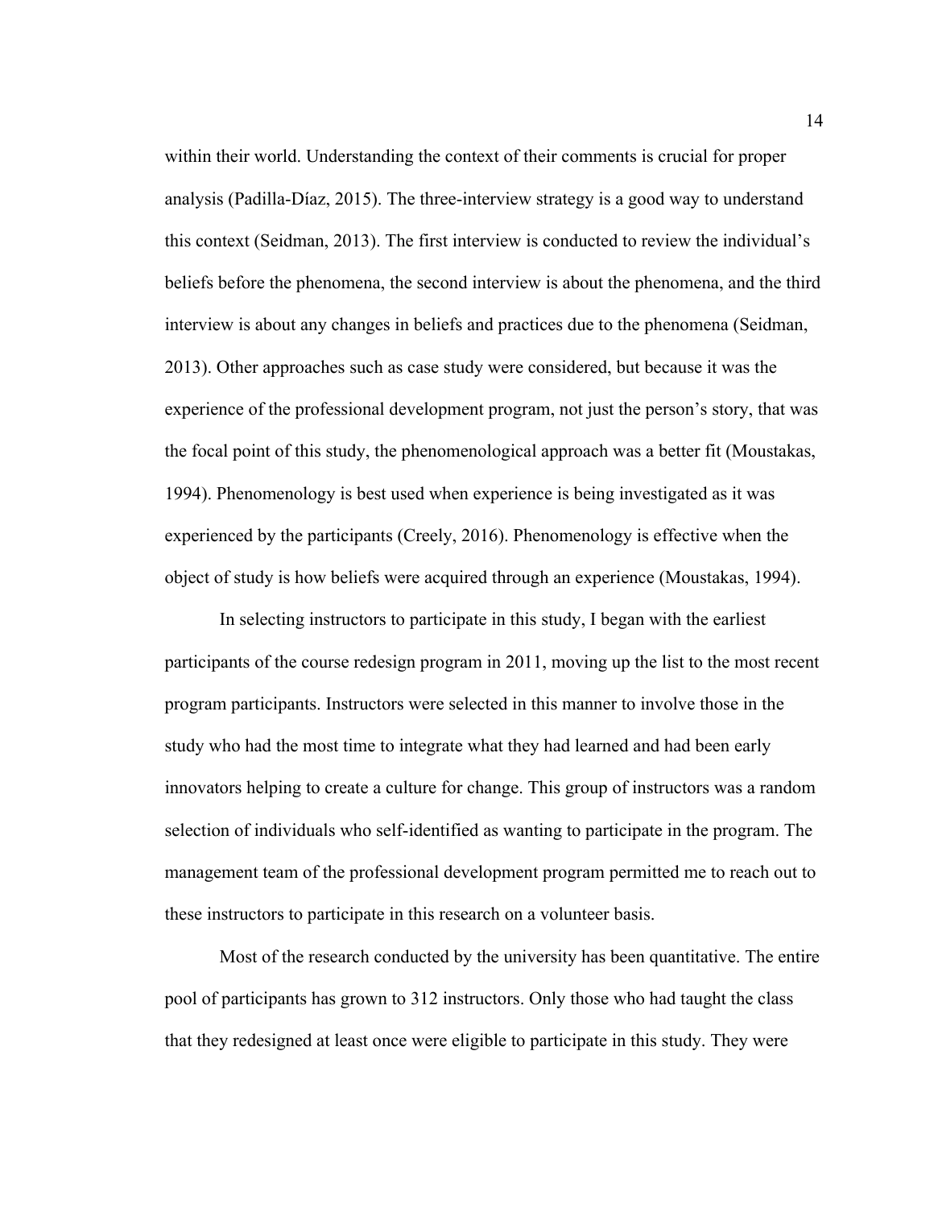within their world. Understanding the context of their comments is crucial for proper analysis (Padilla-Díaz, 2015). The three-interview strategy is a good way to understand this context (Seidman, 2013). The first interview is conducted to review the individual's beliefs before the phenomena, the second interview is about the phenomena, and the third interview is about any changes in beliefs and practices due to the phenomena (Seidman, 2013). Other approaches such as case study were considered, but because it was the experience of the professional development program, not just the person's story, that was the focal point of this study, the phenomenological approach was a better fit (Moustakas, 1994). Phenomenology is best used when experience is being investigated as it was experienced by the participants (Creely, 2016). Phenomenology is effective when the object of study is how beliefs were acquired through an experience (Moustakas, 1994).

In selecting instructors to participate in this study, I began with the earliest participants of the course redesign program in 2011, moving up the list to the most recent program participants. Instructors were selected in this manner to involve those in the study who had the most time to integrate what they had learned and had been early innovators helping to create a culture for change. This group of instructors was a random selection of individuals who self-identified as wanting to participate in the program. The management team of the professional development program permitted me to reach out to these instructors to participate in this research on a volunteer basis.

Most of the research conducted by the university has been quantitative. The entire pool of participants has grown to 312 instructors. Only those who had taught the class that they redesigned at least once were eligible to participate in this study. They were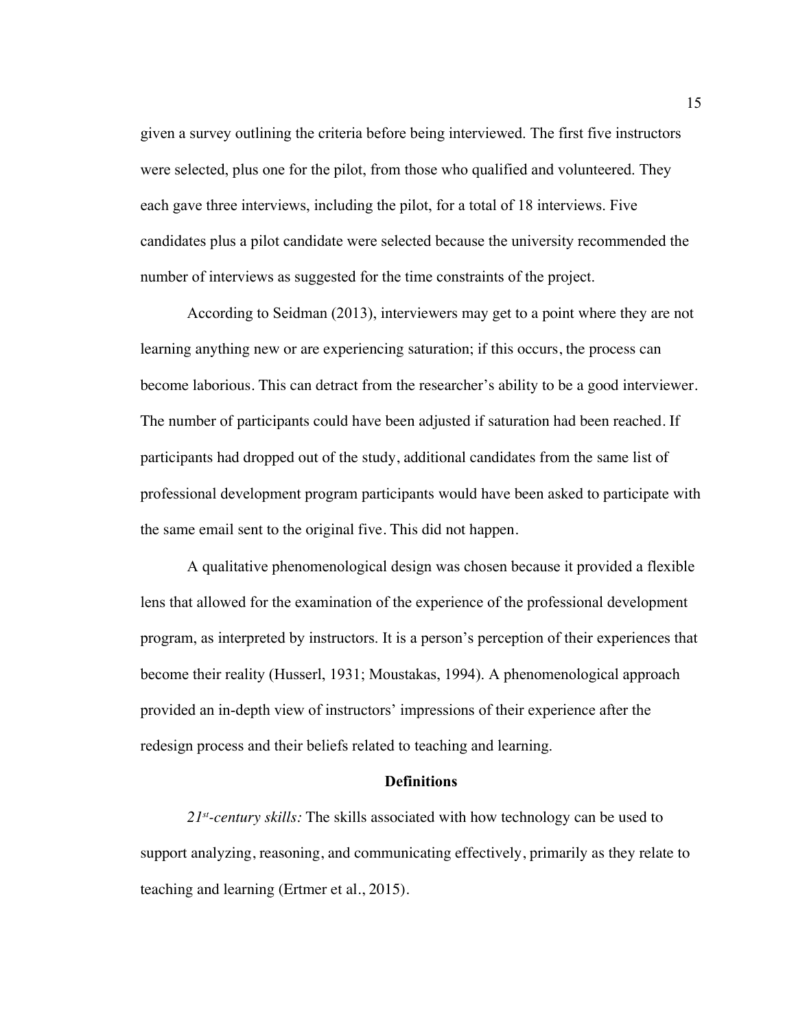given a survey outlining the criteria before being interviewed. The first five instructors were selected, plus one for the pilot, from those who qualified and volunteered. They each gave three interviews, including the pilot, for a total of 18 interviews. Five candidates plus a pilot candidate were selected because the university recommended the number of interviews as suggested for the time constraints of the project.

According to Seidman (2013), interviewers may get to a point where they are not learning anything new or are experiencing saturation; if this occurs, the process can become laborious. This can detract from the researcher's ability to be a good interviewer. The number of participants could have been adjusted if saturation had been reached. If participants had dropped out of the study, additional candidates from the same list of professional development program participants would have been asked to participate with the same email sent to the original five. This did not happen.

A qualitative phenomenological design was chosen because it provided a flexible lens that allowed for the examination of the experience of the professional development program, as interpreted by instructors. It is a person's perception of their experiences that become their reality (Husserl, 1931; Moustakas, 1994). A phenomenological approach provided an in-depth view of instructors' impressions of their experience after the redesign process and their beliefs related to teaching and learning.

## Definitions

*21st-century skills:* The skills associated with how technology can be used to support analyzing, reasoning, and communicating effectively, primarily as they relate to teaching and learning (Ertmer et al., 2015).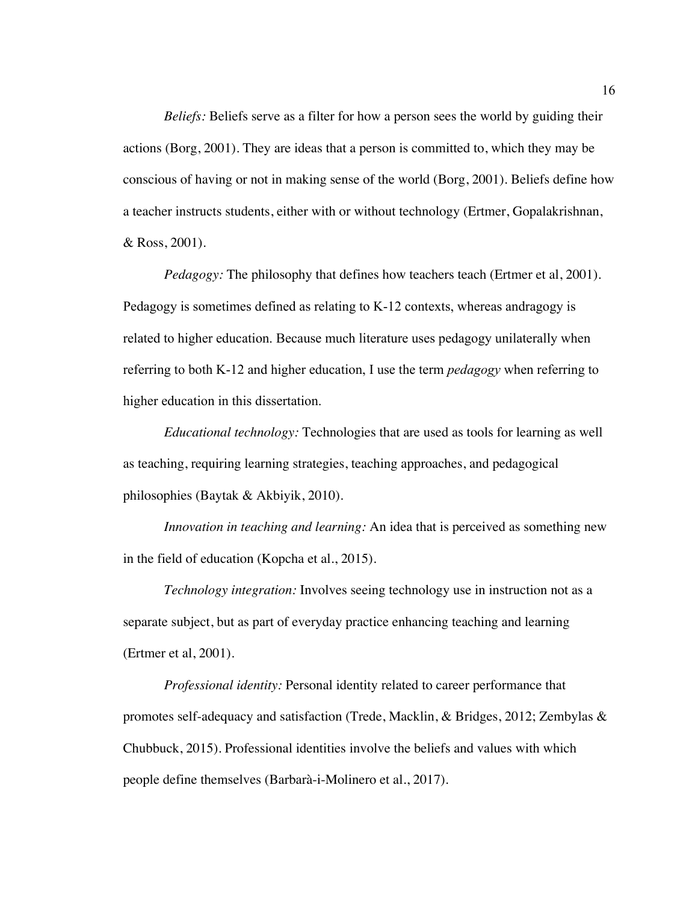*Beliefs:* Beliefs serve as a filter for how a person sees the world by guiding their actions (Borg, 2001). They are ideas that a person is committed to, which they may be conscious of having or not in making sense of the world (Borg, 2001). Beliefs define how a teacher instructs students, either with or without technology (Ertmer, Gopalakrishnan, & Ross, 2001).

*Pedagogy:* The philosophy that defines how teachers teach (Ertmer et al, 2001). Pedagogy is sometimes defined as relating to K-12 contexts, whereas andragogy is related to higher education. Because much literature uses pedagogy unilaterally when referring to both K-12 and higher education, I use the term *pedagogy* when referring to higher education in this dissertation.

*Educational technology:* Technologies that are used as tools for learning as well as teaching, requiring learning strategies, teaching approaches, and pedagogical philosophies (Baytak & Akbiyik, 2010).

*Innovation in teaching and learning:* An idea that is perceived as something new in the field of education (Kopcha et al., 2015).

*Technology integration:* Involves seeing technology use in instruction not as a separate subject, but as part of everyday practice enhancing teaching and learning (Ertmer et al, 2001).

*Professional identity:* Personal identity related to career performance that promotes self-adequacy and satisfaction (Trede, Macklin, & Bridges, 2012; Zembylas & Chubbuck, 2015). Professional identities involve the beliefs and values with which people define themselves (Barbarà-i-Molinero et al., 2017).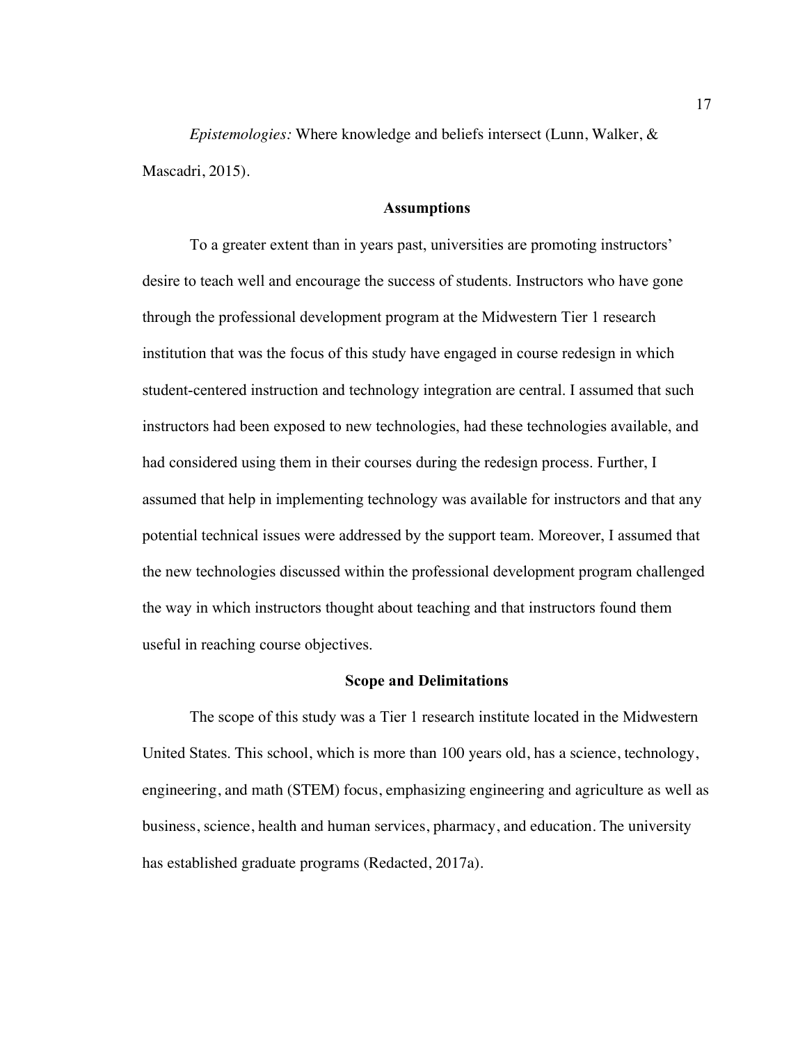*Epistemologies:* Where knowledge and beliefs intersect (Lunn, Walker, & Mascadri, 2015).

## Assumptions

To a greater extent than in years past, universities are promoting instructors' desire to teach well and encourage the success of students. Instructors who have gone through the professional development program at the Midwestern Tier 1 research institution that was the focus of this study have engaged in course redesign in which student-centered instruction and technology integration are central. I assumed that such instructors had been exposed to new technologies, had these technologies available, and had considered using them in their courses during the redesign process. Further, I assumed that help in implementing technology was available for instructors and that any potential technical issues were addressed by the support team. Moreover, I assumed that the new technologies discussed within the professional development program challenged the way in which instructors thought about teaching and that instructors found them useful in reaching course objectives.

## Scope and Delimitations

The scope of this study was a Tier 1 research institute located in the Midwestern United States. This school, which is more than 100 years old, has a science, technology, engineering, and math (STEM) focus, emphasizing engineering and agriculture as well as business, science, health and human services, pharmacy, and education. The university has established graduate programs (Redacted, 2017a).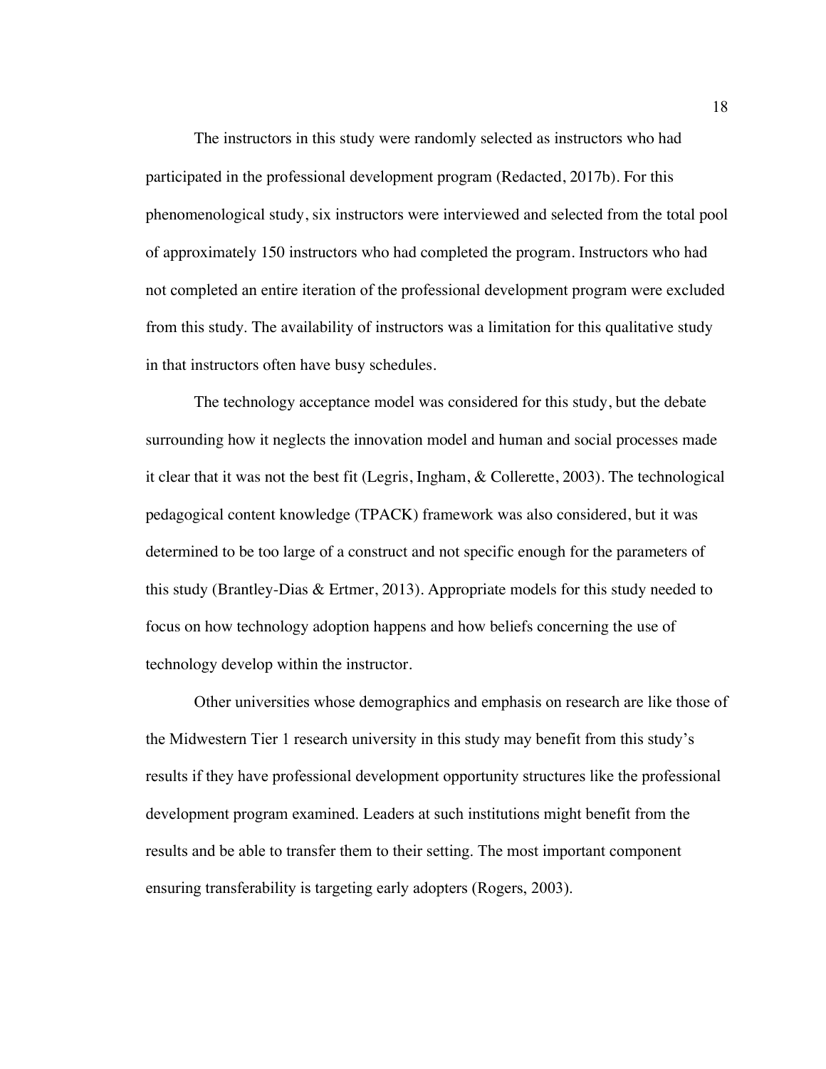The instructors in this study were randomly selected as instructors who had participated in the professional development program (Redacted, 2017b). For this phenomenological study, six instructors were interviewed and selected from the total pool of approximately 150 instructors who had completed the program. Instructors who had not completed an entire iteration of the professional development program were excluded from this study. The availability of instructors was a limitation for this qualitative study in that instructors often have busy schedules.

The technology acceptance model was considered for this study, but the debate surrounding how it neglects the innovation model and human and social processes made it clear that it was not the best fit (Legris, Ingham, & Collerette, 2003). The technological pedagogical content knowledge (TPACK) framework was also considered, but it was determined to be too large of a construct and not specific enough for the parameters of this study (Brantley-Dias & Ertmer, 2013). Appropriate models for this study needed to focus on how technology adoption happens and how beliefs concerning the use of technology develop within the instructor.

Other universities whose demographics and emphasis on research are like those of the Midwestern Tier 1 research university in this study may benefit from this study's results if they have professional development opportunity structures like the professional development program examined. Leaders at such institutions might benefit from the results and be able to transfer them to their setting. The most important component ensuring transferability is targeting early adopters (Rogers, 2003).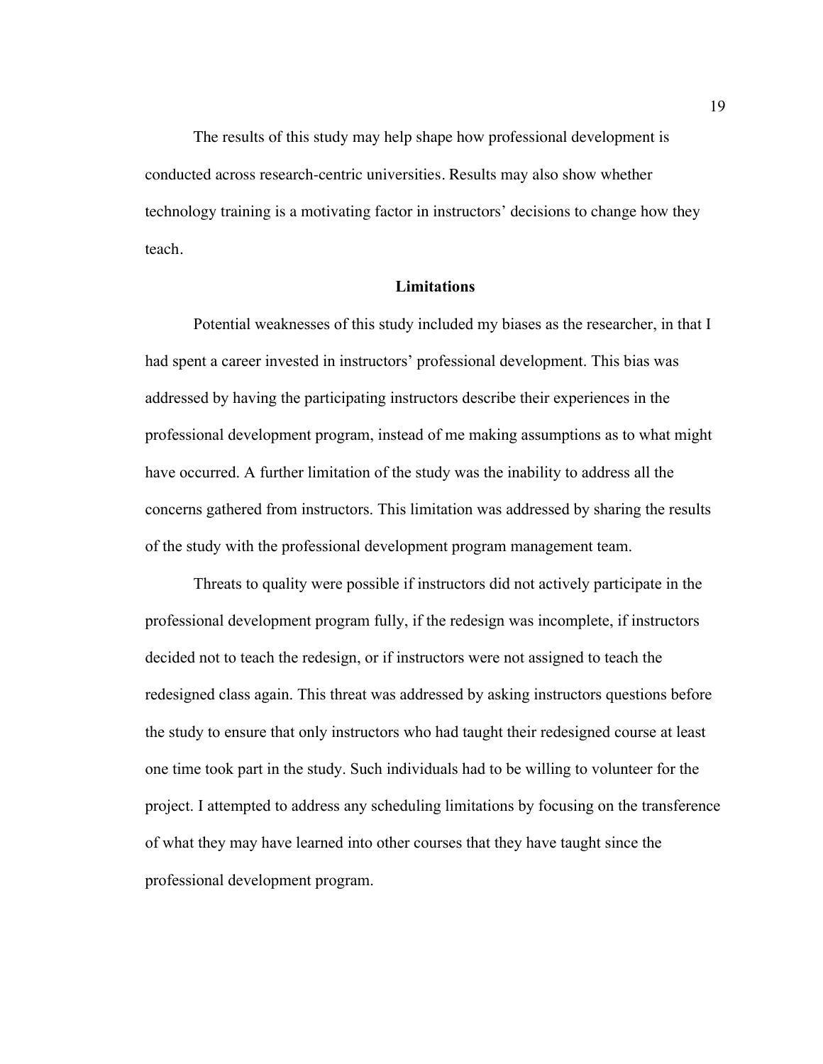The results of this study may help shape how professional development is conducted across research-centric universities. Results may also show whether technology training is a motivating factor in instructors' decisions to change how they teach.

## Limitations

Potential weaknesses of this study included my biases as the researcher, in that I had spent a career invested in instructors' professional development. This bias was addressed by having the participating instructors describe their experiences in the professional development program, instead of me making assumptions as to what might have occurred. A further limitation of the study was the inability to address all the concerns gathered from instructors. This limitation was addressed by sharing the results of the study with the professional development program management team.

Threats to quality were possible if instructors did not actively participate in the professional development program fully, if the redesign was incomplete, if instructors decided not to teach the redesign, or if instructors were not assigned to teach the redesigned class again. This threat was addressed by asking instructors questions before the study to ensure that only instructors who had taught their redesigned course at least one time took part in the study. Such individuals had to be willing to volunteer for the project. I attempted to address any scheduling limitations by focusing on the transference of what they may have learned into other courses that they have taught since the professional development program.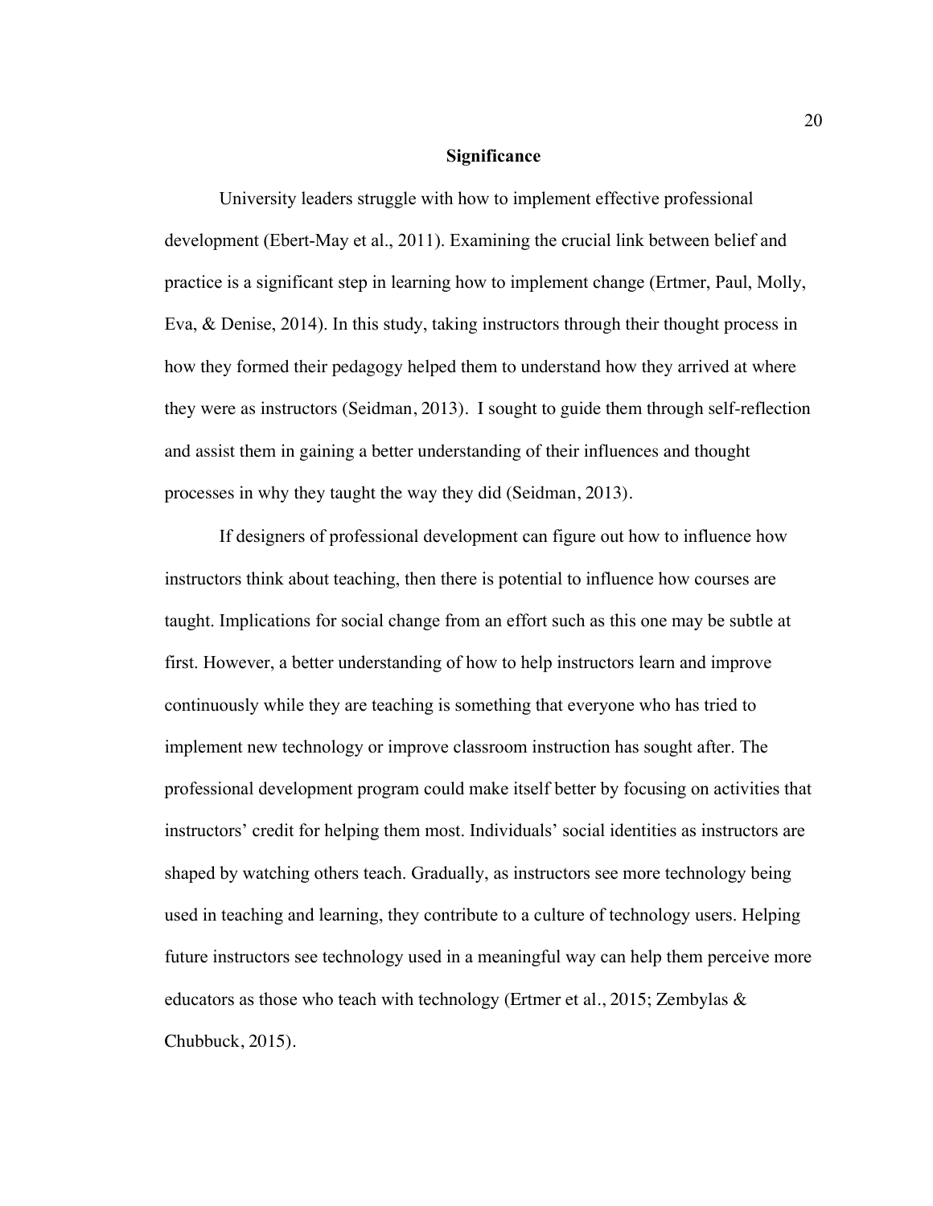## Significance

University leaders struggle with how to implement effective professional development (Ebert-May et al., 2011). Examining the crucial link between belief and practice is a significant step in learning how to implement change (Ertmer, Paul, Molly, Eva, & Denise, 2014). In this study, taking instructors through their thought process in how they formed their pedagogy helped them to understand how they arrived at where they were as instructors (Seidman, 2013). I sought to guide them through self-reflection and assist them in gaining a better understanding of their influences and thought processes in why they taught the way they did (Seidman, 2013).

If designers of professional development can figure out how to influence how instructors think about teaching, then there is potential to influence how courses are taught. Implications for social change from an effort such as this one may be subtle at first. However, a better understanding of how to help instructors learn and improve continuously while they are teaching is something that everyone who has tried to implement new technology or improve classroom instruction has sought after. The professional development program could make itself better by focusing on activities that instructors' credit for helping them most. Individuals' social identities as instructors are shaped by watching others teach. Gradually, as instructors see more technology being used in teaching and learning, they contribute to a culture of technology users. Helping future instructors see technology used in a meaningful way can help them perceive more educators as those who teach with technology (Ertmer et al., 2015; Zembylas & Chubbuck, 2015).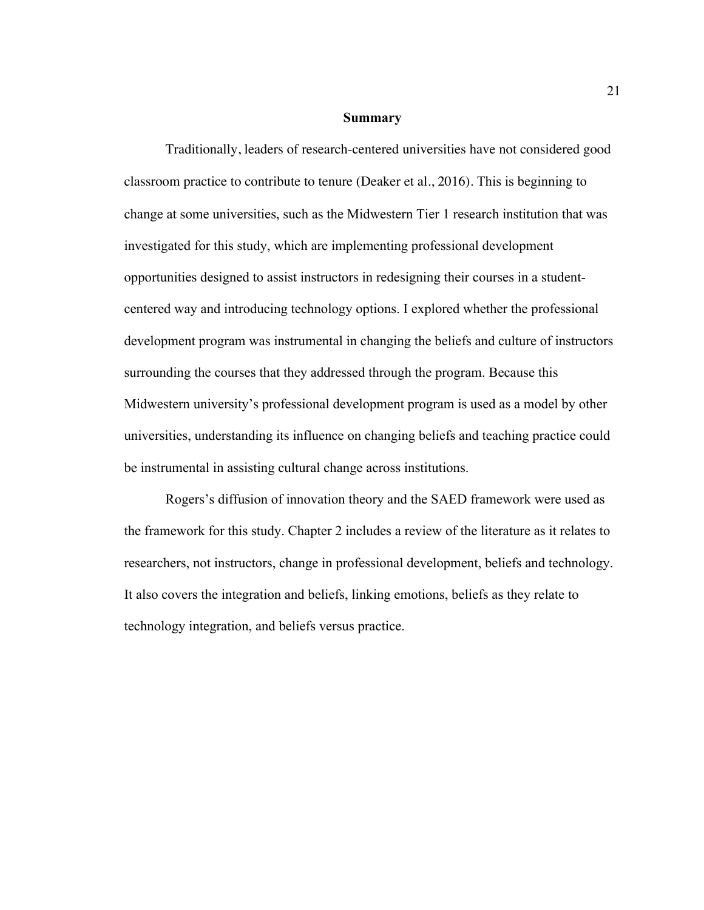## Summary

Traditionally, leaders of research-centered universities have not considered good classroom practice to contribute to tenure (Deaker et al., 2016). This is beginning to change at some universities, such as the Midwestern Tier 1 research institution that was investigated for this study, which are implementing professional development opportunities designed to assist instructors in redesigning their courses in a student-centered way and introducing technology options. I explored whether the professional development program was instrumental in changing the beliefs and culture of instructors surrounding the courses that they addressed through the program. Because this Midwestern university's professional development program is used as a model by other universities, understanding its influence on changing beliefs and teaching practice could be instrumental in assisting cultural change across institutions.

Rogers's diffusion of innovation theory and the SAED framework were used as the framework for this study. Chapter 2 includes a review of the literature as it relates to researchers, not instructors, change in professional development, beliefs and technology. It also covers the integration and beliefs, linking emotions, beliefs as they relate to technology integration, and beliefs versus practice.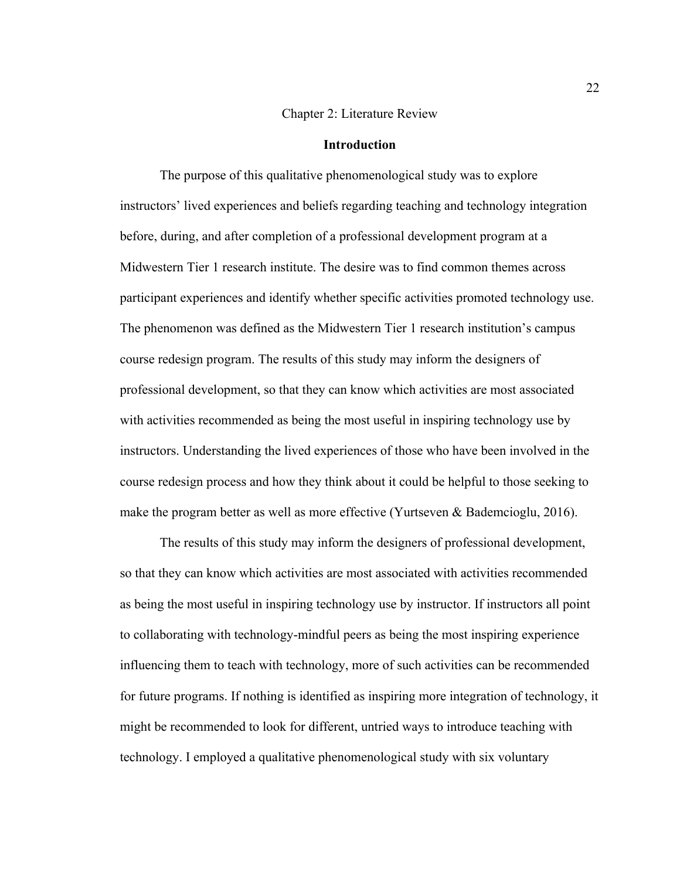# Chapter 2: Literature Review

## Introduction

The purpose of this qualitative phenomenological study was to explore instructors' lived experiences and beliefs regarding teaching and technology integration before, during, and after completion of a professional development program at a Midwestern Tier 1 research institute. The desire was to find common themes across participant experiences and identify whether specific activities promoted technology use. The phenomenon was defined as the Midwestern Tier 1 research institution's campus course redesign program. The results of this study may inform the designers of professional development, so that they can know which activities are most associated with activities recommended as being the most useful in inspiring technology use by instructors. Understanding the lived experiences of those who have been involved in the course redesign process and how they think about it could be helpful to those seeking to make the program better as well as more effective (Yurtseven & Bademcioglu, 2016).

The results of this study may inform the designers of professional development, so that they can know which activities are most associated with activities recommended as being the most useful in inspiring technology use by instructor. If instructors all point to collaborating with technology-mindful peers as being the most inspiring experience influencing them to teach with technology, more of such activities can be recommended for future programs. If nothing is identified as inspiring more integration of technology, it might be recommended to look for different, untried ways to introduce teaching with technology. I employed a qualitative phenomenological study with six voluntary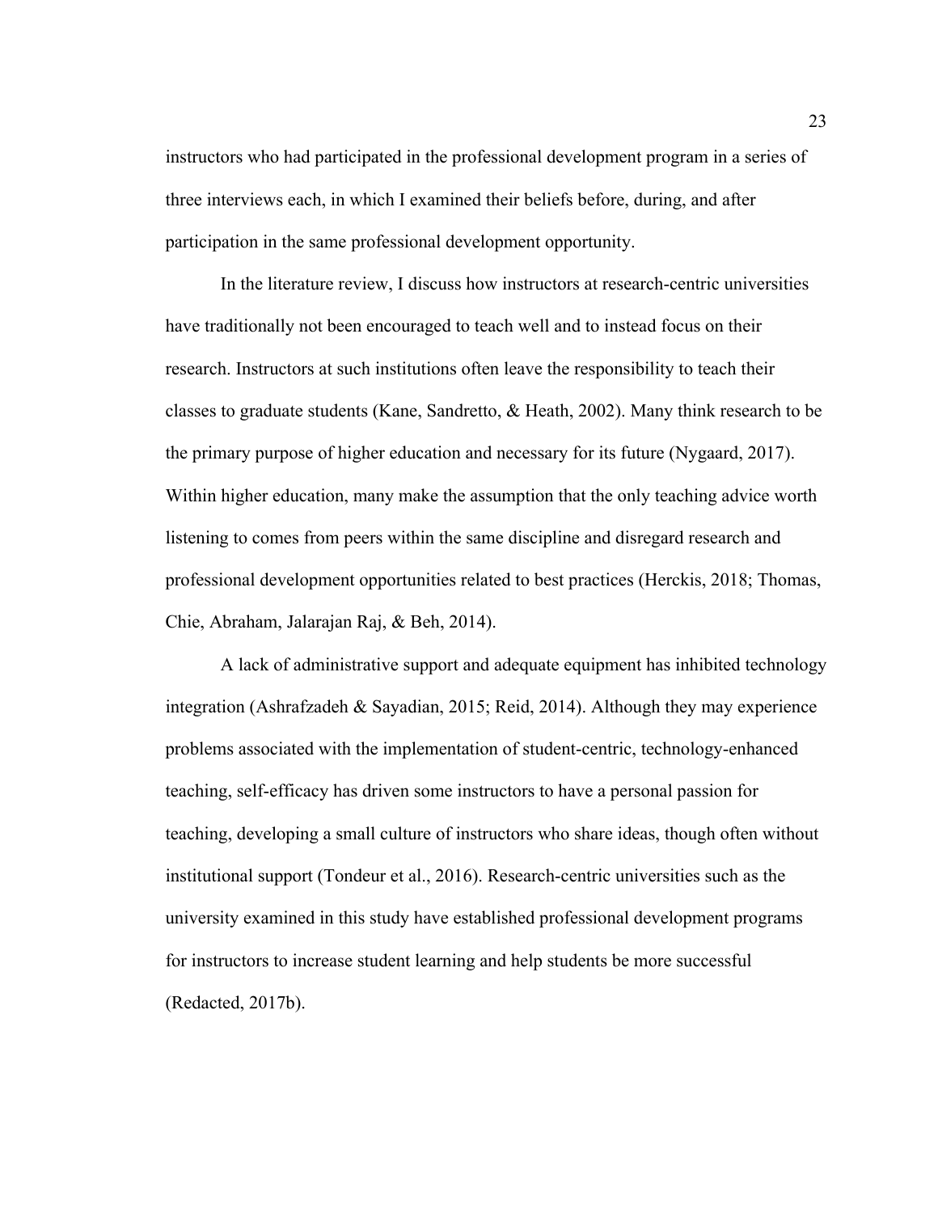instructors who had participated in the professional development program in a series of three interviews each, in which I examined their beliefs before, during, and after participation in the same professional development opportunity.

In the literature review, I discuss how instructors at research-centric universities have traditionally not been encouraged to teach well and to instead focus on their research. Instructors at such institutions often leave the responsibility to teach their classes to graduate students (Kane, Sandretto, & Heath, 2002). Many think research to be the primary purpose of higher education and necessary for its future (Nygaard, 2017). Within higher education, many make the assumption that the only teaching advice worth listening to comes from peers within the same discipline and disregard research and professional development opportunities related to best practices (Herckis, 2018; Thomas, Chie, Abraham, Jalarajan Raj, & Beh, 2014).

A lack of administrative support and adequate equipment has inhibited technology integration (Ashrafzadeh & Sayadian, 2015; Reid, 2014). Although they may experience problems associated with the implementation of student-centric, technology-enhanced teaching, self-efficacy has driven some instructors to have a personal passion for teaching, developing a small culture of instructors who share ideas, though often without institutional support (Tondeur et al., 2016). Research-centric universities such as the university examined in this study have established professional development programs for instructors to increase student learning and help students be more successful (Redacted, 2017b).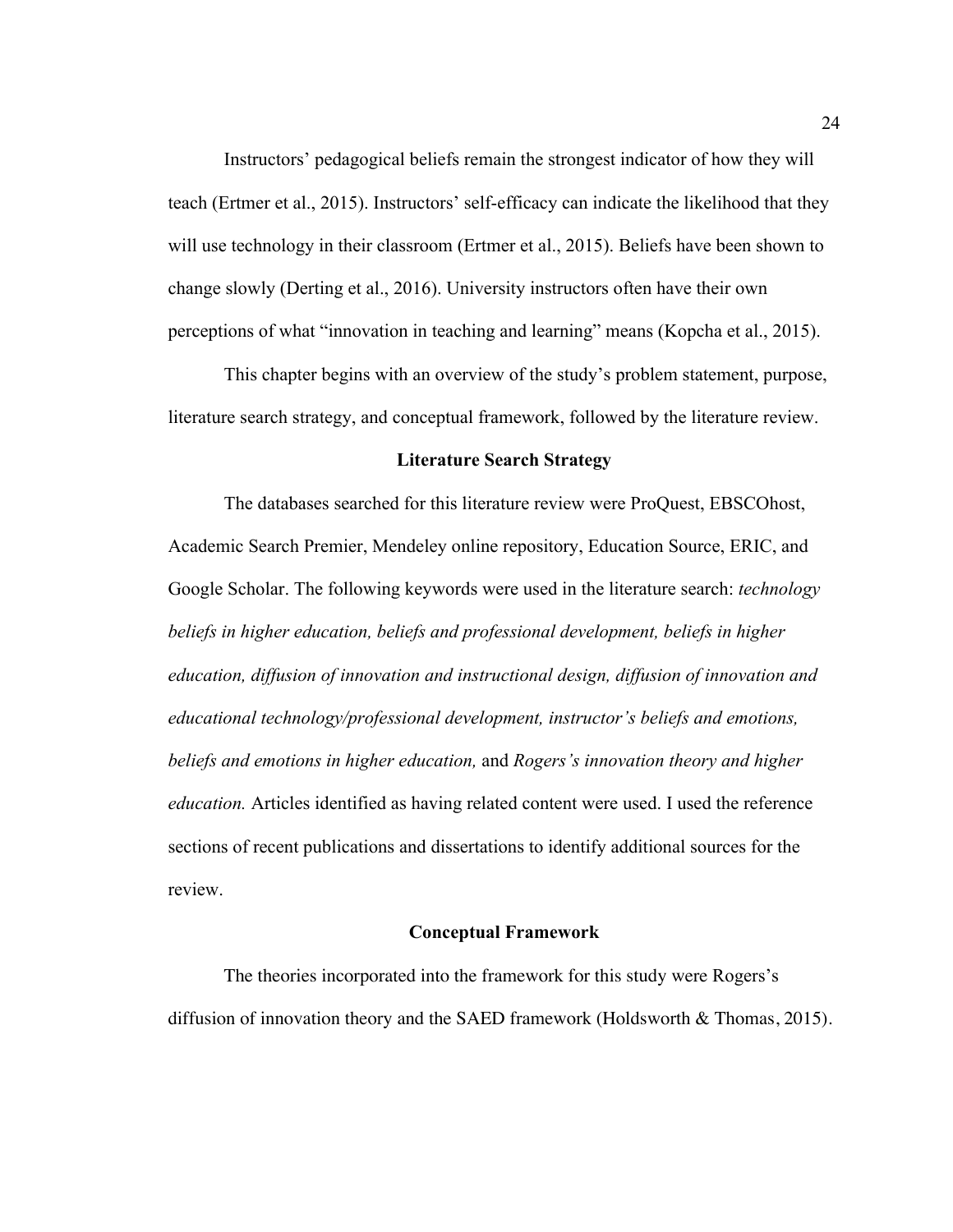Instructors' pedagogical beliefs remain the strongest indicator of how they will teach (Ertmer et al., 2015). Instructors' self-efficacy can indicate the likelihood that they will use technology in their classroom (Ertmer et al., 2015). Beliefs have been shown to change slowly (Derting et al., 2016). University instructors often have their own perceptions of what "innovation in teaching and learning" means (Kopcha et al., 2015).

This chapter begins with an overview of the study's problem statement, purpose, literature search strategy, and conceptual framework, followed by the literature review.

## Literature Search Strategy

The databases searched for this literature review were ProQuest, EBSCOhost, Academic Search Premier, Mendeley online repository, Education Source, ERIC, and Google Scholar. The following keywords were used in the literature search: *technology beliefs in higher education, beliefs and professional development, beliefs in higher education, diffusion of innovation and instructional design, diffusion of innovation and educational technology/professional development, instructor's beliefs and emotions, beliefs and emotions in higher education,* and *Rogers's innovation theory and higher education.* Articles identified as having related content were used. I used the reference sections of recent publications and dissertations to identify additional sources for the review.

## Conceptual Framework

The theories incorporated into the framework for this study were Rogers's diffusion of innovation theory and the SAED framework (Holdsworth & Thomas, 2015).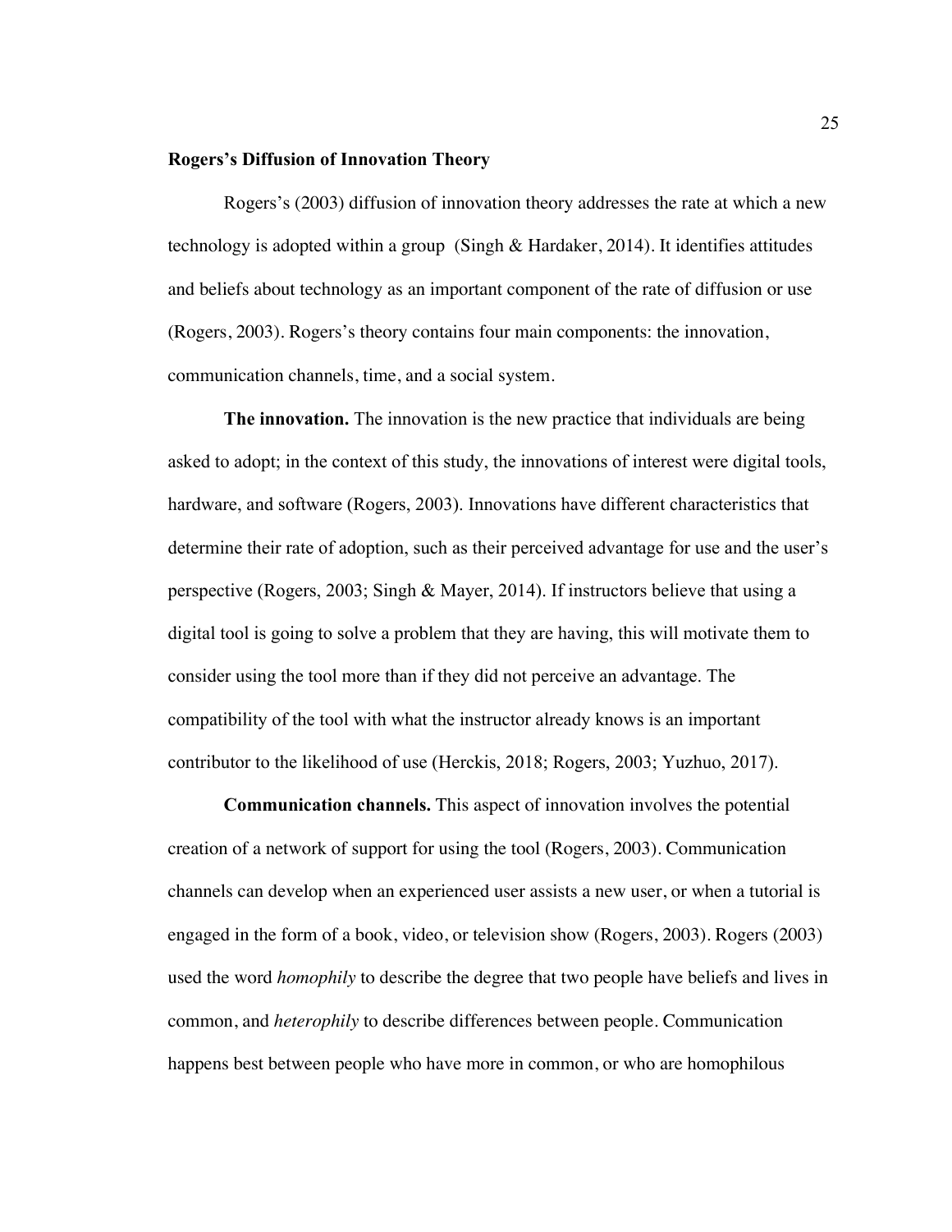## Rogers's Diffusion of Innovation Theory

Rogers's (2003) diffusion of innovation theory addresses the rate at which a new technology is adopted within a group (Singh & Hardaker, 2014). It identifies attitudes and beliefs about technology as an important component of the rate of diffusion or use (Rogers, 2003). Rogers's theory contains four main components: the innovation, communication channels, time, and a social system.

**The innovation.** The innovation is the new practice that individuals are being asked to adopt; in the context of this study, the innovations of interest were digital tools, hardware, and software (Rogers, 2003). Innovations have different characteristics that determine their rate of adoption, such as their perceived advantage for use and the user's perspective (Rogers, 2003; Singh & Mayer, 2014). If instructors believe that using a digital tool is going to solve a problem that they are having, this will motivate them to consider using the tool more than if they did not perceive an advantage. The compatibility of the tool with what the instructor already knows is an important contributor to the likelihood of use (Herckis, 2018; Rogers, 2003; Yuzhuo, 2017).

**Communication channels.** This aspect of innovation involves the potential creation of a network of support for using the tool (Rogers, 2003). Communication channels can develop when an experienced user assists a new user, or when a tutorial is engaged in the form of a book, video, or television show (Rogers, 2003). Rogers (2003) used the word *homophily* to describe the degree that two people have beliefs and lives in common, and *heterophily* to describe differences between people. Communication happens best between people who have more in common, or who are homophilous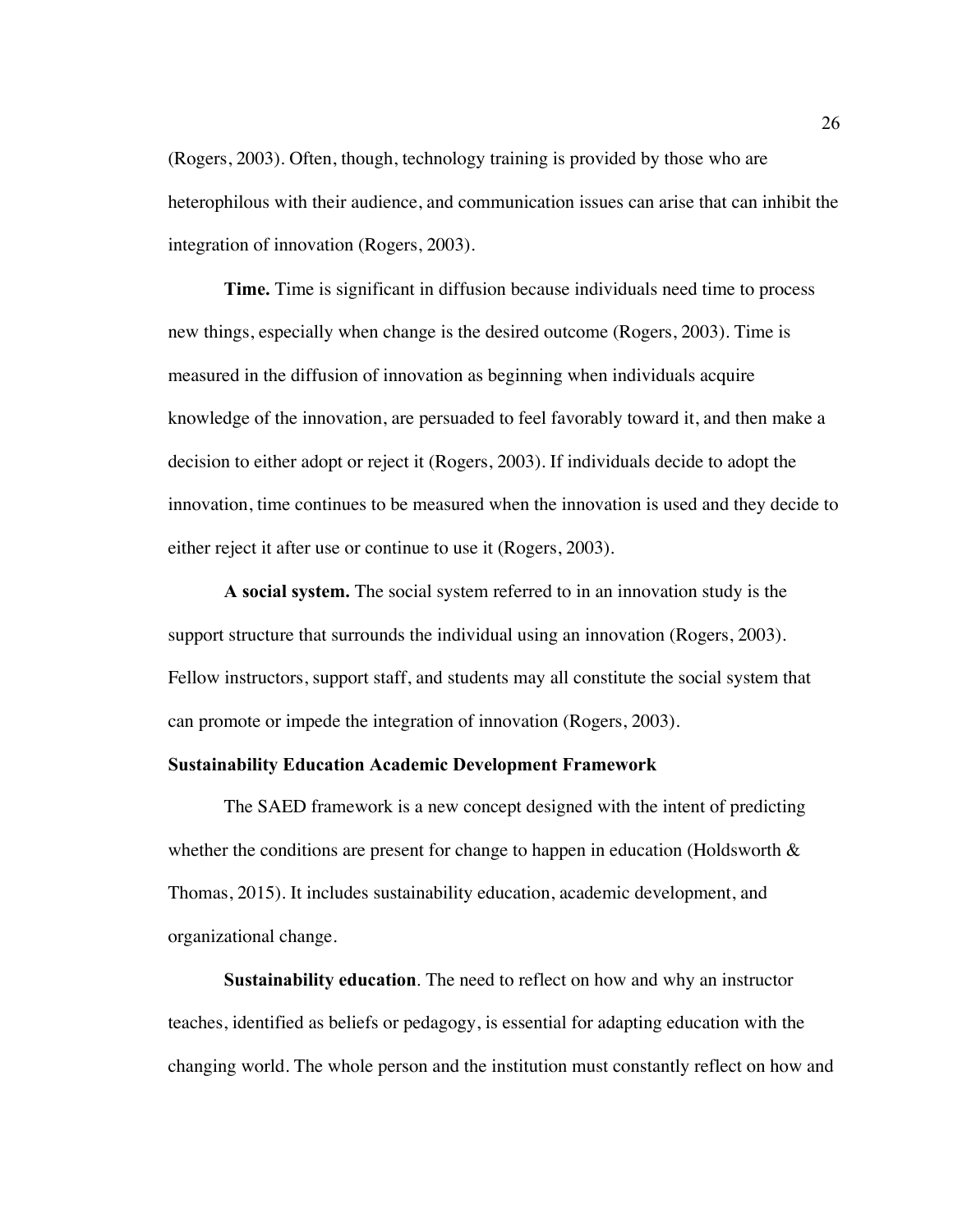(Rogers, 2003). Often, though, technology training is provided by those who are heterophilous with their audience, and communication issues can arise that can inhibit the integration of innovation (Rogers, 2003).

**Time.** Time is significant in diffusion because individuals need time to process new things, especially when change is the desired outcome (Rogers, 2003). Time is measured in the diffusion of innovation as beginning when individuals acquire knowledge of the innovation, are persuaded to feel favorably toward it, and then make a decision to either adopt or reject it (Rogers, 2003). If individuals decide to adopt the innovation, time continues to be measured when the innovation is used and they decide to either reject it after use or continue to use it (Rogers, 2003).

**A social system.** The social system referred to in an innovation study is the support structure that surrounds the individual using an innovation (Rogers, 2003). Fellow instructors, support staff, and students may all constitute the social system that can promote or impede the integration of innovation (Rogers, 2003).

### Sustainability Education Academic Development Framework

The SAED framework is a new concept designed with the intent of predicting whether the conditions are present for change to happen in education (Holdsworth & Thomas, 2015). It includes sustainability education, academic development, and organizational change.

**Sustainability education**. The need to reflect on how and why an instructor teaches, identified as beliefs or pedagogy, is essential for adapting education with the changing world. The whole person and the institution must constantly reflect on how and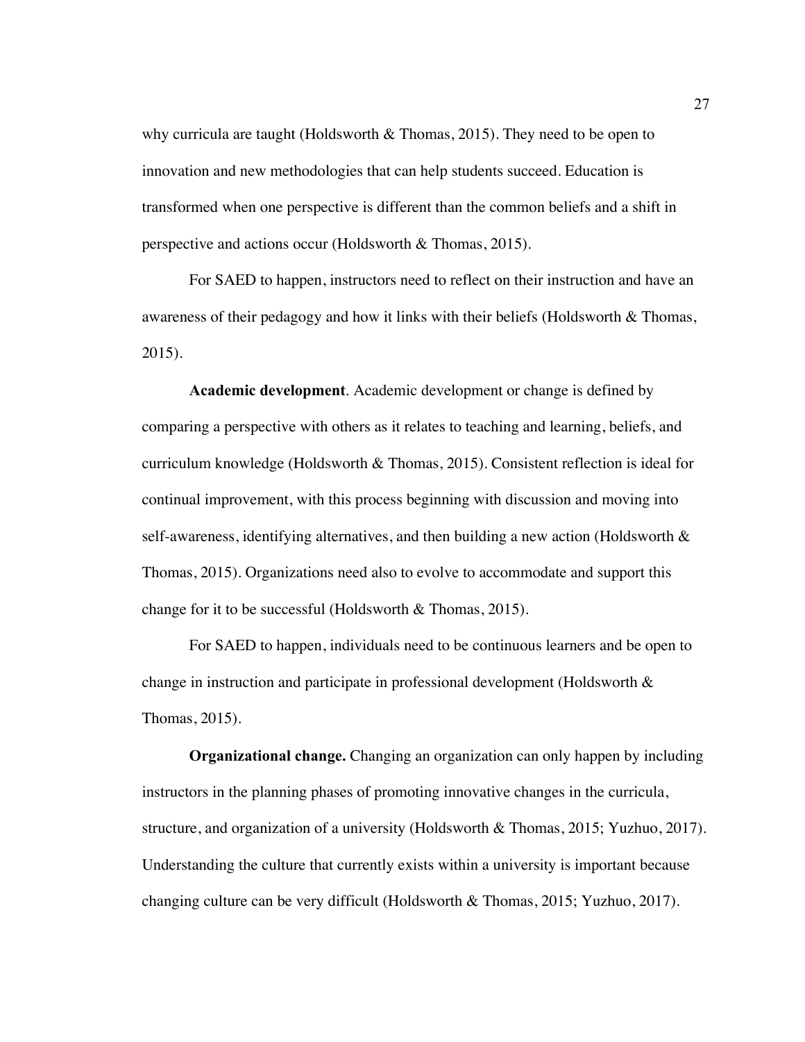why curricula are taught (Holdsworth & Thomas, 2015). They need to be open to innovation and new methodologies that can help students succeed. Education is transformed when one perspective is different than the common beliefs and a shift in perspective and actions occur (Holdsworth & Thomas, 2015).

For SAED to happen, instructors need to reflect on their instruction and have an awareness of their pedagogy and how it links with their beliefs (Holdsworth & Thomas, 2015).

**Academic development**. Academic development or change is defined by comparing a perspective with others as it relates to teaching and learning, beliefs, and curriculum knowledge (Holdsworth & Thomas, 2015). Consistent reflection is ideal for continual improvement, with this process beginning with discussion and moving into self-awareness, identifying alternatives, and then building a new action (Holdsworth & Thomas, 2015). Organizations need also to evolve to accommodate and support this change for it to be successful (Holdsworth & Thomas, 2015).

For SAED to happen, individuals need to be continuous learners and be open to change in instruction and participate in professional development (Holdsworth & Thomas, 2015).

**Organizational change.** Changing an organization can only happen by including instructors in the planning phases of promoting innovative changes in the curricula, structure, and organization of a university (Holdsworth & Thomas, 2015; Yuzhuo, 2017). Understanding the culture that currently exists within a university is important because changing culture can be very difficult (Holdsworth & Thomas, 2015; Yuzhuo, 2017).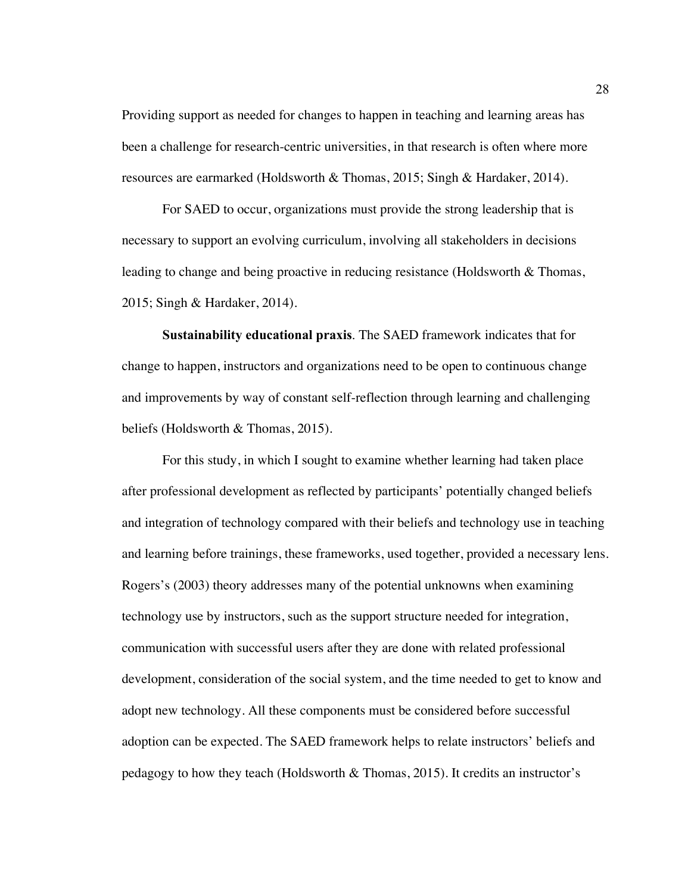Providing support as needed for changes to happen in teaching and learning areas has been a challenge for research-centric universities, in that research is often where more resources are earmarked (Holdsworth & Thomas, 2015; Singh & Hardaker, 2014).

For SAED to occur, organizations must provide the strong leadership that is necessary to support an evolving curriculum, involving all stakeholders in decisions leading to change and being proactive in reducing resistance (Holdsworth & Thomas, 2015; Singh & Hardaker, 2014).

**Sustainability educational praxis**. The SAED framework indicates that for change to happen, instructors and organizations need to be open to continuous change and improvements by way of constant self-reflection through learning and challenging beliefs (Holdsworth & Thomas, 2015).

For this study, in which I sought to examine whether learning had taken place after professional development as reflected by participants' potentially changed beliefs and integration of technology compared with their beliefs and technology use in teaching and learning before trainings, these frameworks, used together, provided a necessary lens. Rogers's (2003) theory addresses many of the potential unknowns when examining technology use by instructors, such as the support structure needed for integration, communication with successful users after they are done with related professional development, consideration of the social system, and the time needed to get to know and adopt new technology. All these components must be considered before successful adoption can be expected. The SAED framework helps to relate instructors' beliefs and pedagogy to how they teach (Holdsworth & Thomas, 2015). It credits an instructor's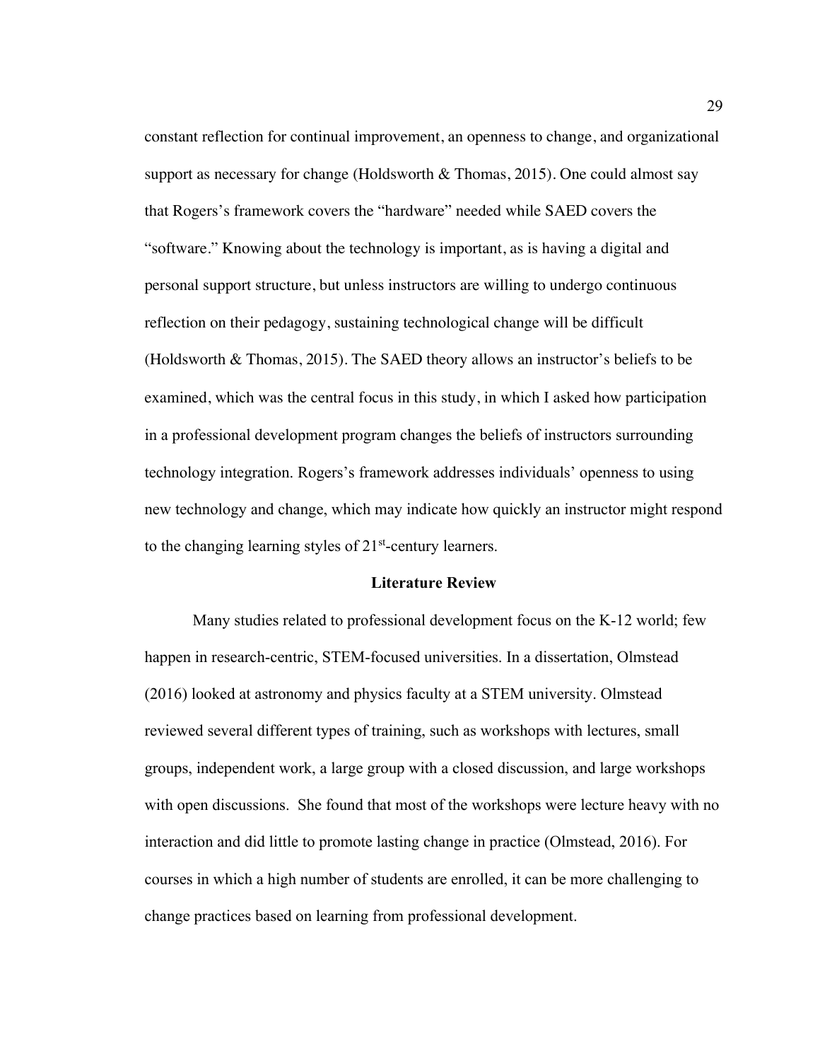constant reflection for continual improvement, an openness to change, and organizational support as necessary for change (Holdsworth & Thomas, 2015). One could almost say that Rogers's framework covers the "hardware" needed while SAED covers the "software." Knowing about the technology is important, as is having a digital and personal support structure, but unless instructors are willing to undergo continuous reflection on their pedagogy, sustaining technological change will be difficult (Holdsworth & Thomas, 2015). The SAED theory allows an instructor's beliefs to be examined, which was the central focus in this study, in which I asked how participation in a professional development program changes the beliefs of instructors surrounding technology integration. Rogers's framework addresses individuals' openness to using new technology and change, which may indicate how quickly an instructor might respond to the changing learning styles of 21st-century learners.

## Literature Review

Many studies related to professional development focus on the K-12 world; few happen in research-centric, STEM-focused universities. In a dissertation, Olmstead (2016) looked at astronomy and physics faculty at a STEM university. Olmstead reviewed several different types of training, such as workshops with lectures, small groups, independent work, a large group with a closed discussion, and large workshops with open discussions. She found that most of the workshops were lecture heavy with no interaction and did little to promote lasting change in practice (Olmstead, 2016). For courses in which a high number of students are enrolled, it can be more challenging to change practices based on learning from professional development.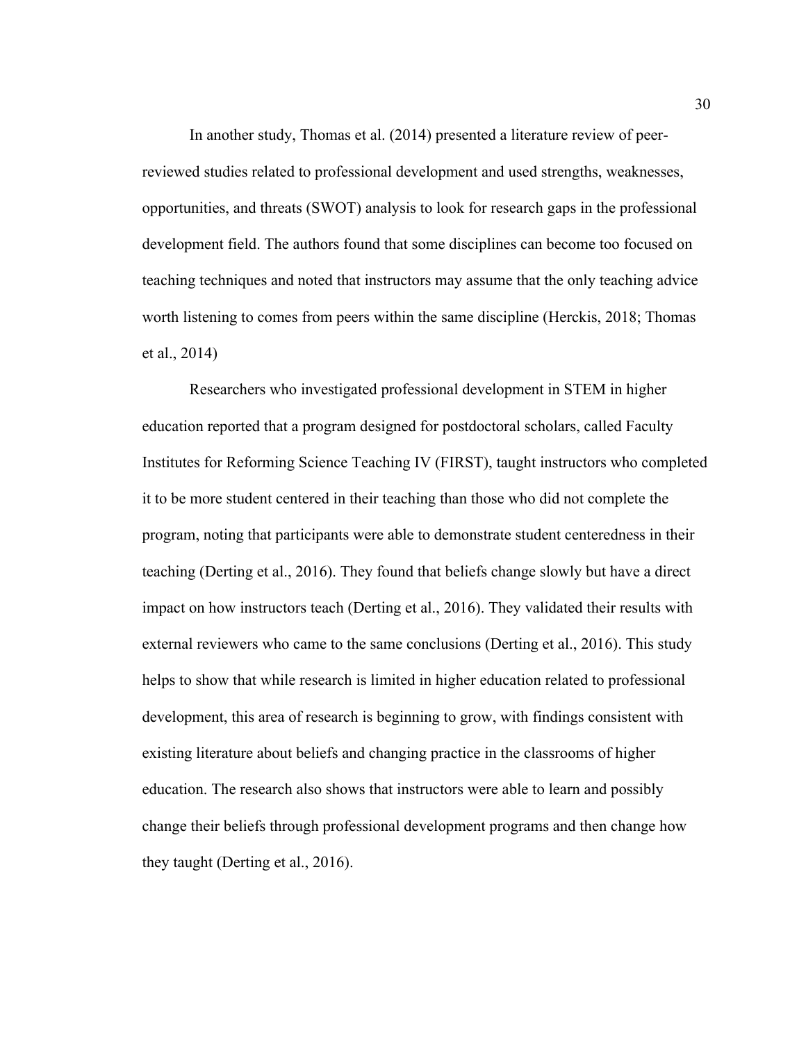In another study, Thomas et al. (2014) presented a literature review of peer-reviewed studies related to professional development and used strengths, weaknesses, opportunities, and threats (SWOT) analysis to look for research gaps in the professional development field. The authors found that some disciplines can become too focused on teaching techniques and noted that instructors may assume that the only teaching advice worth listening to comes from peers within the same discipline (Herckis, 2018; Thomas et al., 2014)

Researchers who investigated professional development in STEM in higher education reported that a program designed for postdoctoral scholars, called Faculty Institutes for Reforming Science Teaching IV (FIRST), taught instructors who completed it to be more student centered in their teaching than those who did not complete the program, noting that participants were able to demonstrate student centeredness in their teaching (Derting et al., 2016). They found that beliefs change slowly but have a direct impact on how instructors teach (Derting et al., 2016). They validated their results with external reviewers who came to the same conclusions (Derting et al., 2016). This study helps to show that while research is limited in higher education related to professional development, this area of research is beginning to grow, with findings consistent with existing literature about beliefs and changing practice in the classrooms of higher education. The research also shows that instructors were able to learn and possibly change their beliefs through professional development programs and then change how they taught (Derting et al., 2016).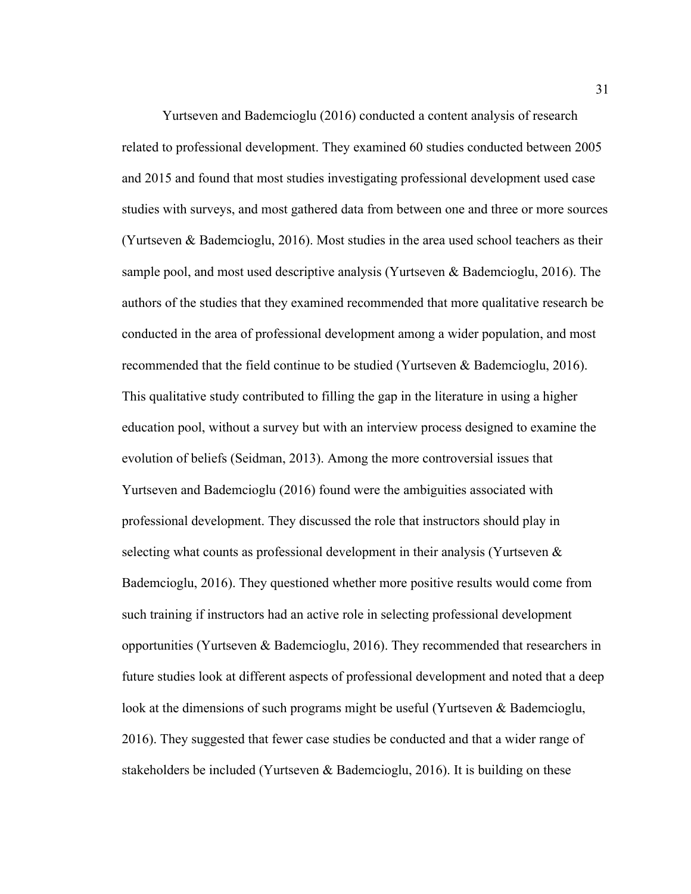Yurtseven and Bademcioglu (2016) conducted a content analysis of research related to professional development. They examined 60 studies conducted between 2005 and 2015 and found that most studies investigating professional development used case studies with surveys, and most gathered data from between one and three or more sources (Yurtseven & Bademcioglu, 2016). Most studies in the area used school teachers as their sample pool, and most used descriptive analysis (Yurtseven & Bademcioglu, 2016). The authors of the studies that they examined recommended that more qualitative research be conducted in the area of professional development among a wider population, and most recommended that the field continue to be studied (Yurtseven & Bademcioglu, 2016). This qualitative study contributed to filling the gap in the literature in using a higher education pool, without a survey but with an interview process designed to examine the evolution of beliefs (Seidman, 2013). Among the more controversial issues that Yurtseven and Bademcioglu (2016) found were the ambiguities associated with professional development. They discussed the role that instructors should play in selecting what counts as professional development in their analysis (Yurtseven & Bademcioglu, 2016). They questioned whether more positive results would come from such training if instructors had an active role in selecting professional development opportunities (Yurtseven & Bademcioglu, 2016). They recommended that researchers in future studies look at different aspects of professional development and noted that a deep look at the dimensions of such programs might be useful (Yurtseven & Bademcioglu, 2016). They suggested that fewer case studies be conducted and that a wider range of stakeholders be included (Yurtseven & Bademcioglu, 2016). It is building on these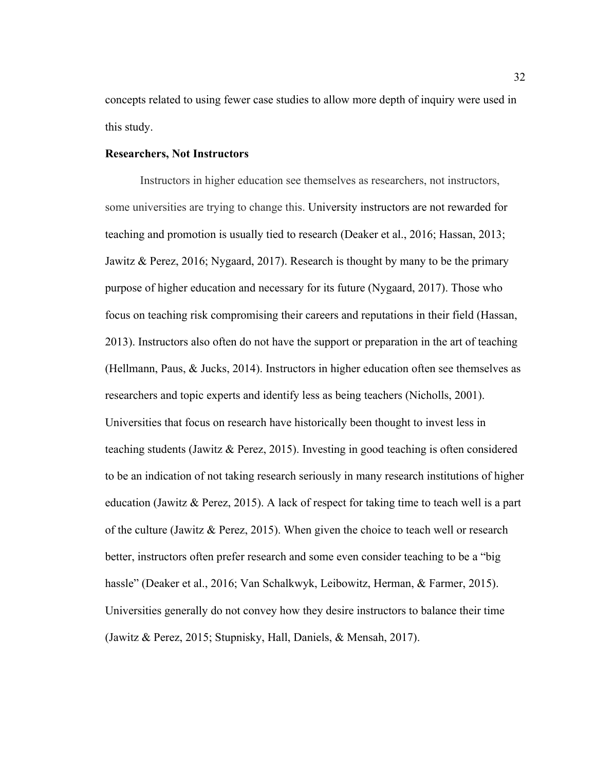concepts related to using fewer case studies to allow more depth of inquiry were used in this study.

**Researchers, Not Instructors**

Instructors in higher education see themselves as researchers, not instructors, some universities are trying to change this. University instructors are not rewarded for teaching and promotion is usually tied to research (Deaker et al., 2016; Hassan, 2013; Jawitz & Perez, 2016; Nygaard, 2017). Research is thought by many to be the primary purpose of higher education and necessary for its future (Nygaard, 2017). Those who focus on teaching risk compromising their careers and reputations in their field (Hassan, 2013). Instructors also often do not have the support or preparation in the art of teaching (Hellmann, Paus, & Jucks, 2014). Instructors in higher education often see themselves as researchers and topic experts and identify less as being teachers (Nicholls, 2001). Universities that focus on research have historically been thought to invest less in teaching students (Jawitz & Perez, 2015). Investing in good teaching is often considered to be an indication of not taking research seriously in many research institutions of higher education (Jawitz & Perez, 2015). A lack of respect for taking time to teach well is a part of the culture (Jawitz & Perez, 2015). When given the choice to teach well or research better, instructors often prefer research and some even consider teaching to be a "big hassle" (Deaker et al., 2016; Van Schalkwyk, Leibowitz, Herman, & Farmer, 2015). Universities generally do not convey how they desire instructors to balance their time (Jawitz & Perez, 2015; Stupnisky, Hall, Daniels, & Mensah, 2017).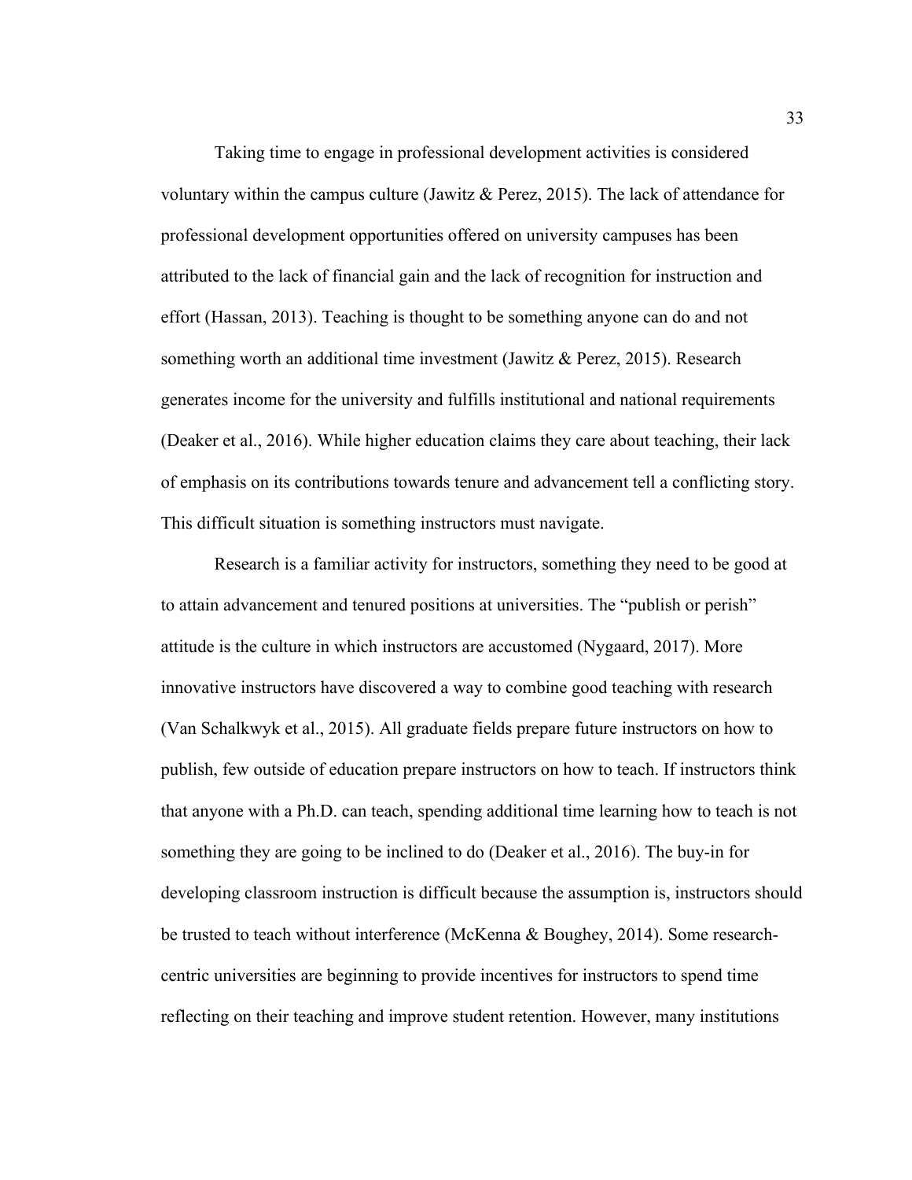Taking time to engage in professional development activities is considered voluntary within the campus culture (Jawitz & Perez, 2015). The lack of attendance for professional development opportunities offered on university campuses has been attributed to the lack of financial gain and the lack of recognition for instruction and effort (Hassan, 2013). Teaching is thought to be something anyone can do and not something worth an additional time investment (Jawitz & Perez, 2015). Research generates income for the university and fulfills institutional and national requirements (Deaker et al., 2016). While higher education claims they care about teaching, their lack of emphasis on its contributions towards tenure and advancement tell a conflicting story. This difficult situation is something instructors must navigate.

Research is a familiar activity for instructors, something they need to be good at to attain advancement and tenured positions at universities. The "publish or perish" attitude is the culture in which instructors are accustomed (Nygaard, 2017). More innovative instructors have discovered a way to combine good teaching with research (Van Schalkwyk et al., 2015). All graduate fields prepare future instructors on how to publish, few outside of education prepare instructors on how to teach. If instructors think that anyone with a Ph.D. can teach, spending additional time learning how to teach is not something they are going to be inclined to do (Deaker et al., 2016). The buy-in for developing classroom instruction is difficult because the assumption is, instructors should be trusted to teach without interference (McKenna & Boughey, 2014). Some research-centric universities are beginning to provide incentives for instructors to spend time reflecting on their teaching and improve student retention. However, many institutions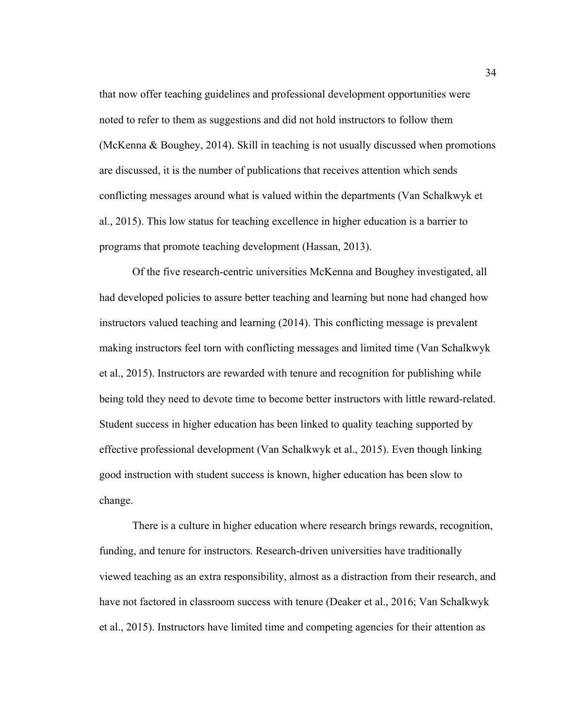that now offer teaching guidelines and professional development opportunities were noted to refer to them as suggestions and did not hold instructors to follow them (McKenna & Boughey, 2014). Skill in teaching is not usually discussed when promotions are discussed, it is the number of publications that receives attention which sends conflicting messages around what is valued within the departments (Van Schalkwyk et al., 2015). This low status for teaching excellence in higher education is a barrier to programs that promote teaching development (Hassan, 2013).

Of the five research-centric universities McKenna and Boughey investigated, all had developed policies to assure better teaching and learning but none had changed how instructors valued teaching and learning (2014). This conflicting message is prevalent making instructors feel torn with conflicting messages and limited time (Van Schalkwyk et al., 2015). Instructors are rewarded with tenure and recognition for publishing while being told they need to devote time to become better instructors with little reward-related. Student success in higher education has been linked to quality teaching supported by effective professional development (Van Schalkwyk et al., 2015). Even though linking good instruction with student success is known, higher education has been slow to change.

There is a culture in higher education where research brings rewards, recognition, funding, and tenure for instructors. Research-driven universities have traditionally viewed teaching as an extra responsibility, almost as a distraction from their research, and have not factored in classroom success with tenure (Deaker et al., 2016; Van Schalkwyk et al., 2015). Instructors have limited time and competing agencies for their attention as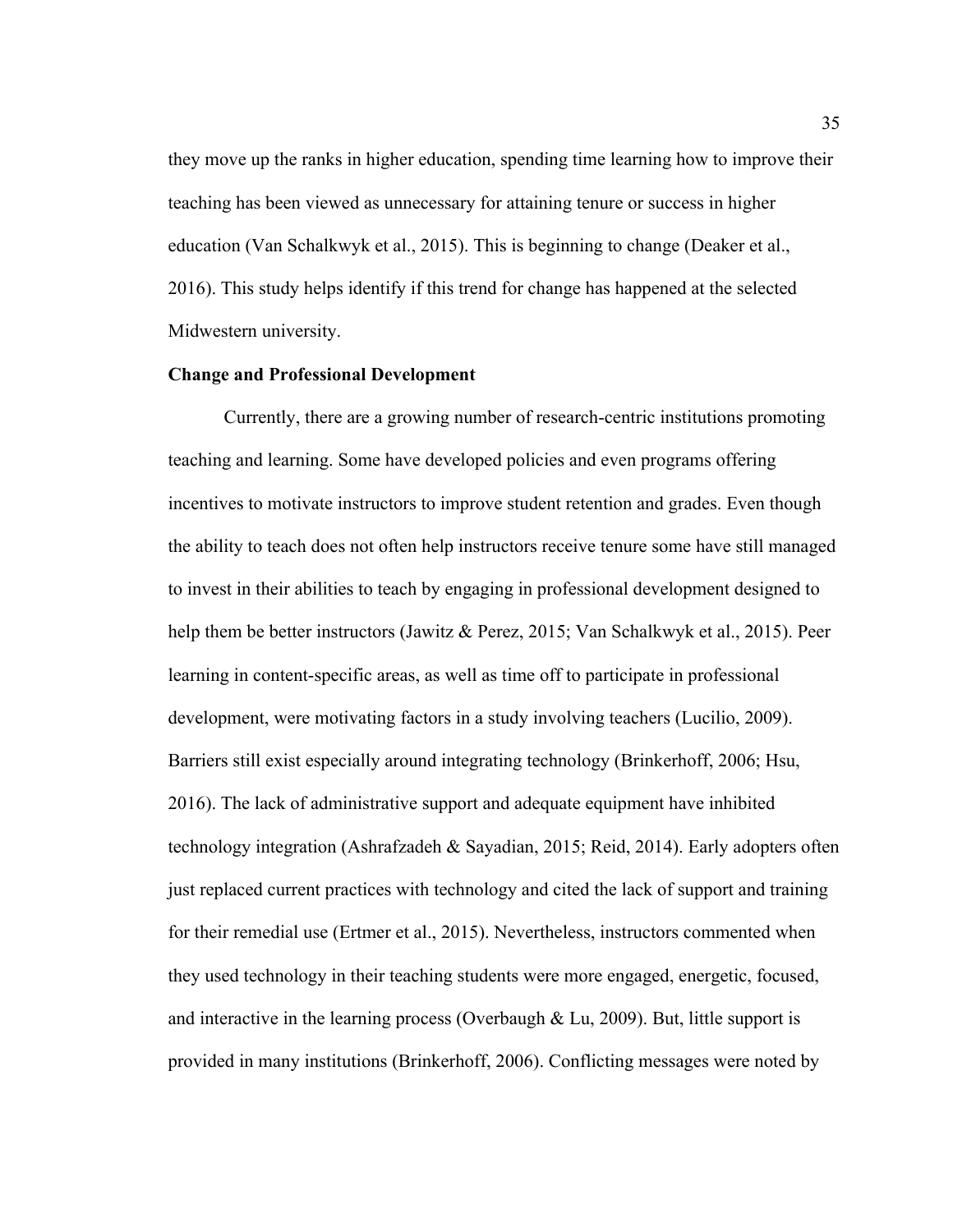they move up the ranks in higher education, spending time learning how to improve their teaching has been viewed as unnecessary for attaining tenure or success in higher education (Van Schalkwyk et al., 2015). This is beginning to change (Deaker et al., 2016). This study helps identify if this trend for change has happened at the selected Midwestern university.

**Change and Professional Development**

Currently, there are a growing number of research-centric institutions promoting teaching and learning. Some have developed policies and even programs offering incentives to motivate instructors to improve student retention and grades. Even though the ability to teach does not often help instructors receive tenure some have still managed to invest in their abilities to teach by engaging in professional development designed to help them be better instructors (Jawitz & Perez, 2015; Van Schalkwyk et al., 2015). Peer learning in content-specific areas, as well as time off to participate in professional development, were motivating factors in a study involving teachers (Lucilio, 2009). Barriers still exist especially around integrating technology (Brinkerhoff, 2006; Hsu, 2016). The lack of administrative support and adequate equipment have inhibited technology integration (Ashrafzadeh & Sayadian, 2015; Reid, 2014). Early adopters often just replaced current practices with technology and cited the lack of support and training for their remedial use (Ertmer et al., 2015). Nevertheless, instructors commented when they used technology in their teaching students were more engaged, energetic, focused, and interactive in the learning process (Overbaugh & Lu, 2009). But, little support is provided in many institutions (Brinkerhoff, 2006). Conflicting messages were noted by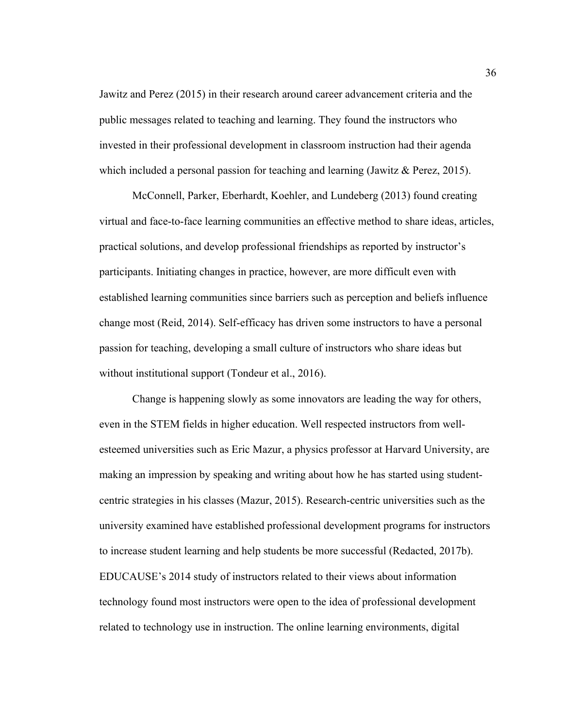Jawitz and Perez (2015) in their research around career advancement criteria and the public messages related to teaching and learning. They found the instructors who invested in their professional development in classroom instruction had their agenda which included a personal passion for teaching and learning (Jawitz & Perez, 2015).

McConnell, Parker, Eberhardt, Koehler, and Lundeberg (2013) found creating virtual and face-to-face learning communities an effective method to share ideas, articles, practical solutions, and develop professional friendships as reported by instructor's participants. Initiating changes in practice, however, are more difficult even with established learning communities since barriers such as perception and beliefs influence change most (Reid, 2014). Self-efficacy has driven some instructors to have a personal passion for teaching, developing a small culture of instructors who share ideas but without institutional support (Tondeur et al., 2016).

Change is happening slowly as some innovators are leading the way for others, even in the STEM fields in higher education. Well respected instructors from well-esteemed universities such as Eric Mazur, a physics professor at Harvard University, are making an impression by speaking and writing about how he has started using student-centric strategies in his classes (Mazur, 2015). Research-centric universities such as the university examined have established professional development programs for instructors to increase student learning and help students be more successful (Redacted, 2017b). EDUCAUSE's 2014 study of instructors related to their views about information technology found most instructors were open to the idea of professional development related to technology use in instruction. The online learning environments, digital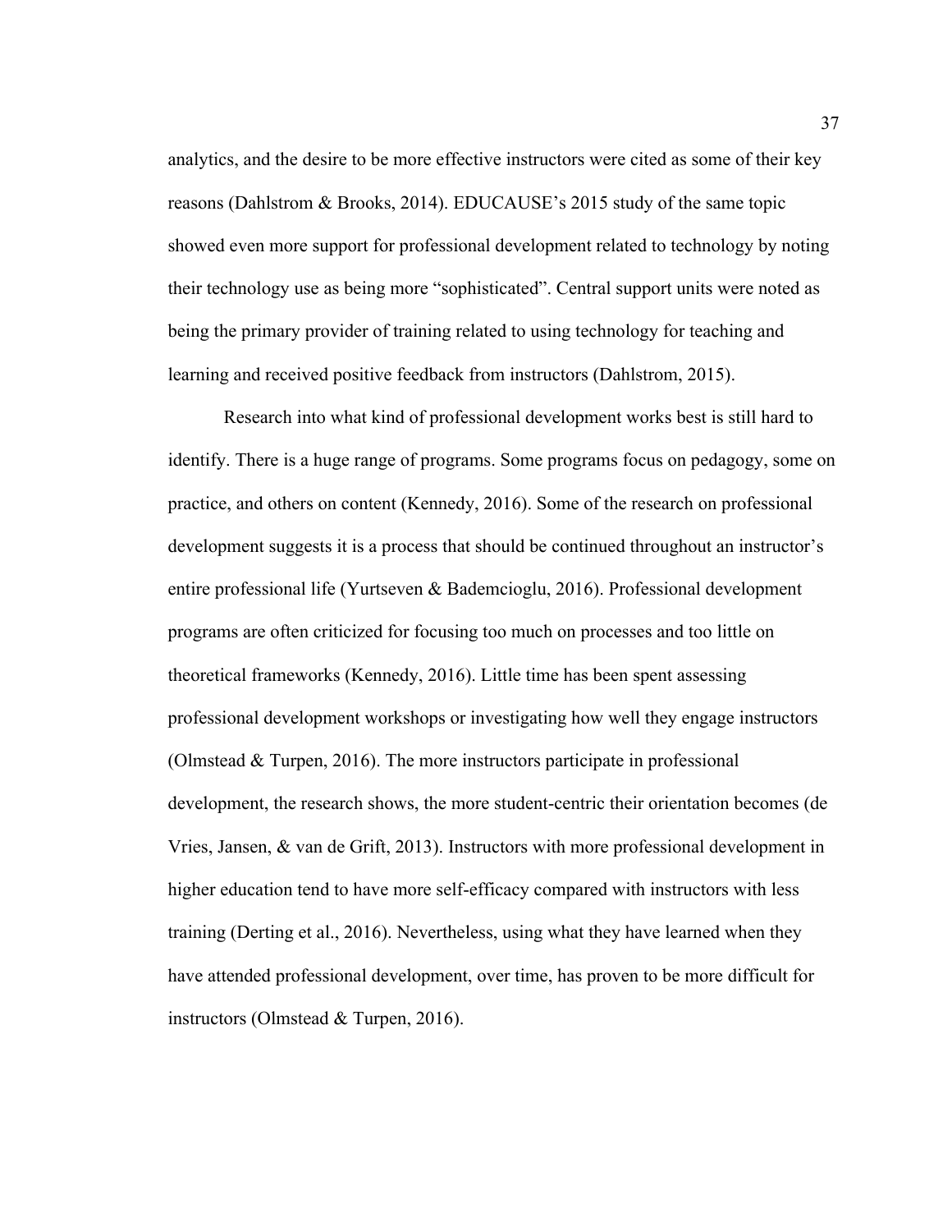analytics, and the desire to be more effective instructors were cited as some of their key reasons (Dahlstrom & Brooks, 2014). EDUCAUSE's 2015 study of the same topic showed even more support for professional development related to technology by noting their technology use as being more "sophisticated". Central support units were noted as being the primary provider of training related to using technology for teaching and learning and received positive feedback from instructors (Dahlstrom, 2015).

Research into what kind of professional development works best is still hard to identify. There is a huge range of programs. Some programs focus on pedagogy, some on practice, and others on content (Kennedy, 2016). Some of the research on professional development suggests it is a process that should be continued throughout an instructor's entire professional life (Yurtseven & Bademcioglu, 2016). Professional development programs are often criticized for focusing too much on processes and too little on theoretical frameworks (Kennedy, 2016). Little time has been spent assessing professional development workshops or investigating how well they engage instructors (Olmstead & Turpen, 2016). The more instructors participate in professional development, the research shows, the more student-centric their orientation becomes (de Vries, Jansen, & van de Grift, 2013). Instructors with more professional development in higher education tend to have more self-efficacy compared with instructors with less training (Derting et al., 2016). Nevertheless, using what they have learned when they have attended professional development, over time, has proven to be more difficult for instructors (Olmstead & Turpen, 2016).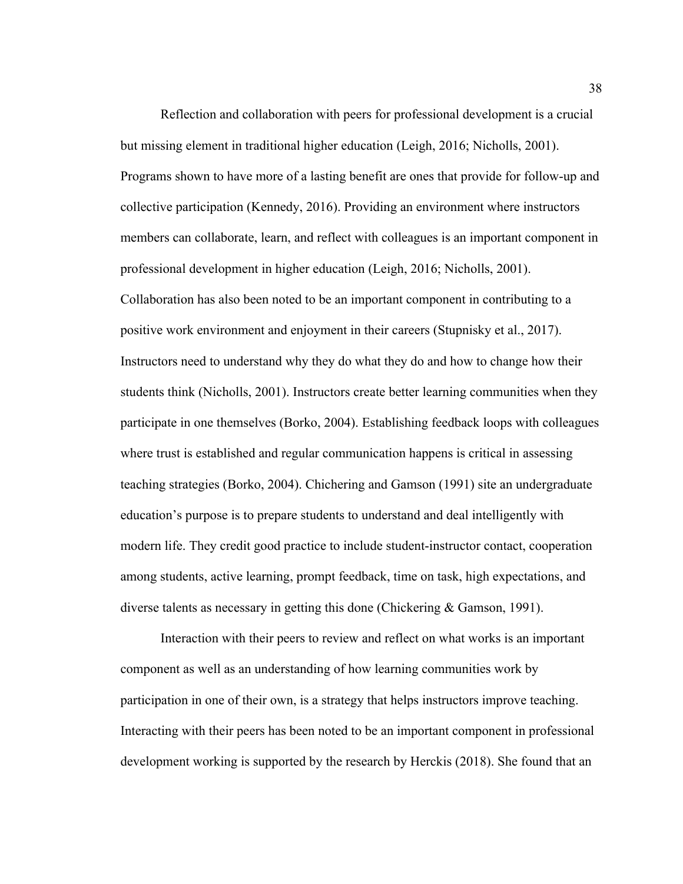Reflection and collaboration with peers for professional development is a crucial but missing element in traditional higher education (Leigh, 2016; Nicholls, 2001). Programs shown to have more of a lasting benefit are ones that provide for follow-up and collective participation (Kennedy, 2016). Providing an environment where instructors members can collaborate, learn, and reflect with colleagues is an important component in professional development in higher education (Leigh, 2016; Nicholls, 2001). Collaboration has also been noted to be an important component in contributing to a positive work environment and enjoyment in their careers (Stupnisky et al., 2017). Instructors need to understand why they do what they do and how to change how their students think (Nicholls, 2001). Instructors create better learning communities when they participate in one themselves (Borko, 2004). Establishing feedback loops with colleagues where trust is established and regular communication happens is critical in assessing teaching strategies (Borko, 2004). Chichering and Gamson (1991) site an undergraduate education's purpose is to prepare students to understand and deal intelligently with modern life. They credit good practice to include student-instructor contact, cooperation among students, active learning, prompt feedback, time on task, high expectations, and diverse talents as necessary in getting this done (Chickering & Gamson, 1991).

Interaction with their peers to review and reflect on what works is an important component as well as an understanding of how learning communities work by participation in one of their own, is a strategy that helps instructors improve teaching. Interacting with their peers has been noted to be an important component in professional development working is supported by the research by Herckis (2018). She found that an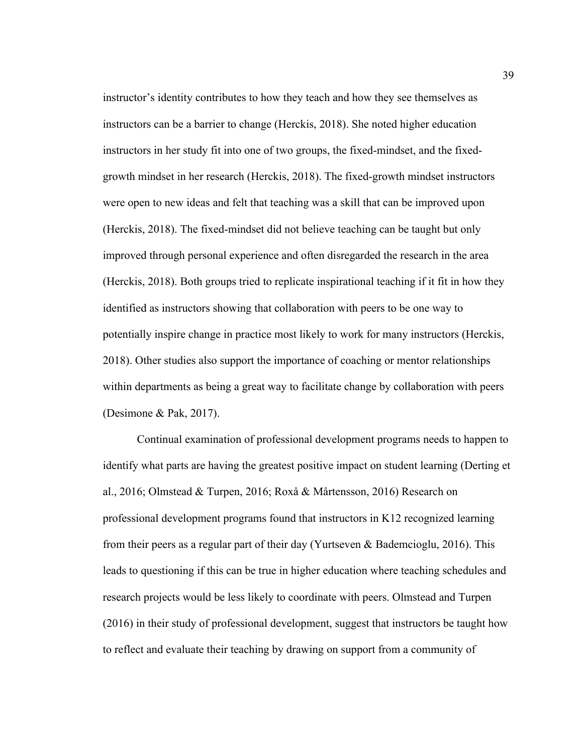instructor's identity contributes to how they teach and how they see themselves as instructors can be a barrier to change (Herckis, 2018). She noted higher education instructors in her study fit into one of two groups, the fixed-mindset, and the fixed-growth mindset in her research (Herckis, 2018). The fixed-growth mindset instructors were open to new ideas and felt that teaching was a skill that can be improved upon (Herckis, 2018). The fixed-mindset did not believe teaching can be taught but only improved through personal experience and often disregarded the research in the area (Herckis, 2018). Both groups tried to replicate inspirational teaching if it fit in how they identified as instructors showing that collaboration with peers to be one way to potentially inspire change in practice most likely to work for many instructors (Herckis, 2018). Other studies also support the importance of coaching or mentor relationships within departments as being a great way to facilitate change by collaboration with peers (Desimone & Pak, 2017).

Continual examination of professional development programs needs to happen to identify what parts are having the greatest positive impact on student learning (Derting et al., 2016; Olmstead & Turpen, 2016; Roxå & Mårtensson, 2016) Research on professional development programs found that instructors in K12 recognized learning from their peers as a regular part of their day (Yurtseven & Bademcioglu, 2016). This leads to questioning if this can be true in higher education where teaching schedules and research projects would be less likely to coordinate with peers. Olmstead and Turpen (2016) in their study of professional development, suggest that instructors be taught how to reflect and evaluate their teaching by drawing on support from a community of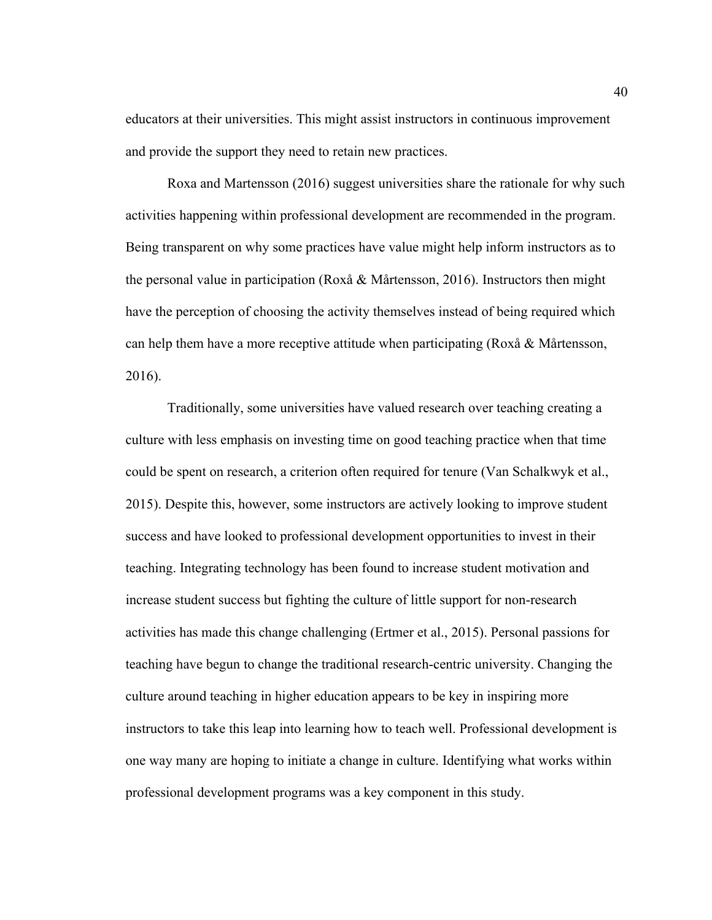educators at their universities. This might assist instructors in continuous improvement and provide the support they need to retain new practices.

Roxa and Martensson (2016) suggest universities share the rationale for why such activities happening within professional development are recommended in the program. Being transparent on why some practices have value might help inform instructors as to the personal value in participation (Roxå & Mårtensson, 2016). Instructors then might have the perception of choosing the activity themselves instead of being required which can help them have a more receptive attitude when participating (Roxå & Mårtensson, 2016).

Traditionally, some universities have valued research over teaching creating a culture with less emphasis on investing time on good teaching practice when that time could be spent on research, a criterion often required for tenure (Van Schalkwyk et al., 2015). Despite this, however, some instructors are actively looking to improve student success and have looked to professional development opportunities to invest in their teaching. Integrating technology has been found to increase student motivation and increase student success but fighting the culture of little support for non-research activities has made this change challenging (Ertmer et al., 2015). Personal passions for teaching have begun to change the traditional research-centric university. Changing the culture around teaching in higher education appears to be key in inspiring more instructors to take this leap into learning how to teach well. Professional development is one way many are hoping to initiate a change in culture. Identifying what works within professional development programs was a key component in this study.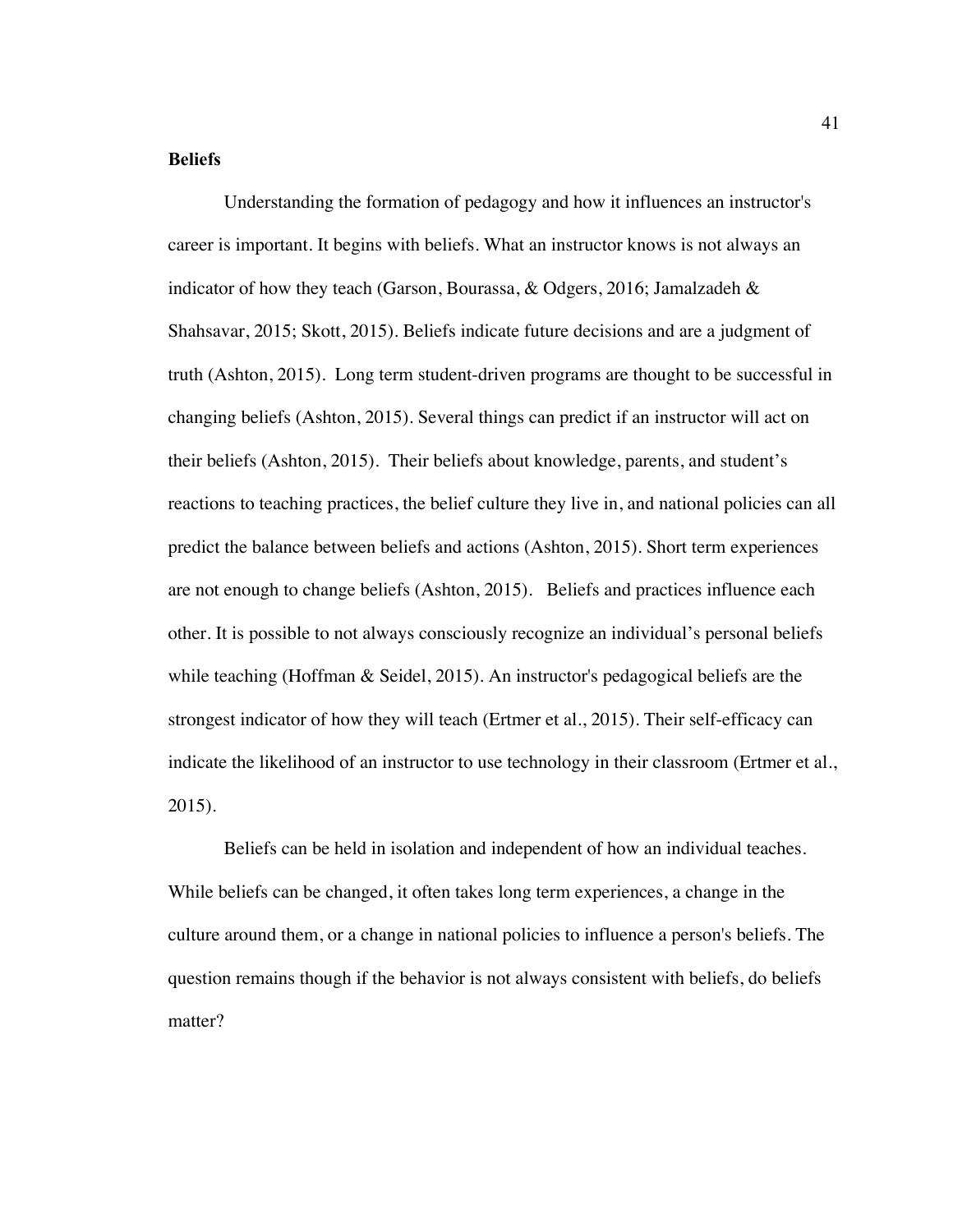## Beliefs

Understanding the formation of pedagogy and how it influences an instructor's career is important. It begins with beliefs. What an instructor knows is not always an indicator of how they teach (Garson, Bourassa, & Odgers, 2016; Jamalzadeh & Shahsavar, 2015; Skott, 2015). Beliefs indicate future decisions and are a judgment of truth (Ashton, 2015). Long term student-driven programs are thought to be successful in changing beliefs (Ashton, 2015). Several things can predict if an instructor will act on their beliefs (Ashton, 2015). Their beliefs about knowledge, parents, and student's reactions to teaching practices, the belief culture they live in, and national policies can all predict the balance between beliefs and actions (Ashton, 2015). Short term experiences are not enough to change beliefs (Ashton, 2015). Beliefs and practices influence each other. It is possible to not always consciously recognize an individual's personal beliefs while teaching (Hoffman & Seidel, 2015). An instructor's pedagogical beliefs are the strongest indicator of how they will teach (Ertmer et al., 2015). Their self-efficacy can indicate the likelihood of an instructor to use technology in their classroom (Ertmer et al., 2015).

Beliefs can be held in isolation and independent of how an individual teaches. While beliefs can be changed, it often takes long term experiences, a change in the culture around them, or a change in national policies to influence a person's beliefs. The question remains though if the behavior is not always consistent with beliefs, do beliefs matter?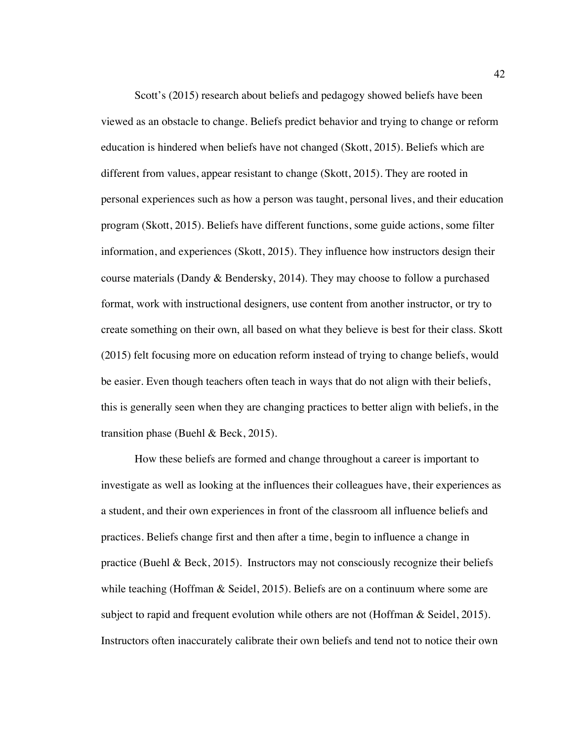Scott's (2015) research about beliefs and pedagogy showed beliefs have been viewed as an obstacle to change. Beliefs predict behavior and trying to change or reform education is hindered when beliefs have not changed (Skott, 2015). Beliefs which are different from values, appear resistant to change (Skott, 2015). They are rooted in personal experiences such as how a person was taught, personal lives, and their education program (Skott, 2015). Beliefs have different functions, some guide actions, some filter information, and experiences (Skott, 2015). They influence how instructors design their course materials (Dandy & Bendersky, 2014). They may choose to follow a purchased format, work with instructional designers, use content from another instructor, or try to create something on their own, all based on what they believe is best for their class. Skott (2015) felt focusing more on education reform instead of trying to change beliefs, would be easier. Even though teachers often teach in ways that do not align with their beliefs, this is generally seen when they are changing practices to better align with beliefs, in the transition phase (Buehl & Beck, 2015).

How these beliefs are formed and change throughout a career is important to investigate as well as looking at the influences their colleagues have, their experiences as a student, and their own experiences in front of the classroom all influence beliefs and practices. Beliefs change first and then after a time, begin to influence a change in practice (Buehl & Beck, 2015). Instructors may not consciously recognize their beliefs while teaching (Hoffman & Seidel, 2015). Beliefs are on a continuum where some are subject to rapid and frequent evolution while others are not (Hoffman & Seidel, 2015). Instructors often inaccurately calibrate their own beliefs and tend not to notice their own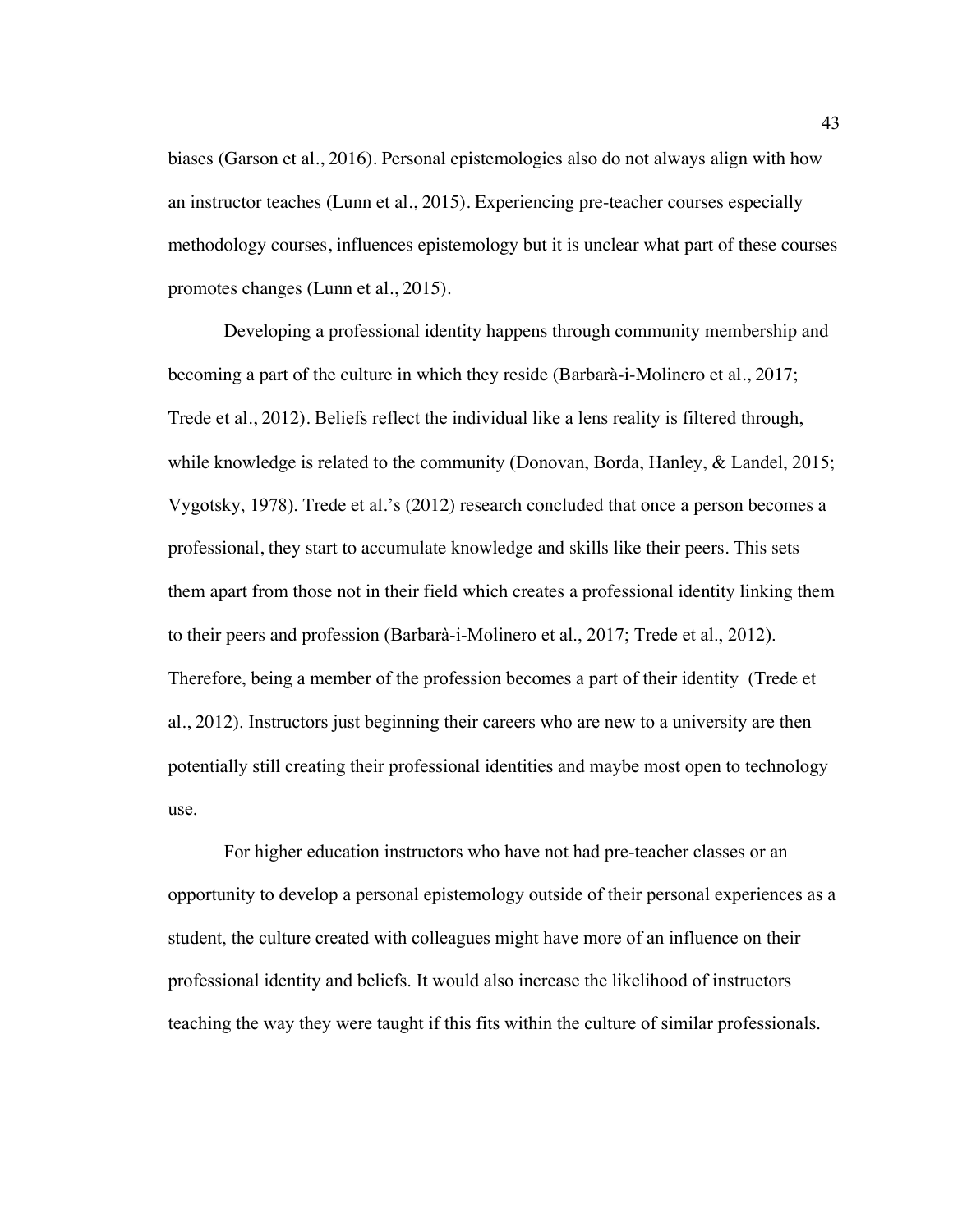biases (Garson et al., 2016). Personal epistemologies also do not always align with how an instructor teaches (Lunn et al., 2015). Experiencing pre-teacher courses especially methodology courses, influences epistemology but it is unclear what part of these courses promotes changes (Lunn et al., 2015).

Developing a professional identity happens through community membership and becoming a part of the culture in which they reside (Barbarà-i-Molinero et al., 2017; Trede et al., 2012). Beliefs reflect the individual like a lens reality is filtered through, while knowledge is related to the community (Donovan, Borda, Hanley, & Landel, 2015; Vygotsky, 1978). Trede et al.'s (2012) research concluded that once a person becomes a professional, they start to accumulate knowledge and skills like their peers. This sets them apart from those not in their field which creates a professional identity linking them to their peers and profession (Barbarà-i-Molinero et al., 2017; Trede et al., 2012). Therefore, being a member of the profession becomes a part of their identity (Trede et al., 2012). Instructors just beginning their careers who are new to a university are then potentially still creating their professional identities and maybe most open to technology use.

For higher education instructors who have not had pre-teacher classes or an opportunity to develop a personal epistemology outside of their personal experiences as a student, the culture created with colleagues might have more of an influence on their professional identity and beliefs. It would also increase the likelihood of instructors teaching the way they were taught if this fits within the culture of similar professionals.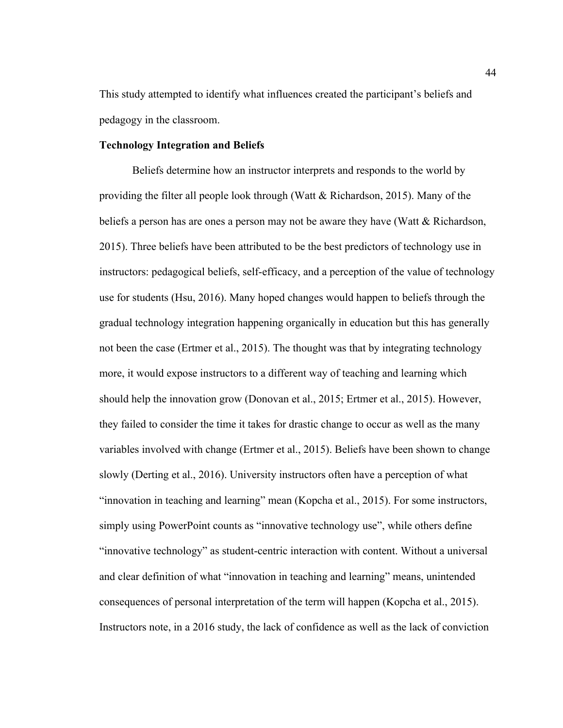This study attempted to identify what influences created the participant's beliefs and pedagogy in the classroom.

**Technology Integration and Beliefs**

Beliefs determine how an instructor interprets and responds to the world by providing the filter all people look through (Watt & Richardson, 2015). Many of the beliefs a person has are ones a person may not be aware they have (Watt & Richardson, 2015). Three beliefs have been attributed to be the best predictors of technology use in instructors: pedagogical beliefs, self-efficacy, and a perception of the value of technology use for students (Hsu, 2016). Many hoped changes would happen to beliefs through the gradual technology integration happening organically in education but this has generally not been the case (Ertmer et al., 2015). The thought was that by integrating technology more, it would expose instructors to a different way of teaching and learning which should help the innovation grow (Donovan et al., 2015; Ertmer et al., 2015). However, they failed to consider the time it takes for drastic change to occur as well as the many variables involved with change (Ertmer et al., 2015). Beliefs have been shown to change slowly (Derting et al., 2016). University instructors often have a perception of what "innovation in teaching and learning" mean (Kopcha et al., 2015). For some instructors, simply using PowerPoint counts as "innovative technology use", while others define "innovative technology" as student-centric interaction with content. Without a universal and clear definition of what "innovation in teaching and learning" means, unintended consequences of personal interpretation of the term will happen (Kopcha et al., 2015). Instructors note, in a 2016 study, the lack of confidence as well as the lack of conviction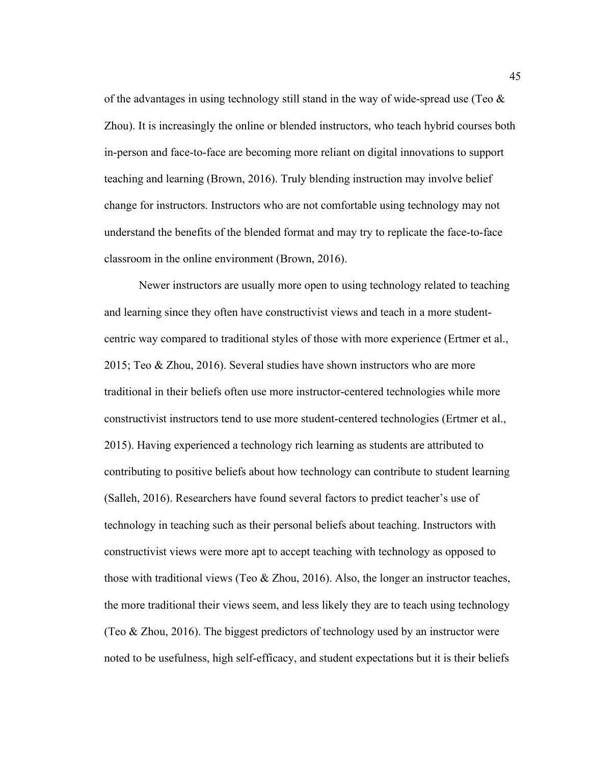of the advantages in using technology still stand in the way of wide-spread use (Teo & Zhou). It is increasingly the online or blended instructors, who teach hybrid courses both in-person and face-to-face are becoming more reliant on digital innovations to support teaching and learning (Brown, 2016). Truly blending instruction may involve belief change for instructors. Instructors who are not comfortable using technology may not understand the benefits of the blended format and may try to replicate the face-to-face classroom in the online environment (Brown, 2016).

Newer instructors are usually more open to using technology related to teaching and learning since they often have constructivist views and teach in a more student-centric way compared to traditional styles of those with more experience (Ertmer et al., 2015; Teo & Zhou, 2016). Several studies have shown instructors who are more traditional in their beliefs often use more instructor-centered technologies while more constructivist instructors tend to use more student-centered technologies (Ertmer et al., 2015). Having experienced a technology rich learning as students are attributed to contributing to positive beliefs about how technology can contribute to student learning (Salleh, 2016). Researchers have found several factors to predict teacher's use of technology in teaching such as their personal beliefs about teaching. Instructors with constructivist views were more apt to accept teaching with technology as opposed to those with traditional views (Teo & Zhou, 2016). Also, the longer an instructor teaches, the more traditional their views seem, and less likely they are to teach using technology (Teo & Zhou, 2016). The biggest predictors of technology used by an instructor were noted to be usefulness, high self-efficacy, and student expectations but it is their beliefs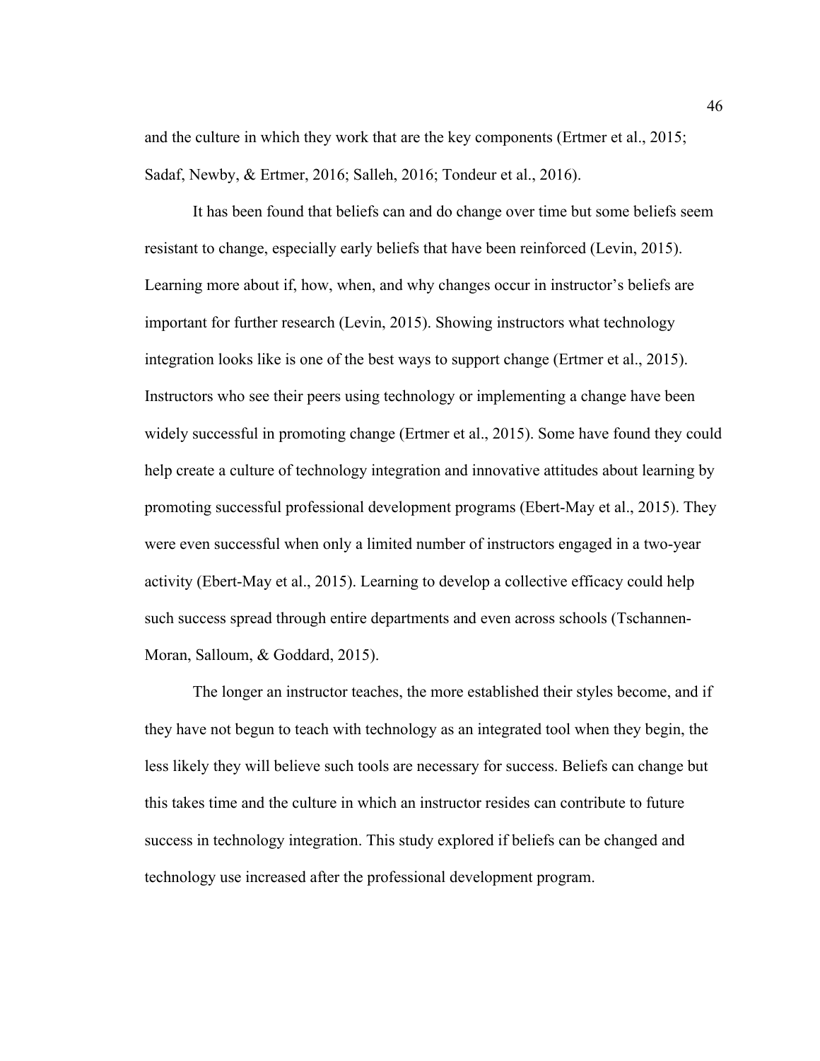and the culture in which they work that are the key components (Ertmer et al., 2015; Sadaf, Newby, & Ertmer, 2016; Salleh, 2016; Tondeur et al., 2016).

It has been found that beliefs can and do change over time but some beliefs seem resistant to change, especially early beliefs that have been reinforced (Levin, 2015). Learning more about if, how, when, and why changes occur in instructor's beliefs are important for further research (Levin, 2015). Showing instructors what technology integration looks like is one of the best ways to support change (Ertmer et al., 2015). Instructors who see their peers using technology or implementing a change have been widely successful in promoting change (Ertmer et al., 2015). Some have found they could help create a culture of technology integration and innovative attitudes about learning by promoting successful professional development programs (Ebert-May et al., 2015). They were even successful when only a limited number of instructors engaged in a two-year activity (Ebert-May et al., 2015). Learning to develop a collective efficacy could help such success spread through entire departments and even across schools (Tschannen-Moran, Salloum, & Goddard, 2015).

The longer an instructor teaches, the more established their styles become, and if they have not begun to teach with technology as an integrated tool when they begin, the less likely they will believe such tools are necessary for success. Beliefs can change but this takes time and the culture in which an instructor resides can contribute to future success in technology integration. This study explored if beliefs can be changed and technology use increased after the professional development program.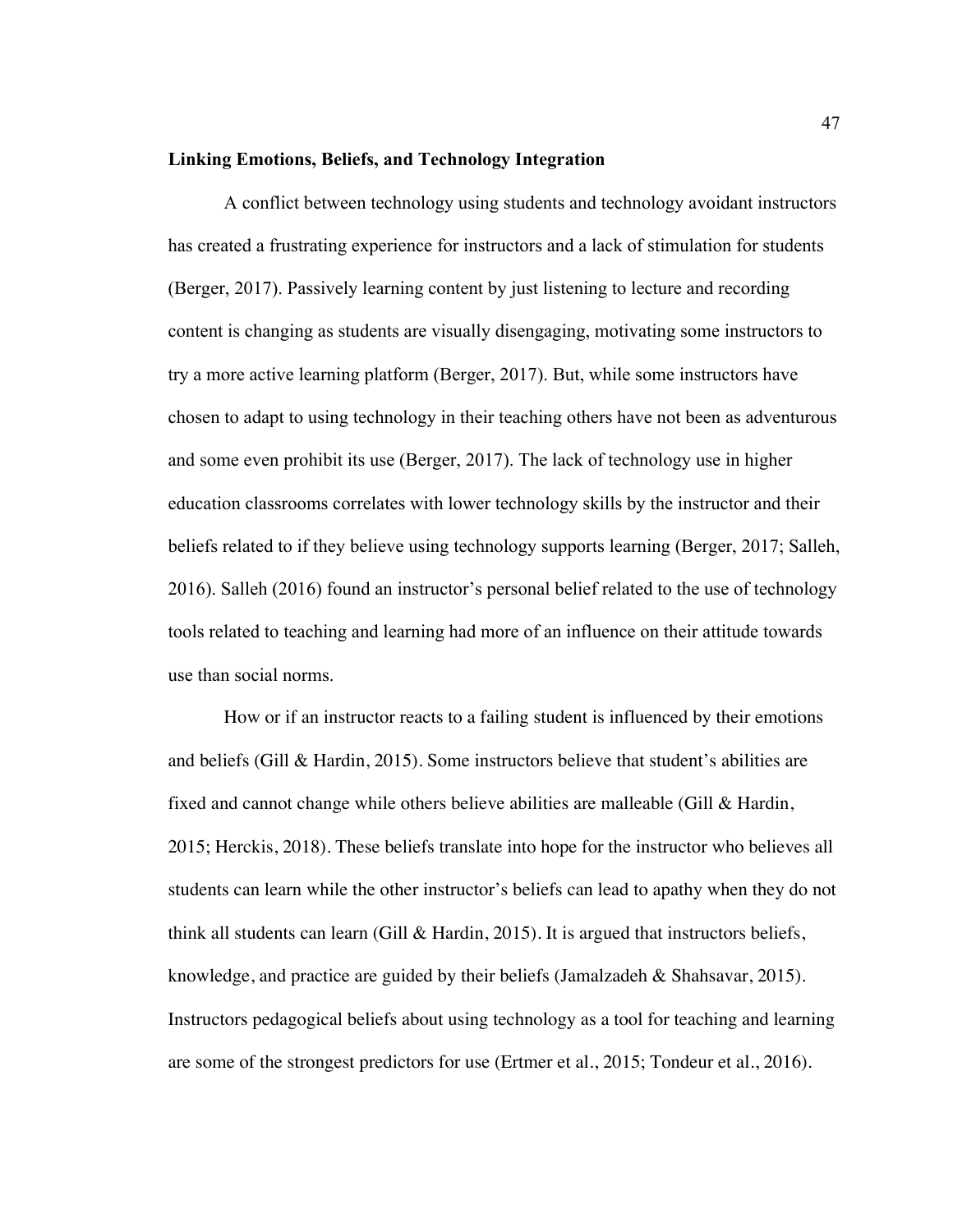**Linking Emotions, Beliefs, and Technology Integration**

A conflict between technology using students and technology avoidant instructors has created a frustrating experience for instructors and a lack of stimulation for students (Berger, 2017). Passively learning content by just listening to lecture and recording content is changing as students are visually disengaging, motivating some instructors to try a more active learning platform (Berger, 2017). But, while some instructors have chosen to adapt to using technology in their teaching others have not been as adventurous and some even prohibit its use (Berger, 2017). The lack of technology use in higher education classrooms correlates with lower technology skills by the instructor and their beliefs related to if they believe using technology supports learning (Berger, 2017; Salleh, 2016). Salleh (2016) found an instructor's personal belief related to the use of technology tools related to teaching and learning had more of an influence on their attitude towards use than social norms.

How or if an instructor reacts to a failing student is influenced by their emotions and beliefs (Gill & Hardin, 2015). Some instructors believe that student's abilities are fixed and cannot change while others believe abilities are malleable (Gill & Hardin, 2015; Herckis, 2018). These beliefs translate into hope for the instructor who believes all students can learn while the other instructor's beliefs can lead to apathy when they do not think all students can learn (Gill & Hardin, 2015). It is argued that instructors beliefs, knowledge, and practice are guided by their beliefs (Jamalzadeh & Shahsavar, 2015). Instructors pedagogical beliefs about using technology as a tool for teaching and learning are some of the strongest predictors for use (Ertmer et al., 2015; Tondeur et al., 2016).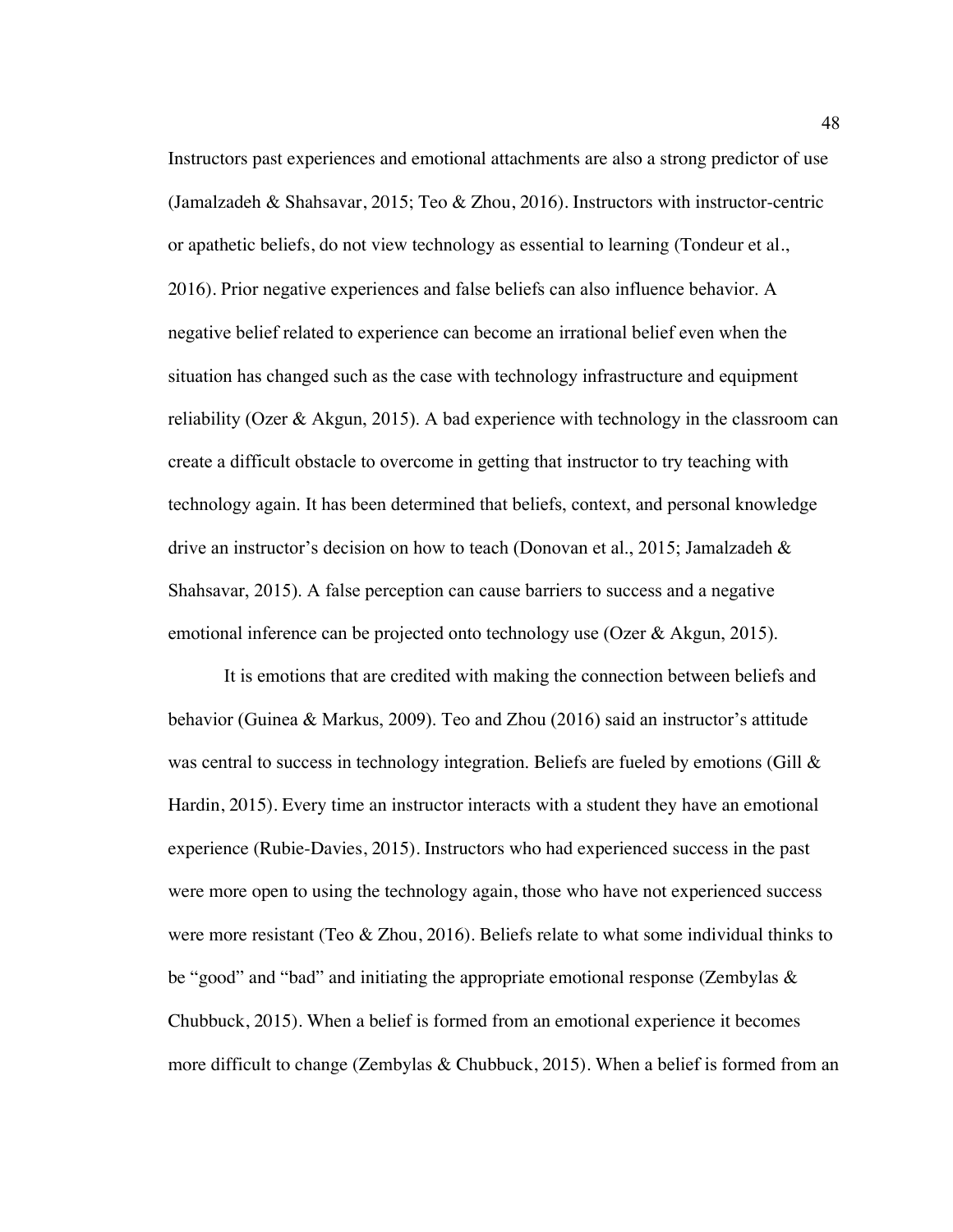Instructors past experiences and emotional attachments are also a strong predictor of use (Jamalzadeh & Shahsavar, 2015; Teo & Zhou, 2016). Instructors with instructor-centric or apathetic beliefs, do not view technology as essential to learning (Tondeur et al., 2016). Prior negative experiences and false beliefs can also influence behavior. A negative belief related to experience can become an irrational belief even when the situation has changed such as the case with technology infrastructure and equipment reliability (Ozer & Akgun, 2015). A bad experience with technology in the classroom can create a difficult obstacle to overcome in getting that instructor to try teaching with technology again. It has been determined that beliefs, context, and personal knowledge drive an instructor's decision on how to teach (Donovan et al., 2015; Jamalzadeh & Shahsavar, 2015). A false perception can cause barriers to success and a negative emotional inference can be projected onto technology use (Ozer & Akgun, 2015).

It is emotions that are credited with making the connection between beliefs and behavior (Guinea & Markus, 2009). Teo and Zhou (2016) said an instructor's attitude was central to success in technology integration. Beliefs are fueled by emotions (Gill & Hardin, 2015). Every time an instructor interacts with a student they have an emotional experience (Rubie-Davies, 2015). Instructors who had experienced success in the past were more open to using the technology again, those who have not experienced success were more resistant (Teo & Zhou, 2016). Beliefs relate to what some individual thinks to be "good" and "bad" and initiating the appropriate emotional response (Zembylas & Chubbuck, 2015). When a belief is formed from an emotional experience it becomes more difficult to change (Zembylas & Chubbuck, 2015). When a belief is formed from an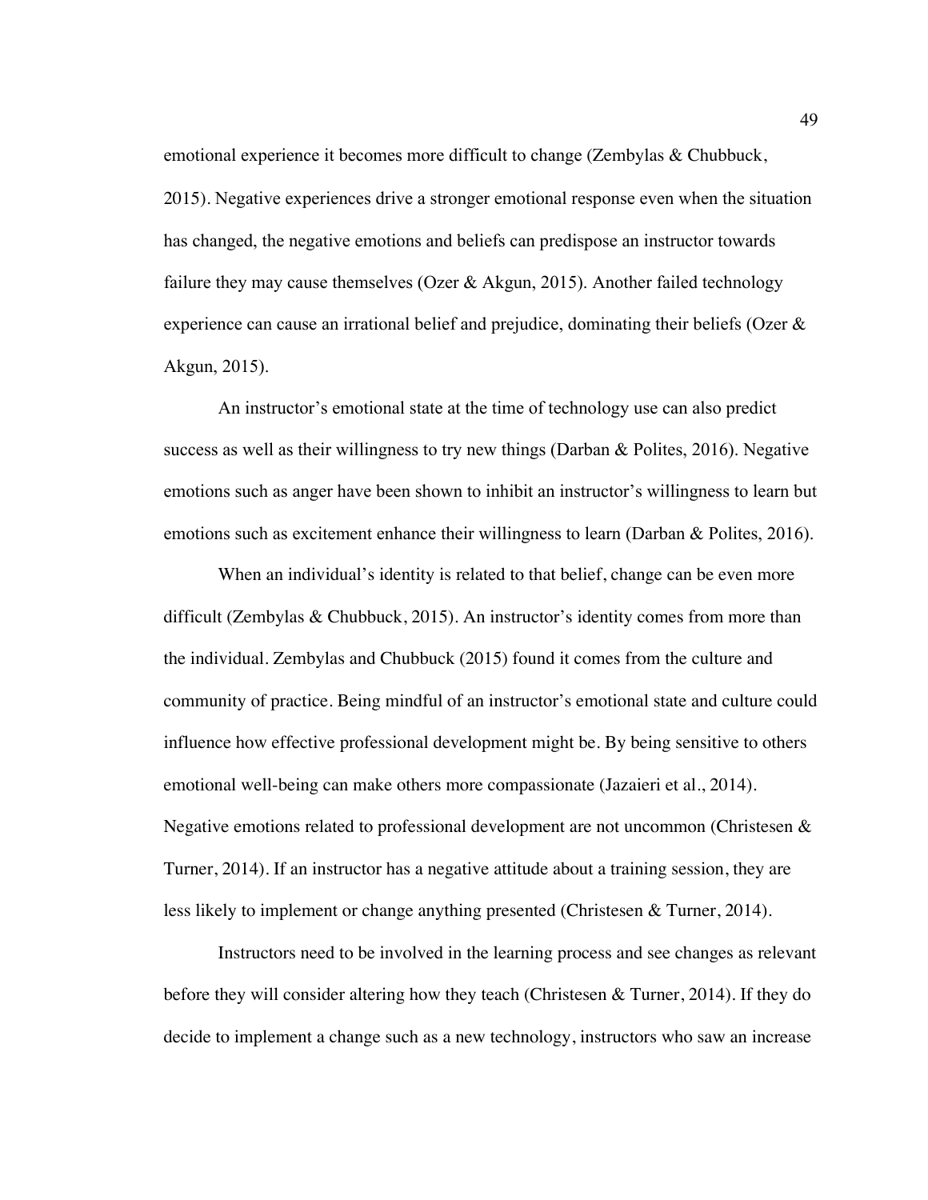emotional experience it becomes more difficult to change (Zembylas & Chubbuck, 2015). Negative experiences drive a stronger emotional response even when the situation has changed, the negative emotions and beliefs can predispose an instructor towards failure they may cause themselves (Ozer & Akgun, 2015). Another failed technology experience can cause an irrational belief and prejudice, dominating their beliefs (Ozer & Akgun, 2015).

An instructor's emotional state at the time of technology use can also predict success as well as their willingness to try new things (Darban & Polites, 2016). Negative emotions such as anger have been shown to inhibit an instructor's willingness to learn but emotions such as excitement enhance their willingness to learn (Darban & Polites, 2016).

When an individual's identity is related to that belief, change can be even more difficult (Zembylas & Chubbuck, 2015). An instructor's identity comes from more than the individual. Zembylas and Chubbuck (2015) found it comes from the culture and community of practice. Being mindful of an instructor's emotional state and culture could influence how effective professional development might be. By being sensitive to others emotional well-being can make others more compassionate (Jazaieri et al., 2014). Negative emotions related to professional development are not uncommon (Christesen & Turner, 2014). If an instructor has a negative attitude about a training session, they are less likely to implement or change anything presented (Christesen & Turner, 2014).

Instructors need to be involved in the learning process and see changes as relevant before they will consider altering how they teach (Christesen & Turner, 2014). If they do decide to implement a change such as a new technology, instructors who saw an increase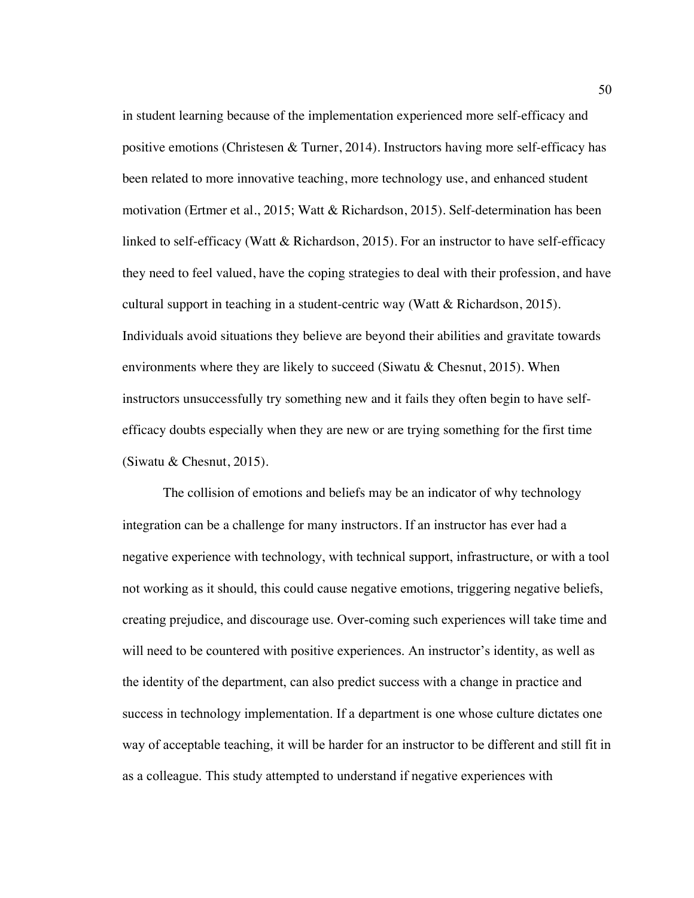in student learning because of the implementation experienced more self-efficacy and positive emotions (Christesen & Turner, 2014). Instructors having more self-efficacy has been related to more innovative teaching, more technology use, and enhanced student motivation (Ertmer et al., 2015; Watt & Richardson, 2015). Self-determination has been linked to self-efficacy (Watt & Richardson, 2015). For an instructor to have self-efficacy they need to feel valued, have the coping strategies to deal with their profession, and have cultural support in teaching in a student-centric way (Watt & Richardson, 2015). Individuals avoid situations they believe are beyond their abilities and gravitate towards environments where they are likely to succeed (Siwatu & Chesnut, 2015). When instructors unsuccessfully try something new and it fails they often begin to have self-efficacy doubts especially when they are new or are trying something for the first time (Siwatu & Chesnut, 2015).

The collision of emotions and beliefs may be an indicator of why technology integration can be a challenge for many instructors. If an instructor has ever had a negative experience with technology, with technical support, infrastructure, or with a tool not working as it should, this could cause negative emotions, triggering negative beliefs, creating prejudice, and discourage use. Over-coming such experiences will take time and will need to be countered with positive experiences. An instructor's identity, as well as the identity of the department, can also predict success with a change in practice and success in technology implementation. If a department is one whose culture dictates one way of acceptable teaching, it will be harder for an instructor to be different and still fit in as a colleague. This study attempted to understand if negative experiences with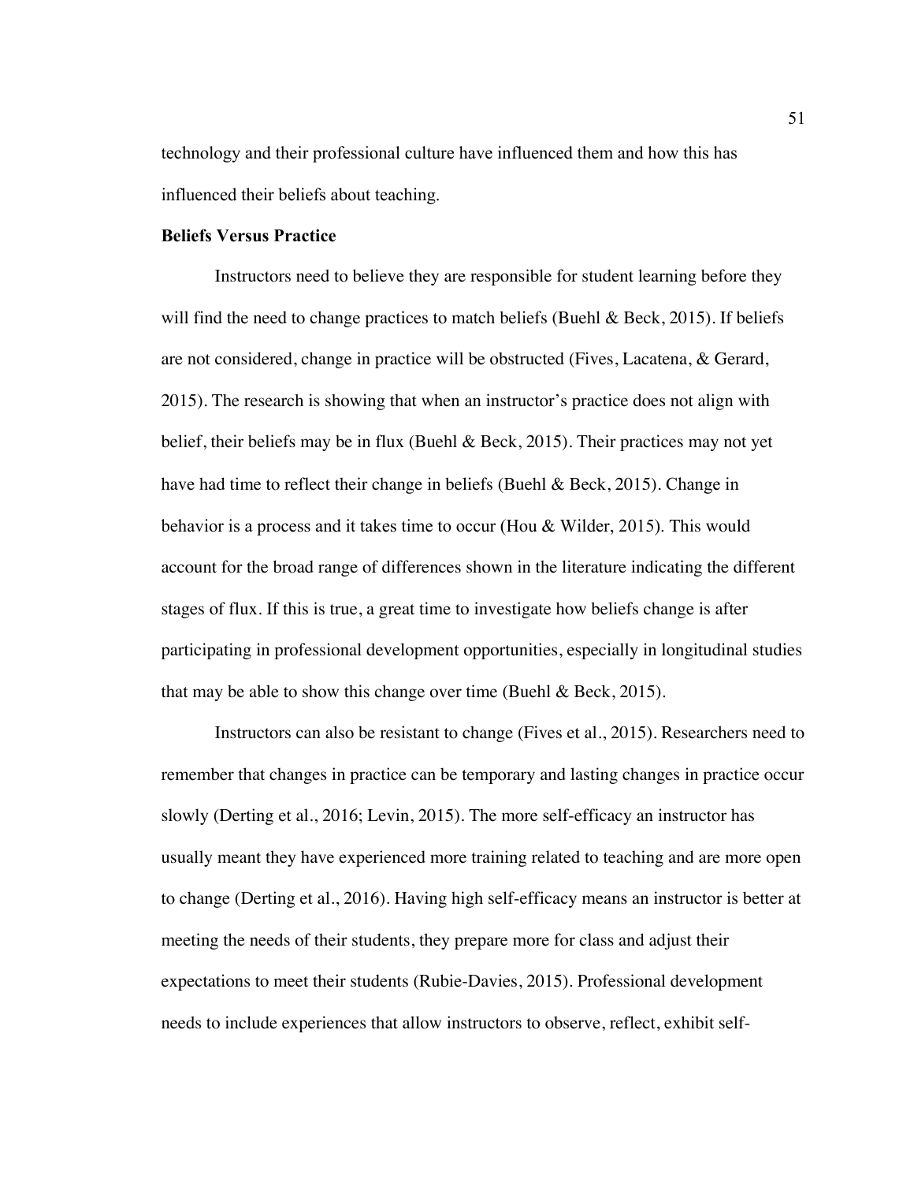technology and their professional culture have influenced them and how this has influenced their beliefs about teaching.

**Beliefs Versus Practice**

Instructors need to believe they are responsible for student learning before they will find the need to change practices to match beliefs (Buehl & Beck, 2015). If beliefs are not considered, change in practice will be obstructed (Fives, Lacatena, & Gerard, 2015). The research is showing that when an instructor's practice does not align with belief, their beliefs may be in flux (Buehl & Beck, 2015). Their practices may not yet have had time to reflect their change in beliefs (Buehl & Beck, 2015). Change in behavior is a process and it takes time to occur (Hou & Wilder, 2015). This would account for the broad range of differences shown in the literature indicating the different stages of flux. If this is true, a great time to investigate how beliefs change is after participating in professional development opportunities, especially in longitudinal studies that may be able to show this change over time (Buehl & Beck, 2015).

Instructors can also be resistant to change (Fives et al., 2015). Researchers need to remember that changes in practice can be temporary and lasting changes in practice occur slowly (Derting et al., 2016; Levin, 2015). The more self-efficacy an instructor has usually meant they have experienced more training related to teaching and are more open to change (Derting et al., 2016). Having high self-efficacy means an instructor is better at meeting the needs of their students, they prepare more for class and adjust their expectations to meet their students (Rubie-Davies, 2015). Professional development needs to include experiences that allow instructors to observe, reflect, exhibit self-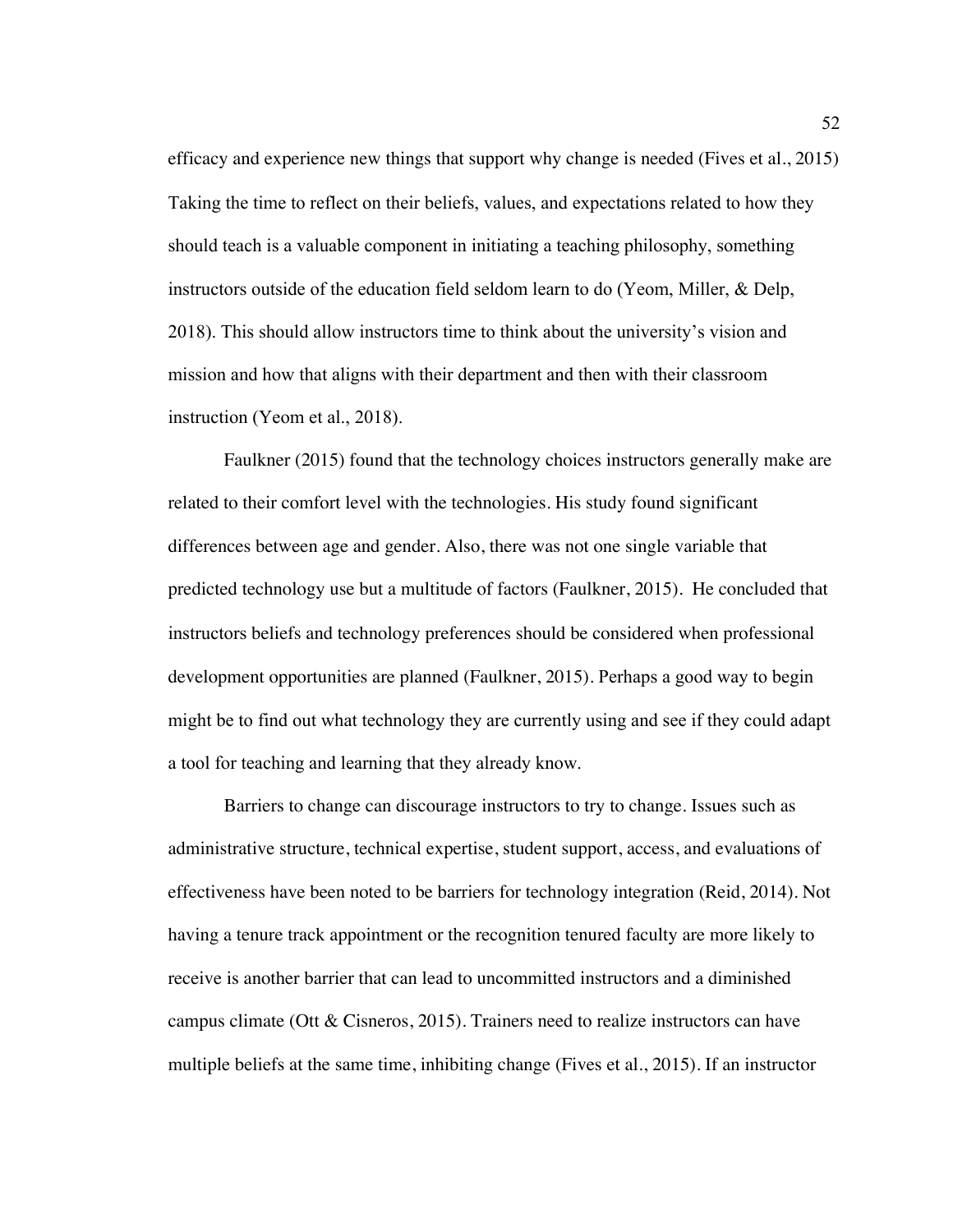efficacy and experience new things that support why change is needed (Fives et al., 2015) Taking the time to reflect on their beliefs, values, and expectations related to how they should teach is a valuable component in initiating a teaching philosophy, something instructors outside of the education field seldom learn to do (Yeom, Miller, & Delp, 2018). This should allow instructors time to think about the university's vision and mission and how that aligns with their department and then with their classroom instruction (Yeom et al., 2018).

Faulkner (2015) found that the technology choices instructors generally make are related to their comfort level with the technologies. His study found significant differences between age and gender. Also, there was not one single variable that predicted technology use but a multitude of factors (Faulkner, 2015). He concluded that instructors beliefs and technology preferences should be considered when professional development opportunities are planned (Faulkner, 2015). Perhaps a good way to begin might be to find out what technology they are currently using and see if they could adapt a tool for teaching and learning that they already know.

Barriers to change can discourage instructors to try to change. Issues such as administrative structure, technical expertise, student support, access, and evaluations of effectiveness have been noted to be barriers for technology integration (Reid, 2014). Not having a tenure track appointment or the recognition tenured faculty are more likely to receive is another barrier that can lead to uncommitted instructors and a diminished campus climate (Ott & Cisneros, 2015). Trainers need to realize instructors can have multiple beliefs at the same time, inhibiting change (Fives et al., 2015). If an instructor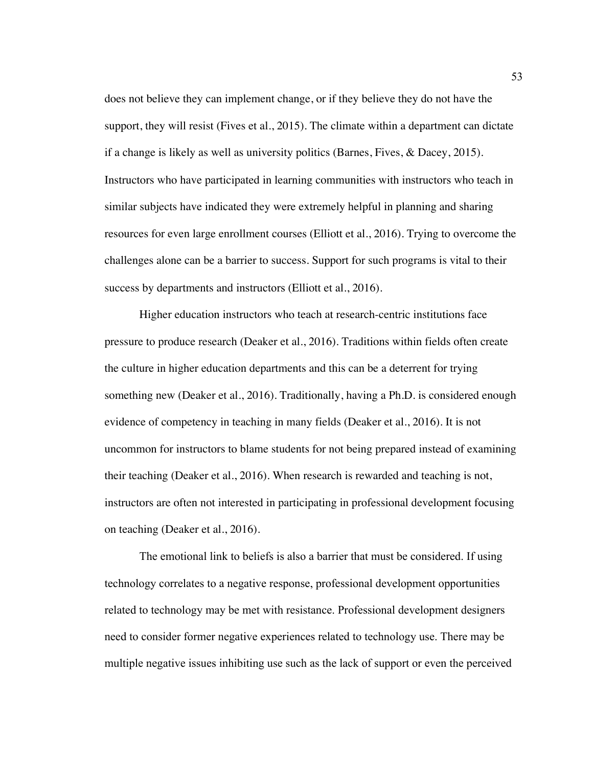does not believe they can implement change, or if they believe they do not have the support, they will resist (Fives et al., 2015). The climate within a department can dictate if a change is likely as well as university politics (Barnes, Fives, & Dacey, 2015). Instructors who have participated in learning communities with instructors who teach in similar subjects have indicated they were extremely helpful in planning and sharing resources for even large enrollment courses (Elliott et al., 2016). Trying to overcome the challenges alone can be a barrier to success. Support for such programs is vital to their success by departments and instructors (Elliott et al., 2016).

Higher education instructors who teach at research-centric institutions face pressure to produce research (Deaker et al., 2016). Traditions within fields often create the culture in higher education departments and this can be a deterrent for trying something new (Deaker et al., 2016). Traditionally, having a Ph.D. is considered enough evidence of competency in teaching in many fields (Deaker et al., 2016). It is not uncommon for instructors to blame students for not being prepared instead of examining their teaching (Deaker et al., 2016). When research is rewarded and teaching is not, instructors are often not interested in participating in professional development focusing on teaching (Deaker et al., 2016).

The emotional link to beliefs is also a barrier that must be considered. If using technology correlates to a negative response, professional development opportunities related to technology may be met with resistance. Professional development designers need to consider former negative experiences related to technology use. There may be multiple negative issues inhibiting use such as the lack of support or even the perceived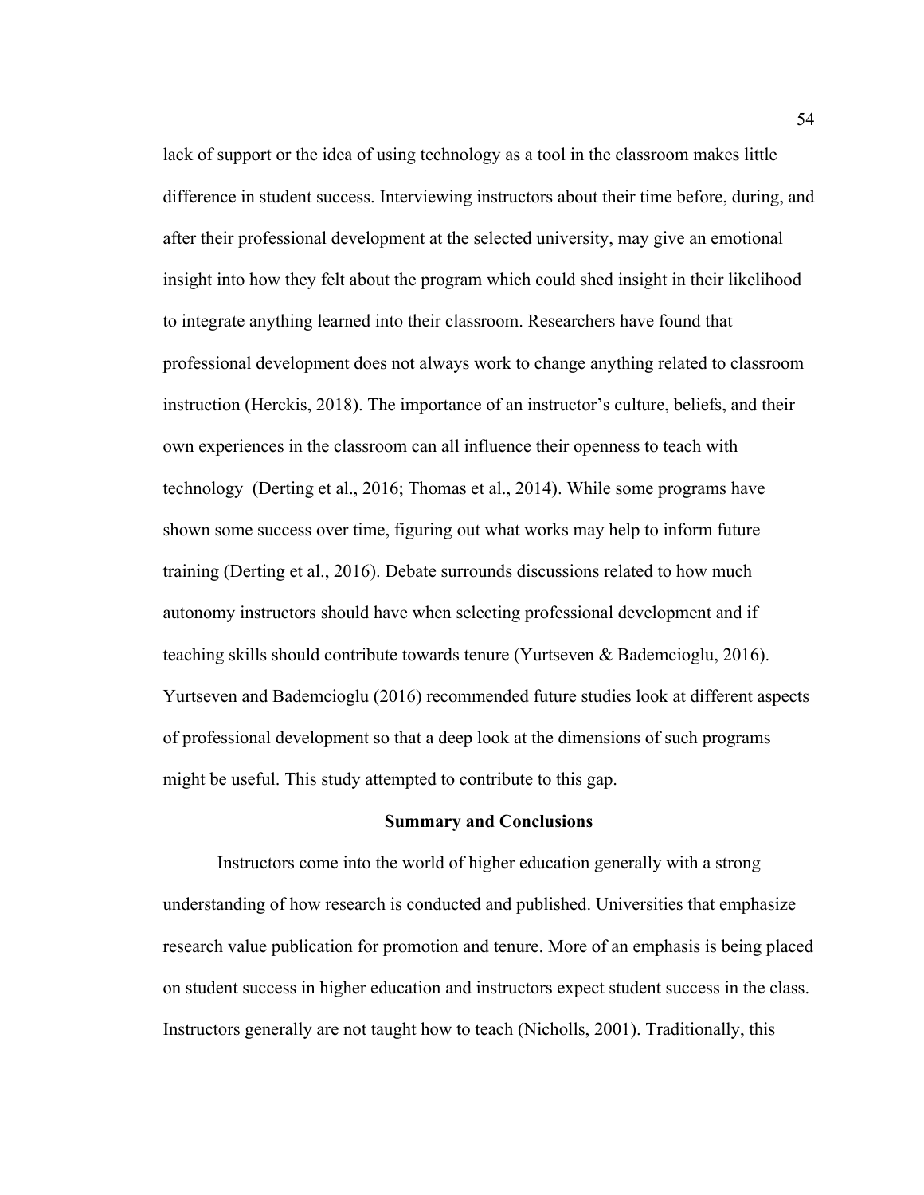lack of support or the idea of using technology as a tool in the classroom makes little difference in student success. Interviewing instructors about their time before, during, and after their professional development at the selected university, may give an emotional insight into how they felt about the program which could shed insight in their likelihood to integrate anything learned into their classroom. Researchers have found that professional development does not always work to change anything related to classroom instruction (Herckis, 2018). The importance of an instructor's culture, beliefs, and their own experiences in the classroom can all influence their openness to teach with technology (Derting et al., 2016; Thomas et al., 2014). While some programs have shown some success over time, figuring out what works may help to inform future training (Derting et al., 2016). Debate surrounds discussions related to how much autonomy instructors should have when selecting professional development and if teaching skills should contribute towards tenure (Yurtseven & Bademcioglu, 2016). Yurtseven and Bademcioglu (2016) recommended future studies look at different aspects of professional development so that a deep look at the dimensions of such programs might be useful. This study attempted to contribute to this gap.

## Summary and Conclusions

Instructors come into the world of higher education generally with a strong understanding of how research is conducted and published. Universities that emphasize research value publication for promotion and tenure. More of an emphasis is being placed on student success in higher education and instructors expect student success in the class. Instructors generally are not taught how to teach (Nicholls, 2001). Traditionally, this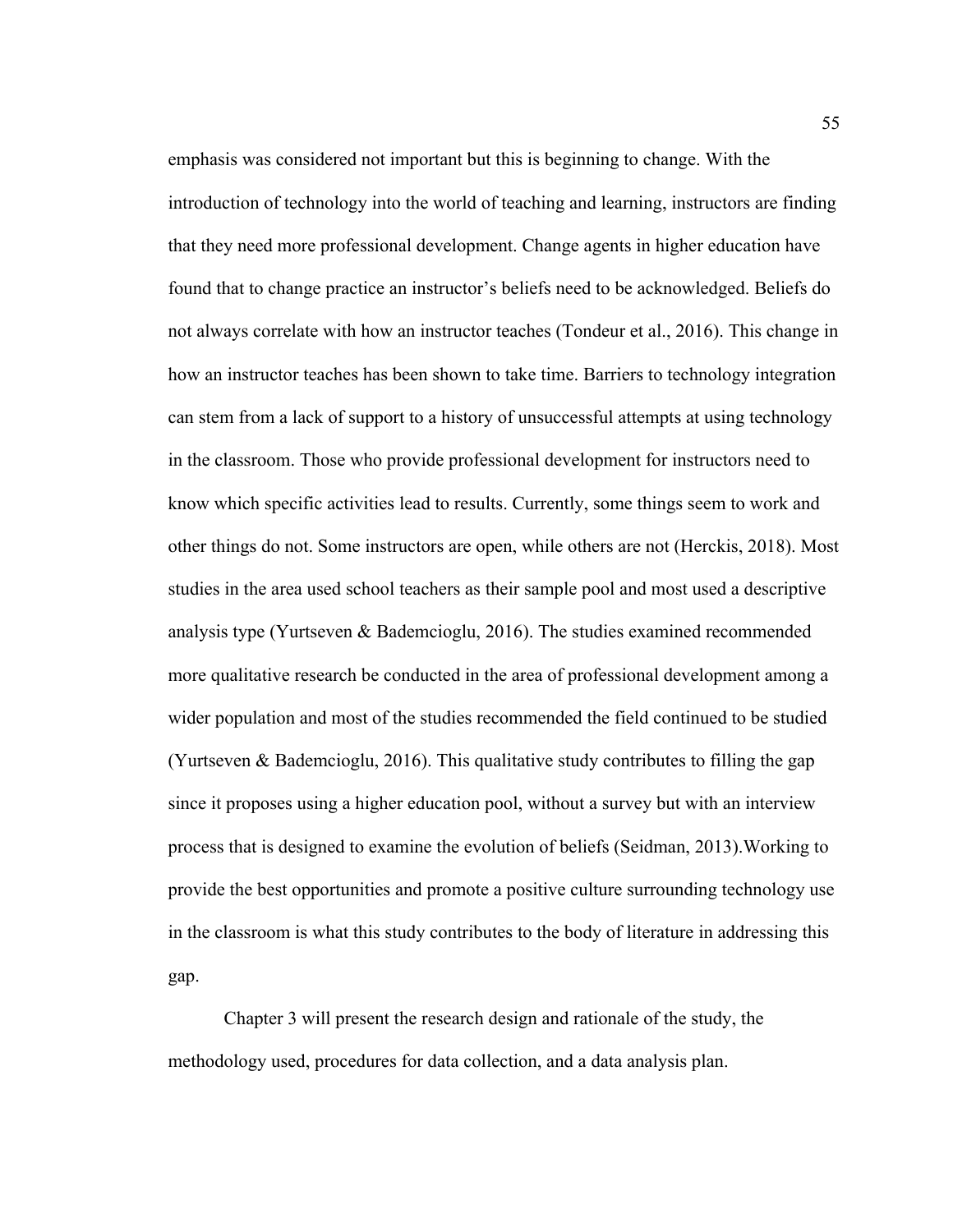emphasis was considered not important but this is beginning to change. With the introduction of technology into the world of teaching and learning, instructors are finding that they need more professional development. Change agents in higher education have found that to change practice an instructor's beliefs need to be acknowledged. Beliefs do not always correlate with how an instructor teaches (Tondeur et al., 2016). This change in how an instructor teaches has been shown to take time. Barriers to technology integration can stem from a lack of support to a history of unsuccessful attempts at using technology in the classroom. Those who provide professional development for instructors need to know which specific activities lead to results. Currently, some things seem to work and other things do not. Some instructors are open, while others are not (Herckis, 2018). Most studies in the area used school teachers as their sample pool and most used a descriptive analysis type (Yurtseven & Bademcioglu, 2016). The studies examined recommended more qualitative research be conducted in the area of professional development among a wider population and most of the studies recommended the field continued to be studied (Yurtseven & Bademcioglu, 2016). This qualitative study contributes to filling the gap since it proposes using a higher education pool, without a survey but with an interview process that is designed to examine the evolution of beliefs (Seidman, 2013).Working to provide the best opportunities and promote a positive culture surrounding technology use in the classroom is what this study contributes to the body of literature in addressing this gap.

Chapter 3 will present the research design and rationale of the study, the methodology used, procedures for data collection, and a data analysis plan.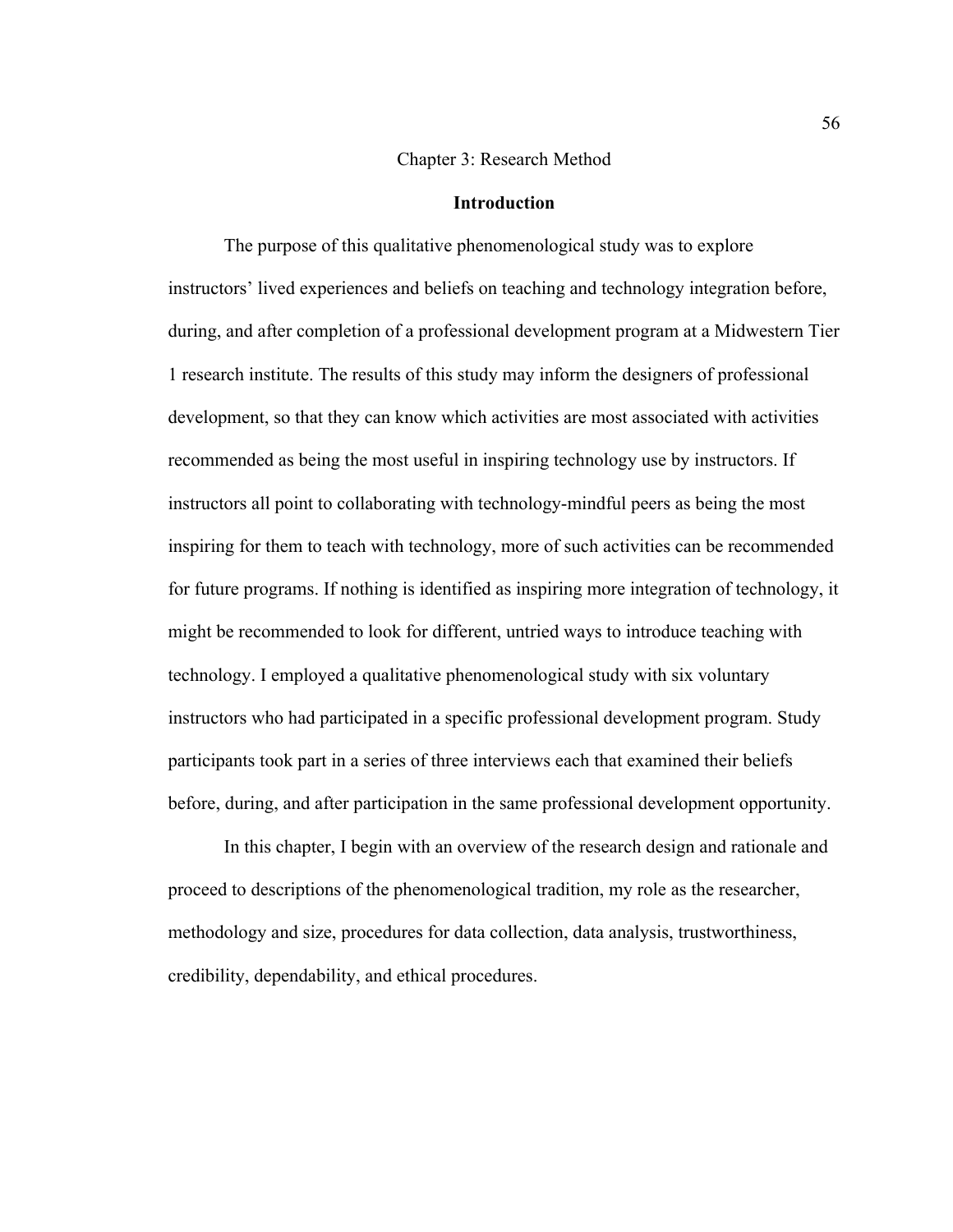# Chapter 3: Research Method

## Introduction

The purpose of this qualitative phenomenological study was to explore instructors' lived experiences and beliefs on teaching and technology integration before, during, and after completion of a professional development program at a Midwestern Tier 1 research institute. The results of this study may inform the designers of professional development, so that they can know which activities are most associated with activities recommended as being the most useful in inspiring technology use by instructors. If instructors all point to collaborating with technology-mindful peers as being the most inspiring for them to teach with technology, more of such activities can be recommended for future programs. If nothing is identified as inspiring more integration of technology, it might be recommended to look for different, untried ways to introduce teaching with technology. I employed a qualitative phenomenological study with six voluntary instructors who had participated in a specific professional development program. Study participants took part in a series of three interviews each that examined their beliefs before, during, and after participation in the same professional development opportunity.

In this chapter, I begin with an overview of the research design and rationale and proceed to descriptions of the phenomenological tradition, my role as the researcher, methodology and size, procedures for data collection, data analysis, trustworthiness, credibility, dependability, and ethical procedures.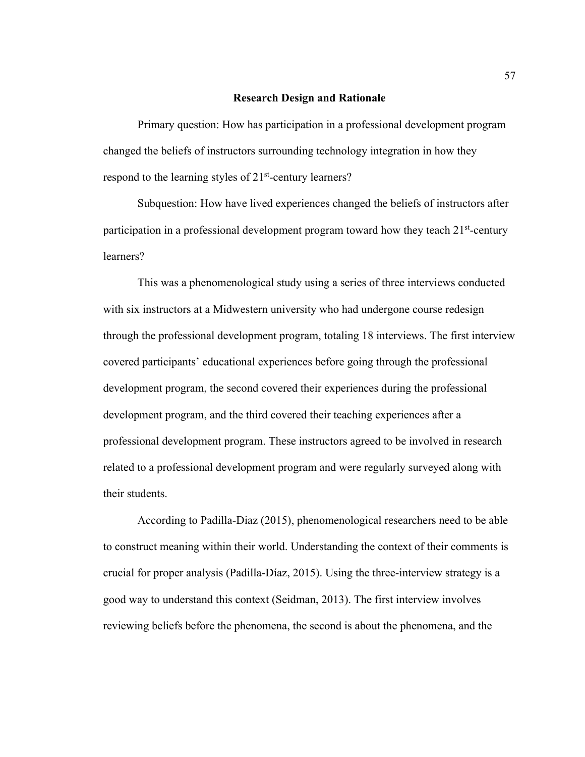## Research Design and Rationale

Primary question: How has participation in a professional development program changed the beliefs of instructors surrounding technology integration in how they respond to the learning styles of 21st-century learners?

Subquestion: How have lived experiences changed the beliefs of instructors after participation in a professional development program toward how they teach 21st-century learners?

This was a phenomenological study using a series of three interviews conducted with six instructors at a Midwestern university who had undergone course redesign through the professional development program, totaling 18 interviews. The first interview covered participants' educational experiences before going through the professional development program, the second covered their experiences during the professional development program, and the third covered their teaching experiences after a professional development program. These instructors agreed to be involved in research related to a professional development program and were regularly surveyed along with their students.

According to Padilla-Diaz (2015), phenomenological researchers need to be able to construct meaning within their world. Understanding the context of their comments is crucial for proper analysis (Padilla-Díaz, 2015). Using the three-interview strategy is a good way to understand this context (Seidman, 2013). The first interview involves reviewing beliefs before the phenomena, the second is about the phenomena, and the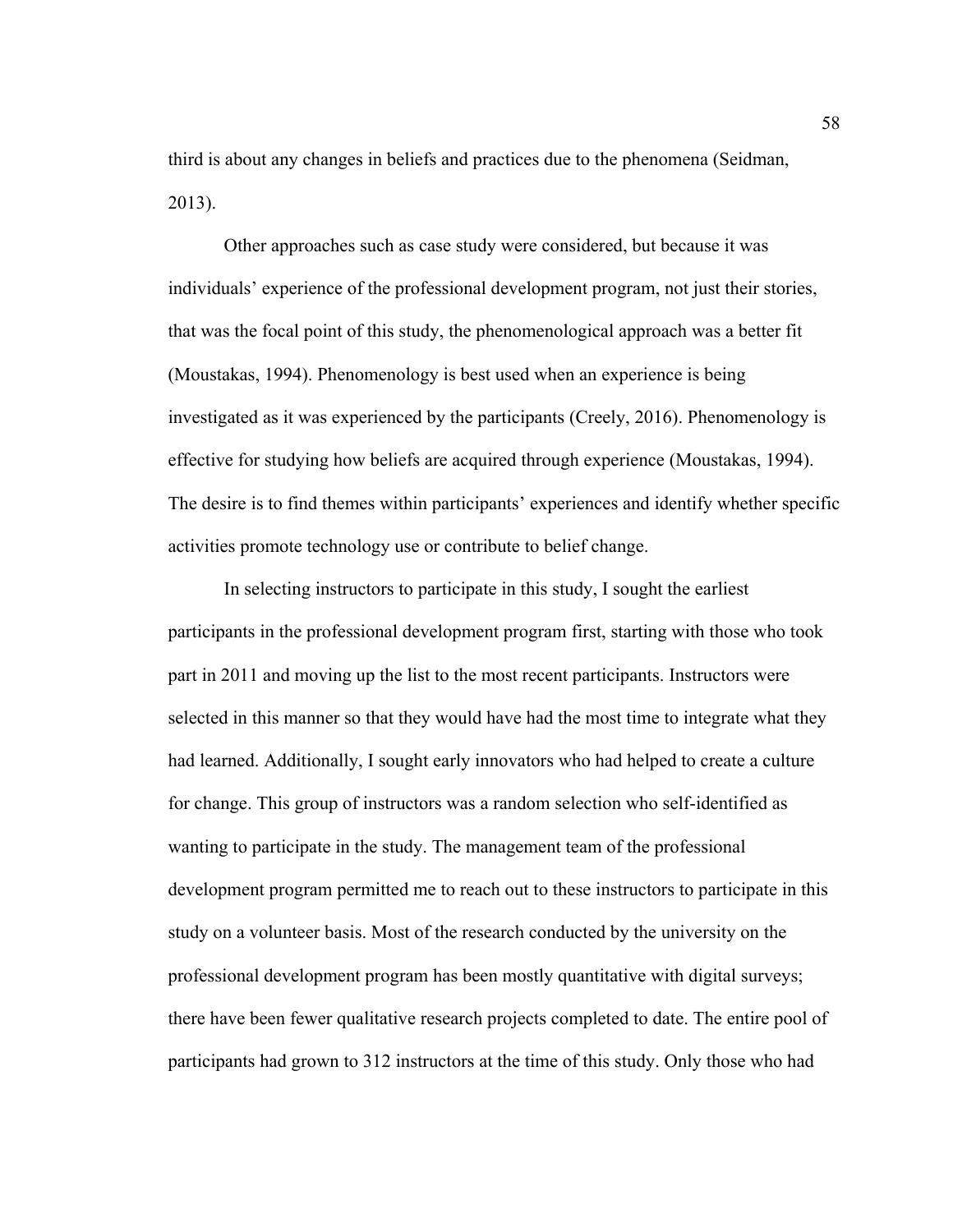third is about any changes in beliefs and practices due to the phenomena (Seidman, 2013).

Other approaches such as case study were considered, but because it was individuals' experience of the professional development program, not just their stories, that was the focal point of this study, the phenomenological approach was a better fit (Moustakas, 1994). Phenomenology is best used when an experience is being investigated as it was experienced by the participants (Creely, 2016). Phenomenology is effective for studying how beliefs are acquired through experience (Moustakas, 1994). The desire is to find themes within participants' experiences and identify whether specific activities promote technology use or contribute to belief change.

In selecting instructors to participate in this study, I sought the earliest participants in the professional development program first, starting with those who took part in 2011 and moving up the list to the most recent participants. Instructors were selected in this manner so that they would have had the most time to integrate what they had learned. Additionally, I sought early innovators who had helped to create a culture for change. This group of instructors was a random selection who self-identified as wanting to participate in the study. The management team of the professional development program permitted me to reach out to these instructors to participate in this study on a volunteer basis. Most of the research conducted by the university on the professional development program has been mostly quantitative with digital surveys; there have been fewer qualitative research projects completed to date. The entire pool of participants had grown to 312 instructors at the time of this study. Only those who had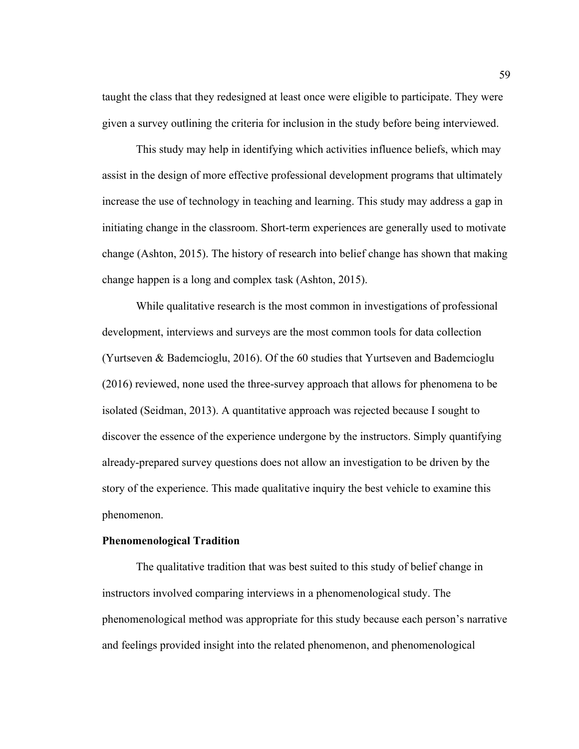taught the class that they redesigned at least once were eligible to participate. They were given a survey outlining the criteria for inclusion in the study before being interviewed.

This study may help in identifying which activities influence beliefs, which may assist in the design of more effective professional development programs that ultimately increase the use of technology in teaching and learning. This study may address a gap in initiating change in the classroom. Short-term experiences are generally used to motivate change (Ashton, 2015). The history of research into belief change has shown that making change happen is a long and complex task (Ashton, 2015).

While qualitative research is the most common in investigations of professional development, interviews and surveys are the most common tools for data collection (Yurtseven & Bademcioglu, 2016). Of the 60 studies that Yurtseven and Bademcioglu (2016) reviewed, none used the three-survey approach that allows for phenomena to be isolated (Seidman, 2013). A quantitative approach was rejected because I sought to discover the essence of the experience undergone by the instructors. Simply quantifying already-prepared survey questions does not allow an investigation to be driven by the story of the experience. This made qualitative inquiry the best vehicle to examine this phenomenon.

**Phenomenological Tradition**

The qualitative tradition that was best suited to this study of belief change in instructors involved comparing interviews in a phenomenological study. The phenomenological method was appropriate for this study because each person's narrative and feelings provided insight into the related phenomenon, and phenomenological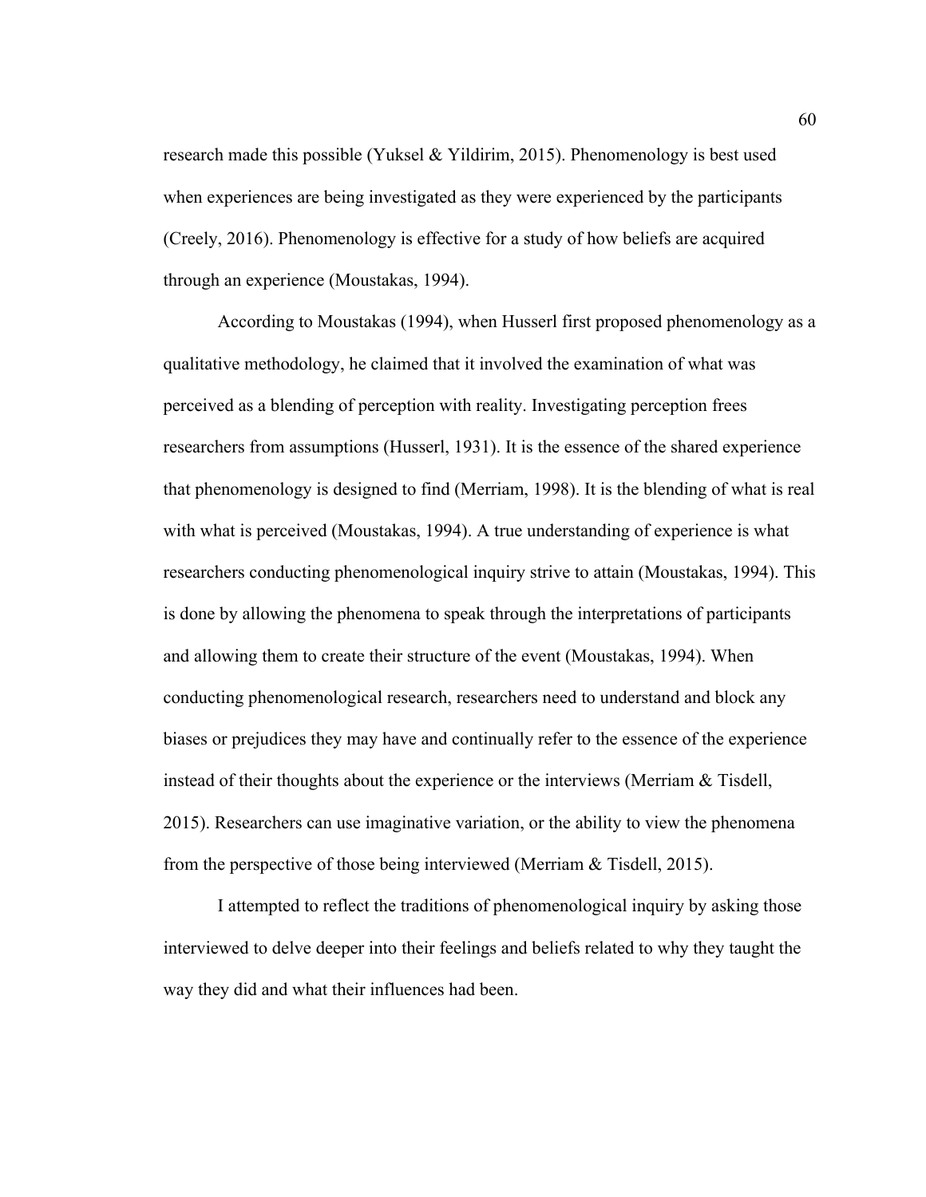research made this possible (Yuksel & Yildirim, 2015). Phenomenology is best used when experiences are being investigated as they were experienced by the participants (Creely, 2016). Phenomenology is effective for a study of how beliefs are acquired through an experience (Moustakas, 1994).

According to Moustakas (1994), when Husserl first proposed phenomenology as a qualitative methodology, he claimed that it involved the examination of what was perceived as a blending of perception with reality. Investigating perception frees researchers from assumptions (Husserl, 1931). It is the essence of the shared experience that phenomenology is designed to find (Merriam, 1998). It is the blending of what is real with what is perceived (Moustakas, 1994). A true understanding of experience is what researchers conducting phenomenological inquiry strive to attain (Moustakas, 1994). This is done by allowing the phenomena to speak through the interpretations of participants and allowing them to create their structure of the event (Moustakas, 1994). When conducting phenomenological research, researchers need to understand and block any biases or prejudices they may have and continually refer to the essence of the experience instead of their thoughts about the experience or the interviews (Merriam & Tisdell, 2015). Researchers can use imaginative variation, or the ability to view the phenomena from the perspective of those being interviewed (Merriam & Tisdell, 2015).

I attempted to reflect the traditions of phenomenological inquiry by asking those interviewed to delve deeper into their feelings and beliefs related to why they taught the way they did and what their influences had been.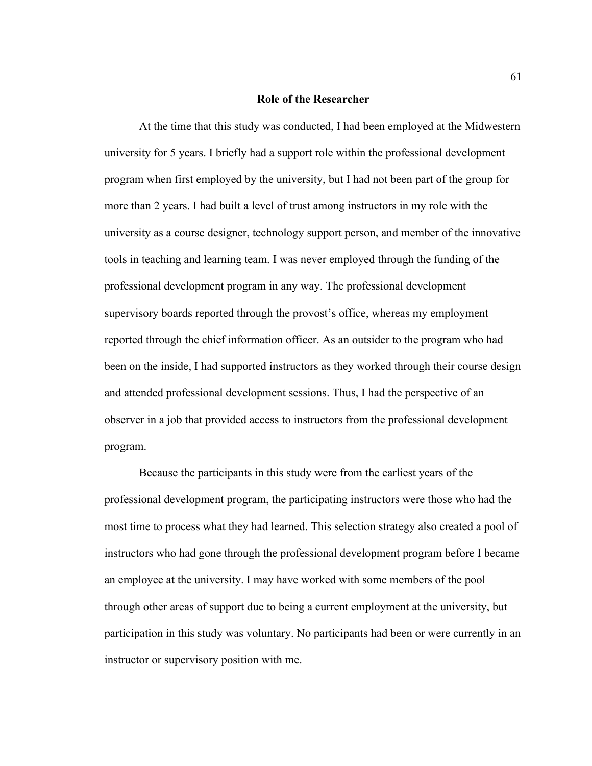## Role of the Researcher

At the time that this study was conducted, I had been employed at the Midwestern university for 5 years. I briefly had a support role within the professional development program when first employed by the university, but I had not been part of the group for more than 2 years. I had built a level of trust among instructors in my role with the university as a course designer, technology support person, and member of the innovative tools in teaching and learning team. I was never employed through the funding of the professional development program in any way. The professional development supervisory boards reported through the provost's office, whereas my employment reported through the chief information officer. As an outsider to the program who had been on the inside, I had supported instructors as they worked through their course design and attended professional development sessions. Thus, I had the perspective of an observer in a job that provided access to instructors from the professional development program.

Because the participants in this study were from the earliest years of the professional development program, the participating instructors were those who had the most time to process what they had learned. This selection strategy also created a pool of instructors who had gone through the professional development program before I became an employee at the university. I may have worked with some members of the pool through other areas of support due to being a current employment at the university, but participation in this study was voluntary. No participants had been or were currently in an instructor or supervisory position with me.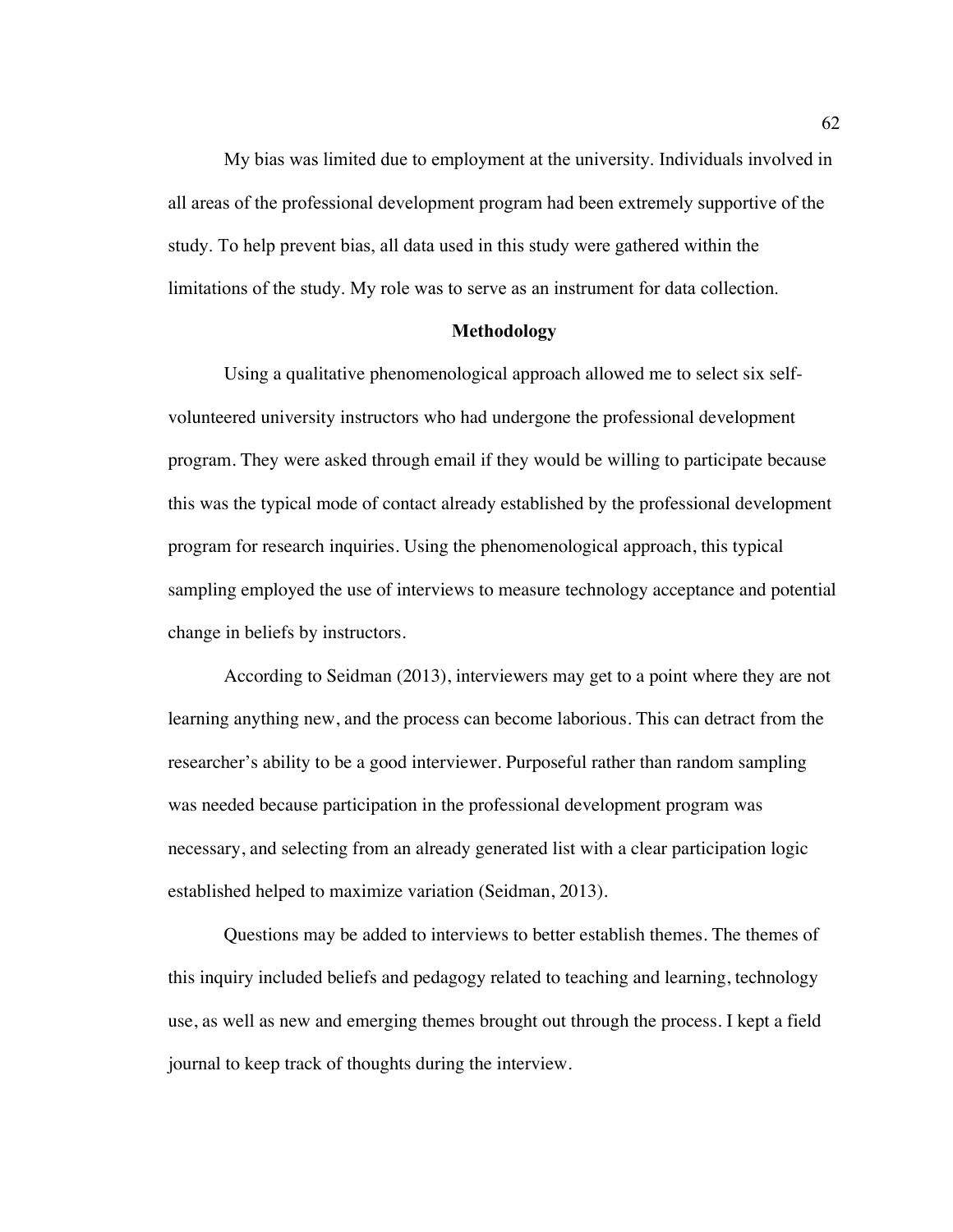My bias was limited due to employment at the university. Individuals involved in all areas of the professional development program had been extremely supportive of the study. To help prevent bias, all data used in this study were gathered within the limitations of the study. My role was to serve as an instrument for data collection.

## Methodology

Using a qualitative phenomenological approach allowed me to select six self-volunteered university instructors who had undergone the professional development program. They were asked through email if they would be willing to participate because this was the typical mode of contact already established by the professional development program for research inquiries. Using the phenomenological approach, this typical sampling employed the use of interviews to measure technology acceptance and potential change in beliefs by instructors.

According to Seidman (2013), interviewers may get to a point where they are not learning anything new, and the process can become laborious. This can detract from the researcher's ability to be a good interviewer. Purposeful rather than random sampling was needed because participation in the professional development program was necessary, and selecting from an already generated list with a clear participation logic established helped to maximize variation (Seidman, 2013).

Questions may be added to interviews to better establish themes. The themes of this inquiry included beliefs and pedagogy related to teaching and learning, technology use, as well as new and emerging themes brought out through the process. I kept a field journal to keep track of thoughts during the interview.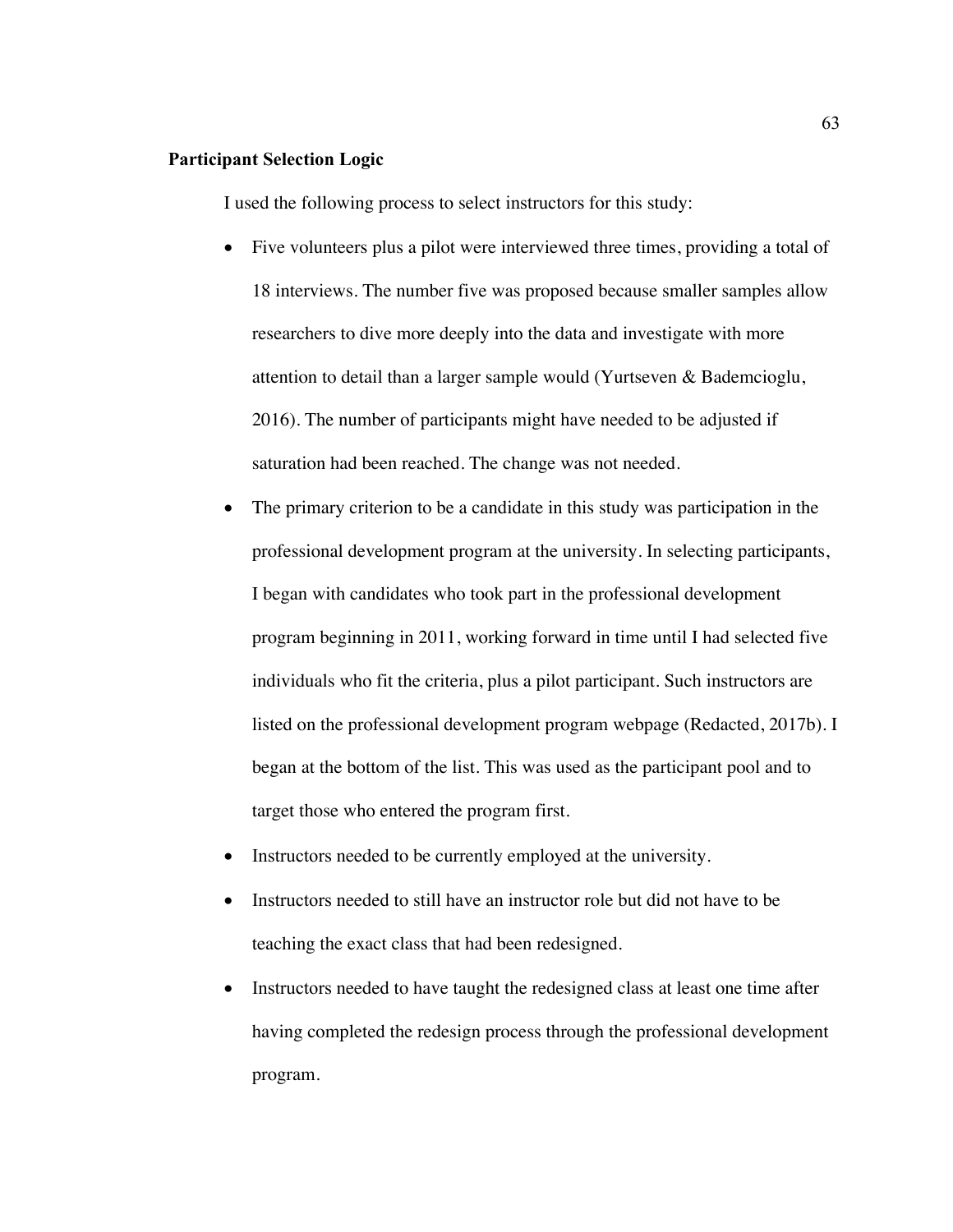## Participant Selection Logic

I used the following process to select instructors for this study:

- Five volunteers plus a pilot were interviewed three times, providing a total of 18 interviews. The number five was proposed because smaller samples allow researchers to dive more deeply into the data and investigate with more attention to detail than a larger sample would (Yurtseven & Bademcioglu, 2016). The number of participants might have needed to be adjusted if saturation had been reached. The change was not needed.
- The primary criterion to be a candidate in this study was participation in the professional development program at the university. In selecting participants, I began with candidates who took part in the professional development program beginning in 2011, working forward in time until I had selected five individuals who fit the criteria, plus a pilot participant. Such instructors are listed on the professional development program webpage (Redacted, 2017b). I began at the bottom of the list. This was used as the participant pool and to target those who entered the program first.
- Instructors needed to be currently employed at the university.
- Instructors needed to still have an instructor role but did not have to be teaching the exact class that had been redesigned.
- Instructors needed to have taught the redesigned class at least one time after having completed the redesign process through the professional development program.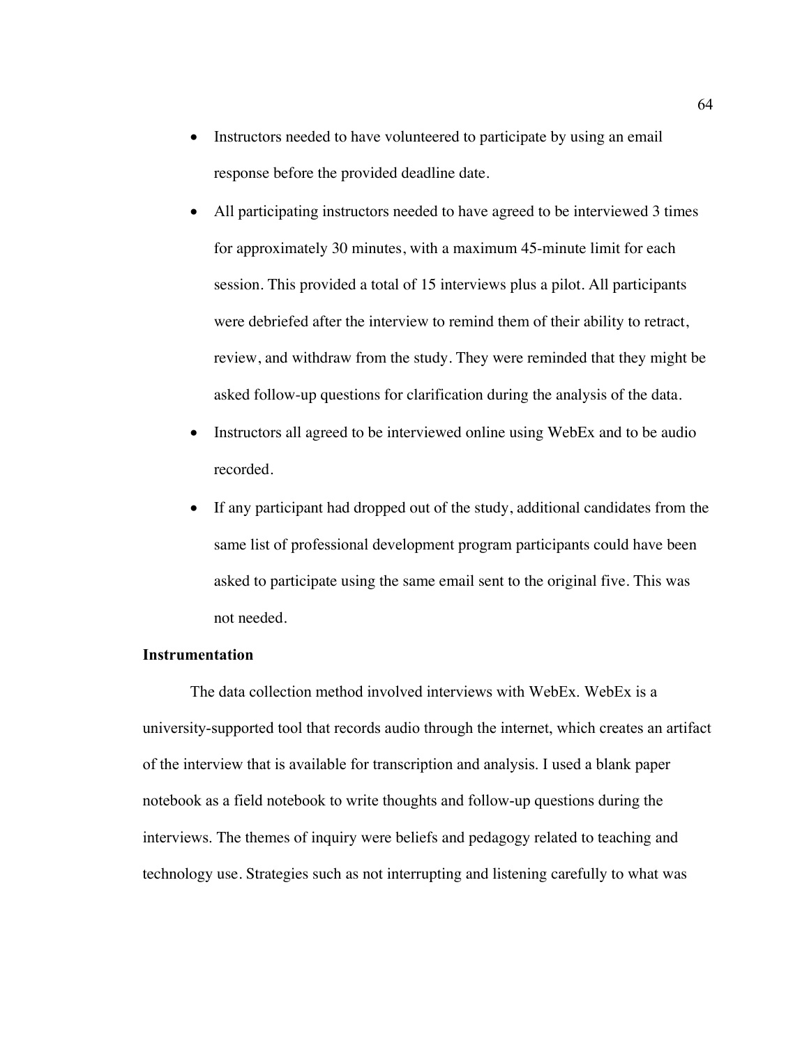- Instructors needed to have volunteered to participate by using an email response before the provided deadline date.
- All participating instructors needed to have agreed to be interviewed 3 times for approximately 30 minutes, with a maximum 45-minute limit for each session. This provided a total of 15 interviews plus a pilot. All participants were debriefed after the interview to remind them of their ability to retract, review, and withdraw from the study. They were reminded that they might be asked follow-up questions for clarification during the analysis of the data.
- Instructors all agreed to be interviewed online using WebEx and to be audio recorded.
- If any participant had dropped out of the study, additional candidates from the same list of professional development program participants could have been asked to participate using the same email sent to the original five. This was not needed.

**Instrumentation**

The data collection method involved interviews with WebEx. WebEx is a university-supported tool that records audio through the internet, which creates an artifact of the interview that is available for transcription and analysis. I used a blank paper notebook as a field notebook to write thoughts and follow-up questions during the interviews. The themes of inquiry were beliefs and pedagogy related to teaching and technology use. Strategies such as not interrupting and listening carefully to what was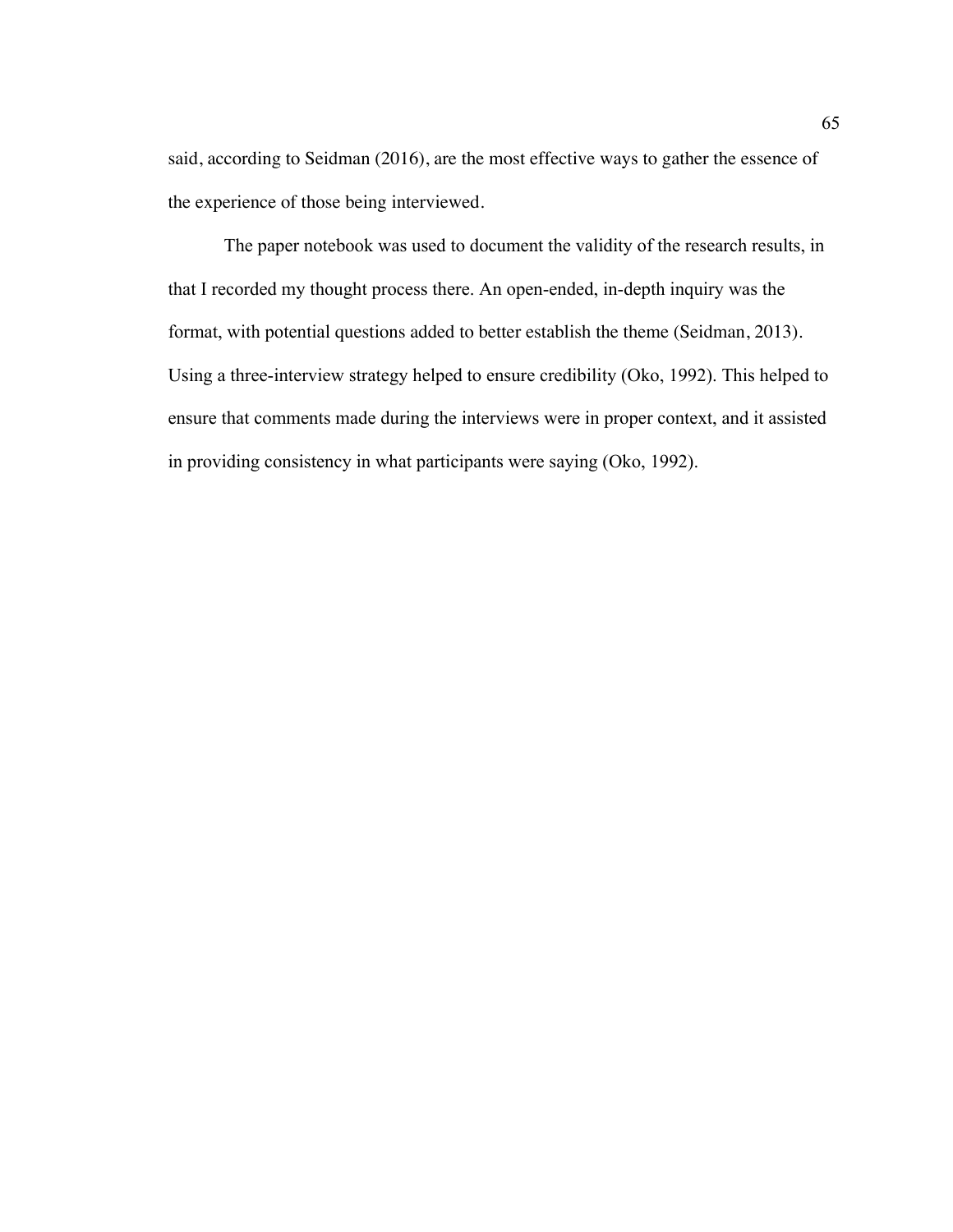said, according to Seidman (2016), are the most effective ways to gather the essence of the experience of those being interviewed.

The paper notebook was used to document the validity of the research results, in that I recorded my thought process there. An open-ended, in-depth inquiry was the format, with potential questions added to better establish the theme (Seidman, 2013). Using a three-interview strategy helped to ensure credibility (Oko, 1992). This helped to ensure that comments made during the interviews were in proper context, and it assisted in providing consistency in what participants were saying (Oko, 1992).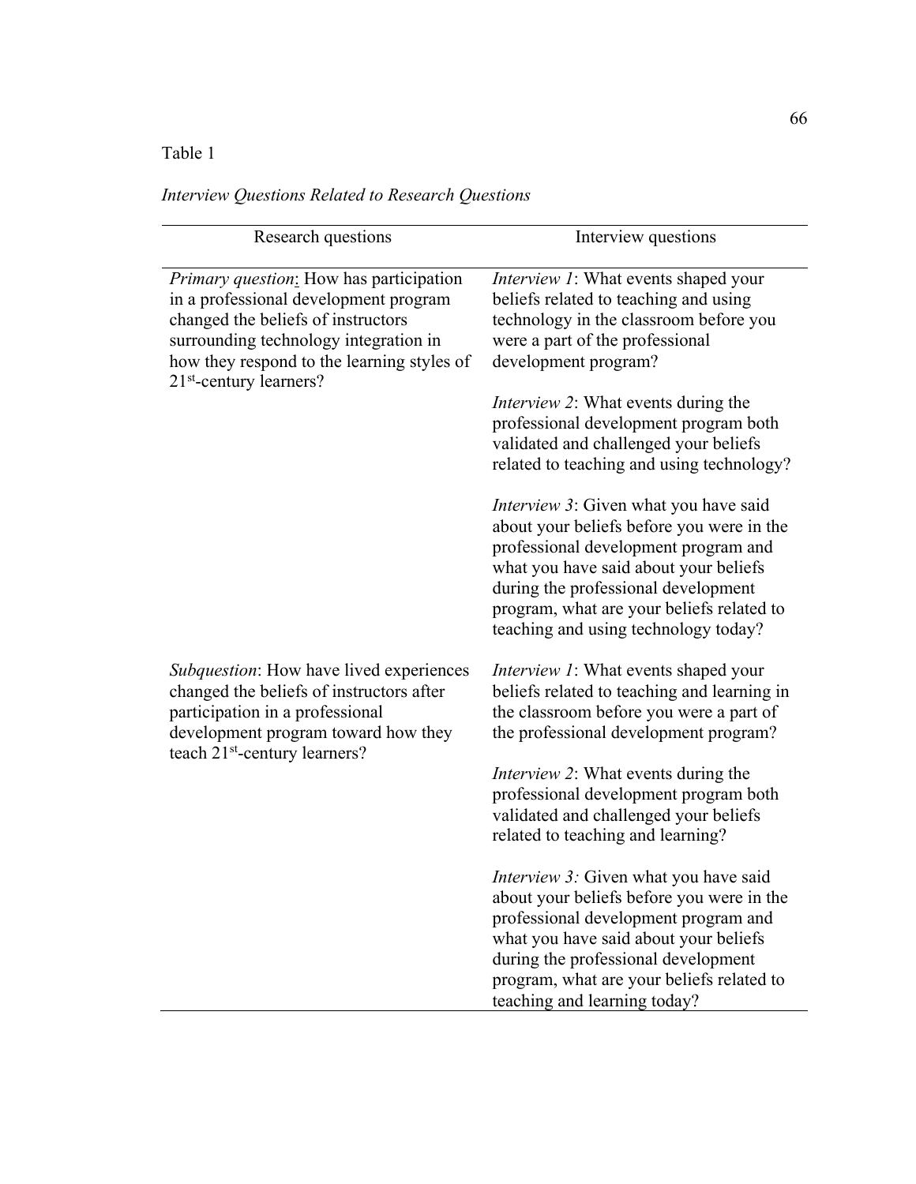Table 1

*Interview Questions Related to Research Questions*

| Research questions | Interview questions |
|---|---|
| *Primary question*: How has participation in a professional development program changed the beliefs of instructors surrounding technology integration in how they respond to the learning styles of 21st-century learners? | *Interview 1*: What events shaped your beliefs related to teaching and using technology in the classroom before you were a part of the professional development program? |
| | *Interview 2*: What events during the professional development program both validated and challenged your beliefs related to teaching and using technology? |
| | *Interview 3*: Given what you have said about your beliefs before you were in the professional development program and what you have said about your beliefs during the professional development program, what are your beliefs related to teaching and using technology today? |
| *Subquestion*: How have lived experiences changed the beliefs of instructors after participation in a professional development program toward how they teach 21st-century learners? | *Interview 1*: What events shaped your beliefs related to teaching and learning in the classroom before you were a part of the professional development program? |
| | *Interview 2*: What events during the professional development program both validated and challenged your beliefs related to teaching and learning? |
| | *Interview 3:* Given what you have said about your beliefs before you were in the professional development program and what you have said about your beliefs during the professional development program, what are your beliefs related to teaching and learning today? |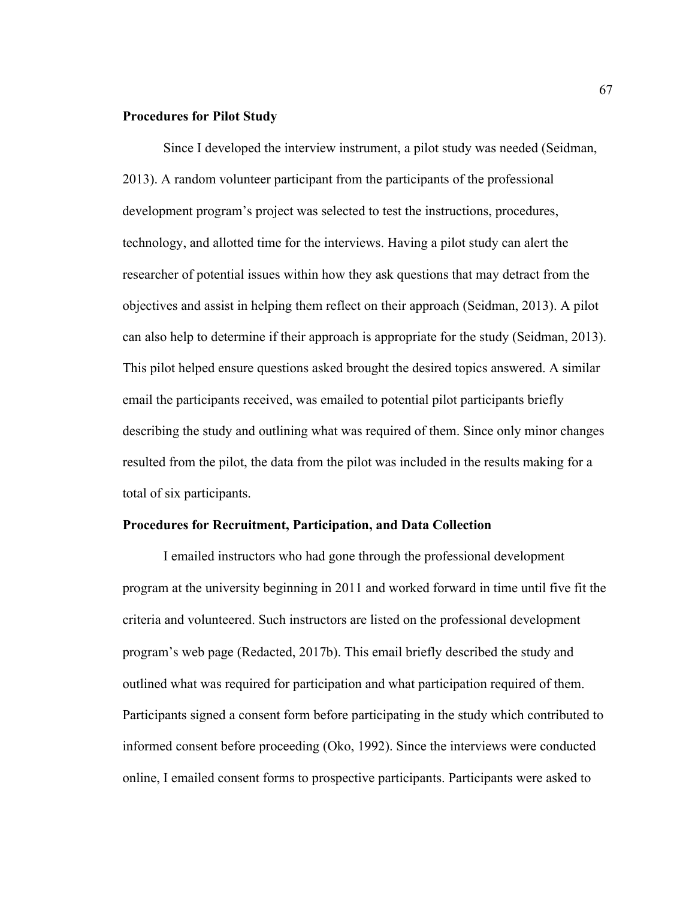**Procedures for Pilot Study**

Since I developed the interview instrument, a pilot study was needed (Seidman, 2013). A random volunteer participant from the participants of the professional development program's project was selected to test the instructions, procedures, technology, and allotted time for the interviews. Having a pilot study can alert the researcher of potential issues within how they ask questions that may detract from the objectives and assist in helping them reflect on their approach (Seidman, 2013). A pilot can also help to determine if their approach is appropriate for the study (Seidman, 2013). This pilot helped ensure questions asked brought the desired topics answered. A similar email the participants received, was emailed to potential pilot participants briefly describing the study and outlining what was required of them. Since only minor changes resulted from the pilot, the data from the pilot was included in the results making for a total of six participants.

**Procedures for Recruitment, Participation, and Data Collection**

I emailed instructors who had gone through the professional development program at the university beginning in 2011 and worked forward in time until five fit the criteria and volunteered. Such instructors are listed on the professional development program's web page (Redacted, 2017b). This email briefly described the study and outlined what was required for participation and what participation required of them. Participants signed a consent form before participating in the study which contributed to informed consent before proceeding (Oko, 1992). Since the interviews were conducted online, I emailed consent forms to prospective participants. Participants were asked to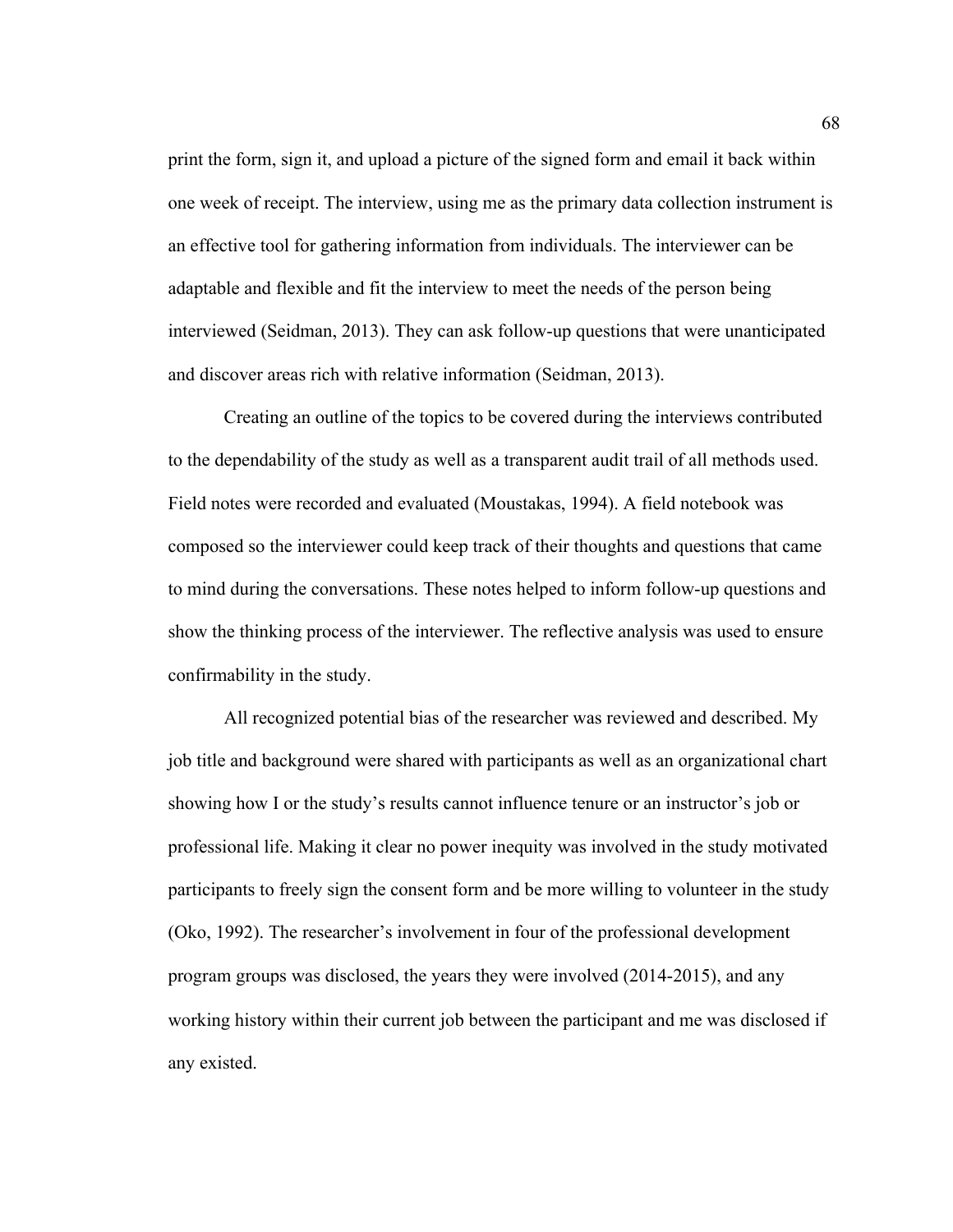print the form, sign it, and upload a picture of the signed form and email it back within one week of receipt. The interview, using me as the primary data collection instrument is an effective tool for gathering information from individuals. The interviewer can be adaptable and flexible and fit the interview to meet the needs of the person being interviewed (Seidman, 2013). They can ask follow-up questions that were unanticipated and discover areas rich with relative information (Seidman, 2013).

Creating an outline of the topics to be covered during the interviews contributed to the dependability of the study as well as a transparent audit trail of all methods used. Field notes were recorded and evaluated (Moustakas, 1994). A field notebook was composed so the interviewer could keep track of their thoughts and questions that came to mind during the conversations. These notes helped to inform follow-up questions and show the thinking process of the interviewer. The reflective analysis was used to ensure confirmability in the study.

All recognized potential bias of the researcher was reviewed and described. My job title and background were shared with participants as well as an organizational chart showing how I or the study's results cannot influence tenure or an instructor's job or professional life. Making it clear no power inequity was involved in the study motivated participants to freely sign the consent form and be more willing to volunteer in the study (Oko, 1992). The researcher's involvement in four of the professional development program groups was disclosed, the years they were involved (2014-2015), and any working history within their current job between the participant and me was disclosed if any existed.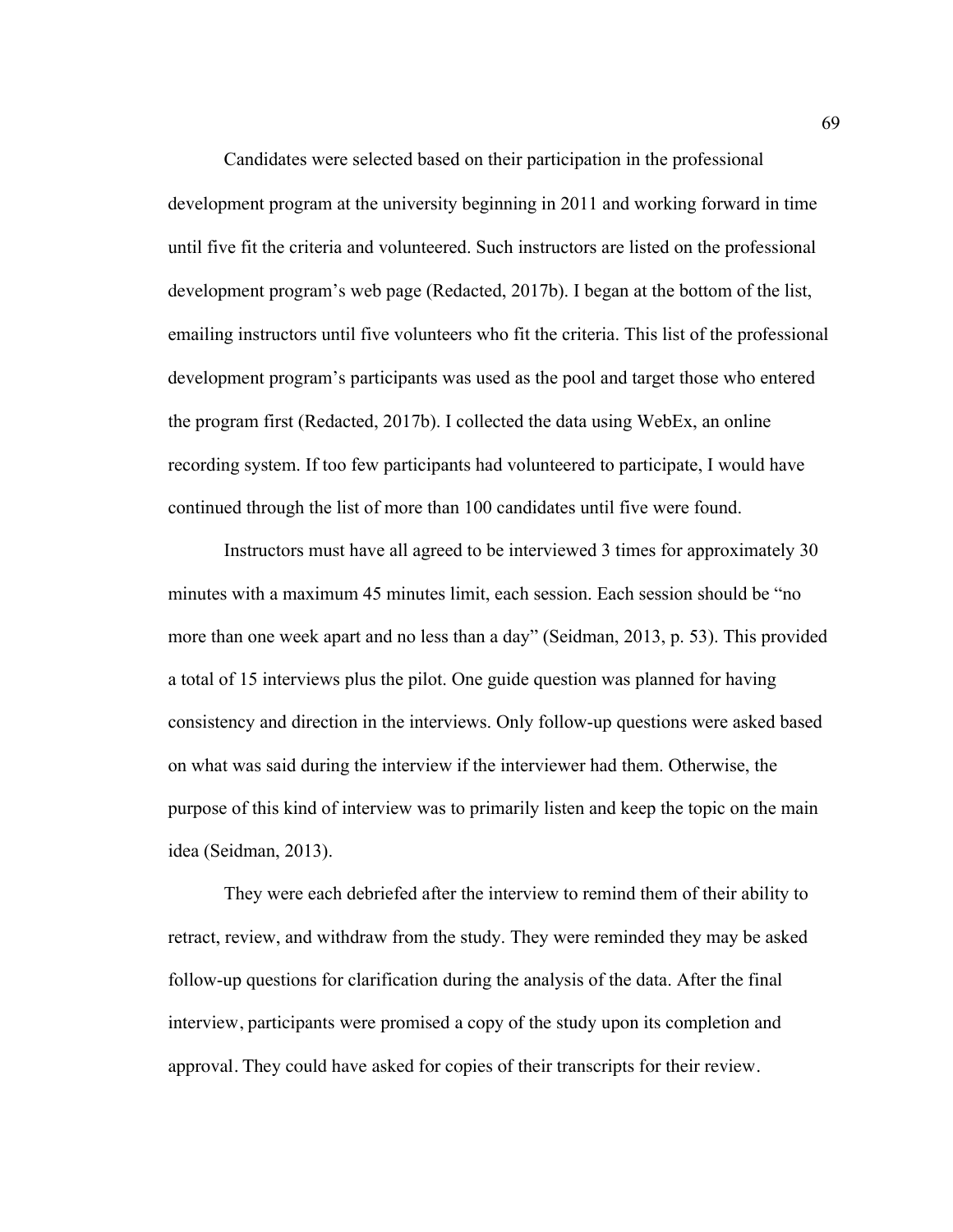Candidates were selected based on their participation in the professional development program at the university beginning in 2011 and working forward in time until five fit the criteria and volunteered. Such instructors are listed on the professional development program's web page (Redacted, 2017b). I began at the bottom of the list, emailing instructors until five volunteers who fit the criteria. This list of the professional development program's participants was used as the pool and target those who entered the program first (Redacted, 2017b). I collected the data using WebEx, an online recording system. If too few participants had volunteered to participate, I would have continued through the list of more than 100 candidates until five were found.

Instructors must have all agreed to be interviewed 3 times for approximately 30 minutes with a maximum 45 minutes limit, each session. Each session should be "no more than one week apart and no less than a day" (Seidman, 2013, p. 53). This provided a total of 15 interviews plus the pilot. One guide question was planned for having consistency and direction in the interviews. Only follow-up questions were asked based on what was said during the interview if the interviewer had them. Otherwise, the purpose of this kind of interview was to primarily listen and keep the topic on the main idea (Seidman, 2013).

They were each debriefed after the interview to remind them of their ability to retract, review, and withdraw from the study. They were reminded they may be asked follow-up questions for clarification during the analysis of the data. After the final interview, participants were promised a copy of the study upon its completion and approval. They could have asked for copies of their transcripts for their review.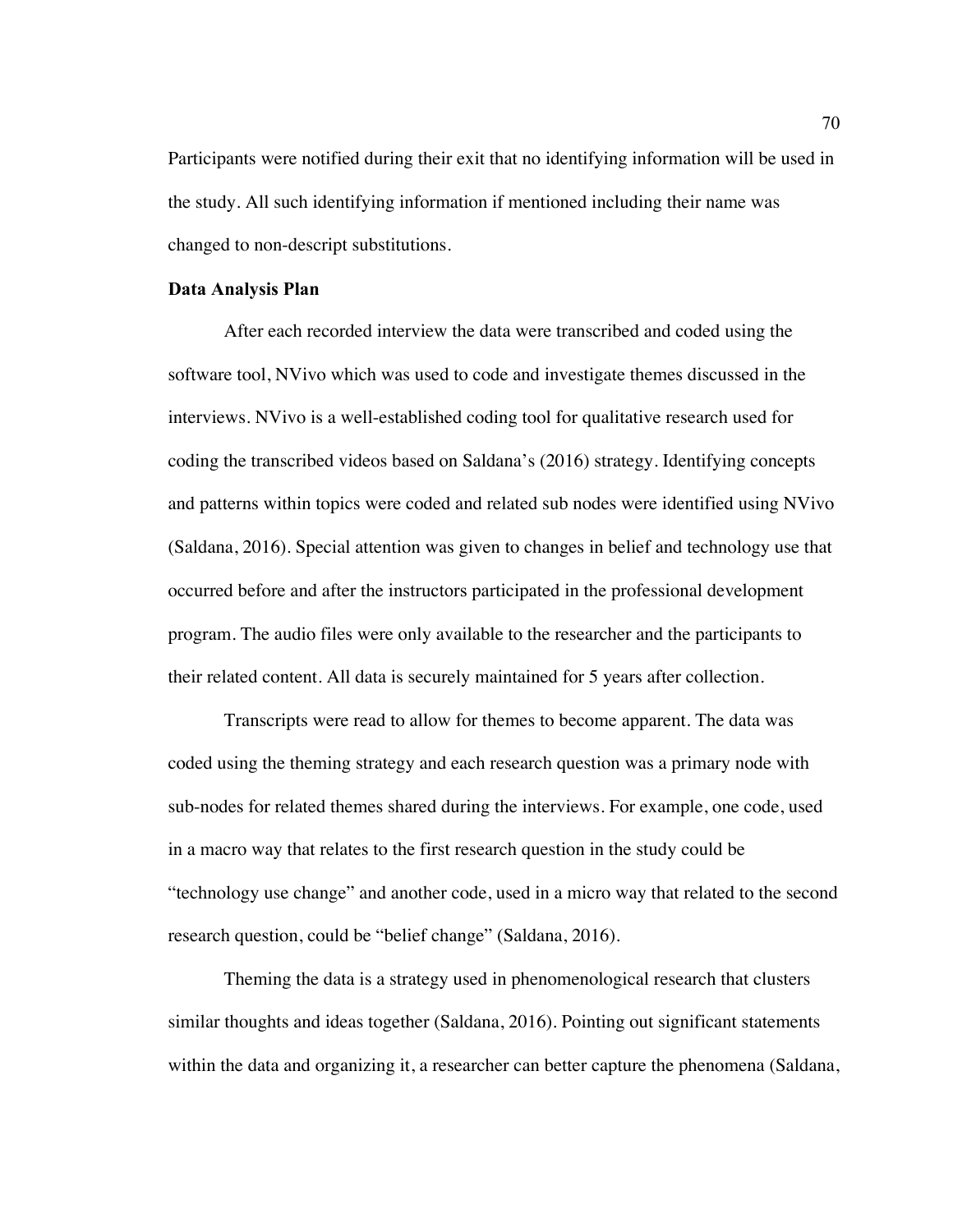Participants were notified during their exit that no identifying information will be used in the study. All such identifying information if mentioned including their name was changed to non-descript substitutions.

### Data Analysis Plan

After each recorded interview the data were transcribed and coded using the software tool, NVivo which was used to code and investigate themes discussed in the interviews. NVivo is a well-established coding tool for qualitative research used for coding the transcribed videos based on Saldana's (2016) strategy. Identifying concepts and patterns within topics were coded and related sub nodes were identified using NVivo (Saldana, 2016). Special attention was given to changes in belief and technology use that occurred before and after the instructors participated in the professional development program. The audio files were only available to the researcher and the participants to their related content. All data is securely maintained for 5 years after collection.

Transcripts were read to allow for themes to become apparent. The data was coded using the theming strategy and each research question was a primary node with sub-nodes for related themes shared during the interviews. For example, one code, used in a macro way that relates to the first research question in the study could be "technology use change" and another code, used in a micro way that related to the second research question, could be "belief change" (Saldana, 2016).

Theming the data is a strategy used in phenomenological research that clusters similar thoughts and ideas together (Saldana, 2016). Pointing out significant statements within the data and organizing it, a researcher can better capture the phenomena (Saldana,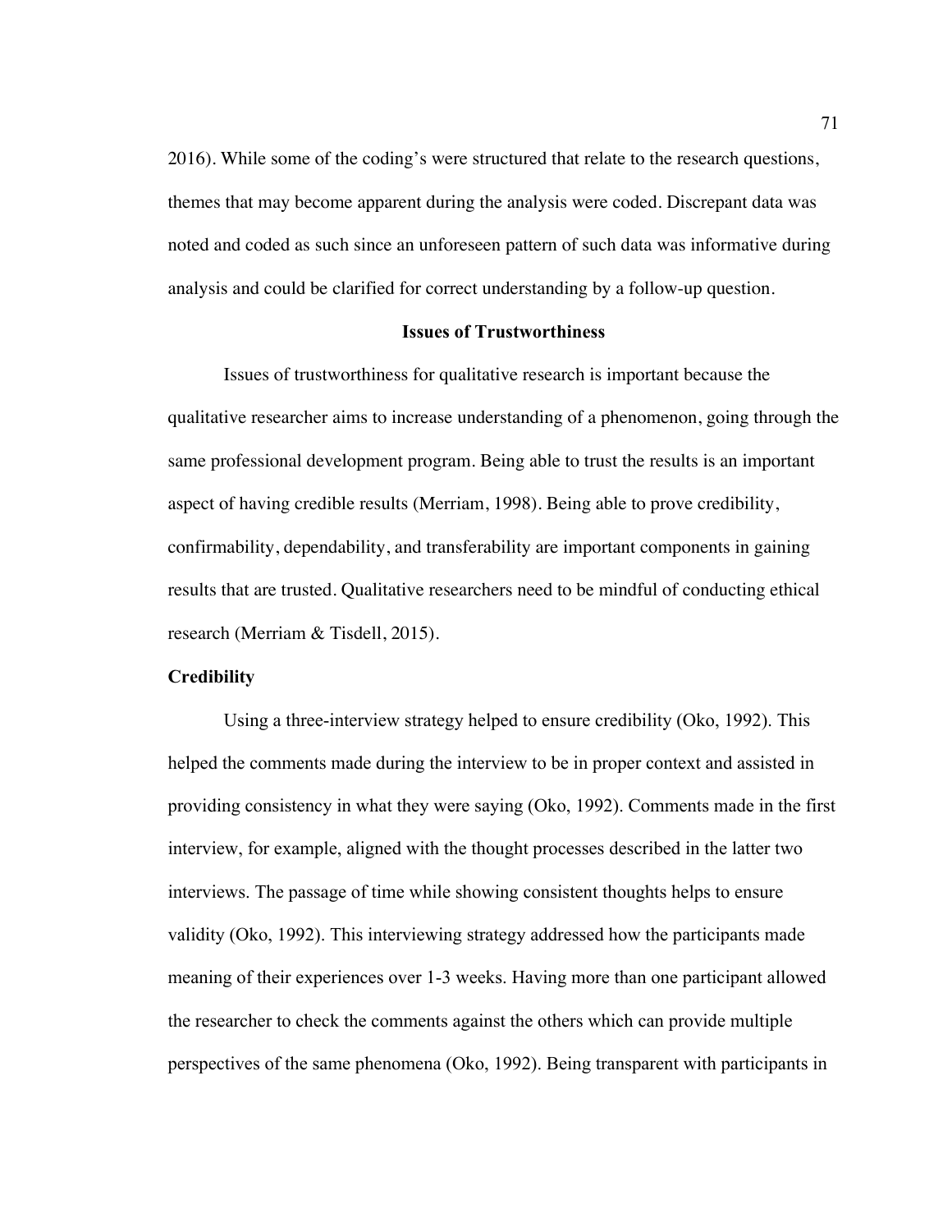2016). While some of the coding's were structured that relate to the research questions, themes that may become apparent during the analysis were coded. Discrepant data was noted and coded as such since an unforeseen pattern of such data was informative during analysis and could be clarified for correct understanding by a follow-up question.

## Issues of Trustworthiness

Issues of trustworthiness for qualitative research is important because the qualitative researcher aims to increase understanding of a phenomenon, going through the same professional development program. Being able to trust the results is an important aspect of having credible results (Merriam, 1998). Being able to prove credibility, confirmability, dependability, and transferability are important components in gaining results that are trusted. Qualitative researchers need to be mindful of conducting ethical research (Merriam & Tisdell, 2015).

### Credibility

Using a three-interview strategy helped to ensure credibility (Oko, 1992). This helped the comments made during the interview to be in proper context and assisted in providing consistency in what they were saying (Oko, 1992). Comments made in the first interview, for example, aligned with the thought processes described in the latter two interviews. The passage of time while showing consistent thoughts helps to ensure validity (Oko, 1992). This interviewing strategy addressed how the participants made meaning of their experiences over 1-3 weeks. Having more than one participant allowed the researcher to check the comments against the others which can provide multiple perspectives of the same phenomena (Oko, 1992). Being transparent with participants in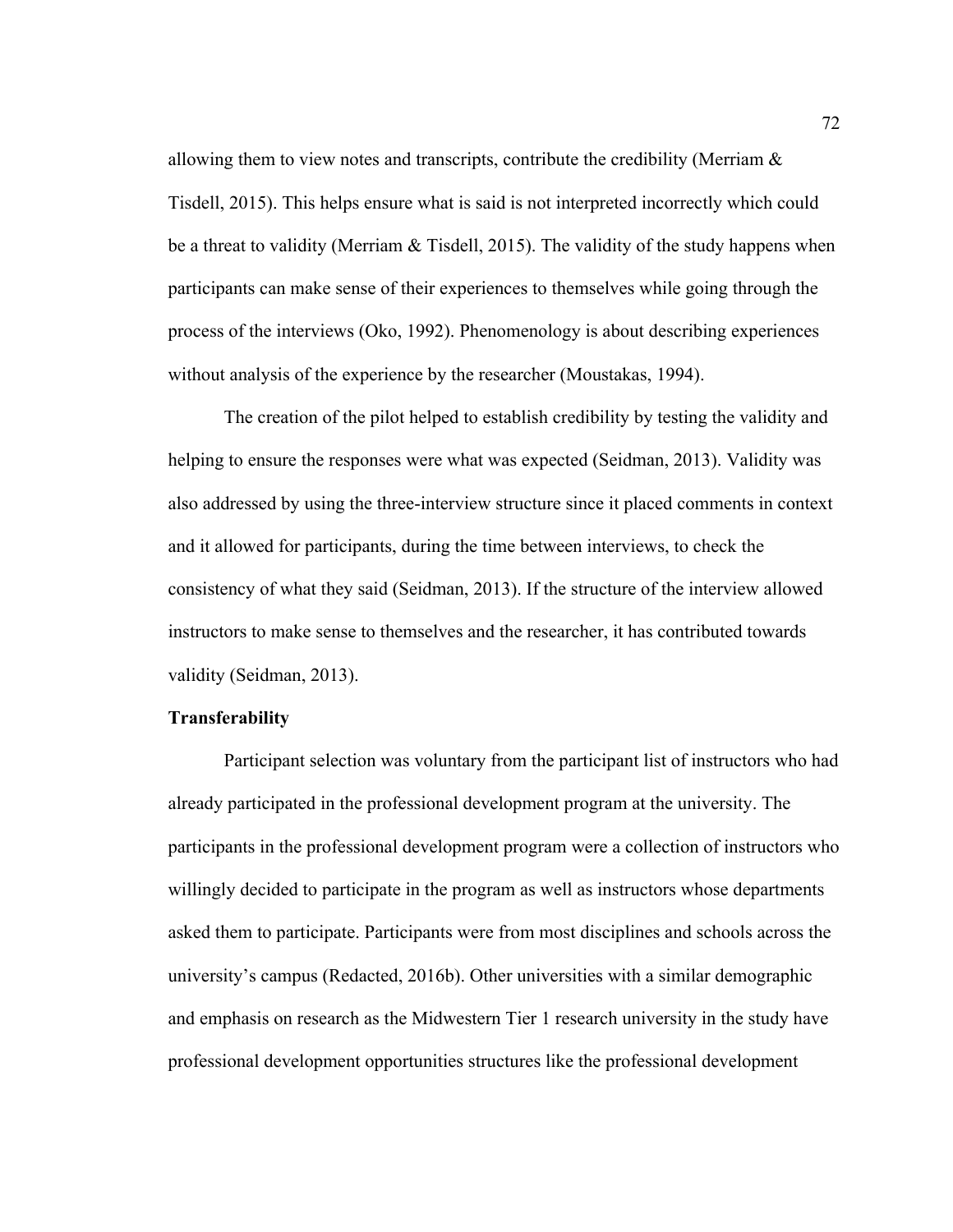allowing them to view notes and transcripts, contribute the credibility (Merriam & Tisdell, 2015). This helps ensure what is said is not interpreted incorrectly which could be a threat to validity (Merriam & Tisdell, 2015). The validity of the study happens when participants can make sense of their experiences to themselves while going through the process of the interviews (Oko, 1992). Phenomenology is about describing experiences without analysis of the experience by the researcher (Moustakas, 1994).

The creation of the pilot helped to establish credibility by testing the validity and helping to ensure the responses were what was expected (Seidman, 2013). Validity was also addressed by using the three-interview structure since it placed comments in context and it allowed for participants, during the time between interviews, to check the consistency of what they said (Seidman, 2013). If the structure of the interview allowed instructors to make sense to themselves and the researcher, it has contributed towards validity (Seidman, 2013).

**Transferability**

Participant selection was voluntary from the participant list of instructors who had already participated in the professional development program at the university. The participants in the professional development program were a collection of instructors who willingly decided to participate in the program as well as instructors whose departments asked them to participate. Participants were from most disciplines and schools across the university's campus (Redacted, 2016b). Other universities with a similar demographic and emphasis on research as the Midwestern Tier 1 research university in the study have professional development opportunities structures like the professional development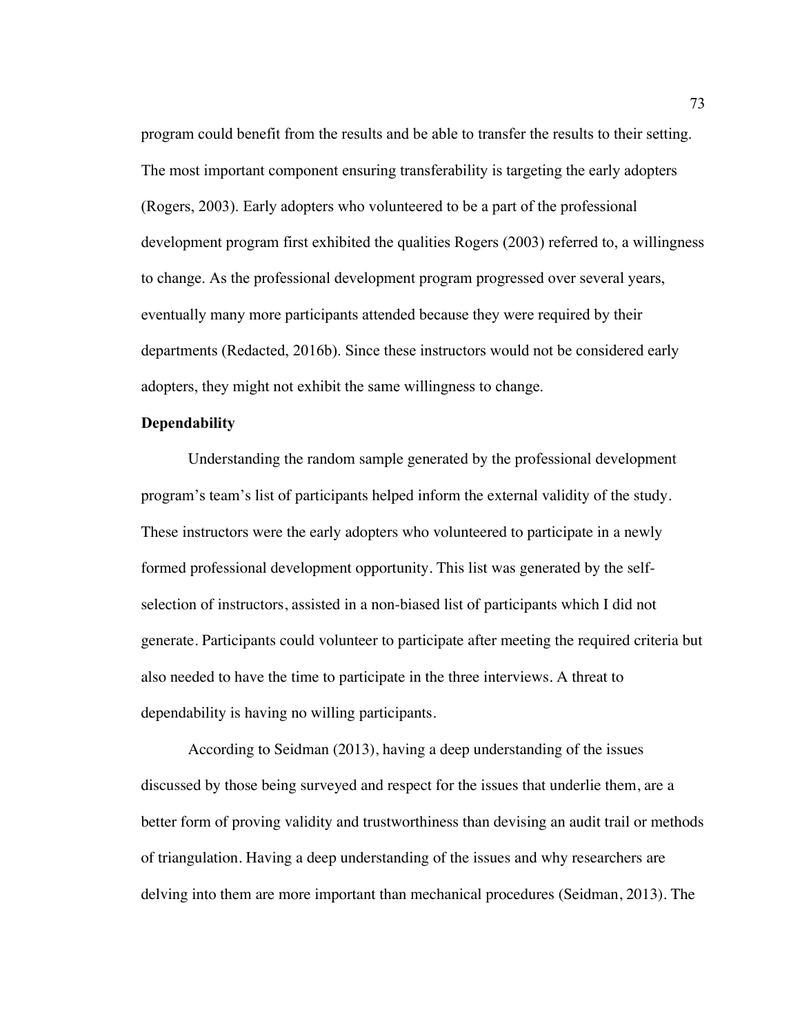program could benefit from the results and be able to transfer the results to their setting. The most important component ensuring transferability is targeting the early adopters (Rogers, 2003). Early adopters who volunteered to be a part of the professional development program first exhibited the qualities Rogers (2003) referred to, a willingness to change. As the professional development program progressed over several years, eventually many more participants attended because they were required by their departments (Redacted, 2016b). Since these instructors would not be considered early adopters, they might not exhibit the same willingness to change.

**Dependability**

Understanding the random sample generated by the professional development program's team's list of participants helped inform the external validity of the study. These instructors were the early adopters who volunteered to participate in a newly formed professional development opportunity. This list was generated by the self-selection of instructors, assisted in a non-biased list of participants which I did not generate. Participants could volunteer to participate after meeting the required criteria but also needed to have the time to participate in the three interviews. A threat to dependability is having no willing participants.

According to Seidman (2013), having a deep understanding of the issues discussed by those being surveyed and respect for the issues that underlie them, are a better form of proving validity and trustworthiness than devising an audit trail or methods of triangulation. Having a deep understanding of the issues and why researchers are delving into them are more important than mechanical procedures (Seidman, 2013). The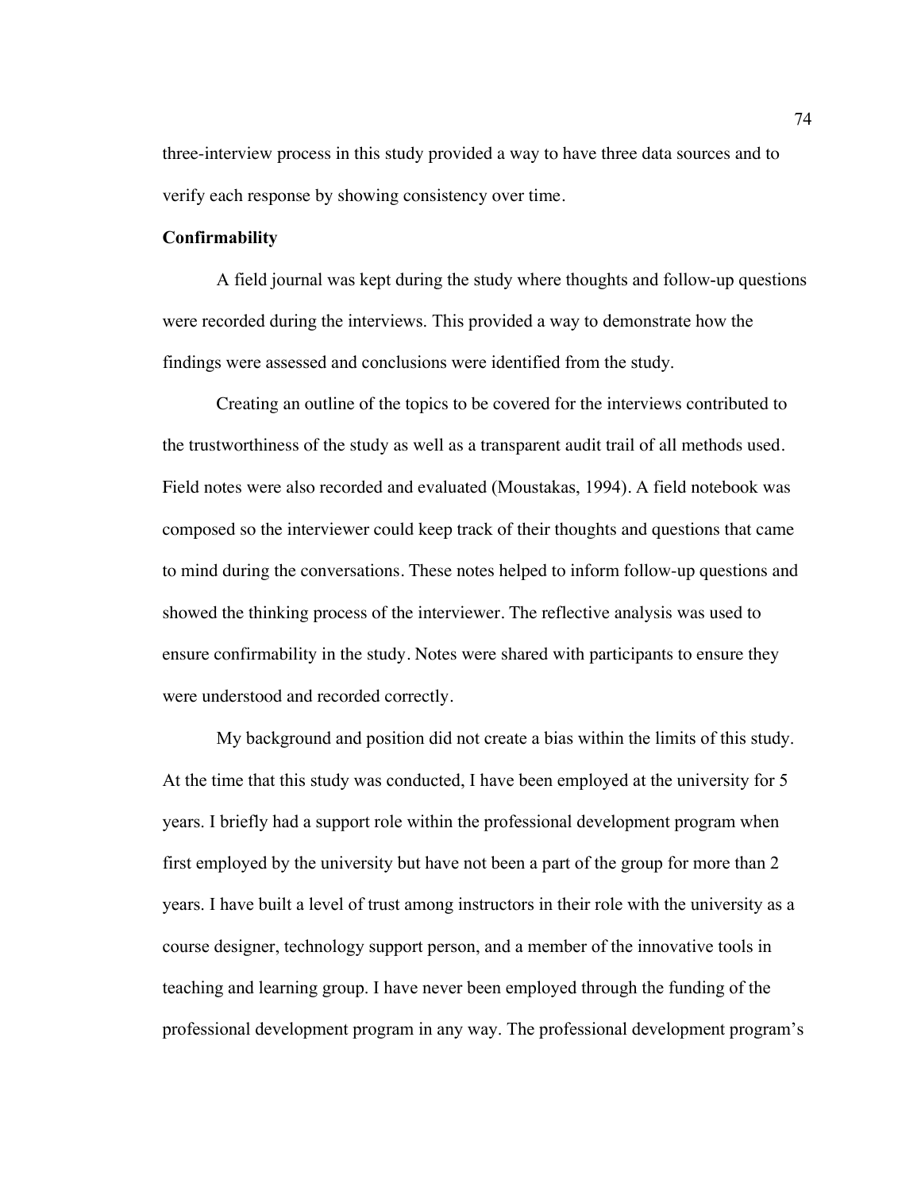three-interview process in this study provided a way to have three data sources and to verify each response by showing consistency over time.

**Confirmability**

A field journal was kept during the study where thoughts and follow-up questions were recorded during the interviews. This provided a way to demonstrate how the findings were assessed and conclusions were identified from the study.

Creating an outline of the topics to be covered for the interviews contributed to the trustworthiness of the study as well as a transparent audit trail of all methods used. Field notes were also recorded and evaluated (Moustakas, 1994). A field notebook was composed so the interviewer could keep track of their thoughts and questions that came to mind during the conversations. These notes helped to inform follow-up questions and showed the thinking process of the interviewer. The reflective analysis was used to ensure confirmability in the study. Notes were shared with participants to ensure they were understood and recorded correctly.

My background and position did not create a bias within the limits of this study. At the time that this study was conducted, I have been employed at the university for 5 years. I briefly had a support role within the professional development program when first employed by the university but have not been a part of the group for more than 2 years. I have built a level of trust among instructors in their role with the university as a course designer, technology support person, and a member of the innovative tools in teaching and learning group. I have never been employed through the funding of the professional development program in any way. The professional development program's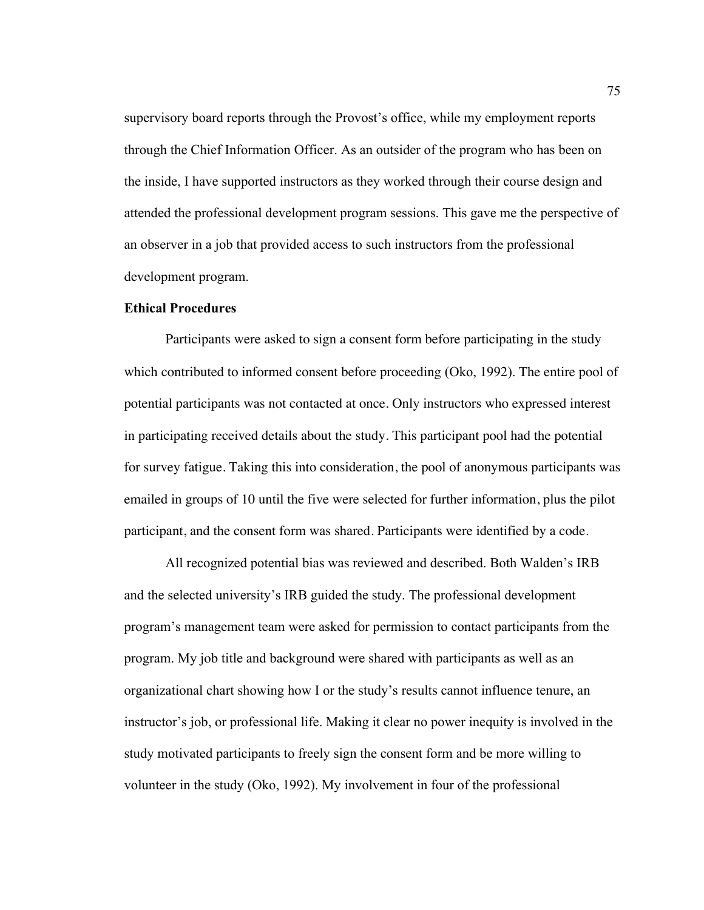supervisory board reports through the Provost's office, while my employment reports through the Chief Information Officer. As an outsider of the program who has been on the inside, I have supported instructors as they worked through their course design and attended the professional development program sessions. This gave me the perspective of an observer in a job that provided access to such instructors from the professional development program.

**Ethical Procedures**

Participants were asked to sign a consent form before participating in the study which contributed to informed consent before proceeding (Oko, 1992). The entire pool of potential participants was not contacted at once. Only instructors who expressed interest in participating received details about the study. This participant pool had the potential for survey fatigue. Taking this into consideration, the pool of anonymous participants was emailed in groups of 10 until the five were selected for further information, plus the pilot participant, and the consent form was shared. Participants were identified by a code.

All recognized potential bias was reviewed and described. Both Walden's IRB and the selected university's IRB guided the study. The professional development program's management team were asked for permission to contact participants from the program. My job title and background were shared with participants as well as an organizational chart showing how I or the study's results cannot influence tenure, an instructor's job, or professional life. Making it clear no power inequity is involved in the study motivated participants to freely sign the consent form and be more willing to volunteer in the study (Oko, 1992). My involvement in four of the professional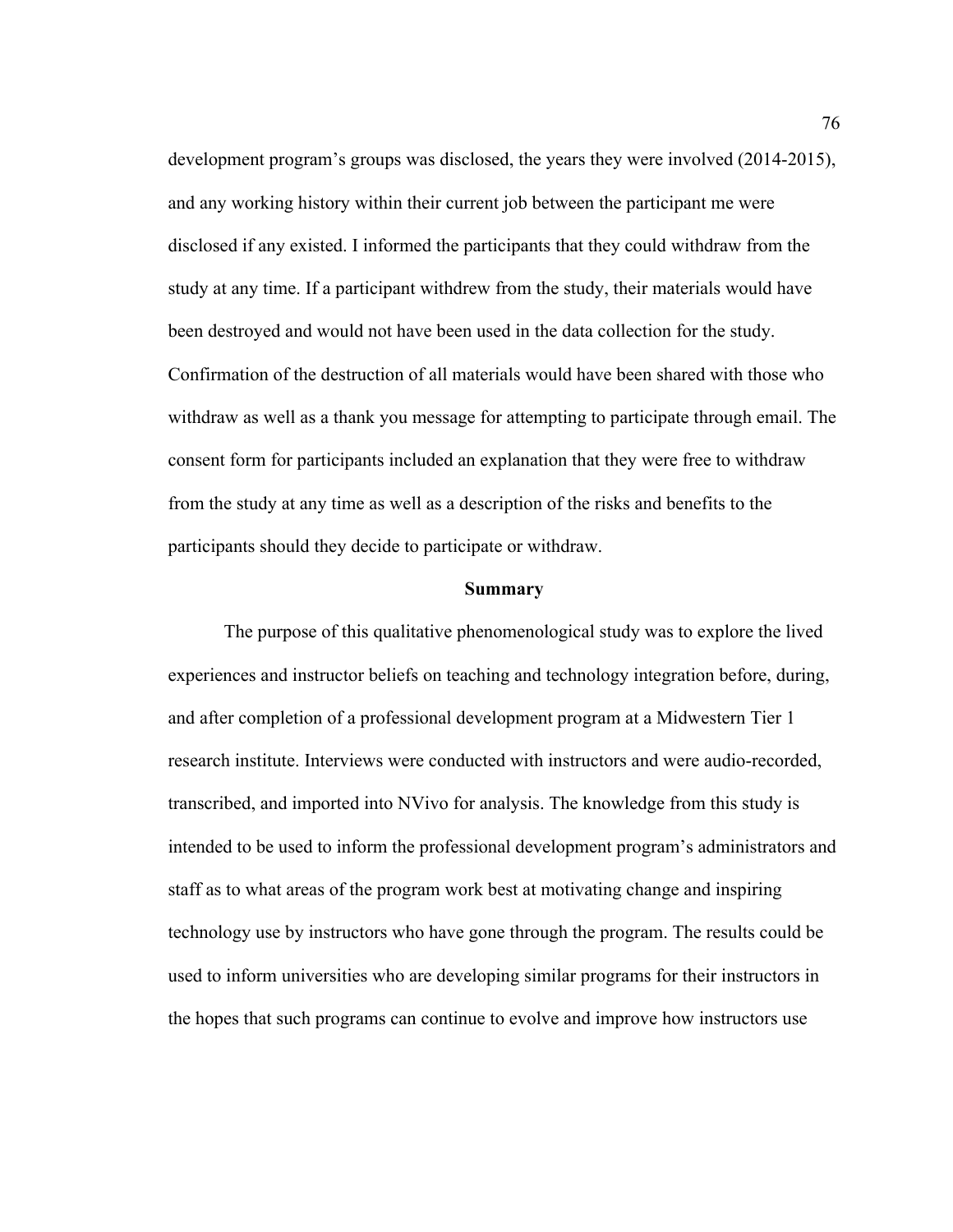development program's groups was disclosed, the years they were involved (2014-2015), and any working history within their current job between the participant me were disclosed if any existed. I informed the participants that they could withdraw from the study at any time. If a participant withdrew from the study, their materials would have been destroyed and would not have been used in the data collection for the study. Confirmation of the destruction of all materials would have been shared with those who withdraw as well as a thank you message for attempting to participate through email. The consent form for participants included an explanation that they were free to withdraw from the study at any time as well as a description of the risks and benefits to the participants should they decide to participate or withdraw.

## Summary

The purpose of this qualitative phenomenological study was to explore the lived experiences and instructor beliefs on teaching and technology integration before, during, and after completion of a professional development program at a Midwestern Tier 1 research institute. Interviews were conducted with instructors and were audio-recorded, transcribed, and imported into NVivo for analysis. The knowledge from this study is intended to be used to inform the professional development program's administrators and staff as to what areas of the program work best at motivating change and inspiring technology use by instructors who have gone through the program. The results could be used to inform universities who are developing similar programs for their instructors in the hopes that such programs can continue to evolve and improve how instructors use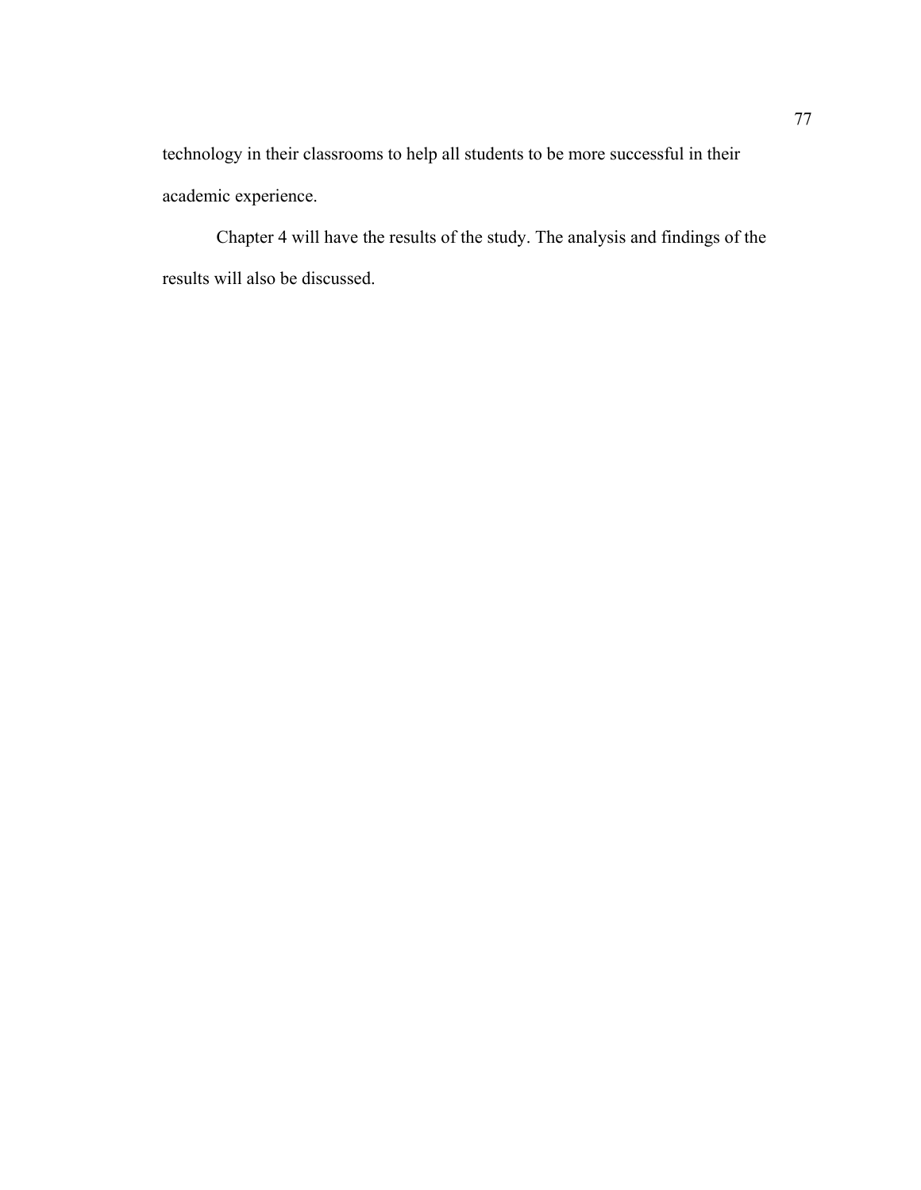technology in their classrooms to help all students to be more successful in their academic experience.

Chapter 4 will have the results of the study. The analysis and findings of the results will also be discussed.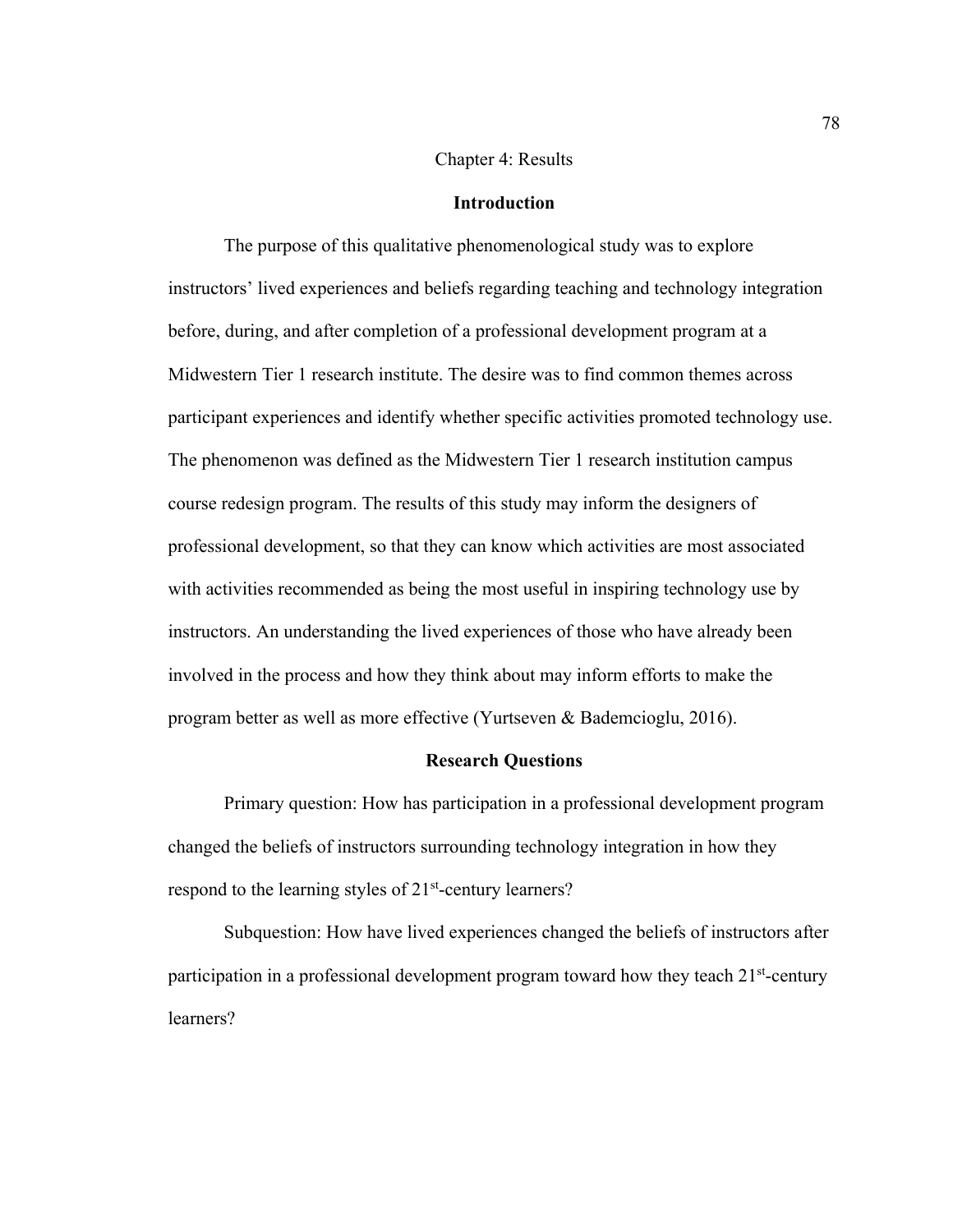# Chapter 4: Results

## Introduction

The purpose of this qualitative phenomenological study was to explore instructors' lived experiences and beliefs regarding teaching and technology integration before, during, and after completion of a professional development program at a Midwestern Tier 1 research institute. The desire was to find common themes across participant experiences and identify whether specific activities promoted technology use. The phenomenon was defined as the Midwestern Tier 1 research institution campus course redesign program. The results of this study may inform the designers of professional development, so that they can know which activities are most associated with activities recommended as being the most useful in inspiring technology use by instructors. An understanding the lived experiences of those who have already been involved in the process and how they think about may inform efforts to make the program better as well as more effective (Yurtseven & Bademcioglu, 2016).

## Research Questions

Primary question: How has participation in a professional development program changed the beliefs of instructors surrounding technology integration in how they respond to the learning styles of 21st-century learners?

Subquestion: How have lived experiences changed the beliefs of instructors after participation in a professional development program toward how they teach 21st-century learners?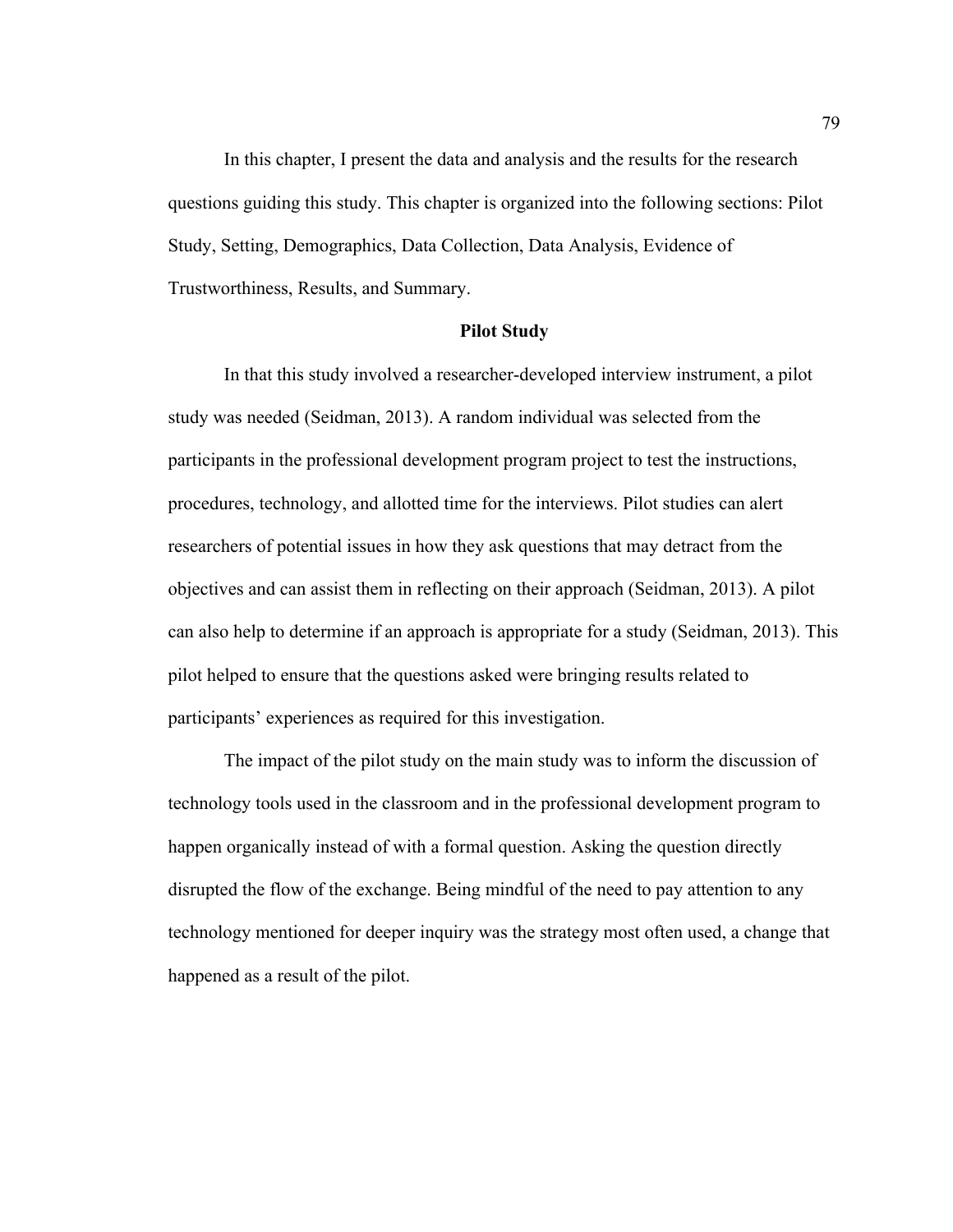In this chapter, I present the data and analysis and the results for the research questions guiding this study. This chapter is organized into the following sections: Pilot Study, Setting, Demographics, Data Collection, Data Analysis, Evidence of Trustworthiness, Results, and Summary.

## Pilot Study

In that this study involved a researcher-developed interview instrument, a pilot study was needed (Seidman, 2013). A random individual was selected from the participants in the professional development program project to test the instructions, procedures, technology, and allotted time for the interviews. Pilot studies can alert researchers of potential issues in how they ask questions that may detract from the objectives and can assist them in reflecting on their approach (Seidman, 2013). A pilot can also help to determine if an approach is appropriate for a study (Seidman, 2013). This pilot helped to ensure that the questions asked were bringing results related to participants' experiences as required for this investigation.

The impact of the pilot study on the main study was to inform the discussion of technology tools used in the classroom and in the professional development program to happen organically instead of with a formal question. Asking the question directly disrupted the flow of the exchange. Being mindful of the need to pay attention to any technology mentioned for deeper inquiry was the strategy most often used, a change that happened as a result of the pilot.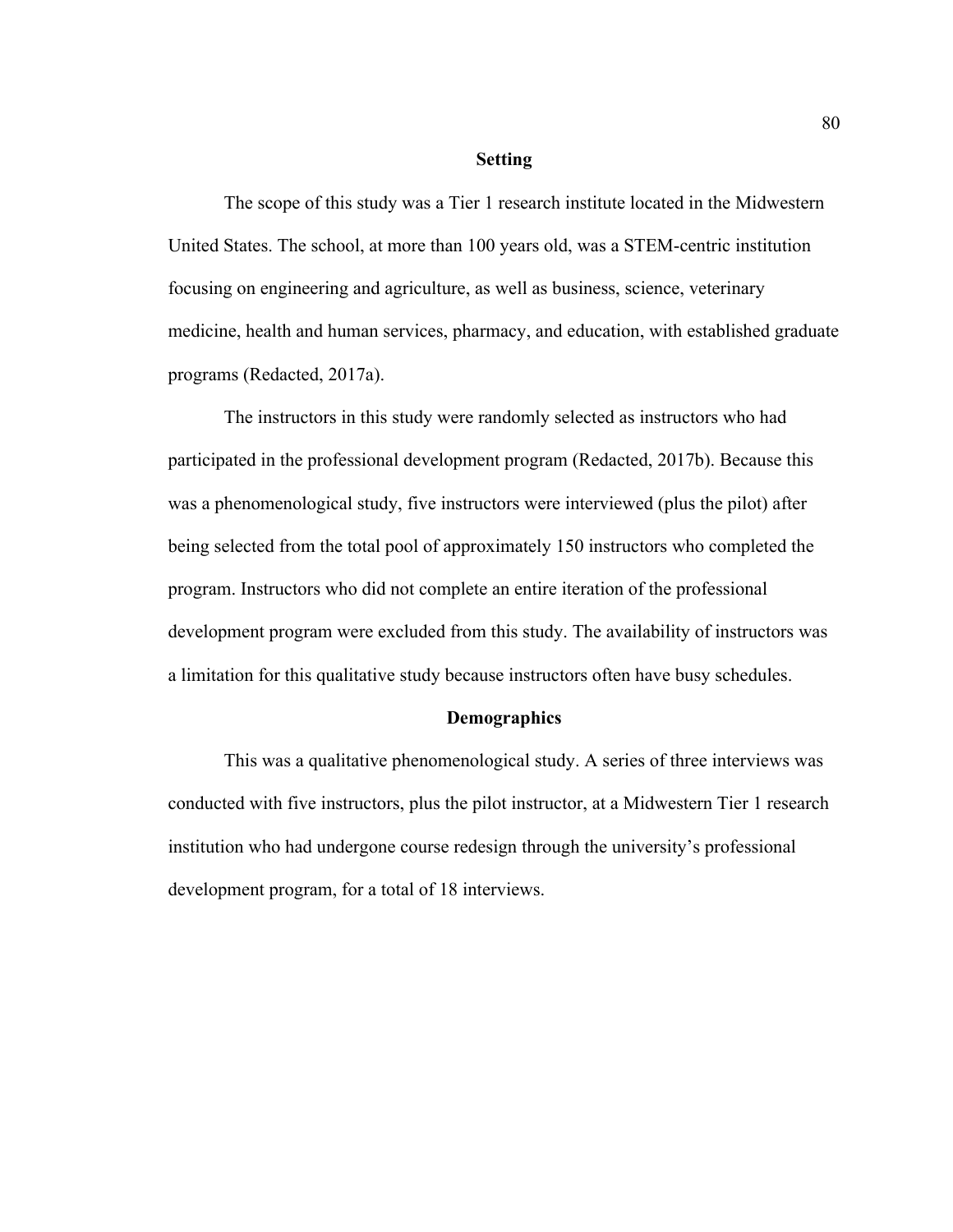## Setting

The scope of this study was a Tier 1 research institute located in the Midwestern United States. The school, at more than 100 years old, was a STEM-centric institution focusing on engineering and agriculture, as well as business, science, veterinary medicine, health and human services, pharmacy, and education, with established graduate programs (Redacted, 2017a).

The instructors in this study were randomly selected as instructors who had participated in the professional development program (Redacted, 2017b). Because this was a phenomenological study, five instructors were interviewed (plus the pilot) after being selected from the total pool of approximately 150 instructors who completed the program. Instructors who did not complete an entire iteration of the professional development program were excluded from this study. The availability of instructors was a limitation for this qualitative study because instructors often have busy schedules.

## Demographics

This was a qualitative phenomenological study. A series of three interviews was conducted with five instructors, plus the pilot instructor, at a Midwestern Tier 1 research institution who had undergone course redesign through the university's professional development program, for a total of 18 interviews.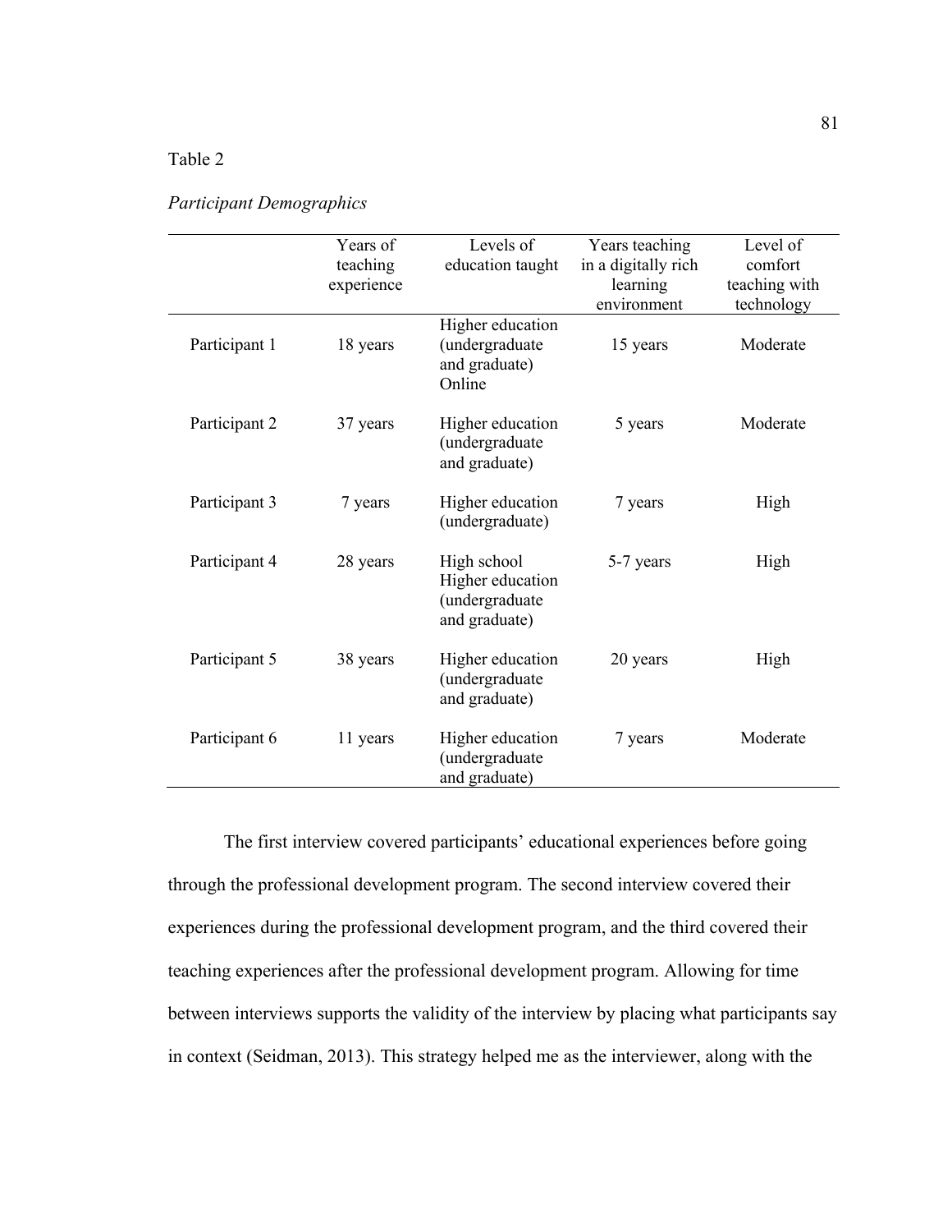Table 2

*Participant Demographics*

| | Years of teaching experience | Levels of education taught | Years teaching in a digitally rich learning environment | Level of comfort teaching with technology |
|---|---|---|---|---|
| Participant 1 | 18 years | Higher education (undergraduate and graduate) Online | 15 years | Moderate |
| Participant 2 | 37 years | Higher education (undergraduate and graduate) | 5 years | Moderate |
| Participant 3 | 7 years | Higher education (undergraduate) | 7 years | High |
| Participant 4 | 28 years | High school Higher education (undergraduate and graduate) | 5-7 years | High |
| Participant 5 | 38 years | Higher education (undergraduate and graduate) | 20 years | High |
| Participant 6 | 11 years | Higher education (undergraduate and graduate) | 7 years | Moderate |

The first interview covered participants' educational experiences before going through the professional development program. The second interview covered their experiences during the professional development program, and the third covered their teaching experiences after the professional development program. Allowing for time between interviews supports the validity of the interview by placing what participants say in context (Seidman, 2013). This strategy helped me as the interviewer, along with the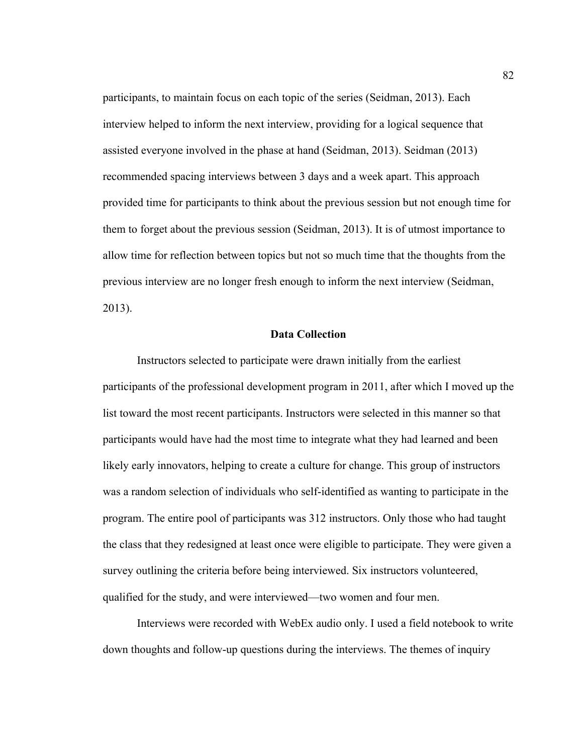participants, to maintain focus on each topic of the series (Seidman, 2013). Each interview helped to inform the next interview, providing for a logical sequence that assisted everyone involved in the phase at hand (Seidman, 2013). Seidman (2013) recommended spacing interviews between 3 days and a week apart. This approach provided time for participants to think about the previous session but not enough time for them to forget about the previous session (Seidman, 2013). It is of utmost importance to allow time for reflection between topics but not so much time that the thoughts from the previous interview are no longer fresh enough to inform the next interview (Seidman, 2013).

## Data Collection

Instructors selected to participate were drawn initially from the earliest participants of the professional development program in 2011, after which I moved up the list toward the most recent participants. Instructors were selected in this manner so that participants would have had the most time to integrate what they had learned and been likely early innovators, helping to create a culture for change. This group of instructors was a random selection of individuals who self-identified as wanting to participate in the program. The entire pool of participants was 312 instructors. Only those who had taught the class that they redesigned at least once were eligible to participate. They were given a survey outlining the criteria before being interviewed. Six instructors volunteered, qualified for the study, and were interviewed—two women and four men.

Interviews were recorded with WebEx audio only. I used a field notebook to write down thoughts and follow-up questions during the interviews. The themes of inquiry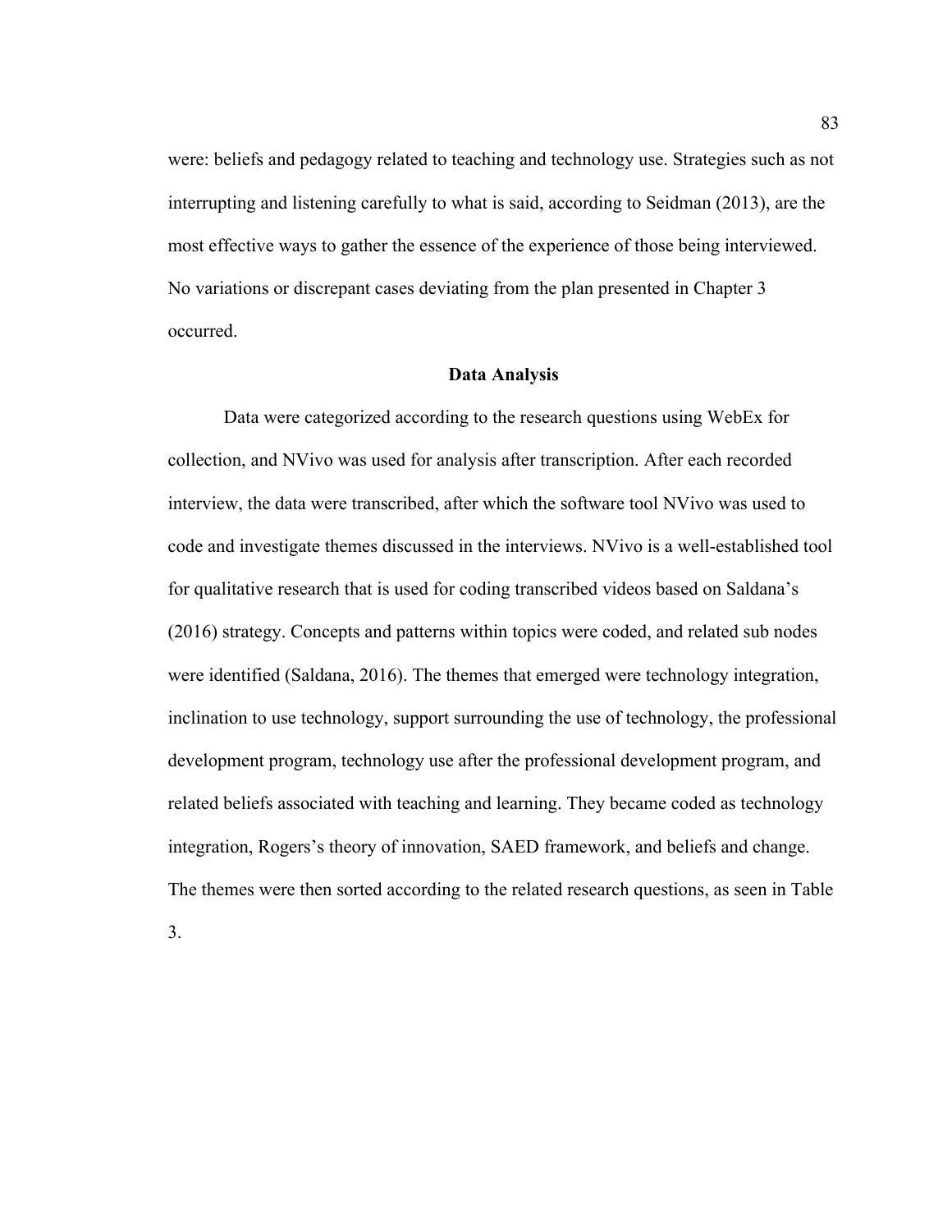were: beliefs and pedagogy related to teaching and technology use. Strategies such as not interrupting and listening carefully to what is said, according to Seidman (2013), are the most effective ways to gather the essence of the experience of those being interviewed. No variations or discrepant cases deviating from the plan presented in Chapter 3 occurred.

## Data Analysis

Data were categorized according to the research questions using WebEx for collection, and NVivo was used for analysis after transcription. After each recorded interview, the data were transcribed, after which the software tool NVivo was used to code and investigate themes discussed in the interviews. NVivo is a well-established tool for qualitative research that is used for coding transcribed videos based on Saldana's (2016) strategy. Concepts and patterns within topics were coded, and related sub nodes were identified (Saldana, 2016). The themes that emerged were technology integration, inclination to use technology, support surrounding the use of technology, the professional development program, technology use after the professional development program, and related beliefs associated with teaching and learning. They became coded as technology integration, Rogers's theory of innovation, SAED framework, and beliefs and change. The themes were then sorted according to the related research questions, as seen in Table 3.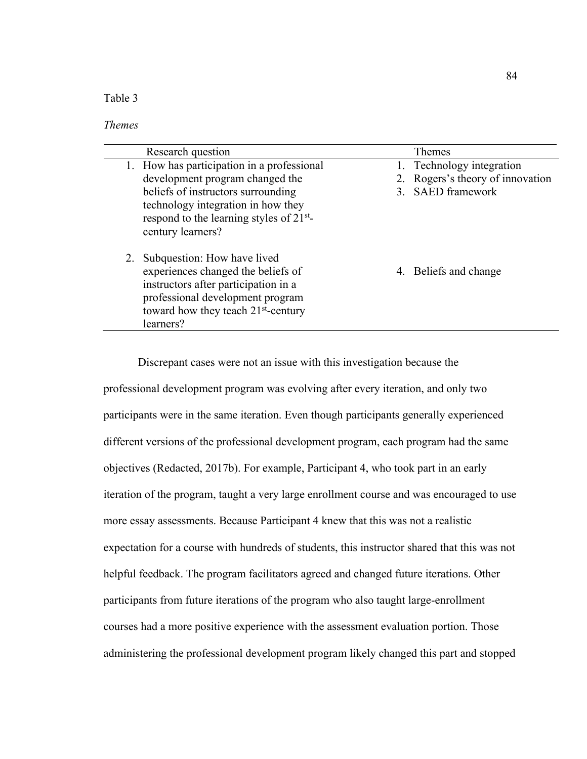Table 3

*Themes*

| Research question | Themes |
|---|---|
| 1. How has participation in a professional development program changed the beliefs of instructors surrounding technology integration in how they respond to the learning styles of 21st-century learners? | 1. Technology integration<br>2. Rogers's theory of innovation<br>3. SAED framework |
| 2. Subquestion: How have lived experiences changed the beliefs of instructors after participation in a professional development program toward how they teach 21st-century learners? | 4. Beliefs and change |

Discrepant cases were not an issue with this investigation because the professional development program was evolving after every iteration, and only two participants were in the same iteration. Even though participants generally experienced different versions of the professional development program, each program had the same objectives (Redacted, 2017b). For example, Participant 4, who took part in an early iteration of the program, taught a very large enrollment course and was encouraged to use more essay assessments. Because Participant 4 knew that this was not a realistic expectation for a course with hundreds of students, this instructor shared that this was not helpful feedback. The program facilitators agreed and changed future iterations. Other participants from future iterations of the program who also taught large-enrollment courses had a more positive experience with the assessment evaluation portion. Those administering the professional development program likely changed this part and stopped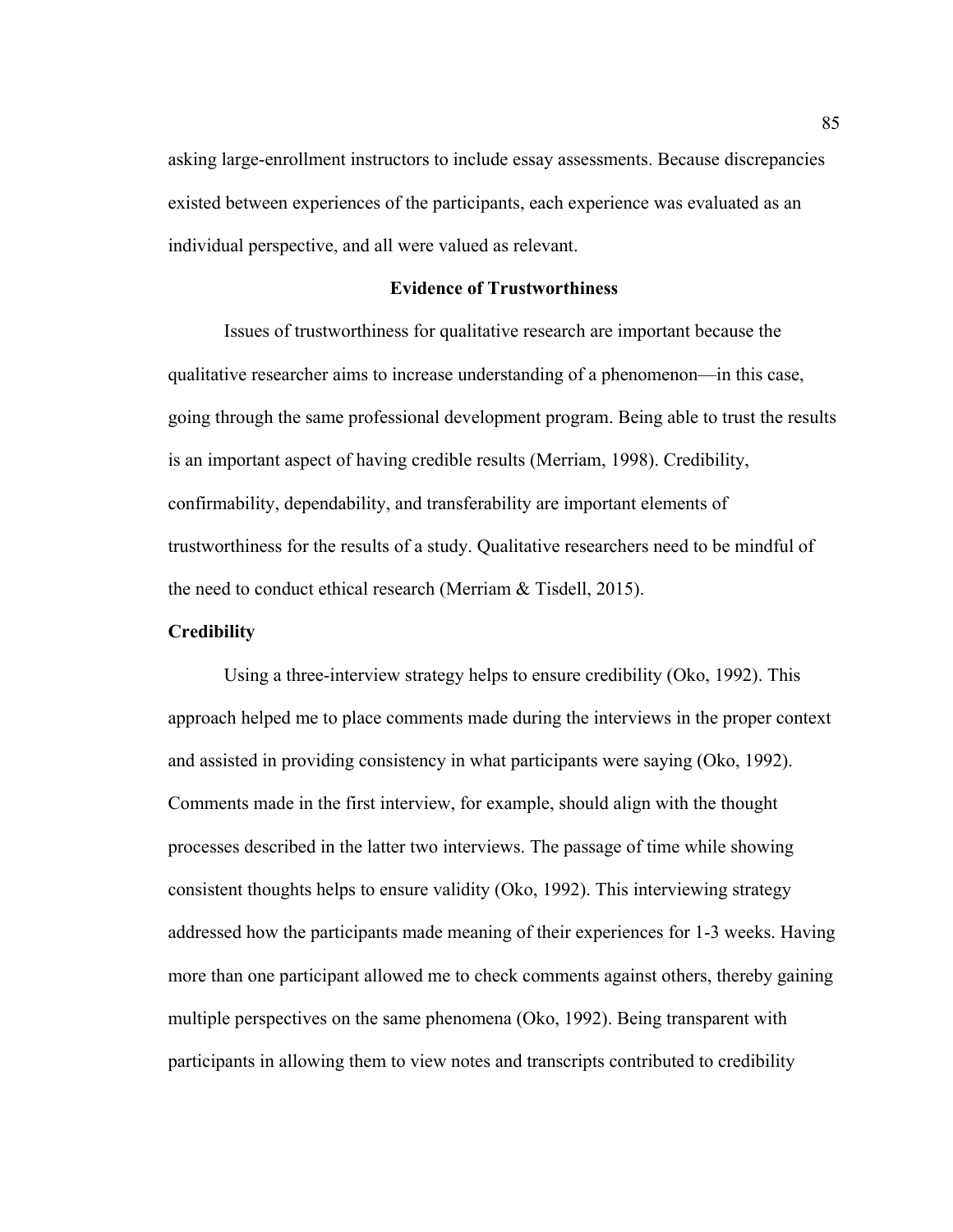asking large-enrollment instructors to include essay assessments. Because discrepancies existed between experiences of the participants, each experience was evaluated as an individual perspective, and all were valued as relevant.

## Evidence of Trustworthiness

Issues of trustworthiness for qualitative research are important because the qualitative researcher aims to increase understanding of a phenomenon—in this case, going through the same professional development program. Being able to trust the results is an important aspect of having credible results (Merriam, 1998). Credibility, confirmability, dependability, and transferability are important elements of trustworthiness for the results of a study. Qualitative researchers need to be mindful of the need to conduct ethical research (Merriam & Tisdell, 2015).

### Credibility

Using a three-interview strategy helps to ensure credibility (Oko, 1992). This approach helped me to place comments made during the interviews in the proper context and assisted in providing consistency in what participants were saying (Oko, 1992). Comments made in the first interview, for example, should align with the thought processes described in the latter two interviews. The passage of time while showing consistent thoughts helps to ensure validity (Oko, 1992). This interviewing strategy addressed how the participants made meaning of their experiences for 1-3 weeks. Having more than one participant allowed me to check comments against others, thereby gaining multiple perspectives on the same phenomena (Oko, 1992). Being transparent with participants in allowing them to view notes and transcripts contributed to credibility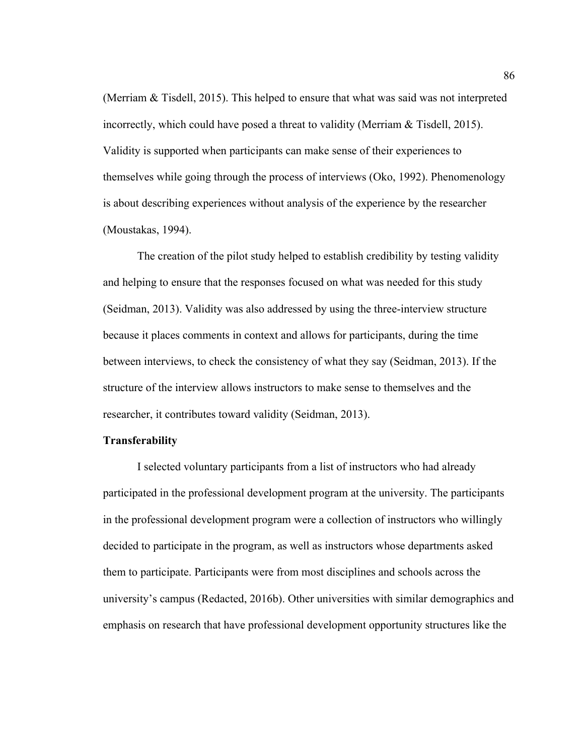(Merriam & Tisdell, 2015). This helped to ensure that what was said was not interpreted incorrectly, which could have posed a threat to validity (Merriam & Tisdell, 2015). Validity is supported when participants can make sense of their experiences to themselves while going through the process of interviews (Oko, 1992). Phenomenology is about describing experiences without analysis of the experience by the researcher (Moustakas, 1994).

The creation of the pilot study helped to establish credibility by testing validity and helping to ensure that the responses focused on what was needed for this study (Seidman, 2013). Validity was also addressed by using the three-interview structure because it places comments in context and allows for participants, during the time between interviews, to check the consistency of what they say (Seidman, 2013). If the structure of the interview allows instructors to make sense to themselves and the researcher, it contributes toward validity (Seidman, 2013).

**Transferability**

I selected voluntary participants from a list of instructors who had already participated in the professional development program at the university. The participants in the professional development program were a collection of instructors who willingly decided to participate in the program, as well as instructors whose departments asked them to participate. Participants were from most disciplines and schools across the university's campus (Redacted, 2016b). Other universities with similar demographics and emphasis on research that have professional development opportunity structures like the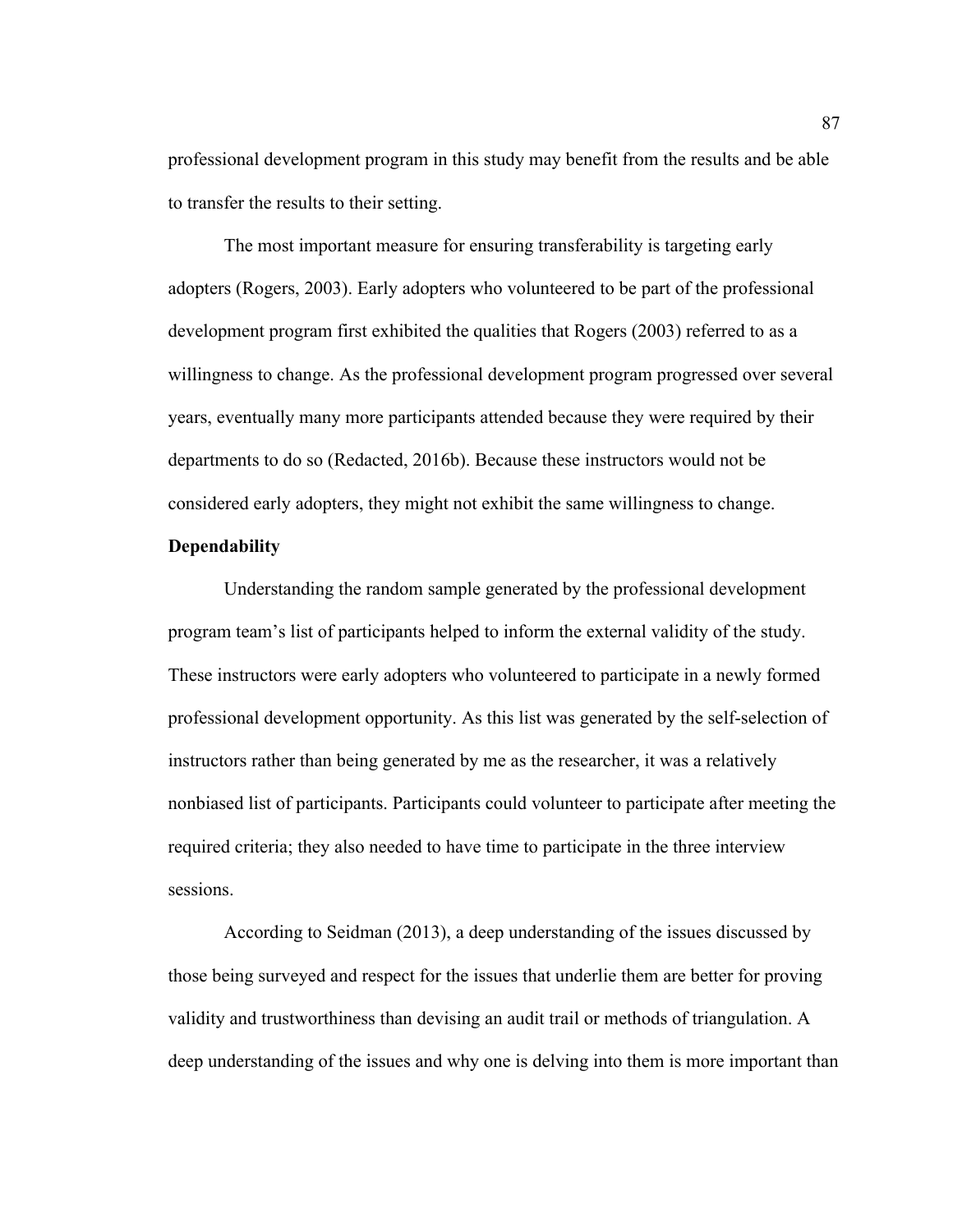professional development program in this study may benefit from the results and be able to transfer the results to their setting.

The most important measure for ensuring transferability is targeting early adopters (Rogers, 2003). Early adopters who volunteered to be part of the professional development program first exhibited the qualities that Rogers (2003) referred to as a willingness to change. As the professional development program progressed over several years, eventually many more participants attended because they were required by their departments to do so (Redacted, 2016b). Because these instructors would not be considered early adopters, they might not exhibit the same willingness to change.

**Dependability**

Understanding the random sample generated by the professional development program team's list of participants helped to inform the external validity of the study. These instructors were early adopters who volunteered to participate in a newly formed professional development opportunity. As this list was generated by the self-selection of instructors rather than being generated by me as the researcher, it was a relatively nonbiased list of participants. Participants could volunteer to participate after meeting the required criteria; they also needed to have time to participate in the three interview sessions.

According to Seidman (2013), a deep understanding of the issues discussed by those being surveyed and respect for the issues that underlie them are better for proving validity and trustworthiness than devising an audit trail or methods of triangulation. A deep understanding of the issues and why one is delving into them is more important than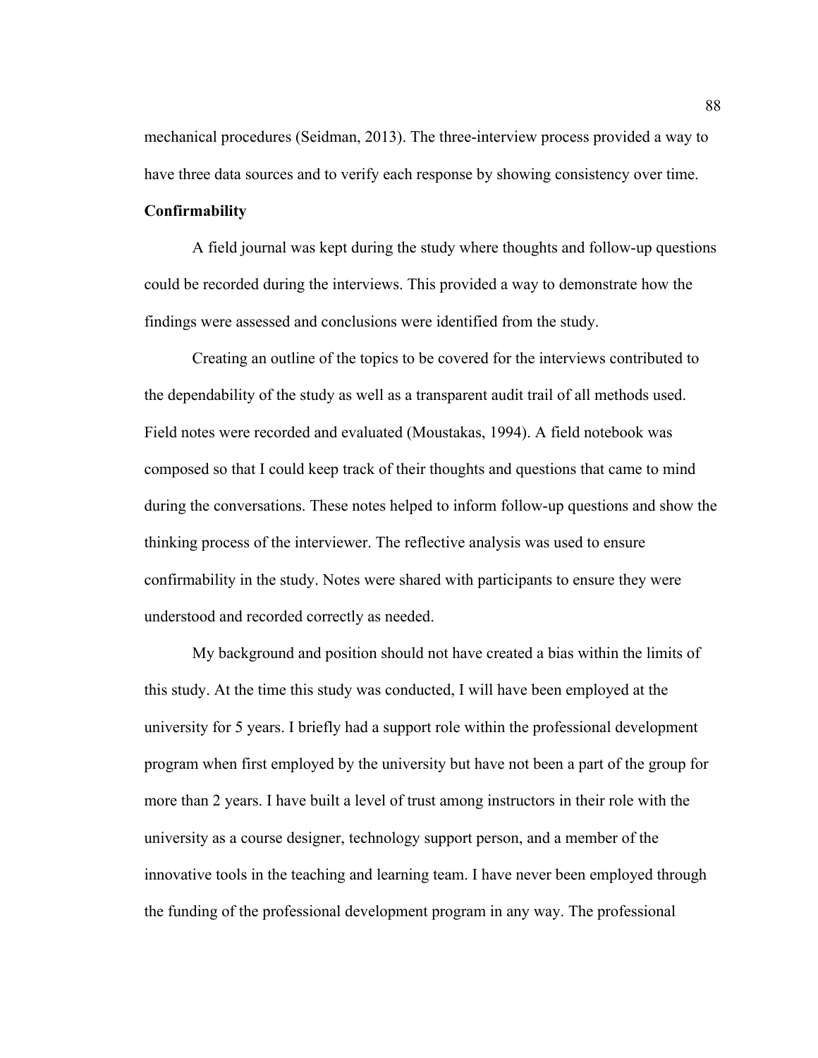mechanical procedures (Seidman, 2013). The three-interview process provided a way to have three data sources and to verify each response by showing consistency over time.

### Confirmability

A field journal was kept during the study where thoughts and follow-up questions could be recorded during the interviews. This provided a way to demonstrate how the findings were assessed and conclusions were identified from the study.

Creating an outline of the topics to be covered for the interviews contributed to the dependability of the study as well as a transparent audit trail of all methods used. Field notes were recorded and evaluated (Moustakas, 1994). A field notebook was composed so that I could keep track of their thoughts and questions that came to mind during the conversations. These notes helped to inform follow-up questions and show the thinking process of the interviewer. The reflective analysis was used to ensure confirmability in the study. Notes were shared with participants to ensure they were understood and recorded correctly as needed.

My background and position should not have created a bias within the limits of this study. At the time this study was conducted, I will have been employed at the university for 5 years. I briefly had a support role within the professional development program when first employed by the university but have not been a part of the group for more than 2 years. I have built a level of trust among instructors in their role with the university as a course designer, technology support person, and a member of the innovative tools in the teaching and learning team. I have never been employed through the funding of the professional development program in any way. The professional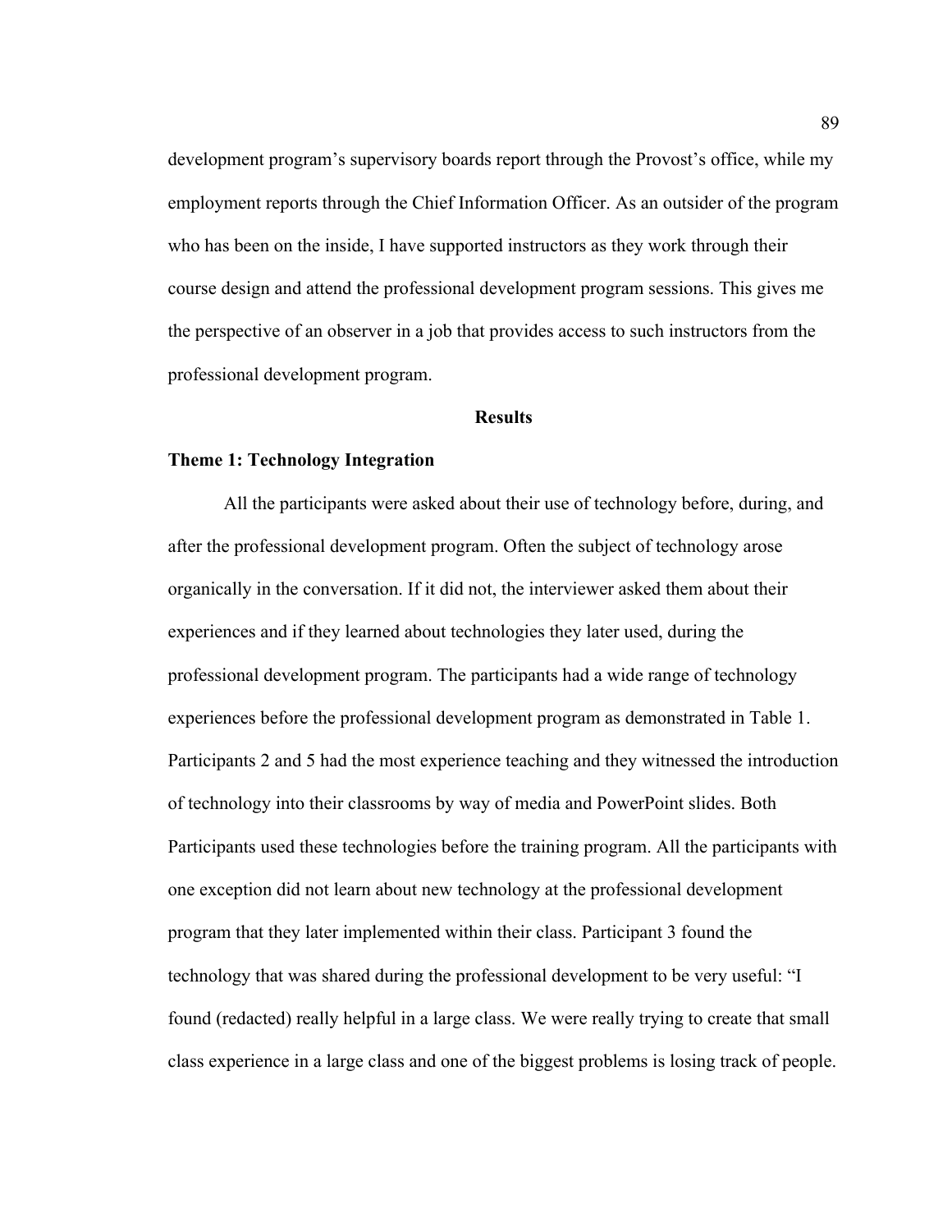development program's supervisory boards report through the Provost's office, while my employment reports through the Chief Information Officer. As an outsider of the program who has been on the inside, I have supported instructors as they work through their course design and attend the professional development program sessions. This gives me the perspective of an observer in a job that provides access to such instructors from the professional development program.

## Results

### Theme 1: Technology Integration

All the participants were asked about their use of technology before, during, and after the professional development program. Often the subject of technology arose organically in the conversation. If it did not, the interviewer asked them about their experiences and if they learned about technologies they later used, during the professional development program. The participants had a wide range of technology experiences before the professional development program as demonstrated in Table 1. Participants 2 and 5 had the most experience teaching and they witnessed the introduction of technology into their classrooms by way of media and PowerPoint slides. Both Participants used these technologies before the training program. All the participants with one exception did not learn about new technology at the professional development program that they later implemented within their class. Participant 3 found the technology that was shared during the professional development to be very useful: "I found (redacted) really helpful in a large class. We were really trying to create that small class experience in a large class and one of the biggest problems is losing track of people.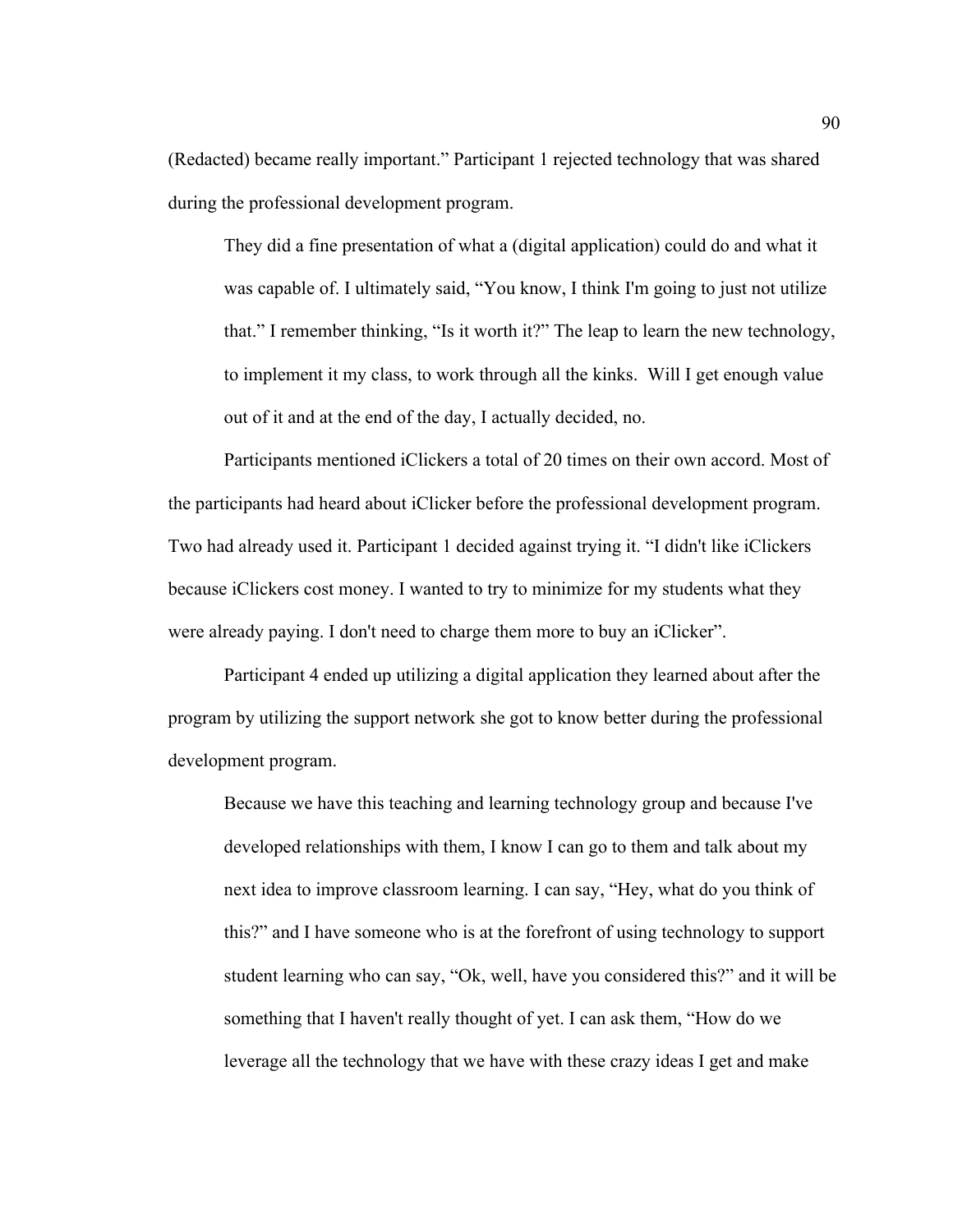(Redacted) became really important." Participant 1 rejected technology that was shared during the professional development program.

> They did a fine presentation of what a (digital application) could do and what it was capable of. I ultimately said, "You know, I think I'm going to just not utilize that." I remember thinking, "Is it worth it?" The leap to learn the new technology, to implement it my class, to work through all the kinks. Will I get enough value out of it and at the end of the day, I actually decided, no.

Participants mentioned iClickers a total of 20 times on their own accord. Most of the participants had heard about iClicker before the professional development program. Two had already used it. Participant 1 decided against trying it. "I didn't like iClickers because iClickers cost money. I wanted to try to minimize for my students what they were already paying. I don't need to charge them more to buy an iClicker".

Participant 4 ended up utilizing a digital application they learned about after the program by utilizing the support network she got to know better during the professional development program.

> Because we have this teaching and learning technology group and because I've developed relationships with them, I know I can go to them and talk about my next idea to improve classroom learning. I can say, "Hey, what do you think of this?" and I have someone who is at the forefront of using technology to support student learning who can say, "Ok, well, have you considered this?" and it will be something that I haven't really thought of yet. I can ask them, "How do we leverage all the technology that we have with these crazy ideas I get and make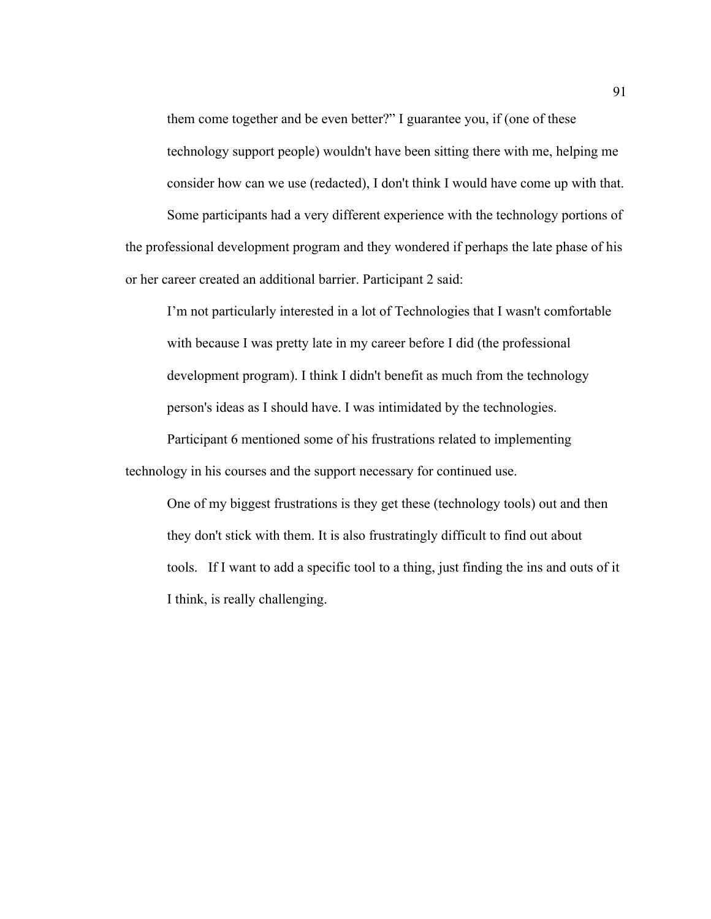> them come together and be even better?" I guarantee you, if (one of these technology support people) wouldn't have been sitting there with me, helping me consider how can we use (redacted), I don't think I would have come up with that.

Some participants had a very different experience with the technology portions of the professional development program and they wondered if perhaps the late phase of his or her career created an additional barrier. Participant 2 said:

> I'm not particularly interested in a lot of Technologies that I wasn't comfortable with because I was pretty late in my career before I did (the professional development program). I think I didn't benefit as much from the technology person's ideas as I should have. I was intimidated by the technologies.

Participant 6 mentioned some of his frustrations related to implementing technology in his courses and the support necessary for continued use.

> One of my biggest frustrations is they get these (technology tools) out and then they don't stick with them. It is also frustratingly difficult to find out about tools. If I want to add a specific tool to a thing, just finding the ins and outs of it I think, is really challenging.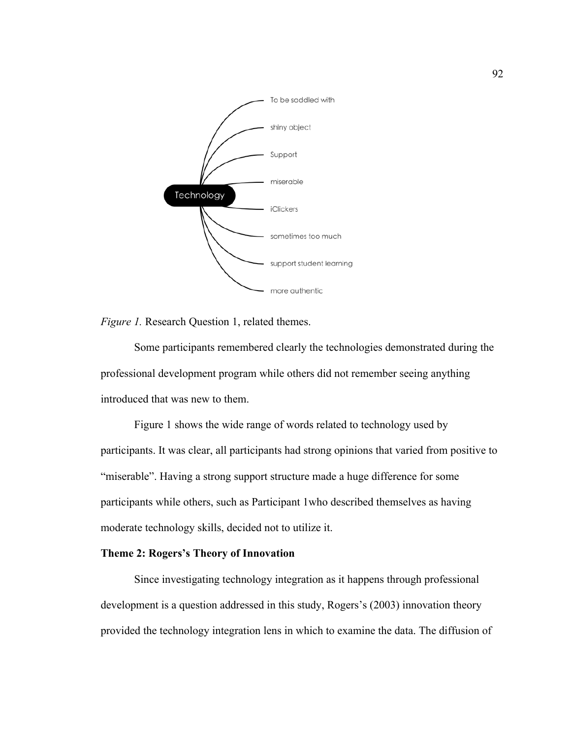Technology

- To be saddled with
- shiny object
- Support
- miserable
- iClickers
- sometimes too much
- support student learning
- more authentic

*Figure 1.* Research Question 1, related themes.

Some participants remembered clearly the technologies demonstrated during the professional development program while others did not remember seeing anything introduced that was new to them.

Figure 1 shows the wide range of words related to technology used by participants. It was clear, all participants had strong opinions that varied from positive to "miserable". Having a strong support structure made a huge difference for some participants while others, such as Participant 1who described themselves as having moderate technology skills, decided not to utilize it.

**Theme 2: Rogers's Theory of Innovation**

Since investigating technology integration as it happens through professional development is a question addressed in this study, Rogers's (2003) innovation theory provided the technology integration lens in which to examine the data. The diffusion of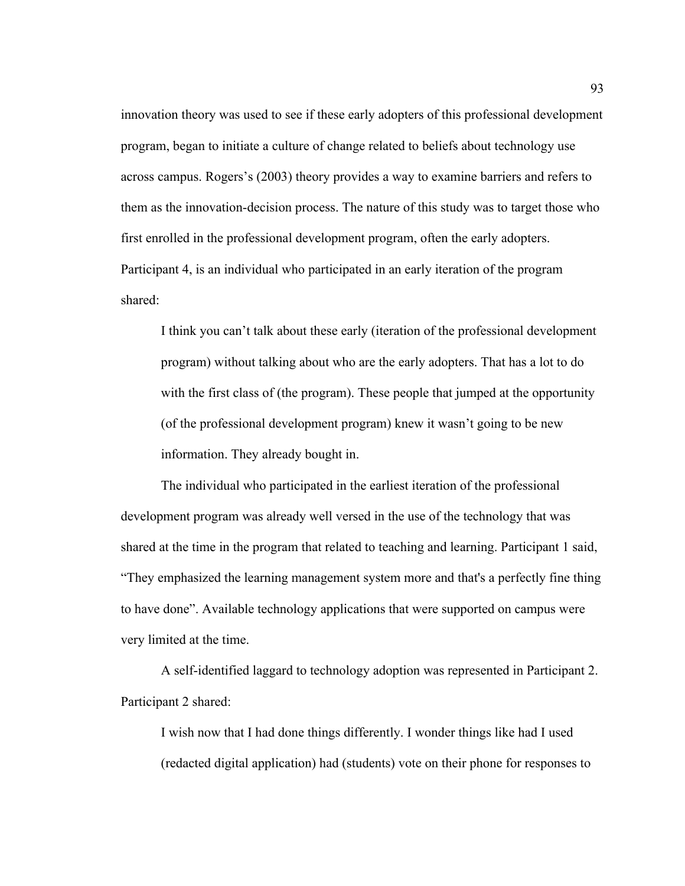innovation theory was used to see if these early adopters of this professional development program, began to initiate a culture of change related to beliefs about technology use across campus. Rogers's (2003) theory provides a way to examine barriers and refers to them as the innovation-decision process. The nature of this study was to target those who first enrolled in the professional development program, often the early adopters. Participant 4, is an individual who participated in an early iteration of the program shared:

> I think you can't talk about these early (iteration of the professional development program) without talking about who are the early adopters. That has a lot to do with the first class of (the program). These people that jumped at the opportunity (of the professional development program) knew it wasn't going to be new information. They already bought in.

The individual who participated in the earliest iteration of the professional development program was already well versed in the use of the technology that was shared at the time in the program that related to teaching and learning. Participant 1 said, "They emphasized the learning management system more and that's a perfectly fine thing to have done". Available technology applications that were supported on campus were very limited at the time.

A self-identified laggard to technology adoption was represented in Participant 2. Participant 2 shared:

> I wish now that I had done things differently. I wonder things like had I used (redacted digital application) had (students) vote on their phone for responses to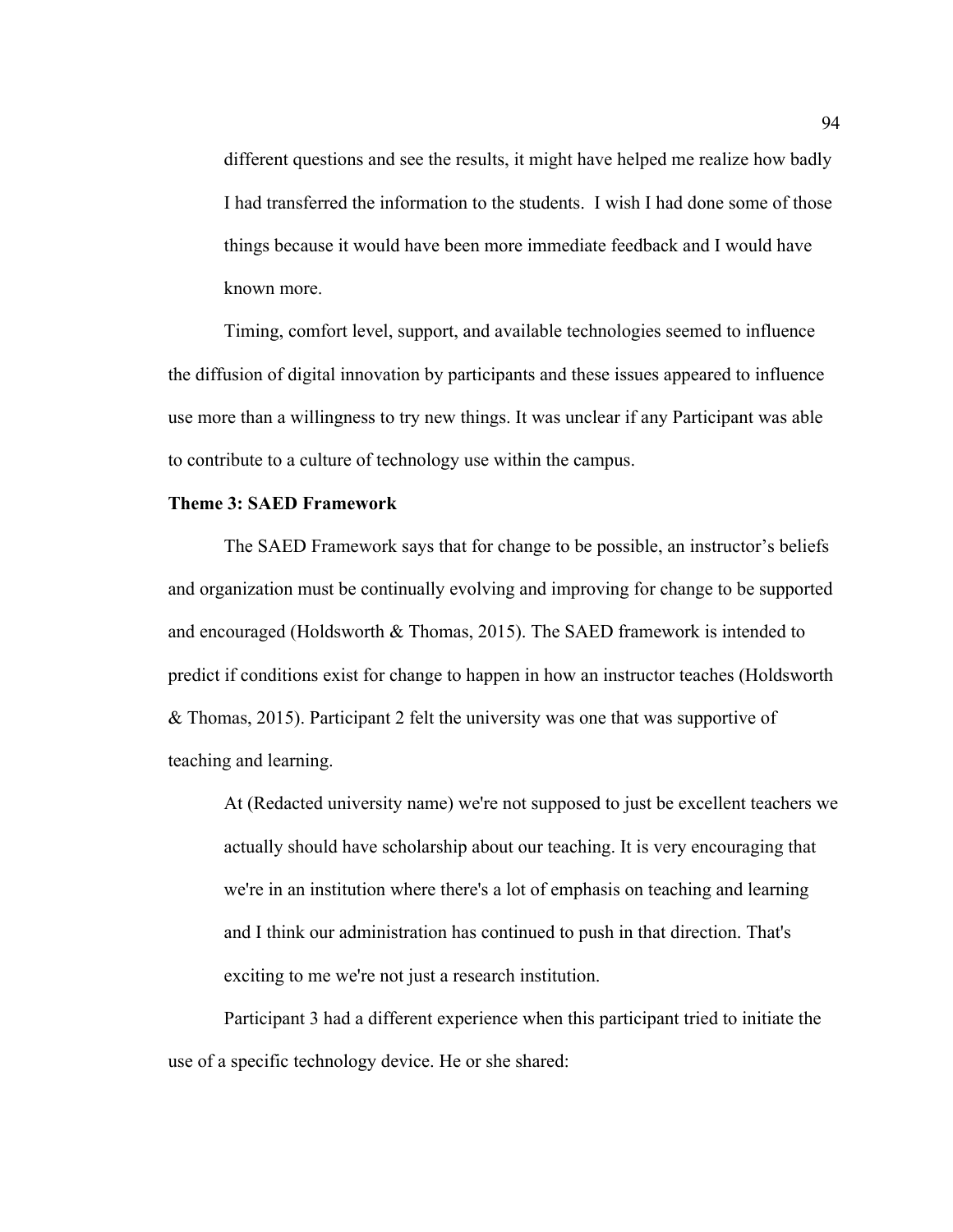> different questions and see the results, it might have helped me realize how badly I had transferred the information to the students. I wish I had done some of those things because it would have been more immediate feedback and I would have known more.

Timing, comfort level, support, and available technologies seemed to influence the diffusion of digital innovation by participants and these issues appeared to influence use more than a willingness to try new things. It was unclear if any Participant was able to contribute to a culture of technology use within the campus.

**Theme 3: SAED Framework**

The SAED Framework says that for change to be possible, an instructor's beliefs and organization must be continually evolving and improving for change to be supported and encouraged (Holdsworth & Thomas, 2015). The SAED framework is intended to predict if conditions exist for change to happen in how an instructor teaches (Holdsworth & Thomas, 2015). Participant 2 felt the university was one that was supportive of teaching and learning.

> At (Redacted university name) we're not supposed to just be excellent teachers we actually should have scholarship about our teaching. It is very encouraging that we're in an institution where there's a lot of emphasis on teaching and learning and I think our administration has continued to push in that direction. That's exciting to me we're not just a research institution.

Participant 3 had a different experience when this participant tried to initiate the use of a specific technology device. He or she shared: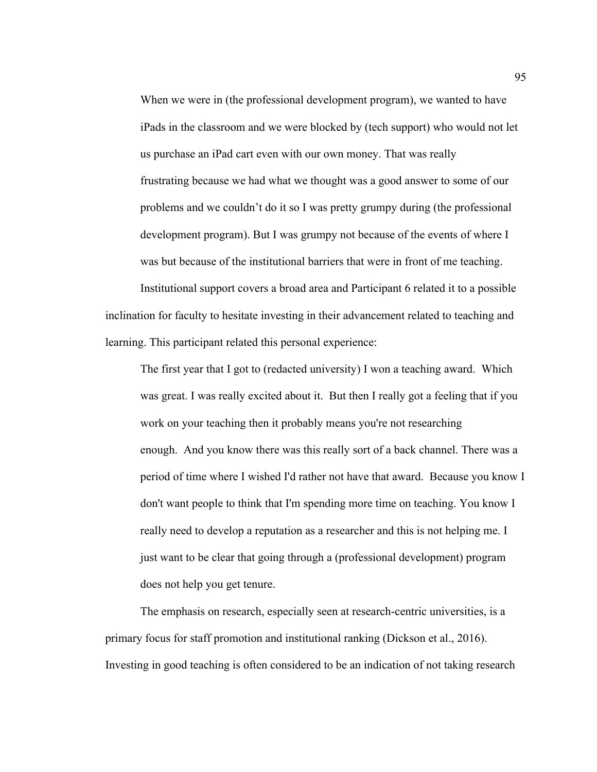> When we were in (the professional development program), we wanted to have iPads in the classroom and we were blocked by (tech support) who would not let us purchase an iPad cart even with our own money. That was really frustrating because we had what we thought was a good answer to some of our problems and we couldn't do it so I was pretty grumpy during (the professional development program). But I was grumpy not because of the events of where I was but because of the institutional barriers that were in front of me teaching.

Institutional support covers a broad area and Participant 6 related it to a possible inclination for faculty to hesitate investing in their advancement related to teaching and learning. This participant related this personal experience:

> The first year that I got to (redacted university) I won a teaching award. Which was great. I was really excited about it. But then I really got a feeling that if you work on your teaching then it probably means you're not researching enough. And you know there was this really sort of a back channel. There was a period of time where I wished I'd rather not have that award. Because you know I don't want people to think that I'm spending more time on teaching. You know I really need to develop a reputation as a researcher and this is not helping me. I just want to be clear that going through a (professional development) program does not help you get tenure.

The emphasis on research, especially seen at research-centric universities, is a primary focus for staff promotion and institutional ranking (Dickson et al., 2016). Investing in good teaching is often considered to be an indication of not taking research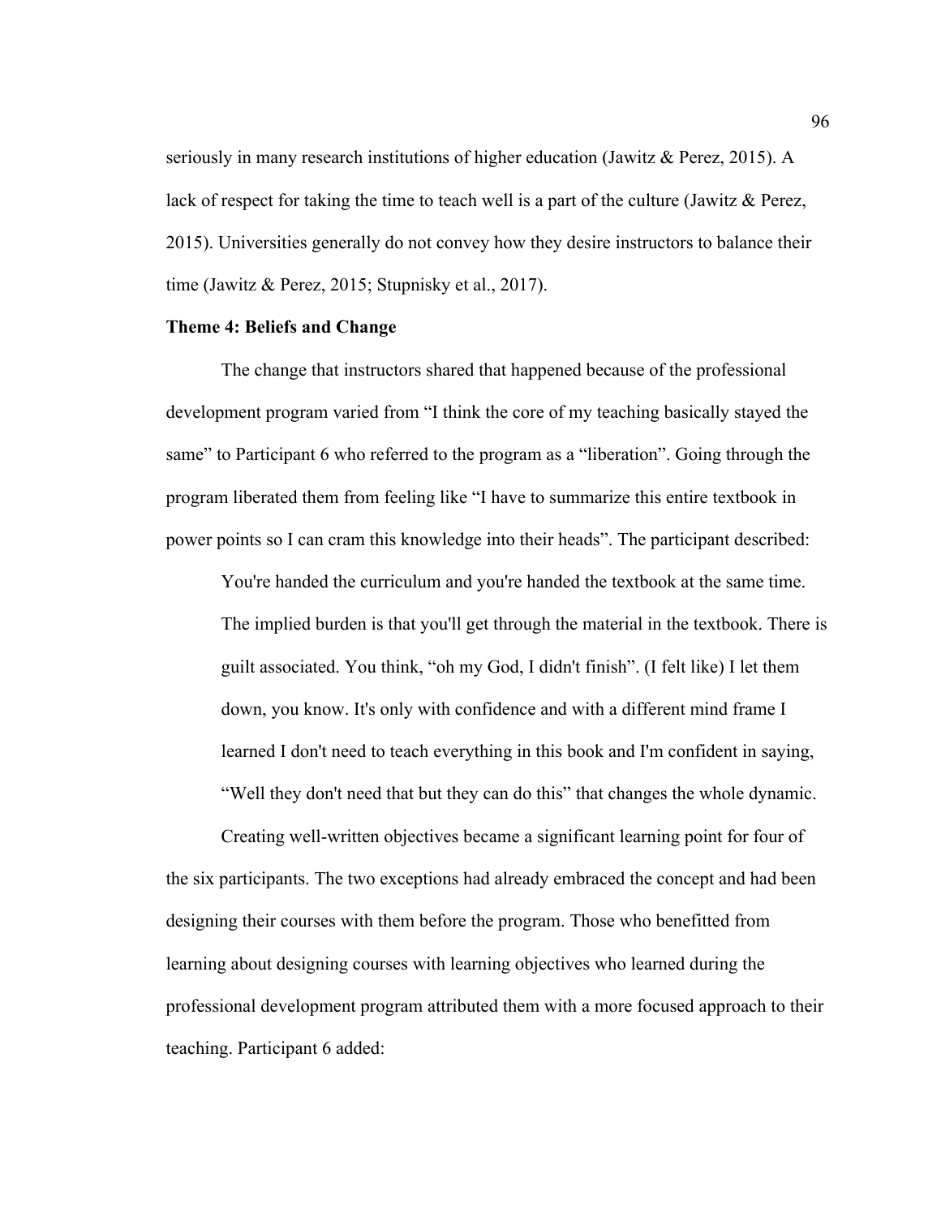seriously in many research institutions of higher education (Jawitz & Perez, 2015). A lack of respect for taking the time to teach well is a part of the culture (Jawitz & Perez, 2015). Universities generally do not convey how they desire instructors to balance their time (Jawitz & Perez, 2015; Stupnisky et al., 2017).

**Theme 4: Beliefs and Change**

The change that instructors shared that happened because of the professional development program varied from "I think the core of my teaching basically stayed the same" to Participant 6 who referred to the program as a "liberation". Going through the program liberated them from feeling like "I have to summarize this entire textbook in power points so I can cram this knowledge into their heads". The participant described:

> You're handed the curriculum and you're handed the textbook at the same time. The implied burden is that you'll get through the material in the textbook. There is guilt associated. You think, "oh my God, I didn't finish". (I felt like) I let them down, you know. It's only with confidence and with a different mind frame I learned I don't need to teach everything in this book and I'm confident in saying, "Well they don't need that but they can do this" that changes the whole dynamic.

Creating well-written objectives became a significant learning point for four of the six participants. The two exceptions had already embraced the concept and had been designing their courses with them before the program. Those who benefitted from learning about designing courses with learning objectives who learned during the professional development program attributed them with a more focused approach to their teaching. Participant 6 added: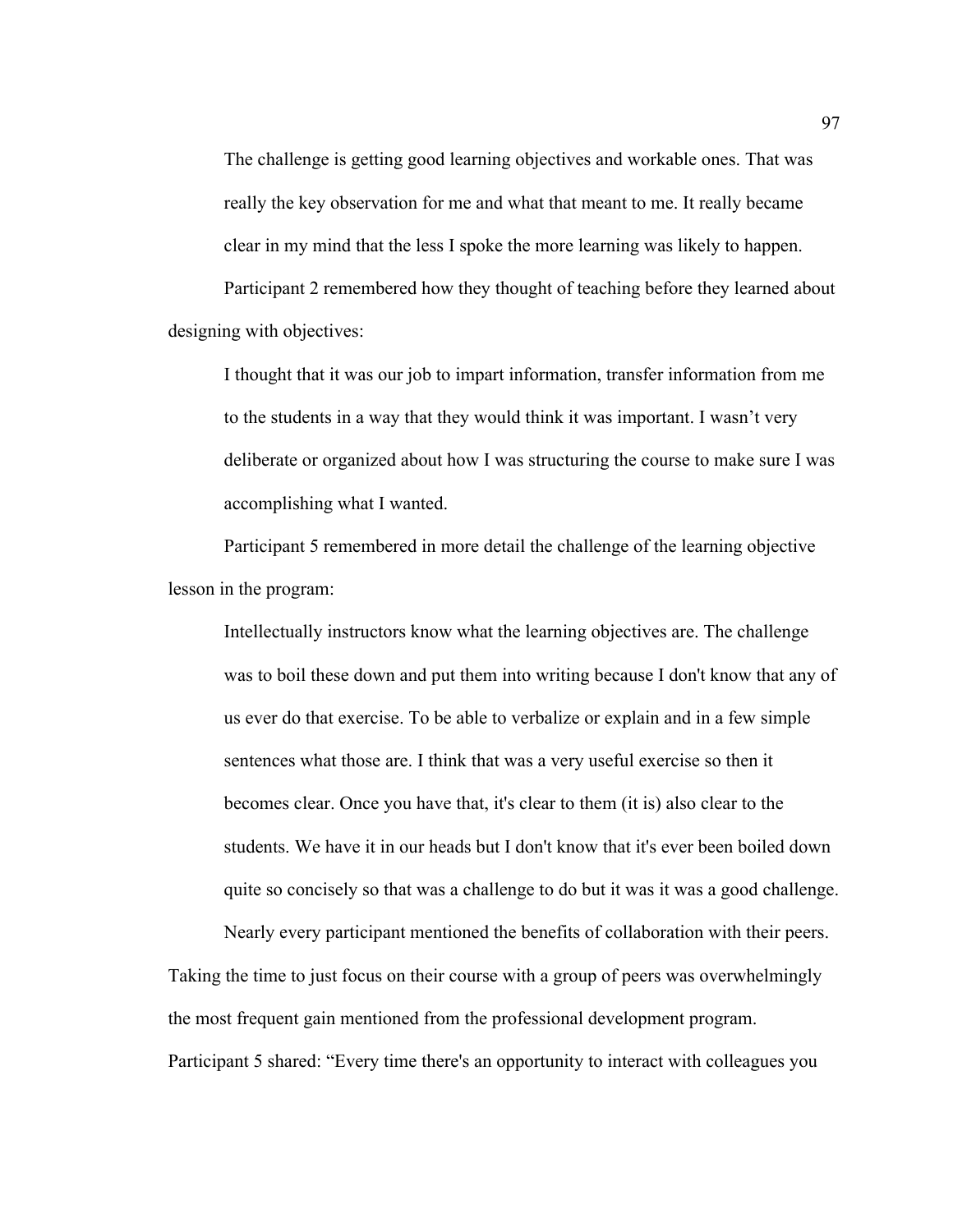> The challenge is getting good learning objectives and workable ones. That was really the key observation for me and what that meant to me. It really became clear in my mind that the less I spoke the more learning was likely to happen.

Participant 2 remembered how they thought of teaching before they learned about designing with objectives:

> I thought that it was our job to impart information, transfer information from me to the students in a way that they would think it was important. I wasn't very deliberate or organized about how I was structuring the course to make sure I was accomplishing what I wanted.

Participant 5 remembered in more detail the challenge of the learning objective lesson in the program:

> Intellectually instructors know what the learning objectives are. The challenge was to boil these down and put them into writing because I don't know that any of us ever do that exercise. To be able to verbalize or explain and in a few simple sentences what those are. I think that was a very useful exercise so then it becomes clear. Once you have that, it's clear to them (it is) also clear to the students. We have it in our heads but I don't know that it's ever been boiled down quite so concisely so that was a challenge to do but it was it was a good challenge.

Nearly every participant mentioned the benefits of collaboration with their peers. Taking the time to just focus on their course with a group of peers was overwhelmingly the most frequent gain mentioned from the professional development program. Participant 5 shared: "Every time there's an opportunity to interact with colleagues you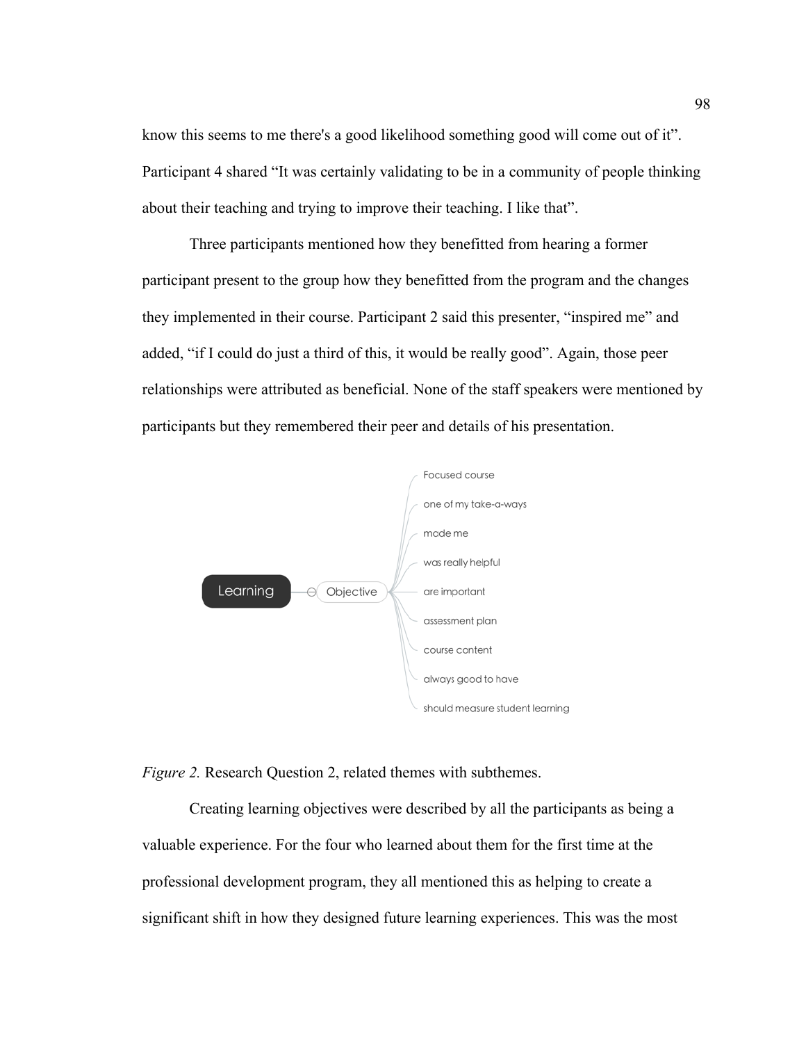know this seems to me there's a good likelihood something good will come out of it". Participant 4 shared "It was certainly validating to be in a community of people thinking about their teaching and trying to improve their teaching. I like that".

Three participants mentioned how they benefitted from hearing a former participant present to the group how they benefitted from the program and the changes they implemented in their course. Participant 2 said this presenter, "inspired me" and added, "if I could do just a third of this, it would be really good". Again, those peer relationships were attributed as beneficial. None of the staff speakers were mentioned by participants but they remembered their peer and details of his presentation.

Learning — Objective
- Focused course
- one of my take-a-ways
- made me
- was really helpful
- are important
- assessment plan
- course content
- always good to have
- should measure student learning

*Figure 2.* Research Question 2, related themes with subthemes.

Creating learning objectives were described by all the participants as being a valuable experience. For the four who learned about them for the first time at the professional development program, they all mentioned this as helping to create a significant shift in how they designed future learning experiences. This was the most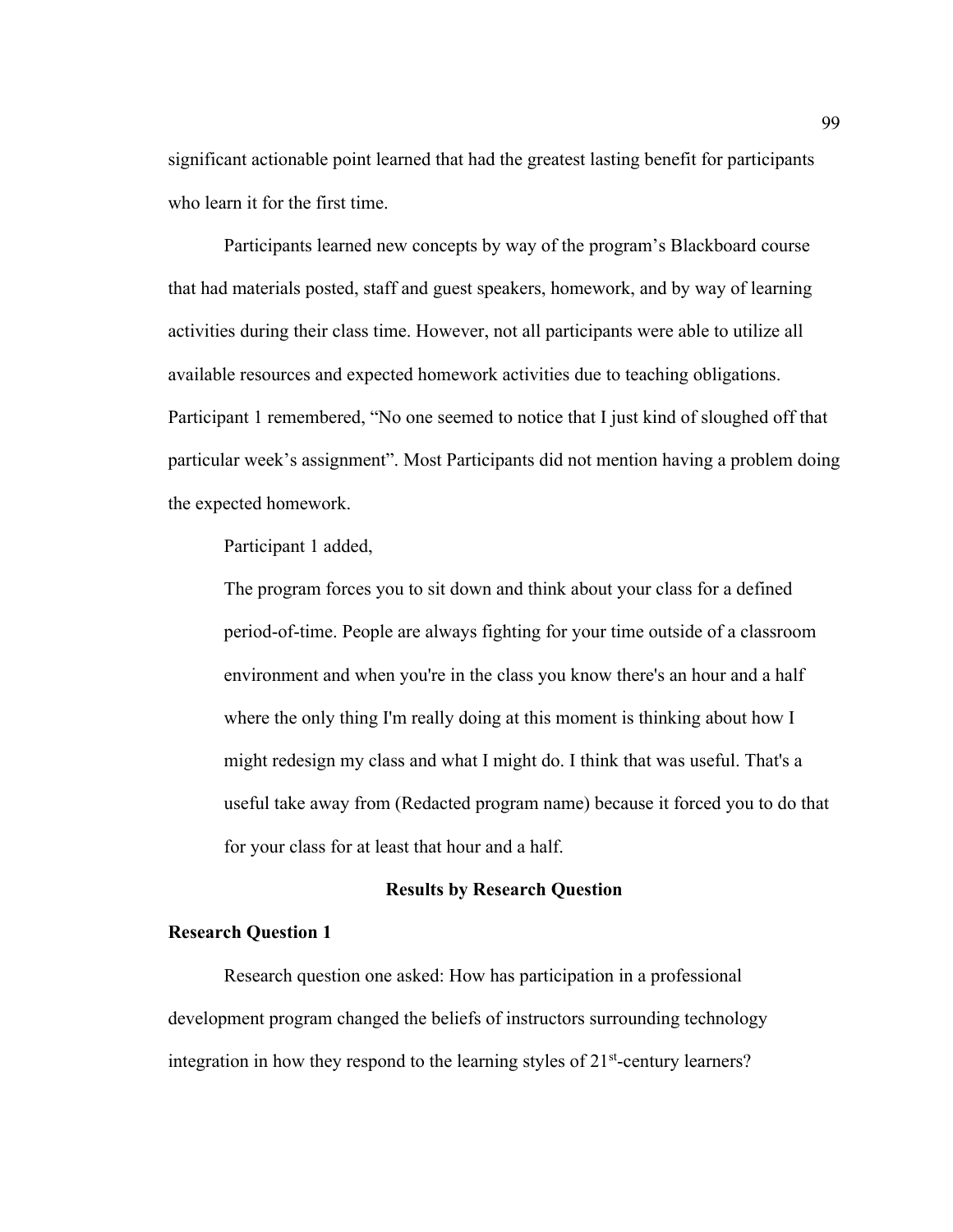significant actionable point learned that had the greatest lasting benefit for participants who learn it for the first time.

Participants learned new concepts by way of the program's Blackboard course that had materials posted, staff and guest speakers, homework, and by way of learning activities during their class time. However, not all participants were able to utilize all available resources and expected homework activities due to teaching obligations. Participant 1 remembered, "No one seemed to notice that I just kind of sloughed off that particular week's assignment". Most Participants did not mention having a problem doing the expected homework.

Participant 1 added,

> The program forces you to sit down and think about your class for a defined period-of-time. People are always fighting for your time outside of a classroom environment and when you're in the class you know there's an hour and a half where the only thing I'm really doing at this moment is thinking about how I might redesign my class and what I might do. I think that was useful. That's a useful take away from (Redacted program name) because it forced you to do that for your class for at least that hour and a half.

## Results by Research Question

### Research Question 1

Research question one asked: How has participation in a professional development program changed the beliefs of instructors surrounding technology integration in how they respond to the learning styles of 21st-century learners?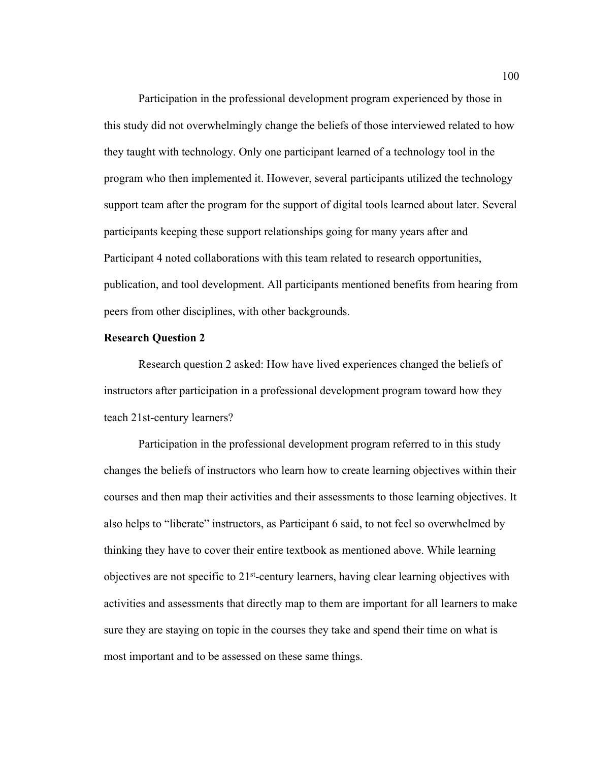Participation in the professional development program experienced by those in this study did not overwhelmingly change the beliefs of those interviewed related to how they taught with technology. Only one participant learned of a technology tool in the program who then implemented it. However, several participants utilized the technology support team after the program for the support of digital tools learned about later. Several participants keeping these support relationships going for many years after and Participant 4 noted collaborations with this team related to research opportunities, publication, and tool development. All participants mentioned benefits from hearing from peers from other disciplines, with other backgrounds.

**Research Question 2**

Research question 2 asked: How have lived experiences changed the beliefs of instructors after participation in a professional development program toward how they teach 21st-century learners?

Participation in the professional development program referred to in this study changes the beliefs of instructors who learn how to create learning objectives within their courses and then map their activities and their assessments to those learning objectives. It also helps to "liberate" instructors, as Participant 6 said, to not feel so overwhelmed by thinking they have to cover their entire textbook as mentioned above. While learning objectives are not specific to 21st-century learners, having clear learning objectives with activities and assessments that directly map to them are important for all learners to make sure they are staying on topic in the courses they take and spend their time on what is most important and to be assessed on these same things.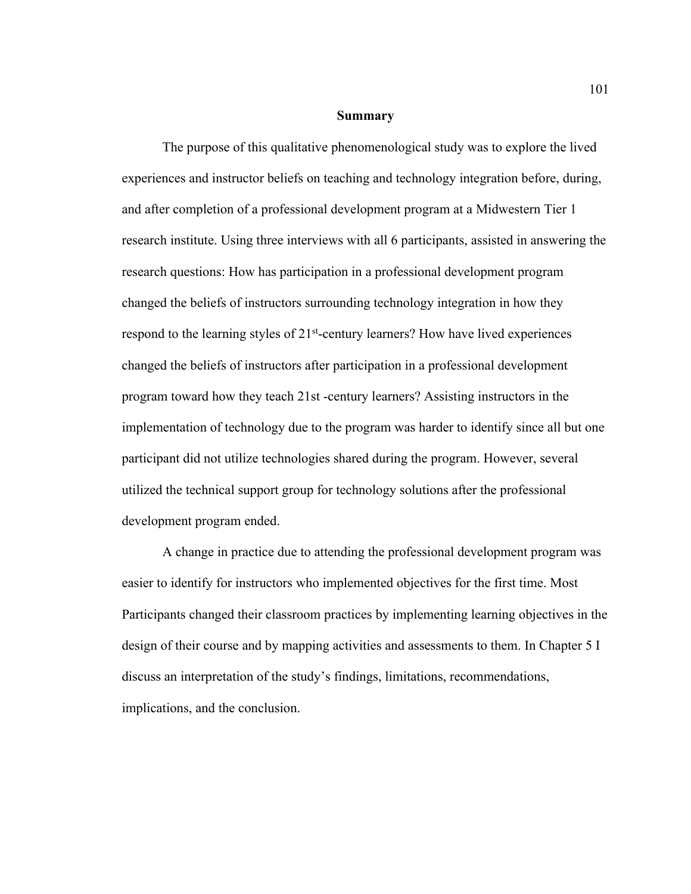## Summary

The purpose of this qualitative phenomenological study was to explore the lived experiences and instructor beliefs on teaching and technology integration before, during, and after completion of a professional development program at a Midwestern Tier 1 research institute. Using three interviews with all 6 participants, assisted in answering the research questions: How has participation in a professional development program changed the beliefs of instructors surrounding technology integration in how they respond to the learning styles of 21st-century learners? How have lived experiences changed the beliefs of instructors after participation in a professional development program toward how they teach 21st -century learners? Assisting instructors in the implementation of technology due to the program was harder to identify since all but one participant did not utilize technologies shared during the program. However, several utilized the technical support group for technology solutions after the professional development program ended.

A change in practice due to attending the professional development program was easier to identify for instructors who implemented objectives for the first time. Most Participants changed their classroom practices by implementing learning objectives in the design of their course and by mapping activities and assessments to them. In Chapter 5 I discuss an interpretation of the study's findings, limitations, recommendations, implications, and the conclusion.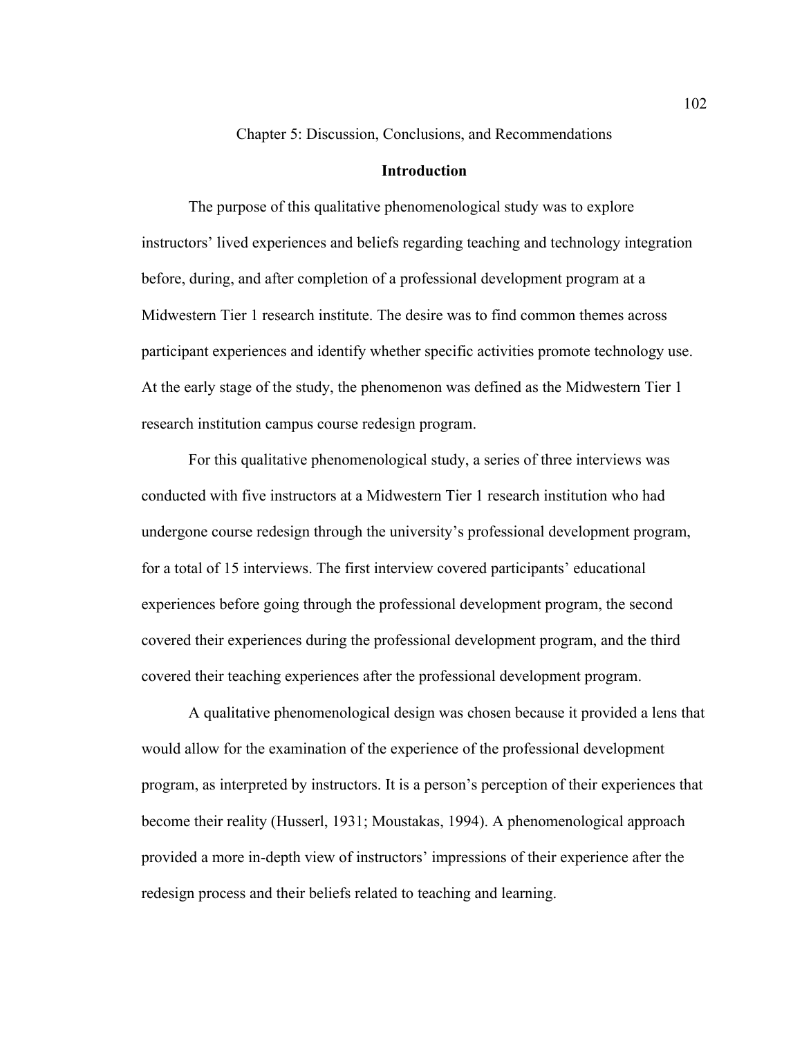# Chapter 5: Discussion, Conclusions, and Recommendations

## Introduction

The purpose of this qualitative phenomenological study was to explore instructors' lived experiences and beliefs regarding teaching and technology integration before, during, and after completion of a professional development program at a Midwestern Tier 1 research institute. The desire was to find common themes across participant experiences and identify whether specific activities promote technology use. At the early stage of the study, the phenomenon was defined as the Midwestern Tier 1 research institution campus course redesign program.

For this qualitative phenomenological study, a series of three interviews was conducted with five instructors at a Midwestern Tier 1 research institution who had undergone course redesign through the university's professional development program, for a total of 15 interviews. The first interview covered participants' educational experiences before going through the professional development program, the second covered their experiences during the professional development program, and the third covered their teaching experiences after the professional development program.

A qualitative phenomenological design was chosen because it provided a lens that would allow for the examination of the experience of the professional development program, as interpreted by instructors. It is a person's perception of their experiences that become their reality (Husserl, 1931; Moustakas, 1994). A phenomenological approach provided a more in-depth view of instructors' impressions of their experience after the redesign process and their beliefs related to teaching and learning.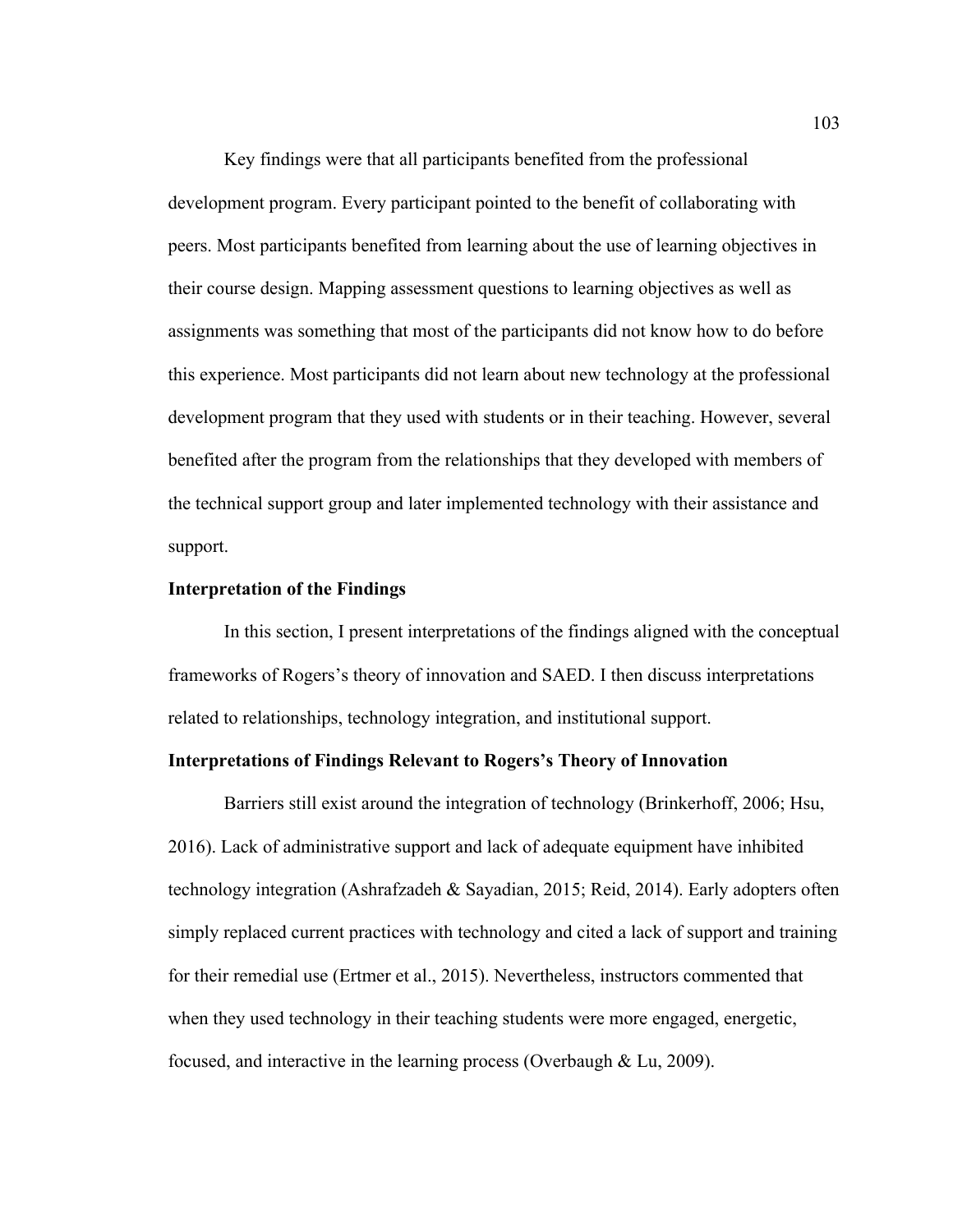Key findings were that all participants benefited from the professional development program. Every participant pointed to the benefit of collaborating with peers. Most participants benefited from learning about the use of learning objectives in their course design. Mapping assessment questions to learning objectives as well as assignments was something that most of the participants did not know how to do before this experience. Most participants did not learn about new technology at the professional development program that they used with students or in their teaching. However, several benefited after the program from the relationships that they developed with members of the technical support group and later implemented technology with their assistance and support.

## Interpretation of the Findings

In this section, I present interpretations of the findings aligned with the conceptual frameworks of Rogers's theory of innovation and SAED. I then discuss interpretations related to relationships, technology integration, and institutional support.

### Interpretations of Findings Relevant to Rogers's Theory of Innovation

Barriers still exist around the integration of technology (Brinkerhoff, 2006; Hsu, 2016). Lack of administrative support and lack of adequate equipment have inhibited technology integration (Ashrafzadeh & Sayadian, 2015; Reid, 2014). Early adopters often simply replaced current practices with technology and cited a lack of support and training for their remedial use (Ertmer et al., 2015). Nevertheless, instructors commented that when they used technology in their teaching students were more engaged, energetic, focused, and interactive in the learning process (Overbaugh & Lu, 2009).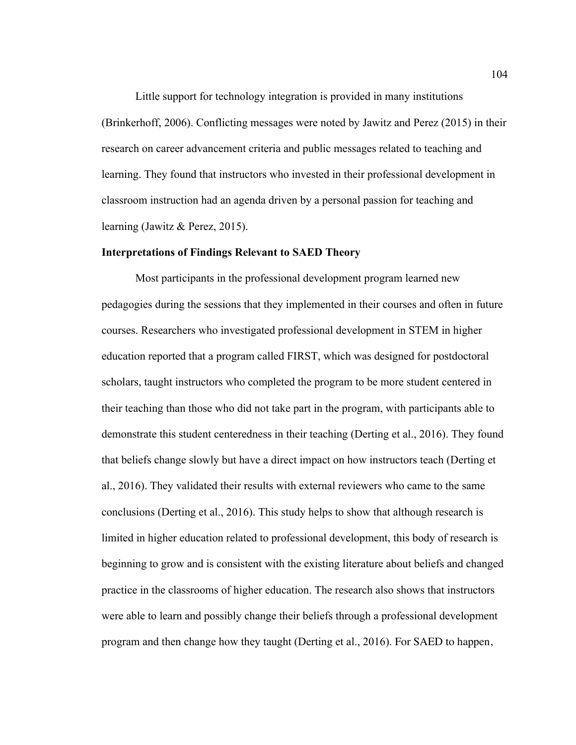Little support for technology integration is provided in many institutions (Brinkerhoff, 2006). Conflicting messages were noted by Jawitz and Perez (2015) in their research on career advancement criteria and public messages related to teaching and learning. They found that instructors who invested in their professional development in classroom instruction had an agenda driven by a personal passion for teaching and learning (Jawitz & Perez, 2015).

**Interpretations of Findings Relevant to SAED Theory**

Most participants in the professional development program learned new pedagogies during the sessions that they implemented in their courses and often in future courses. Researchers who investigated professional development in STEM in higher education reported that a program called FIRST, which was designed for postdoctoral scholars, taught instructors who completed the program to be more student centered in their teaching than those who did not take part in the program, with participants able to demonstrate this student centeredness in their teaching (Derting et al., 2016). They found that beliefs change slowly but have a direct impact on how instructors teach (Derting et al., 2016). They validated their results with external reviewers who came to the same conclusions (Derting et al., 2016). This study helps to show that although research is limited in higher education related to professional development, this body of research is beginning to grow and is consistent with the existing literature about beliefs and changed practice in the classrooms of higher education. The research also shows that instructors were able to learn and possibly change their beliefs through a professional development program and then change how they taught (Derting et al., 2016). For SAED to happen,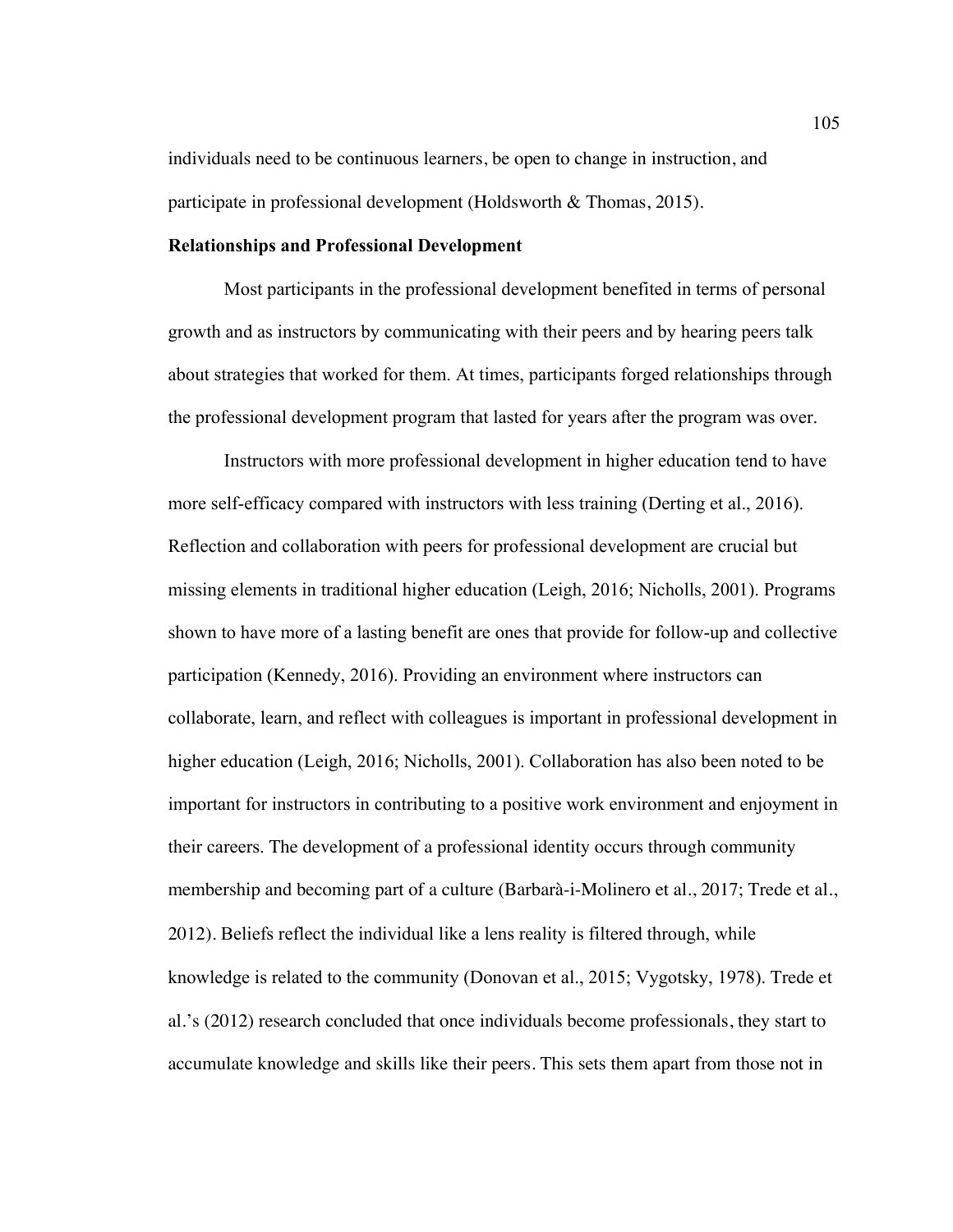individuals need to be continuous learners, be open to change in instruction, and participate in professional development (Holdsworth & Thomas, 2015).

**Relationships and Professional Development**

Most participants in the professional development benefited in terms of personal growth and as instructors by communicating with their peers and by hearing peers talk about strategies that worked for them. At times, participants forged relationships through the professional development program that lasted for years after the program was over.

Instructors with more professional development in higher education tend to have more self-efficacy compared with instructors with less training (Derting et al., 2016). Reflection and collaboration with peers for professional development are crucial but missing elements in traditional higher education (Leigh, 2016; Nicholls, 2001). Programs shown to have more of a lasting benefit are ones that provide for follow-up and collective participation (Kennedy, 2016). Providing an environment where instructors can collaborate, learn, and reflect with colleagues is important in professional development in higher education (Leigh, 2016; Nicholls, 2001). Collaboration has also been noted to be important for instructors in contributing to a positive work environment and enjoyment in their careers. The development of a professional identity occurs through community membership and becoming part of a culture (Barbarà-i-Molinero et al., 2017; Trede et al., 2012). Beliefs reflect the individual like a lens reality is filtered through, while knowledge is related to the community (Donovan et al., 2015; Vygotsky, 1978). Trede et al.'s (2012) research concluded that once individuals become professionals, they start to accumulate knowledge and skills like their peers. This sets them apart from those not in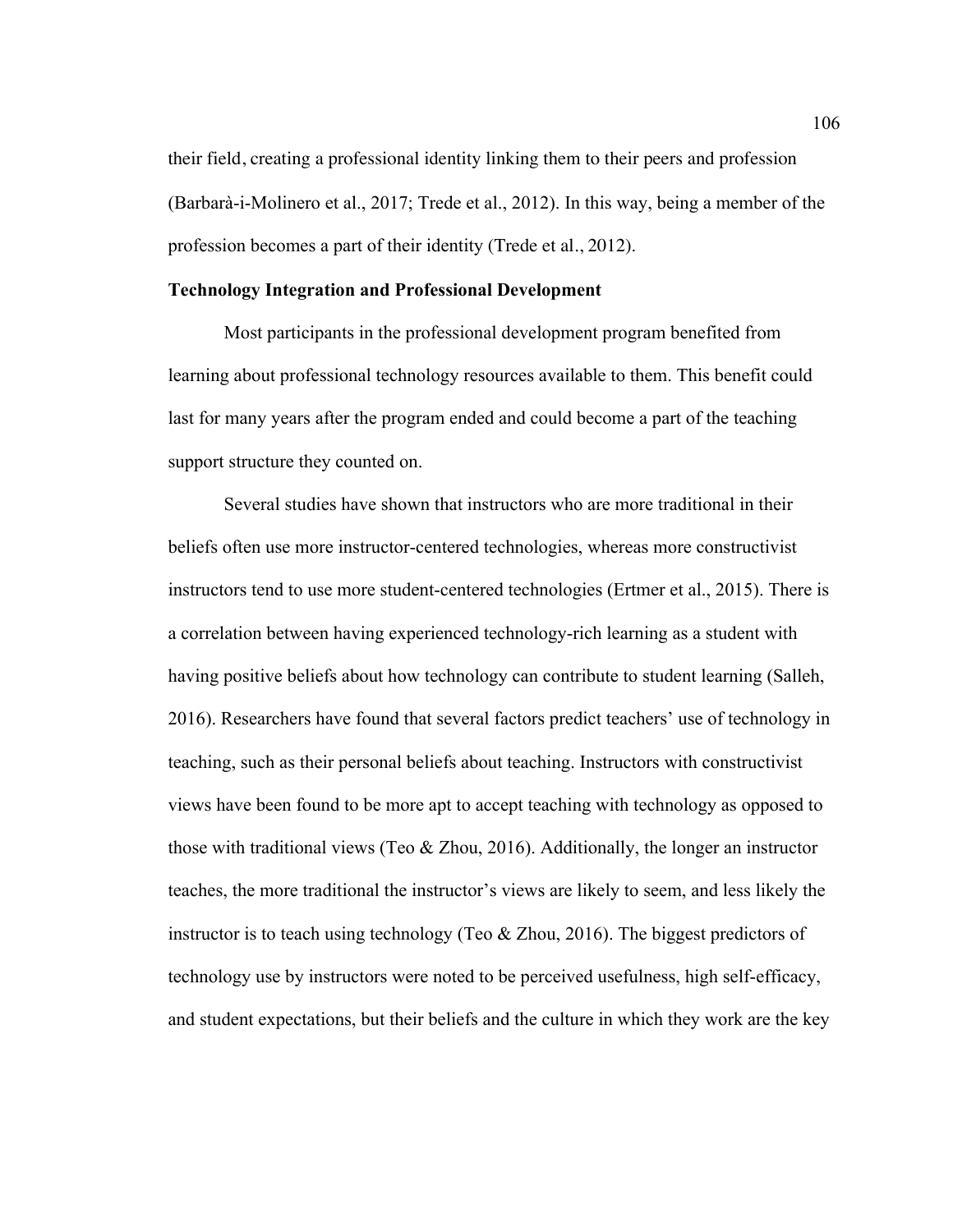their field, creating a professional identity linking them to their peers and profession (Barbarà-i-Molinero et al., 2017; Trede et al., 2012). In this way, being a member of the profession becomes a part of their identity (Trede et al., 2012).

### Technology Integration and Professional Development

Most participants in the professional development program benefited from learning about professional technology resources available to them. This benefit could last for many years after the program ended and could become a part of the teaching support structure they counted on.

Several studies have shown that instructors who are more traditional in their beliefs often use more instructor-centered technologies, whereas more constructivist instructors tend to use more student-centered technologies (Ertmer et al., 2015). There is a correlation between having experienced technology-rich learning as a student with having positive beliefs about how technology can contribute to student learning (Salleh, 2016). Researchers have found that several factors predict teachers' use of technology in teaching, such as their personal beliefs about teaching. Instructors with constructivist views have been found to be more apt to accept teaching with technology as opposed to those with traditional views (Teo & Zhou, 2016). Additionally, the longer an instructor teaches, the more traditional the instructor's views are likely to seem, and less likely the instructor is to teach using technology (Teo & Zhou, 2016). The biggest predictors of technology use by instructors were noted to be perceived usefulness, high self-efficacy, and student expectations, but their beliefs and the culture in which they work are the key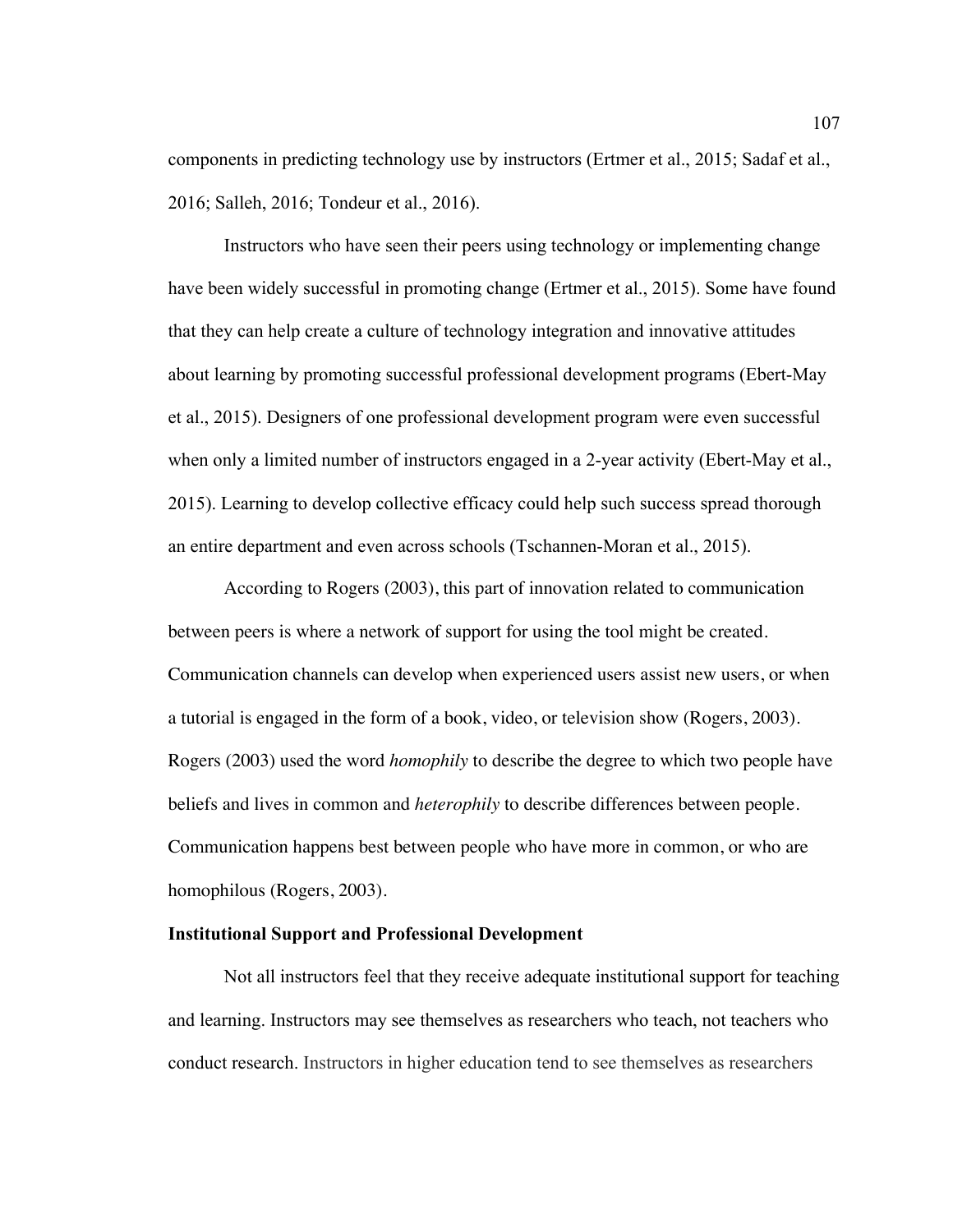components in predicting technology use by instructors (Ertmer et al., 2015; Sadaf et al., 2016; Salleh, 2016; Tondeur et al., 2016).

Instructors who have seen their peers using technology or implementing change have been widely successful in promoting change (Ertmer et al., 2015). Some have found that they can help create a culture of technology integration and innovative attitudes about learning by promoting successful professional development programs (Ebert-May et al., 2015). Designers of one professional development program were even successful when only a limited number of instructors engaged in a 2-year activity (Ebert-May et al., 2015). Learning to develop collective efficacy could help such success spread thorough an entire department and even across schools (Tschannen-Moran et al., 2015).

According to Rogers (2003), this part of innovation related to communication between peers is where a network of support for using the tool might be created. Communication channels can develop when experienced users assist new users, or when a tutorial is engaged in the form of a book, video, or television show (Rogers, 2003). Rogers (2003) used the word *homophily* to describe the degree to which two people have beliefs and lives in common and *heterophily* to describe differences between people. Communication happens best between people who have more in common, or who are homophilous (Rogers, 2003).

## Institutional Support and Professional Development

Not all instructors feel that they receive adequate institutional support for teaching and learning. Instructors may see themselves as researchers who teach, not teachers who conduct research. Instructors in higher education tend to see themselves as researchers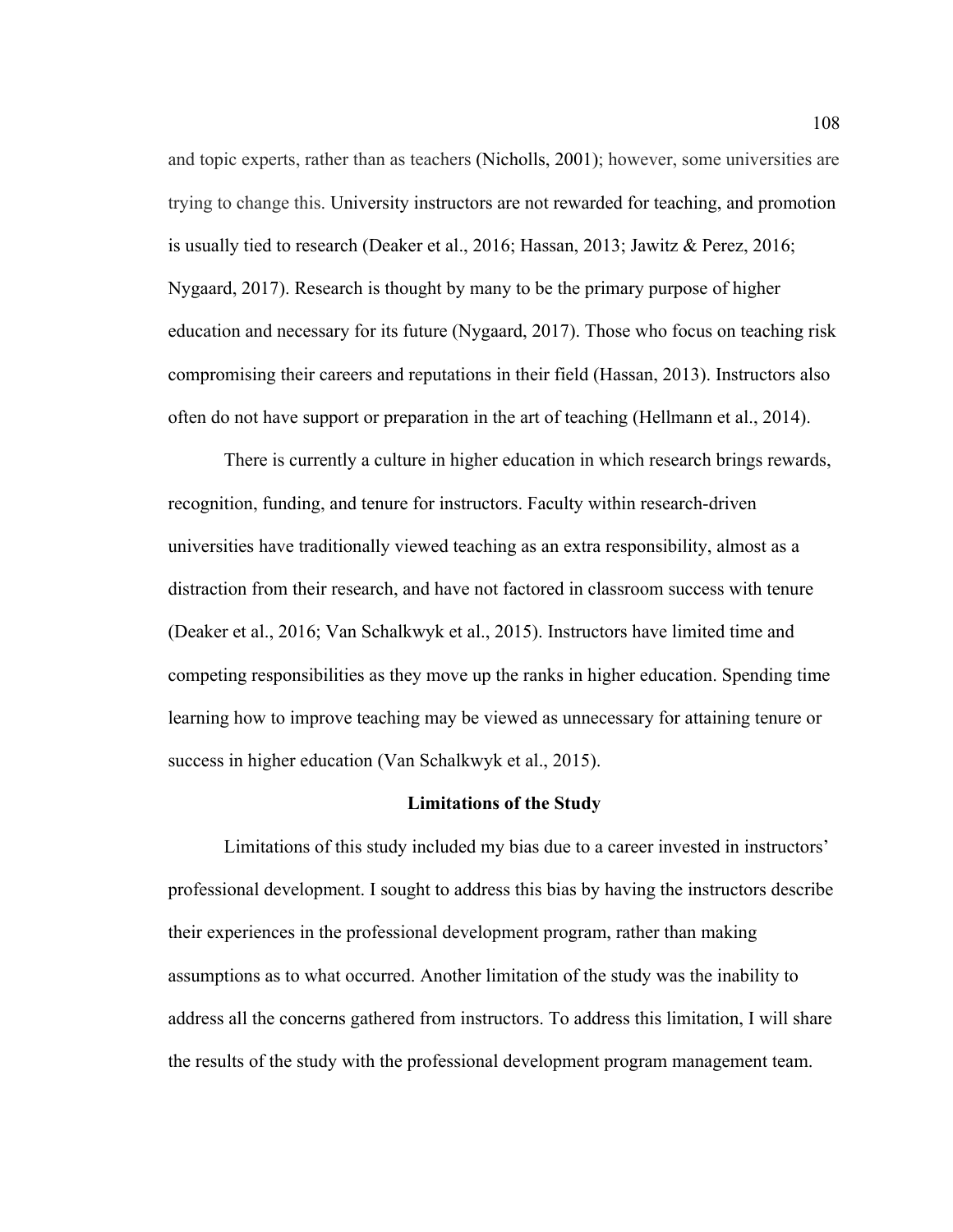and topic experts, rather than as teachers (Nicholls, 2001); however, some universities are trying to change this. University instructors are not rewarded for teaching, and promotion is usually tied to research (Deaker et al., 2016; Hassan, 2013; Jawitz & Perez, 2016; Nygaard, 2017). Research is thought by many to be the primary purpose of higher education and necessary for its future (Nygaard, 2017). Those who focus on teaching risk compromising their careers and reputations in their field (Hassan, 2013). Instructors also often do not have support or preparation in the art of teaching (Hellmann et al., 2014).

There is currently a culture in higher education in which research brings rewards, recognition, funding, and tenure for instructors. Faculty within research-driven universities have traditionally viewed teaching as an extra responsibility, almost as a distraction from their research, and have not factored in classroom success with tenure (Deaker et al., 2016; Van Schalkwyk et al., 2015). Instructors have limited time and competing responsibilities as they move up the ranks in higher education. Spending time learning how to improve teaching may be viewed as unnecessary for attaining tenure or success in higher education (Van Schalkwyk et al., 2015).

## Limitations of the Study

Limitations of this study included my bias due to a career invested in instructors' professional development. I sought to address this bias by having the instructors describe their experiences in the professional development program, rather than making assumptions as to what occurred. Another limitation of the study was the inability to address all the concerns gathered from instructors. To address this limitation, I will share the results of the study with the professional development program management team.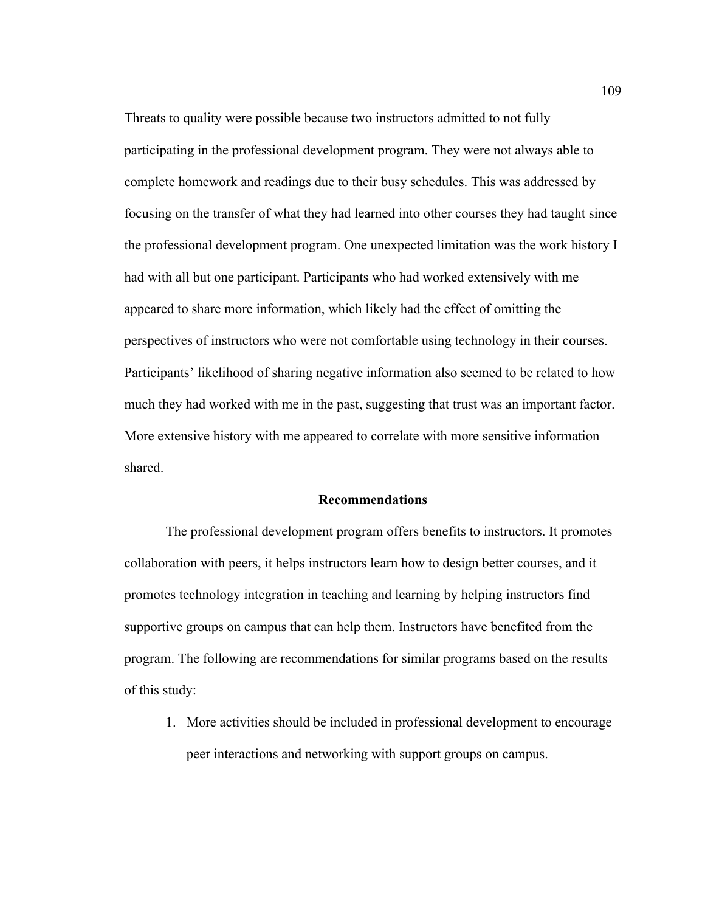Threats to quality were possible because two instructors admitted to not fully participating in the professional development program. They were not always able to complete homework and readings due to their busy schedules. This was addressed by focusing on the transfer of what they had learned into other courses they had taught since the professional development program. One unexpected limitation was the work history I had with all but one participant. Participants who had worked extensively with me appeared to share more information, which likely had the effect of omitting the perspectives of instructors who were not comfortable using technology in their courses. Participants' likelihood of sharing negative information also seemed to be related to how much they had worked with me in the past, suggesting that trust was an important factor. More extensive history with me appeared to correlate with more sensitive information shared.

## Recommendations

The professional development program offers benefits to instructors. It promotes collaboration with peers, it helps instructors learn how to design better courses, and it promotes technology integration in teaching and learning by helping instructors find supportive groups on campus that can help them. Instructors have benefited from the program. The following are recommendations for similar programs based on the results of this study:

1. More activities should be included in professional development to encourage peer interactions and networking with support groups on campus.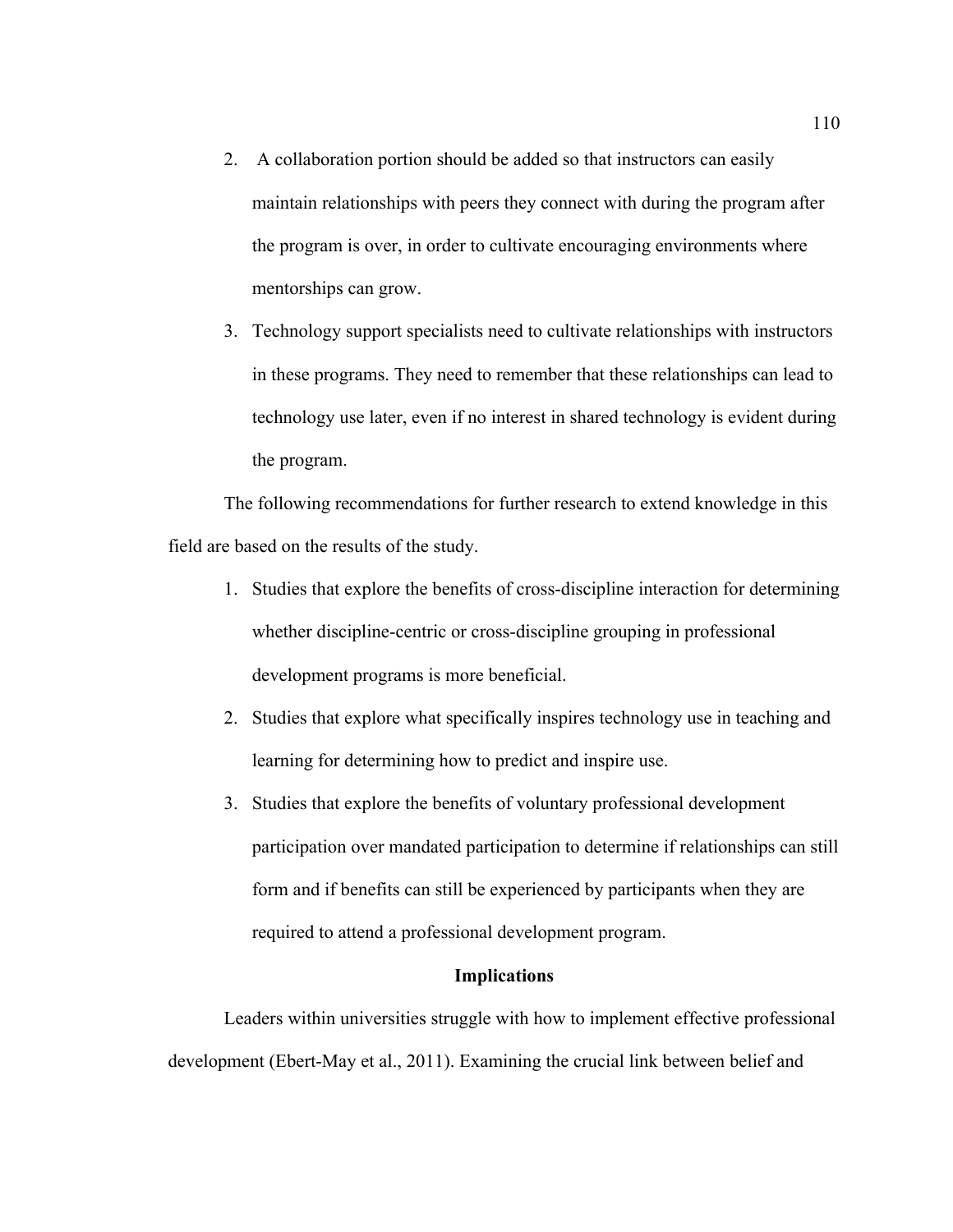2. A collaboration portion should be added so that instructors can easily maintain relationships with peers they connect with during the program after the program is over, in order to cultivate encouraging environments where mentorships can grow.
3. Technology support specialists need to cultivate relationships with instructors in these programs. They need to remember that these relationships can lead to technology use later, even if no interest in shared technology is evident during the program.

The following recommendations for further research to extend knowledge in this field are based on the results of the study.

1. Studies that explore the benefits of cross-discipline interaction for determining whether discipline-centric or cross-discipline grouping in professional development programs is more beneficial.
2. Studies that explore what specifically inspires technology use in teaching and learning for determining how to predict and inspire use.
3. Studies that explore the benefits of voluntary professional development participation over mandated participation to determine if relationships can still form and if benefits can still be experienced by participants when they are required to attend a professional development program.

## Implications

Leaders within universities struggle with how to implement effective professional development (Ebert-May et al., 2011). Examining the crucial link between belief and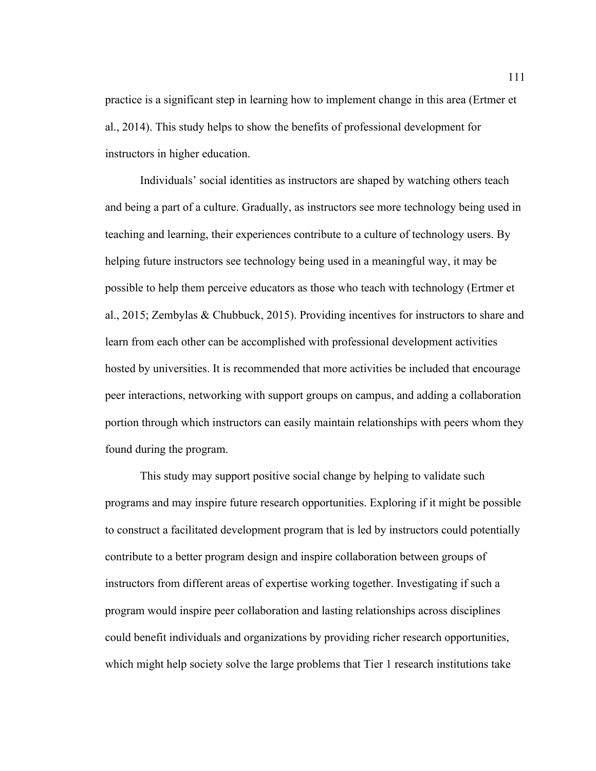practice is a significant step in learning how to implement change in this area (Ertmer et al., 2014). This study helps to show the benefits of professional development for instructors in higher education.

Individuals' social identities as instructors are shaped by watching others teach and being a part of a culture. Gradually, as instructors see more technology being used in teaching and learning, their experiences contribute to a culture of technology users. By helping future instructors see technology being used in a meaningful way, it may be possible to help them perceive educators as those who teach with technology (Ertmer et al., 2015; Zembylas & Chubbuck, 2015). Providing incentives for instructors to share and learn from each other can be accomplished with professional development activities hosted by universities. It is recommended that more activities be included that encourage peer interactions, networking with support groups on campus, and adding a collaboration portion through which instructors can easily maintain relationships with peers whom they found during the program.

This study may support positive social change by helping to validate such programs and may inspire future research opportunities. Exploring if it might be possible to construct a facilitated development program that is led by instructors could potentially contribute to a better program design and inspire collaboration between groups of instructors from different areas of expertise working together. Investigating if such a program would inspire peer collaboration and lasting relationships across disciplines could benefit individuals and organizations by providing richer research opportunities, which might help society solve the large problems that Tier 1 research institutions take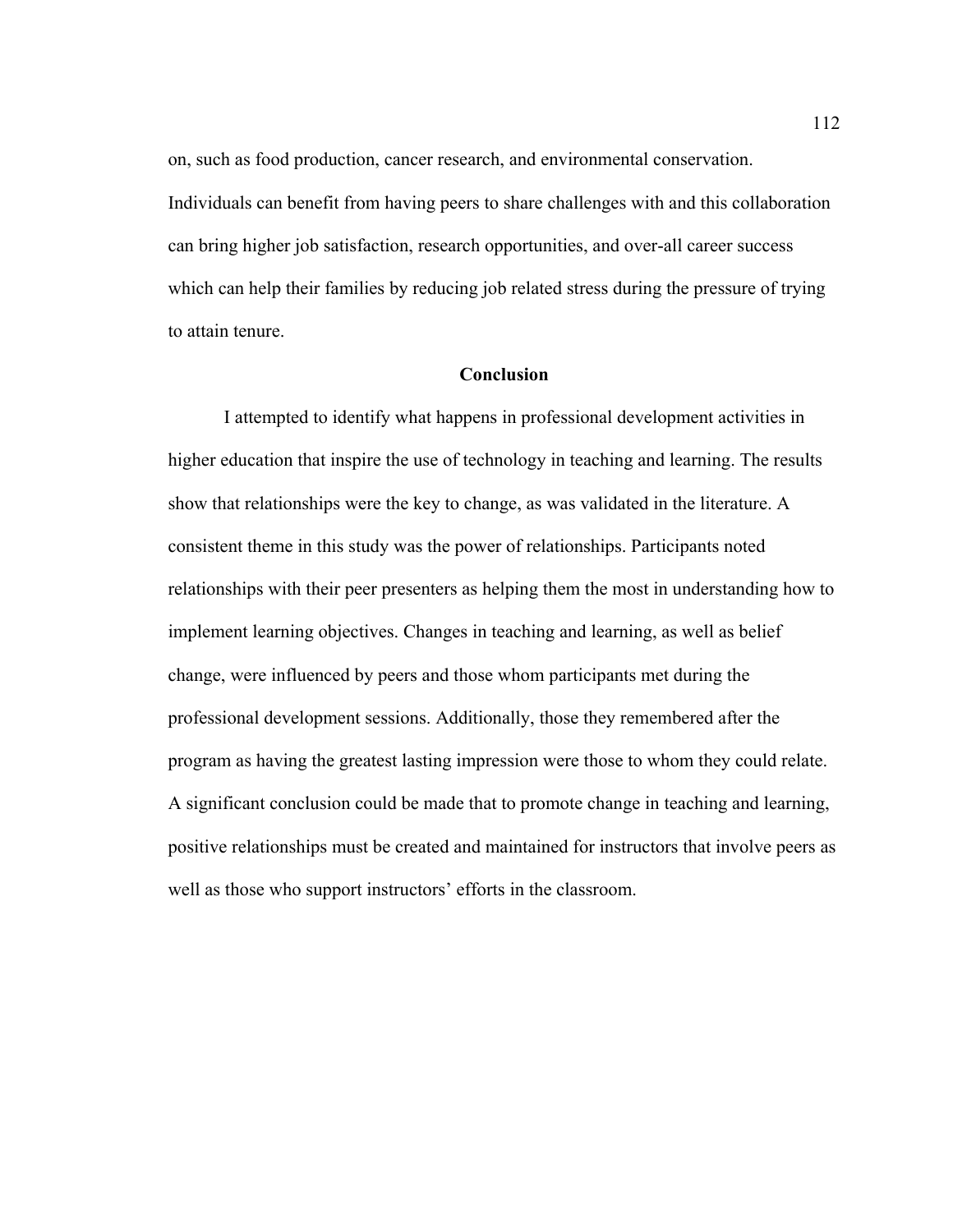on, such as food production, cancer research, and environmental conservation. Individuals can benefit from having peers to share challenges with and this collaboration can bring higher job satisfaction, research opportunities, and over-all career success which can help their families by reducing job related stress during the pressure of trying to attain tenure.

## Conclusion

I attempted to identify what happens in professional development activities in higher education that inspire the use of technology in teaching and learning. The results show that relationships were the key to change, as was validated in the literature. A consistent theme in this study was the power of relationships. Participants noted relationships with their peer presenters as helping them the most in understanding how to implement learning objectives. Changes in teaching and learning, as well as belief change, were influenced by peers and those whom participants met during the professional development sessions. Additionally, those they remembered after the program as having the greatest lasting impression were those to whom they could relate. A significant conclusion could be made that to promote change in teaching and learning, positive relationships must be created and maintained for instructors that involve peers as well as those who support instructors' efforts in the classroom.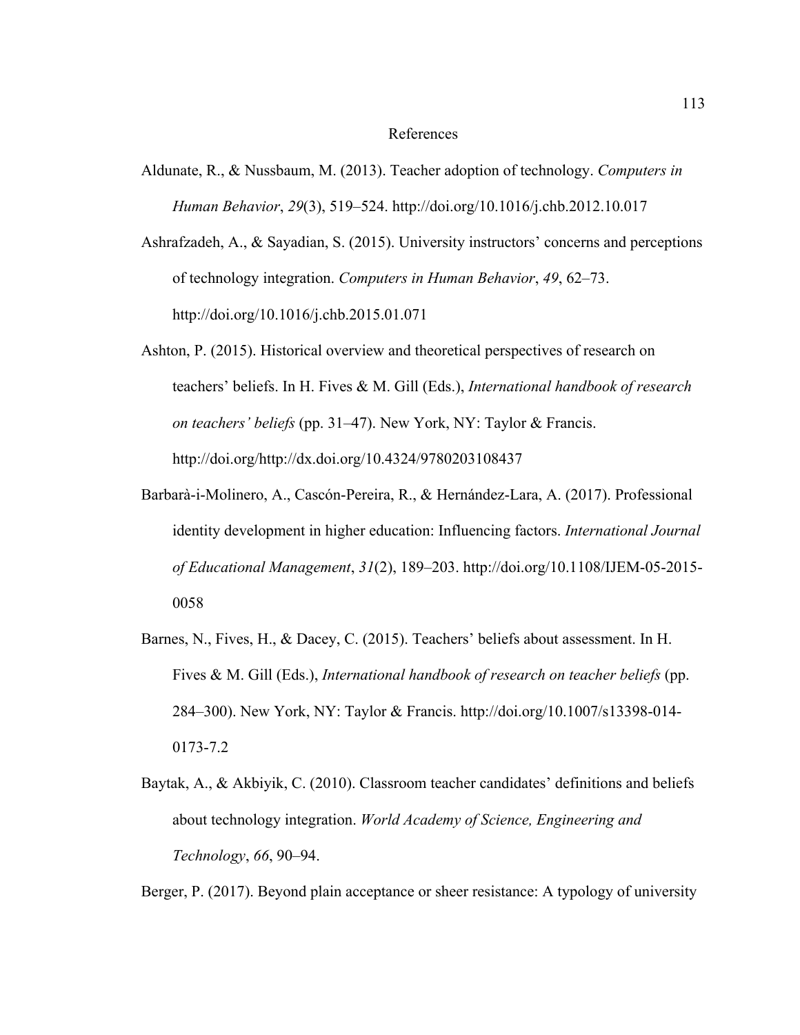# References

Aldunate, R., & Nussbaum, M. (2013). Teacher adoption of technology. *Computers in Human Behavior*, *29*(3), 519–524. http://doi.org/10.1016/j.chb.2012.10.017

Ashrafzadeh, A., & Sayadian, S. (2015). University instructors' concerns and perceptions of technology integration. *Computers in Human Behavior*, *49*, 62–73. http://doi.org/10.1016/j.chb.2015.01.071

Ashton, P. (2015). Historical overview and theoretical perspectives of research on teachers' beliefs. In H. Fives & M. Gill (Eds.), *International handbook of research on teachers' beliefs* (pp. 31–47). New York, NY: Taylor & Francis. http://doi.org/http://dx.doi.org/10.4324/9780203108437

Barbarà-i-Molinero, A., Cascón-Pereira, R., & Hernández-Lara, A. (2017). Professional identity development in higher education: Influencing factors. *International Journal of Educational Management*, *31*(2), 189–203. http://doi.org/10.1108/IJEM-05-2015-0058

Barnes, N., Fives, H., & Dacey, C. (2015). Teachers' beliefs about assessment. In H. Fives & M. Gill (Eds.), *International handbook of research on teacher beliefs* (pp. 284–300). New York, NY: Taylor & Francis. http://doi.org/10.1007/s13398-014-0173-7.2

Baytak, A., & Akbiyik, C. (2010). Classroom teacher candidates' definitions and beliefs about technology integration. *World Academy of Science, Engineering and Technology*, *66*, 90–94.

Berger, P. (2017). Beyond plain acceptance or sheer resistance: A typology of university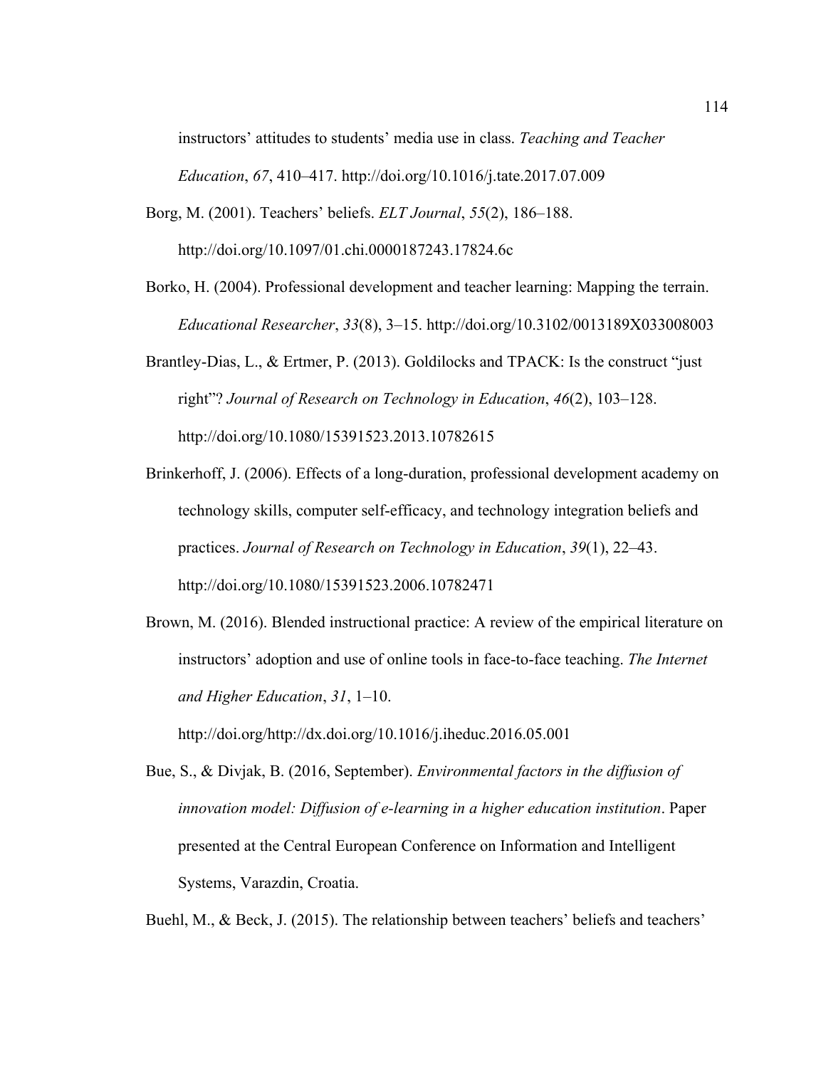instructors' attitudes to students' media use in class. *Teaching and Teacher Education*, *67*, 410–417. http://doi.org/10.1016/j.tate.2017.07.009

Borg, M. (2001). Teachers' beliefs. *ELT Journal*, *55*(2), 186–188. http://doi.org/10.1097/01.chi.0000187243.17824.6c

Borko, H. (2004). Professional development and teacher learning: Mapping the terrain. *Educational Researcher*, *33*(8), 3–15. http://doi.org/10.3102/0013189X033008003

Brantley-Dias, L., & Ertmer, P. (2013). Goldilocks and TPACK: Is the construct "just right"? *Journal of Research on Technology in Education*, *46*(2), 103–128. http://doi.org/10.1080/15391523.2013.10782615

Brinkerhoff, J. (2006). Effects of a long-duration, professional development academy on technology skills, computer self-efficacy, and technology integration beliefs and practices. *Journal of Research on Technology in Education*, *39*(1), 22–43. http://doi.org/10.1080/15391523.2006.10782471

Brown, M. (2016). Blended instructional practice: A review of the empirical literature on instructors' adoption and use of online tools in face-to-face teaching. *The Internet and Higher Education*, *31*, 1–10. http://doi.org/http://dx.doi.org/10.1016/j.iheduc.2016.05.001

Bue, S., & Divjak, B. (2016, September). *Environmental factors in the diffusion of innovation model: Diffusion of e-learning in a higher education institution*. Paper presented at the Central European Conference on Information and Intelligent Systems, Varazdin, Croatia.

Buehl, M., & Beck, J. (2015). The relationship between teachers' beliefs and teachers'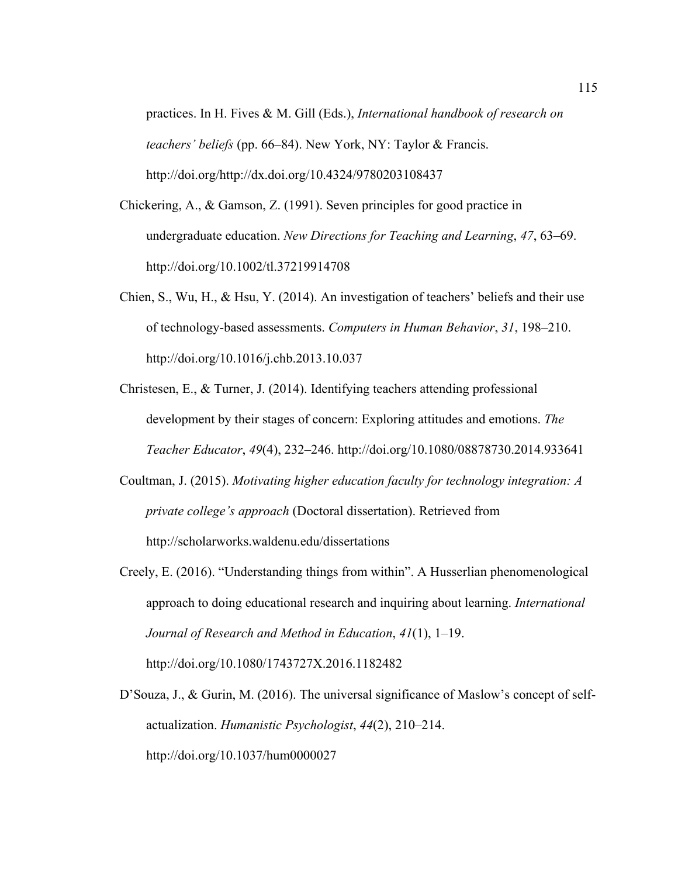practices. In H. Fives & M. Gill (Eds.), *International handbook of research on teachers' beliefs* (pp. 66–84). New York, NY: Taylor & Francis. http://doi.org/http://dx.doi.org/10.4324/9780203108437

Chickering, A., & Gamson, Z. (1991). Seven principles for good practice in undergraduate education. *New Directions for Teaching and Learning*, *47*, 63–69. http://doi.org/10.1002/tl.37219914708

Chien, S., Wu, H., & Hsu, Y. (2014). An investigation of teachers' beliefs and their use of technology-based assessments. *Computers in Human Behavior*, *31*, 198–210. http://doi.org/10.1016/j.chb.2013.10.037

Christesen, E., & Turner, J. (2014). Identifying teachers attending professional development by their stages of concern: Exploring attitudes and emotions. *The Teacher Educator*, *49*(4), 232–246. http://doi.org/10.1080/08878730.2014.933641

Coultman, J. (2015). *Motivating higher education faculty for technology integration: A private college's approach* (Doctoral dissertation). Retrieved from http://scholarworks.waldenu.edu/dissertations

Creely, E. (2016). "Understanding things from within". A Husserlian phenomenological approach to doing educational research and inquiring about learning. *International Journal of Research and Method in Education*, *41*(1), 1–19. http://doi.org/10.1080/1743727X.2016.1182482

D'Souza, J., & Gurin, M. (2016). The universal significance of Maslow's concept of self-actualization. *Humanistic Psychologist*, *44*(2), 210–214. http://doi.org/10.1037/hum0000027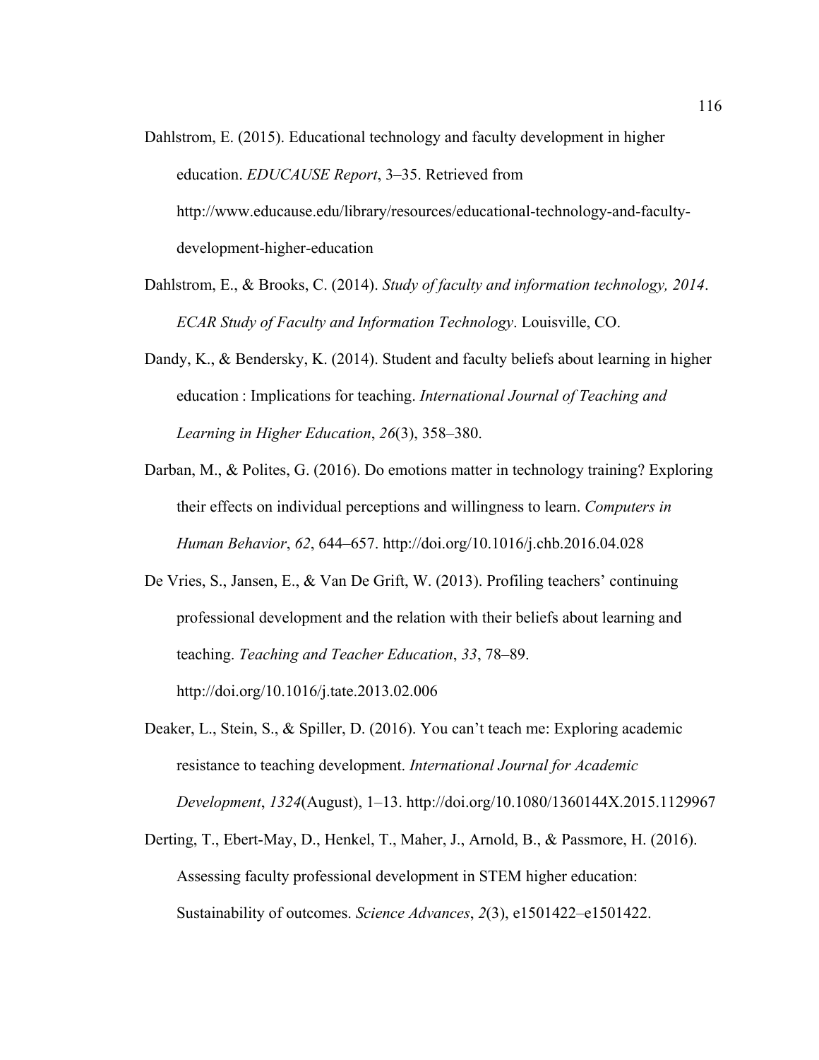Dahlstrom, E. (2015). Educational technology and faculty development in higher education. *EDUCAUSE Report*, 3–35. Retrieved from http://www.educause.edu/library/resources/educational-technology-and-faculty-development-higher-education

Dahlstrom, E., & Brooks, C. (2014). *Study of faculty and information technology, 2014*. *ECAR Study of Faculty and Information Technology*. Louisville, CO.

Dandy, K., & Bendersky, K. (2014). Student and faculty beliefs about learning in higher education : Implications for teaching. *International Journal of Teaching and Learning in Higher Education*, *26*(3), 358–380.

Darban, M., & Polites, G. (2016). Do emotions matter in technology training? Exploring their effects on individual perceptions and willingness to learn. *Computers in Human Behavior*, *62*, 644–657. http://doi.org/10.1016/j.chb.2016.04.028

De Vries, S., Jansen, E., & Van De Grift, W. (2013). Profiling teachers' continuing professional development and the relation with their beliefs about learning and teaching. *Teaching and Teacher Education*, *33*, 78–89. http://doi.org/10.1016/j.tate.2013.02.006

Deaker, L., Stein, S., & Spiller, D. (2016). You can't teach me: Exploring academic resistance to teaching development. *International Journal for Academic Development*, *1324*(August), 1–13. http://doi.org/10.1080/1360144X.2015.1129967

Derting, T., Ebert-May, D., Henkel, T., Maher, J., Arnold, B., & Passmore, H. (2016). Assessing faculty professional development in STEM higher education: Sustainability of outcomes. *Science Advances*, *2*(3), e1501422–e1501422.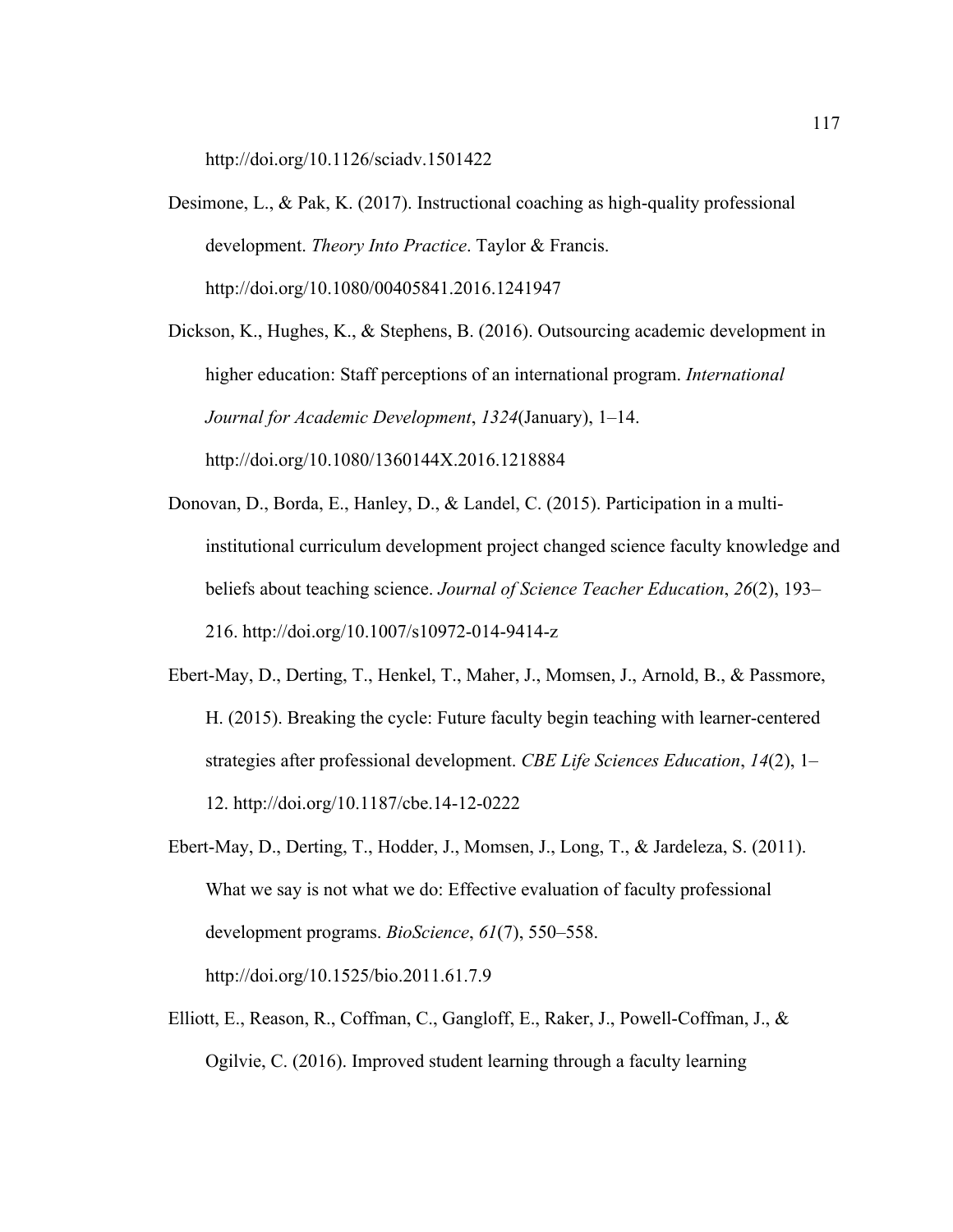http://doi.org/10.1126/sciadv.1501422

Desimone, L., & Pak, K. (2017). Instructional coaching as high-quality professional development. *Theory Into Practice*. Taylor & Francis. http://doi.org/10.1080/00405841.2016.1241947

Dickson, K., Hughes, K., & Stephens, B. (2016). Outsourcing academic development in higher education: Staff perceptions of an international program. *International Journal for Academic Development*, *1324*(January), 1–14. http://doi.org/10.1080/1360144X.2016.1218884

Donovan, D., Borda, E., Hanley, D., & Landel, C. (2015). Participation in a multi-institutional curriculum development project changed science faculty knowledge and beliefs about teaching science. *Journal of Science Teacher Education*, *26*(2), 193–216. http://doi.org/10.1007/s10972-014-9414-z

Ebert-May, D., Derting, T., Henkel, T., Maher, J., Momsen, J., Arnold, B., & Passmore, H. (2015). Breaking the cycle: Future faculty begin teaching with learner-centered strategies after professional development. *CBE Life Sciences Education*, *14*(2), 1–12. http://doi.org/10.1187/cbe.14-12-0222

Ebert-May, D., Derting, T., Hodder, J., Momsen, J., Long, T., & Jardeleza, S. (2011). What we say is not what we do: Effective evaluation of faculty professional development programs. *BioScience*, *61*(7), 550–558. http://doi.org/10.1525/bio.2011.61.7.9

Elliott, E., Reason, R., Coffman, C., Gangloff, E., Raker, J., Powell-Coffman, J., & Ogilvie, C. (2016). Improved student learning through a faculty learning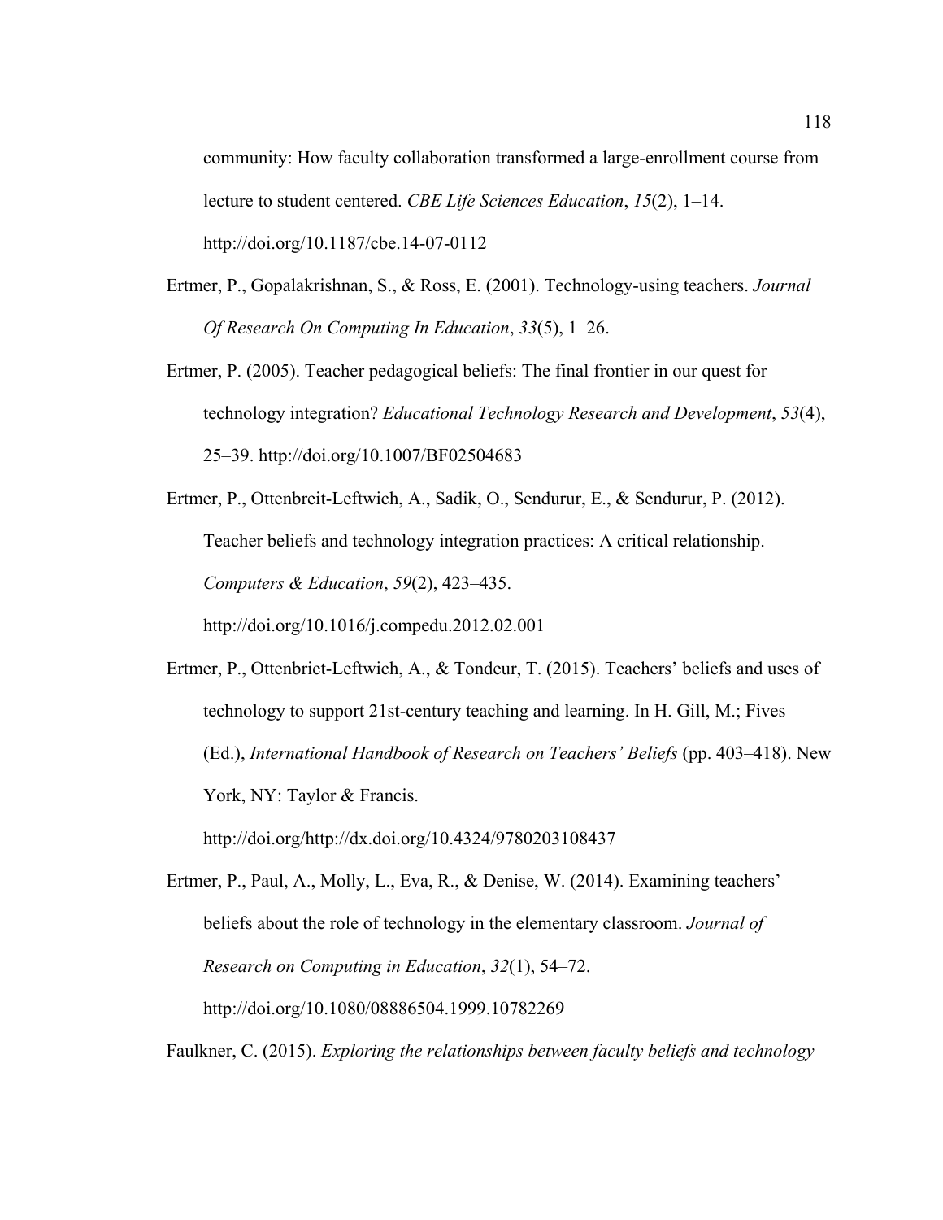community: How faculty collaboration transformed a large-enrollment course from lecture to student centered. *CBE Life Sciences Education*, *15*(2), 1–14. http://doi.org/10.1187/cbe.14-07-0112

Ertmer, P., Gopalakrishnan, S., & Ross, E. (2001). Technology-using teachers. *Journal Of Research On Computing In Education*, *33*(5), 1–26.

Ertmer, P. (2005). Teacher pedagogical beliefs: The final frontier in our quest for technology integration? *Educational Technology Research and Development*, *53*(4), 25–39. http://doi.org/10.1007/BF02504683

Ertmer, P., Ottenbreit-Leftwich, A., Sadik, O., Sendurur, E., & Sendurur, P. (2012). Teacher beliefs and technology integration practices: A critical relationship. *Computers & Education*, *59*(2), 423–435. http://doi.org/10.1016/j.compedu.2012.02.001

Ertmer, P., Ottenbriet-Leftwich, A., & Tondeur, T. (2015). Teachers' beliefs and uses of technology to support 21st-century teaching and learning. In H. Gill, M.; Fives (Ed.), *International Handbook of Research on Teachers' Beliefs* (pp. 403–418). New York, NY: Taylor & Francis. http://doi.org/http://dx.doi.org/10.4324/9780203108437

Ertmer, P., Paul, A., Molly, L., Eva, R., & Denise, W. (2014). Examining teachers' beliefs about the role of technology in the elementary classroom. *Journal of Research on Computing in Education*, *32*(1), 54–72. http://doi.org/10.1080/08886504.1999.10782269

Faulkner, C. (2015). *Exploring the relationships between faculty beliefs and technology*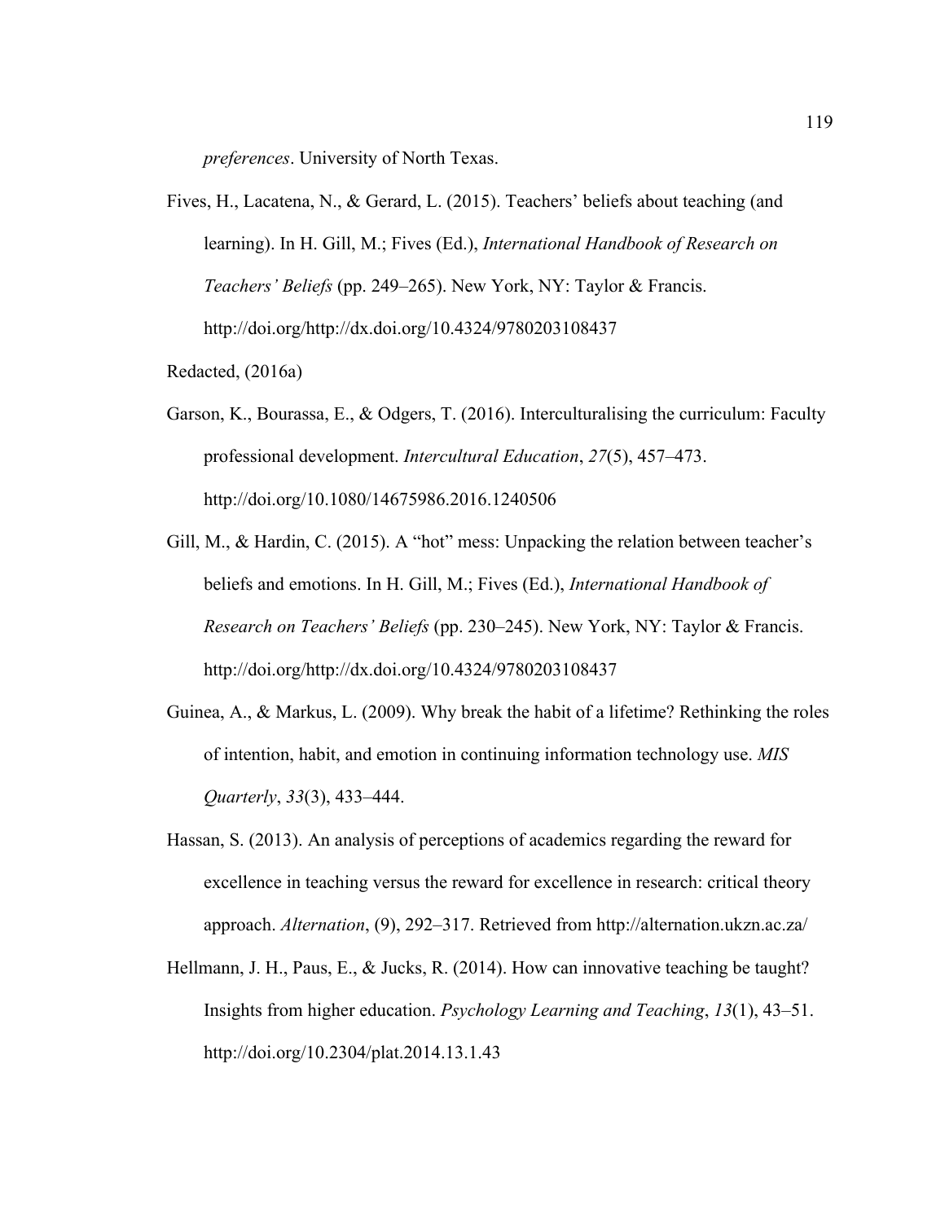*preferences*. University of North Texas.

Fives, H., Lacatena, N., & Gerard, L. (2015). Teachers' beliefs about teaching (and learning). In H. Gill, M.; Fives (Ed.), *International Handbook of Research on Teachers' Beliefs* (pp. 249–265). New York, NY: Taylor & Francis. http://doi.org/http://dx.doi.org/10.4324/9780203108437

Redacted, (2016a)

Garson, K., Bourassa, E., & Odgers, T. (2016). Interculturalising the curriculum: Faculty professional development. *Intercultural Education*, *27*(5), 457–473. http://doi.org/10.1080/14675986.2016.1240506

Gill, M., & Hardin, C. (2015). A "hot" mess: Unpacking the relation between teacher's beliefs and emotions. In H. Gill, M.; Fives (Ed.), *International Handbook of Research on Teachers' Beliefs* (pp. 230–245). New York, NY: Taylor & Francis. http://doi.org/http://dx.doi.org/10.4324/9780203108437

Guinea, A., & Markus, L. (2009). Why break the habit of a lifetime? Rethinking the roles of intention, habit, and emotion in continuing information technology use. *MIS Quarterly*, *33*(3), 433–444.

Hassan, S. (2013). An analysis of perceptions of academics regarding the reward for excellence in teaching versus the reward for excellence in research: critical theory approach. *Alternation*, (9), 292–317. Retrieved from http://alternation.ukzn.ac.za/

Hellmann, J. H., Paus, E., & Jucks, R. (2014). How can innovative teaching be taught? Insights from higher education. *Psychology Learning and Teaching*, *13*(1), 43–51. http://doi.org/10.2304/plat.2014.13.1.43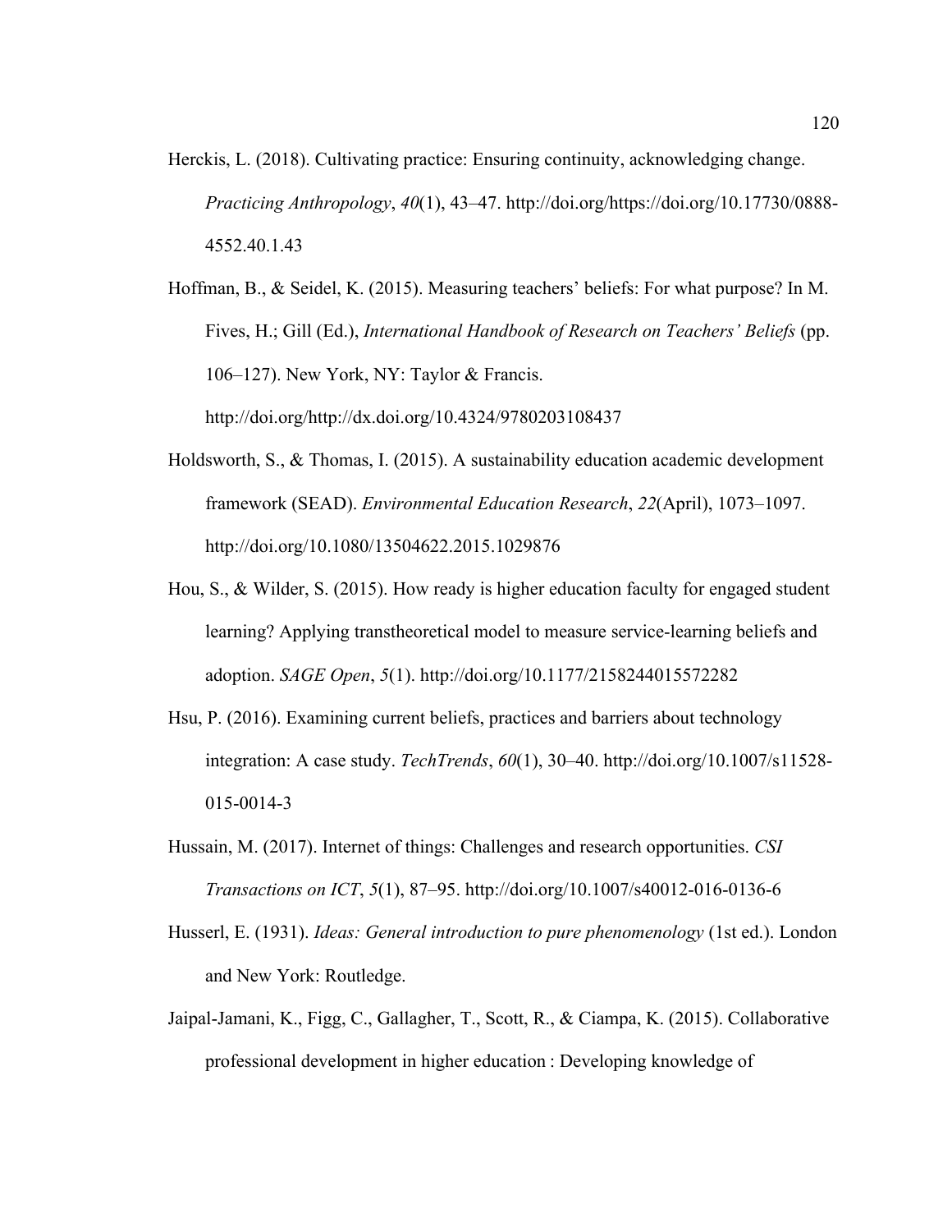Herckis, L. (2018). Cultivating practice: Ensuring continuity, acknowledging change. *Practicing Anthropology*, *40*(1), 43–47. http://doi.org/https://doi.org/10.17730/0888-4552.40.1.43

Hoffman, B., & Seidel, K. (2015). Measuring teachers' beliefs: For what purpose? In M. Fives, H.; Gill (Ed.), *International Handbook of Research on Teachers' Beliefs* (pp. 106–127). New York, NY: Taylor & Francis. http://doi.org/http://dx.doi.org/10.4324/9780203108437

Holdsworth, S., & Thomas, I. (2015). A sustainability education academic development framework (SEAD). *Environmental Education Research*, *22*(April), 1073–1097. http://doi.org/10.1080/13504622.2015.1029876

Hou, S., & Wilder, S. (2015). How ready is higher education faculty for engaged student learning? Applying transtheoretical model to measure service-learning beliefs and adoption. *SAGE Open*, *5*(1). http://doi.org/10.1177/2158244015572282

Hsu, P. (2016). Examining current beliefs, practices and barriers about technology integration: A case study. *TechTrends*, *60*(1), 30–40. http://doi.org/10.1007/s11528-015-0014-3

Hussain, M. (2017). Internet of things: Challenges and research opportunities. *CSI Transactions on ICT*, *5*(1), 87–95. http://doi.org/10.1007/s40012-016-0136-6

Husserl, E. (1931). *Ideas: General introduction to pure phenomenology* (1st ed.). London and New York: Routledge.

Jaipal-Jamani, K., Figg, C., Gallagher, T., Scott, R., & Ciampa, K. (2015). Collaborative professional development in higher education : Developing knowledge of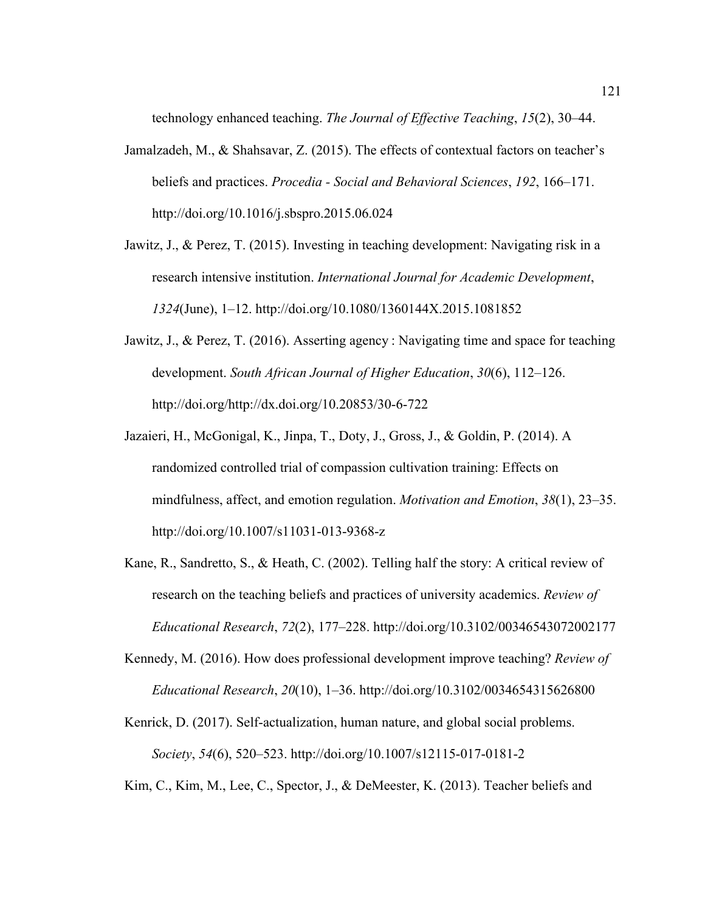technology enhanced teaching. *The Journal of Effective Teaching*, *15*(2), 30–44.

Jamalzadeh, M., & Shahsavar, Z. (2015). The effects of contextual factors on teacher's beliefs and practices. *Procedia - Social and Behavioral Sciences*, *192*, 166–171. http://doi.org/10.1016/j.sbspro.2015.06.024

Jawitz, J., & Perez, T. (2015). Investing in teaching development: Navigating risk in a research intensive institution. *International Journal for Academic Development*, *1324*(June), 1–12. http://doi.org/10.1080/1360144X.2015.1081852

Jawitz, J., & Perez, T. (2016). Asserting agency : Navigating time and space for teaching development. *South African Journal of Higher Education*, *30*(6), 112–126. http://doi.org/http://dx.doi.org/10.20853/30-6-722

Jazaieri, H., McGonigal, K., Jinpa, T., Doty, J., Gross, J., & Goldin, P. (2014). A randomized controlled trial of compassion cultivation training: Effects on mindfulness, affect, and emotion regulation. *Motivation and Emotion*, *38*(1), 23–35. http://doi.org/10.1007/s11031-013-9368-z

Kane, R., Sandretto, S., & Heath, C. (2002). Telling half the story: A critical review of research on the teaching beliefs and practices of university academics. *Review of Educational Research*, *72*(2), 177–228. http://doi.org/10.3102/00346543072002177

Kennedy, M. (2016). How does professional development improve teaching? *Review of Educational Research*, *20*(10), 1–36. http://doi.org/10.3102/0034654315626800

Kenrick, D. (2017). Self-actualization, human nature, and global social problems. *Society*, *54*(6), 520–523. http://doi.org/10.1007/s12115-017-0181-2

Kim, C., Kim, M., Lee, C., Spector, J., & DeMeester, K. (2013). Teacher beliefs and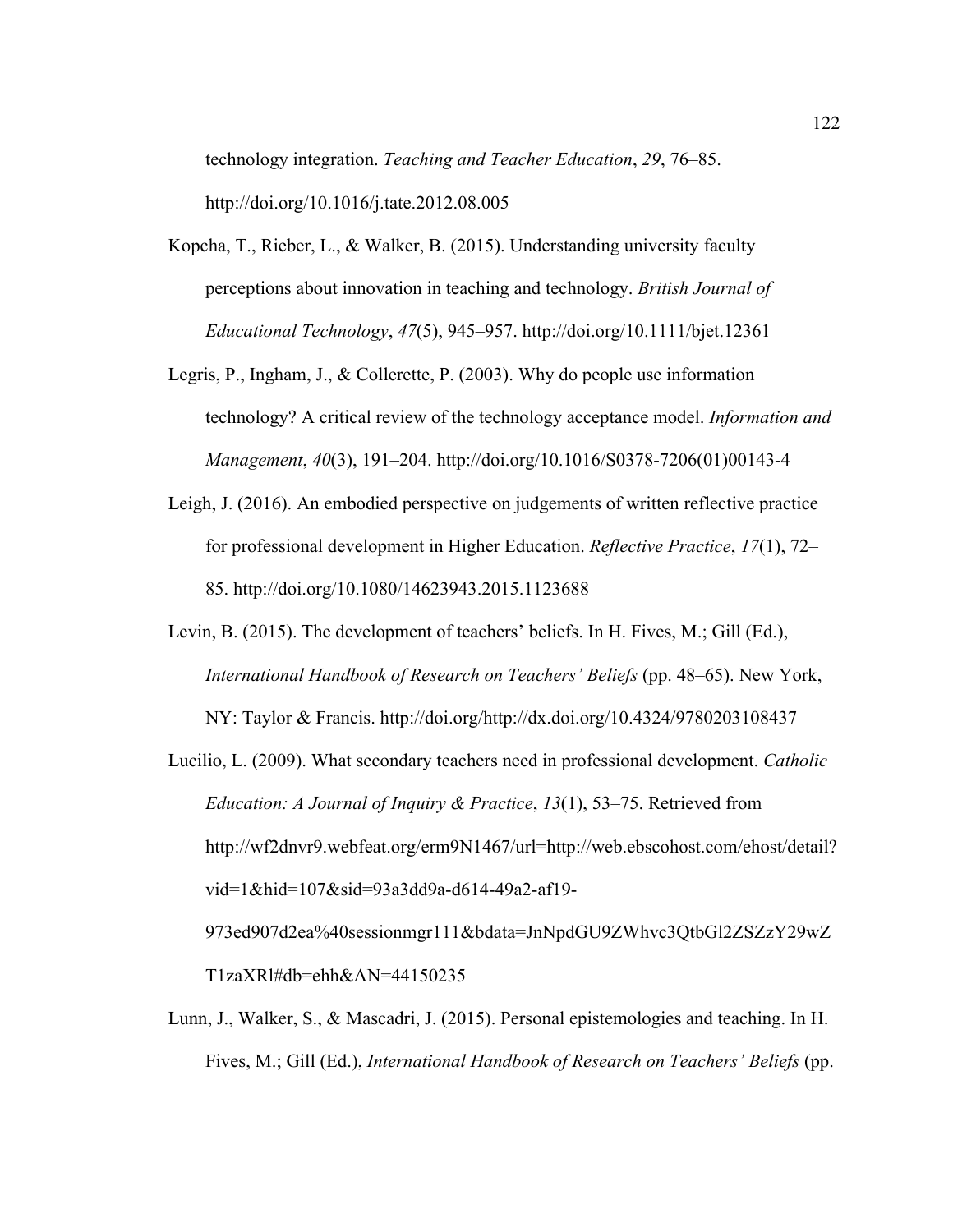technology integration. *Teaching and Teacher Education*, *29*, 76–85. http://doi.org/10.1016/j.tate.2012.08.005

Kopcha, T., Rieber, L., & Walker, B. (2015). Understanding university faculty perceptions about innovation in teaching and technology. *British Journal of Educational Technology*, *47*(5), 945–957. http://doi.org/10.1111/bjet.12361

Legris, P., Ingham, J., & Collerette, P. (2003). Why do people use information technology? A critical review of the technology acceptance model. *Information and Management*, *40*(3), 191–204. http://doi.org/10.1016/S0378-7206(01)00143-4

Leigh, J. (2016). An embodied perspective on judgements of written reflective practice for professional development in Higher Education. *Reflective Practice*, *17*(1), 72–85. http://doi.org/10.1080/14623943.2015.1123688

Levin, B. (2015). The development of teachers' beliefs. In H. Fives, M.; Gill (Ed.), *International Handbook of Research on Teachers' Beliefs* (pp. 48–65). New York, NY: Taylor & Francis. http://doi.org/http://dx.doi.org/10.4324/9780203108437

Lucilio, L. (2009). What secondary teachers need in professional development. *Catholic Education: A Journal of Inquiry & Practice*, *13*(1), 53–75. Retrieved from http://wf2dnvr9.webfeat.org/erm9N1467/url=http://web.ebscohost.com/ehost/detail?vid=1&hid=107&sid=93a3dd9a-d614-49a2-af19-973ed907d2ea%40sessionmgr111&bdata=JnNpdGU9ZWhvc3QtbGl2ZSZzY29wZT1zaXRl#db=ehh&AN=44150235

Lunn, J., Walker, S., & Mascadri, J. (2015). Personal epistemologies and teaching. In H. Fives, M.; Gill (Ed.), *International Handbook of Research on Teachers' Beliefs* (pp.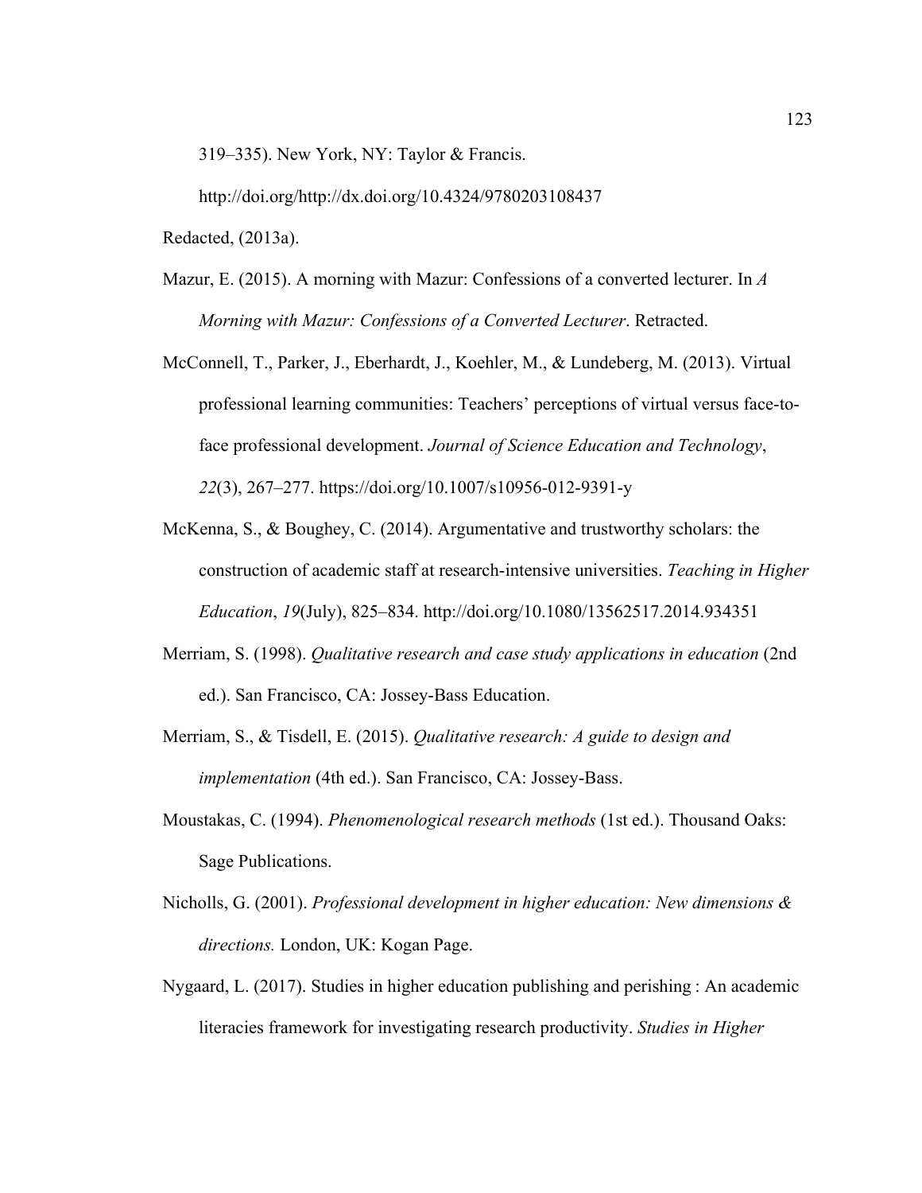319–335). New York, NY: Taylor & Francis. http://doi.org/http://dx.doi.org/10.4324/9780203108437

Redacted, (2013a).

Mazur, E. (2015). A morning with Mazur: Confessions of a converted lecturer. In *A Morning with Mazur: Confessions of a Converted Lecturer*. Retracted.

McConnell, T., Parker, J., Eberhardt, J., Koehler, M., & Lundeberg, M. (2013). Virtual professional learning communities: Teachers' perceptions of virtual versus face-to-face professional development. *Journal of Science Education and Technology*, *22*(3), 267–277. https://doi.org/10.1007/s10956-012-9391-y

McKenna, S., & Boughey, C. (2014). Argumentative and trustworthy scholars: the construction of academic staff at research-intensive universities. *Teaching in Higher Education*, *19*(July), 825–834. http://doi.org/10.1080/13562517.2014.934351

Merriam, S. (1998). *Qualitative research and case study applications in education* (2nd ed.). San Francisco, CA: Jossey-Bass Education.

Merriam, S., & Tisdell, E. (2015). *Qualitative research: A guide to design and implementation* (4th ed.). San Francisco, CA: Jossey-Bass.

Moustakas, C. (1994). *Phenomenological research methods* (1st ed.). Thousand Oaks: Sage Publications.

Nicholls, G. (2001). *Professional development in higher education: New dimensions & directions.* London, UK: Kogan Page.

Nygaard, L. (2017). Studies in higher education publishing and perishing : An academic literacies framework for investigating research productivity. *Studies in Higher*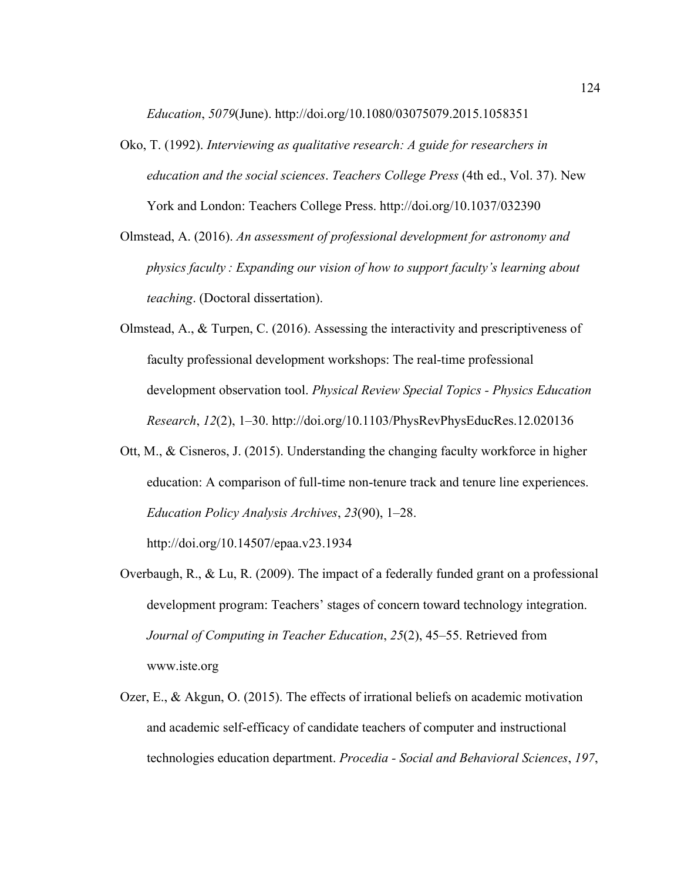*Education*, *5079*(June). http://doi.org/10.1080/03075079.2015.1058351

Oko, T. (1992). *Interviewing as qualitative research: A guide for researchers in education and the social sciences*. *Teachers College Press* (4th ed., Vol. 37). New York and London: Teachers College Press. http://doi.org/10.1037/032390

Olmstead, A. (2016). *An assessment of professional development for astronomy and physics faculty : Expanding our vision of how to support faculty's learning about teaching*. (Doctoral dissertation).

Olmstead, A., & Turpen, C. (2016). Assessing the interactivity and prescriptiveness of faculty professional development workshops: The real-time professional development observation tool. *Physical Review Special Topics - Physics Education Research*, *12*(2), 1–30. http://doi.org/10.1103/PhysRevPhysEducRes.12.020136

Ott, M., & Cisneros, J. (2015). Understanding the changing faculty workforce in higher education: A comparison of full-time non-tenure track and tenure line experiences. *Education Policy Analysis Archives*, *23*(90), 1–28. http://doi.org/10.14507/epaa.v23.1934

Overbaugh, R., & Lu, R. (2009). The impact of a federally funded grant on a professional development program: Teachers' stages of concern toward technology integration. *Journal of Computing in Teacher Education*, *25*(2), 45–55. Retrieved from www.iste.org

Ozer, E., & Akgun, O. (2015). The effects of irrational beliefs on academic motivation and academic self-efficacy of candidate teachers of computer and instructional technologies education department. *Procedia - Social and Behavioral Sciences*, *197*,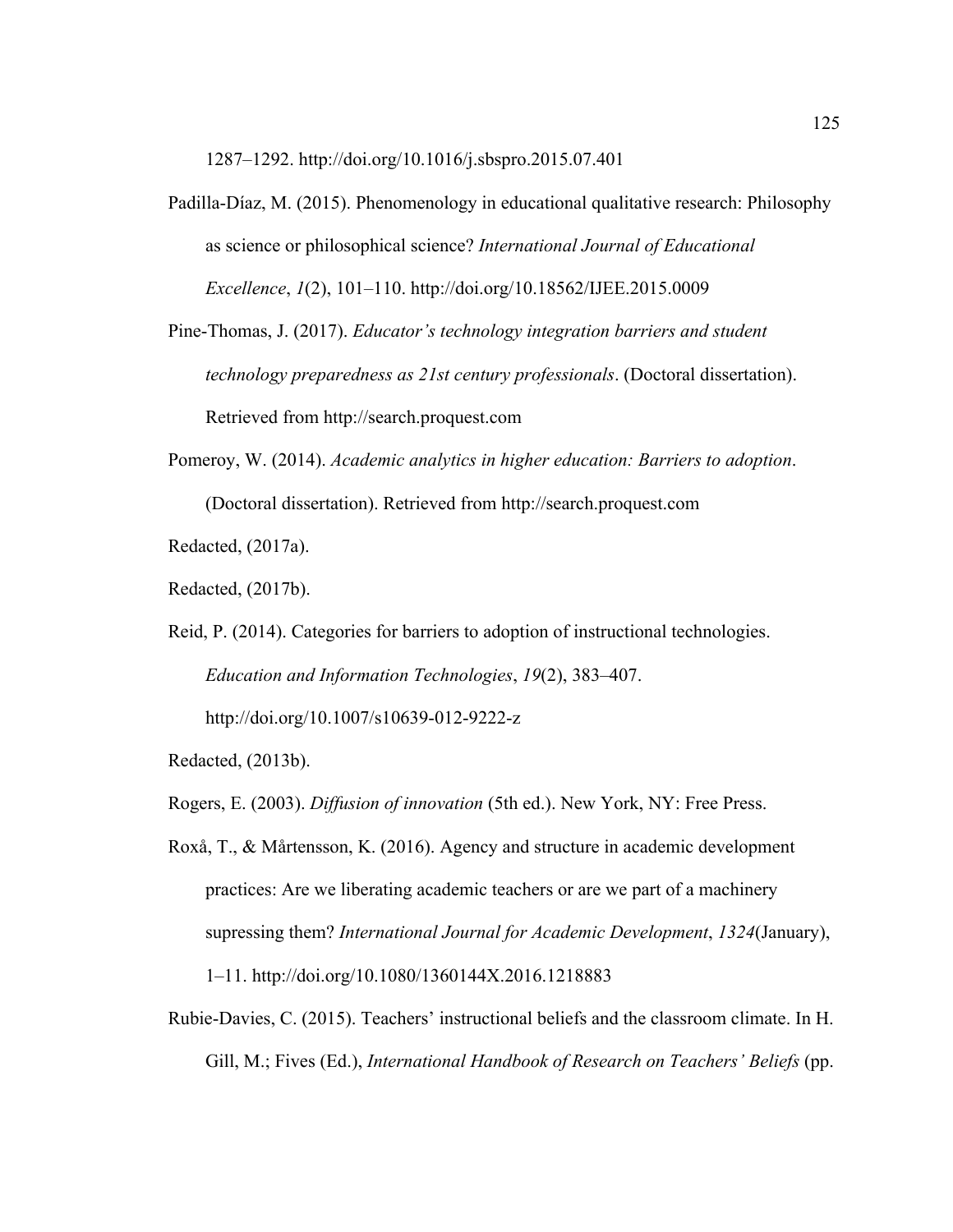1287–1292. http://doi.org/10.1016/j.sbspro.2015.07.401

Padilla-Díaz, M. (2015). Phenomenology in educational qualitative research: Philosophy as science or philosophical science? *International Journal of Educational Excellence*, *1*(2), 101–110. http://doi.org/10.18562/IJEE.2015.0009

Pine-Thomas, J. (2017). *Educator's technology integration barriers and student technology preparedness as 21st century professionals*. (Doctoral dissertation). Retrieved from http://search.proquest.com

Pomeroy, W. (2014). *Academic analytics in higher education: Barriers to adoption*. (Doctoral dissertation). Retrieved from http://search.proquest.com

Redacted, (2017a).

Redacted, (2017b).

Reid, P. (2014). Categories for barriers to adoption of instructional technologies. *Education and Information Technologies*, *19*(2), 383–407. http://doi.org/10.1007/s10639-012-9222-z

Redacted, (2013b).

Rogers, E. (2003). *Diffusion of innovation* (5th ed.). New York, NY: Free Press.

Roxå, T., & Mårtensson, K. (2016). Agency and structure in academic development practices: Are we liberating academic teachers or are we part of a machinery supressing them? *International Journal for Academic Development*, *1324*(January), 1–11. http://doi.org/10.1080/1360144X.2016.1218883

Rubie-Davies, C. (2015). Teachers' instructional beliefs and the classroom climate. In H. Gill, M.; Fives (Ed.), *International Handbook of Research on Teachers' Beliefs* (pp.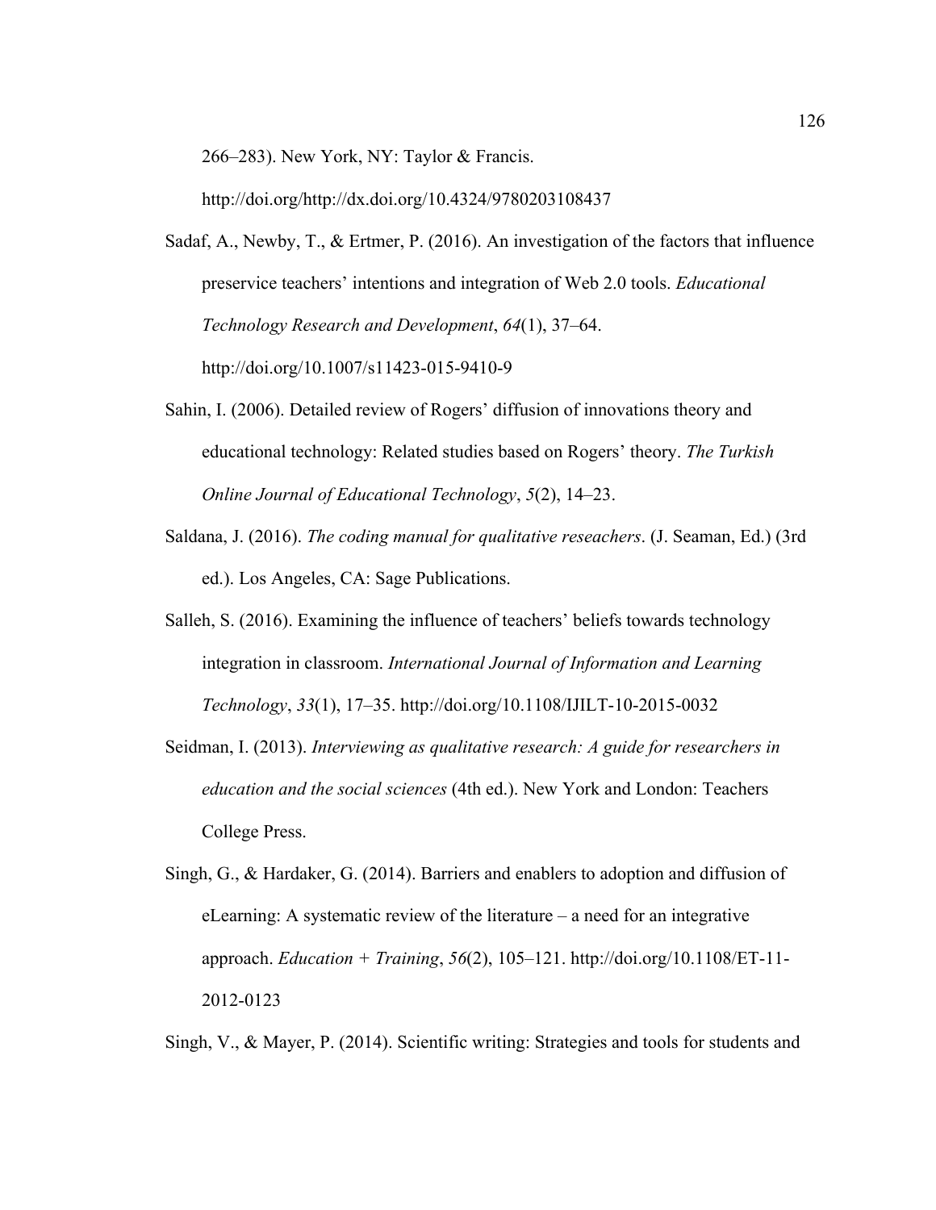266–283). New York, NY: Taylor & Francis. http://doi.org/http://dx.doi.org/10.4324/9780203108437

Sadaf, A., Newby, T., & Ertmer, P. (2016). An investigation of the factors that influence preservice teachers' intentions and integration of Web 2.0 tools. *Educational Technology Research and Development*, *64*(1), 37–64. http://doi.org/10.1007/s11423-015-9410-9

Sahin, I. (2006). Detailed review of Rogers' diffusion of innovations theory and educational technology: Related studies based on Rogers' theory. *The Turkish Online Journal of Educational Technology*, *5*(2), 14–23.

Saldana, J. (2016). *The coding manual for qualitative reseachers*. (J. Seaman, Ed.) (3rd ed.). Los Angeles, CA: Sage Publications.

Salleh, S. (2016). Examining the influence of teachers' beliefs towards technology integration in classroom. *International Journal of Information and Learning Technology*, *33*(1), 17–35. http://doi.org/10.1108/IJILT-10-2015-0032

Seidman, I. (2013). *Interviewing as qualitative research: A guide for researchers in education and the social sciences* (4th ed.). New York and London: Teachers College Press.

Singh, G., & Hardaker, G. (2014). Barriers and enablers to adoption and diffusion of eLearning: A systematic review of the literature – a need for an integrative approach. *Education + Training*, *56*(2), 105–121. http://doi.org/10.1108/ET-11-2012-0123

Singh, V., & Mayer, P. (2014). Scientific writing: Strategies and tools for students and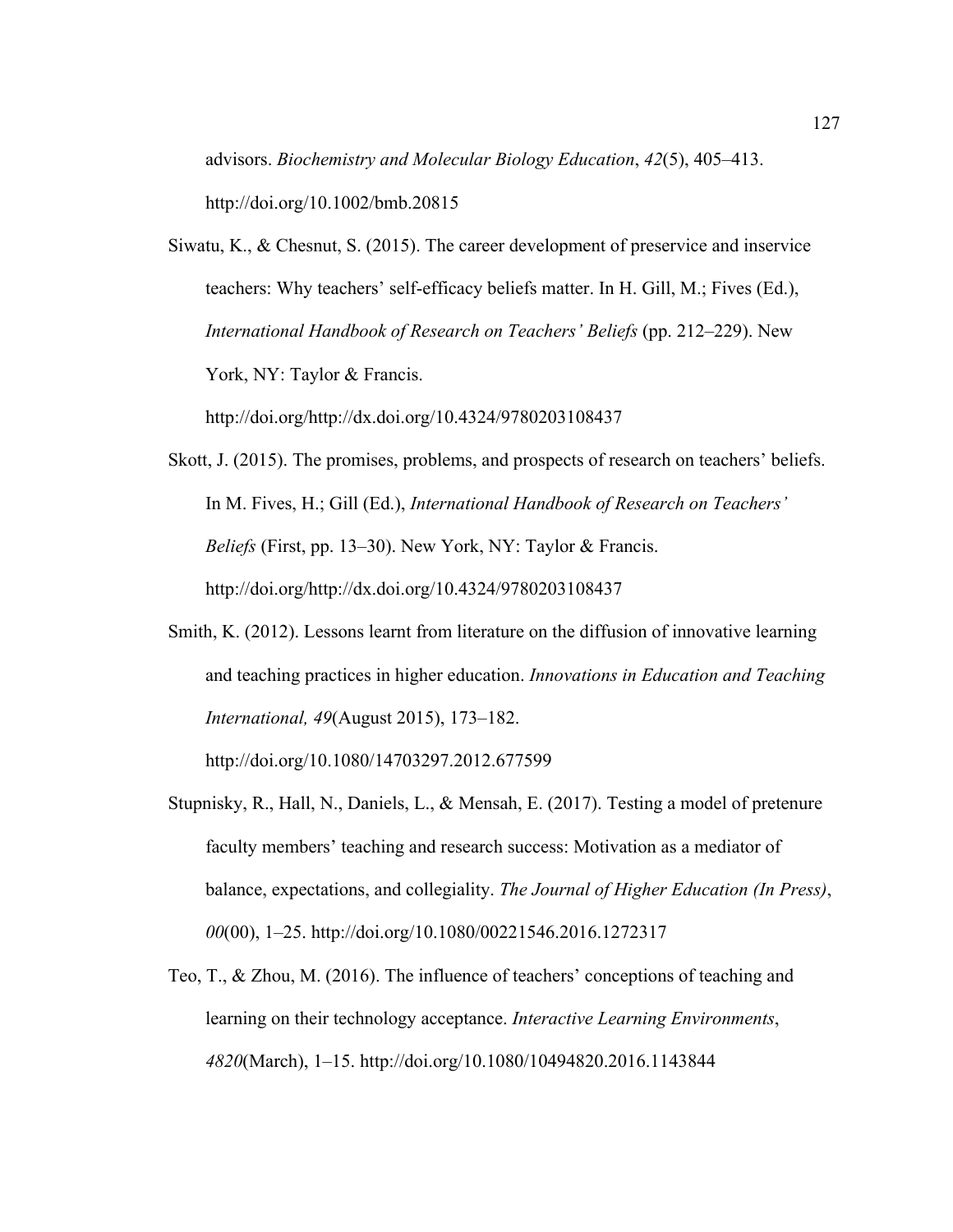advisors. *Biochemistry and Molecular Biology Education*, *42*(5), 405–413. http://doi.org/10.1002/bmb.20815

Siwatu, K., & Chesnut, S. (2015). The career development of preservice and inservice teachers: Why teachers' self-efficacy beliefs matter. In H. Gill, M.; Fives (Ed.), *International Handbook of Research on Teachers' Beliefs* (pp. 212–229). New York, NY: Taylor & Francis. http://doi.org/http://dx.doi.org/10.4324/9780203108437

Skott, J. (2015). The promises, problems, and prospects of research on teachers' beliefs. In M. Fives, H.; Gill (Ed.), *International Handbook of Research on Teachers' Beliefs* (First, pp. 13–30). New York, NY: Taylor & Francis. http://doi.org/http://dx.doi.org/10.4324/9780203108437

Smith, K. (2012). Lessons learnt from literature on the diffusion of innovative learning and teaching practices in higher education. *Innovations in Education and Teaching International, 49*(August 2015), 173–182. http://doi.org/10.1080/14703297.2012.677599

Stupnisky, R., Hall, N., Daniels, L., & Mensah, E. (2017). Testing a model of pretenure faculty members' teaching and research success: Motivation as a mediator of balance, expectations, and collegiality. *The Journal of Higher Education (In Press)*, *00*(00), 1–25. http://doi.org/10.1080/00221546.2016.1272317

Teo, T., & Zhou, M. (2016). The influence of teachers' conceptions of teaching and learning on their technology acceptance. *Interactive Learning Environments*, *4820*(March), 1–15. http://doi.org/10.1080/10494820.2016.1143844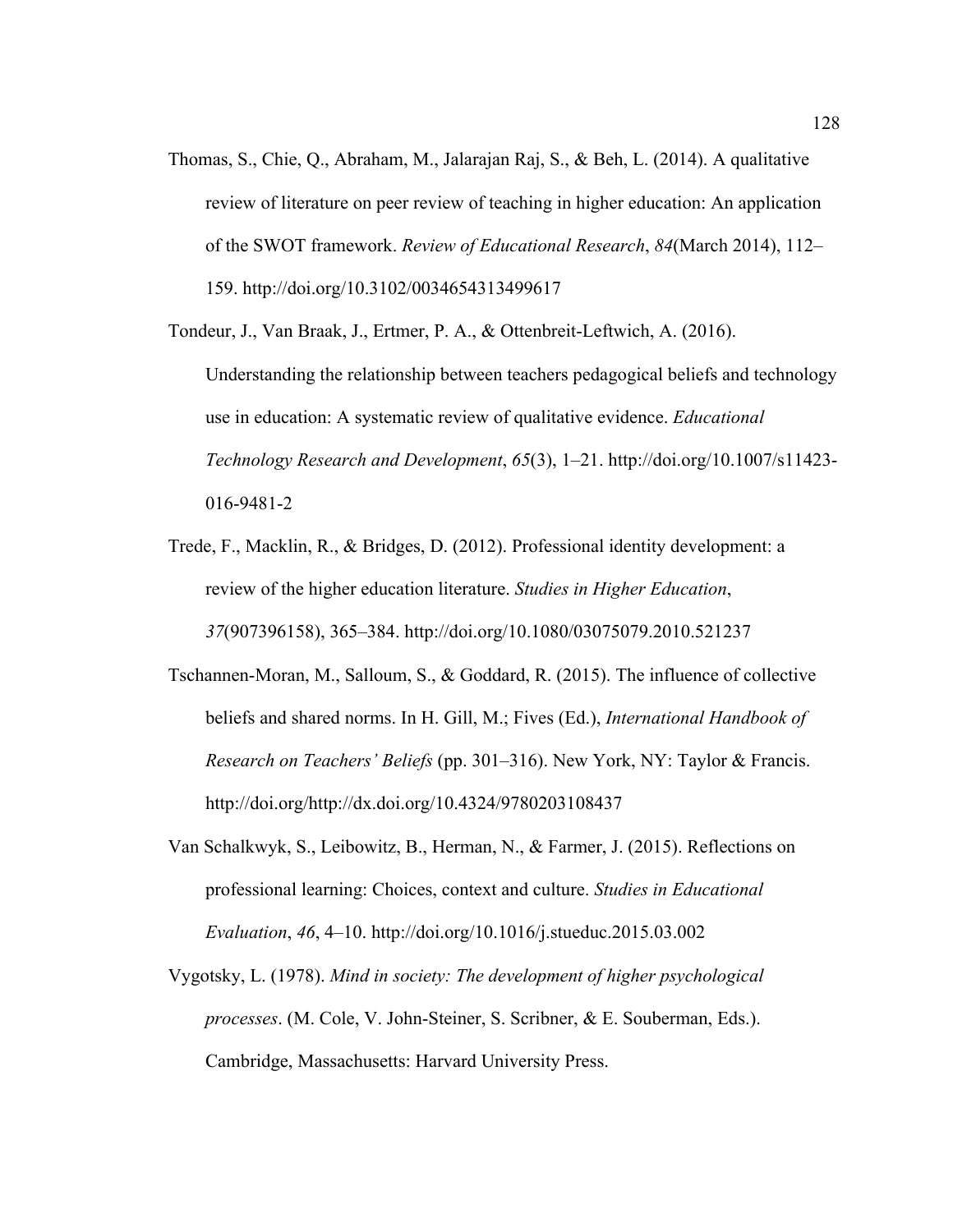Thomas, S., Chie, Q., Abraham, M., Jalarajan Raj, S., & Beh, L. (2014). A qualitative review of literature on peer review of teaching in higher education: An application of the SWOT framework. *Review of Educational Research*, *84*(March 2014), 112–159. http://doi.org/10.3102/0034654313499617

Tondeur, J., Van Braak, J., Ertmer, P. A., & Ottenbreit-Leftwich, A. (2016). Understanding the relationship between teachers pedagogical beliefs and technology use in education: A systematic review of qualitative evidence. *Educational Technology Research and Development*, *65*(3), 1–21. http://doi.org/10.1007/s11423-016-9481-2

Trede, F., Macklin, R., & Bridges, D. (2012). Professional identity development: a review of the higher education literature. *Studies in Higher Education*, *37*(907396158), 365–384. http://doi.org/10.1080/03075079.2010.521237

Tschannen-Moran, M., Salloum, S., & Goddard, R. (2015). The influence of collective beliefs and shared norms. In H. Gill, M.; Fives (Ed.), *International Handbook of Research on Teachers' Beliefs* (pp. 301–316). New York, NY: Taylor & Francis. http://doi.org/http://dx.doi.org/10.4324/9780203108437

Van Schalkwyk, S., Leibowitz, B., Herman, N., & Farmer, J. (2015). Reflections on professional learning: Choices, context and culture. *Studies in Educational Evaluation*, *46*, 4–10. http://doi.org/10.1016/j.stueduc.2015.03.002

Vygotsky, L. (1978). *Mind in society: The development of higher psychological processes*. (M. Cole, V. John-Steiner, S. Scribner, & E. Souberman, Eds.). Cambridge, Massachusetts: Harvard University Press.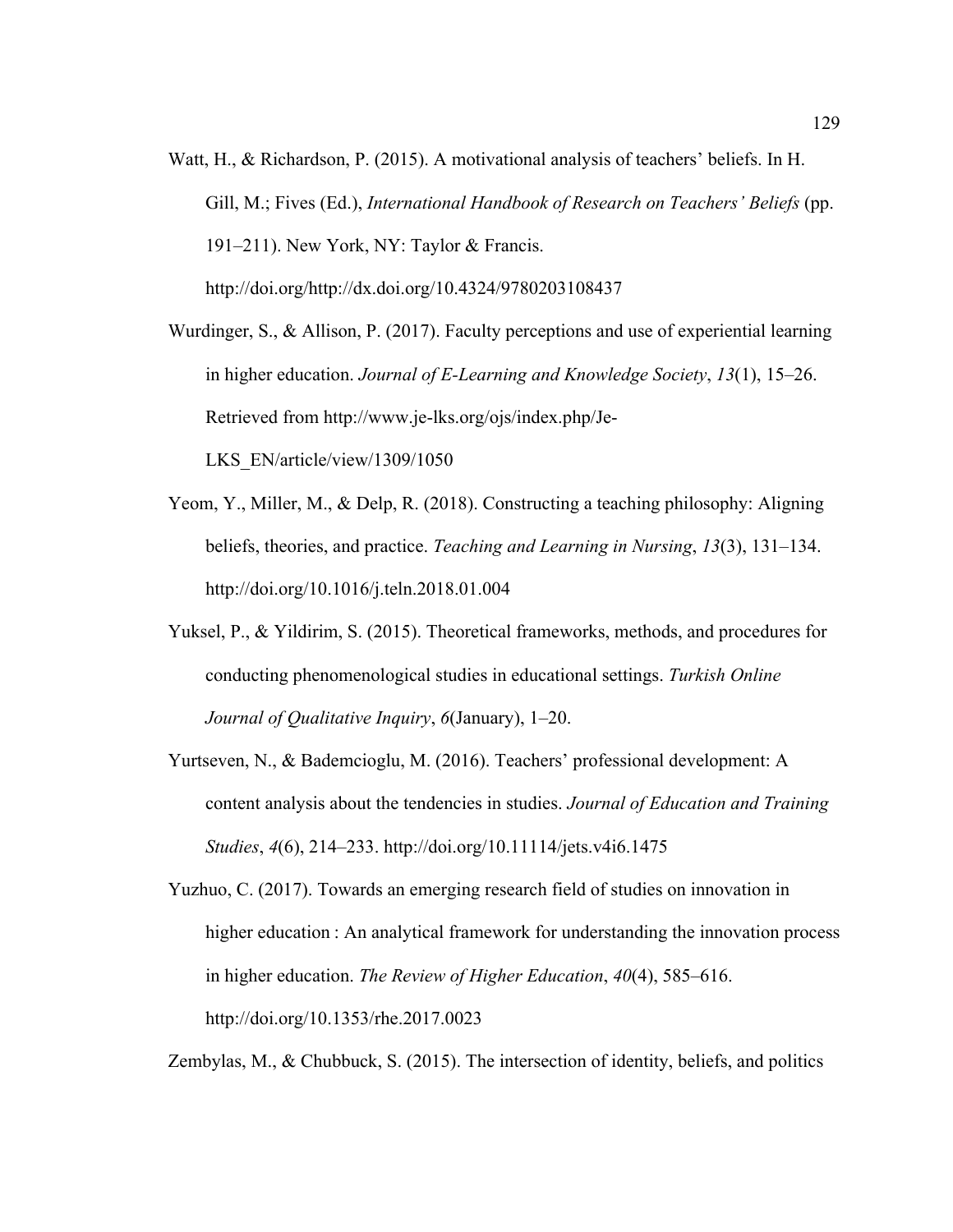Watt, H., & Richardson, P. (2015). A motivational analysis of teachers' beliefs. In H. Gill, M.; Fives (Ed.), *International Handbook of Research on Teachers' Beliefs* (pp. 191–211). New York, NY: Taylor & Francis. http://doi.org/http://dx.doi.org/10.4324/9780203108437

Wurdinger, S., & Allison, P. (2017). Faculty perceptions and use of experiential learning in higher education. *Journal of E-Learning and Knowledge Society*, *13*(1), 15–26. Retrieved from http://www.je-lks.org/ojs/index.php/Je-LKS_EN/article/view/1309/1050

Yeom, Y., Miller, M., & Delp, R. (2018). Constructing a teaching philosophy: Aligning beliefs, theories, and practice. *Teaching and Learning in Nursing*, *13*(3), 131–134. http://doi.org/10.1016/j.teln.2018.01.004

Yuksel, P., & Yildirim, S. (2015). Theoretical frameworks, methods, and procedures for conducting phenomenological studies in educational settings. *Turkish Online Journal of Qualitative Inquiry*, *6*(January), 1–20.

Yurtseven, N., & Bademcioglu, M. (2016). Teachers' professional development: A content analysis about the tendencies in studies. *Journal of Education and Training Studies*, *4*(6), 214–233. http://doi.org/10.11114/jets.v4i6.1475

Yuzhuo, C. (2017). Towards an emerging research field of studies on innovation in higher education : An analytical framework for understanding the innovation process in higher education. *The Review of Higher Education*, *40*(4), 585–616. http://doi.org/10.1353/rhe.2017.0023

Zembylas, M., & Chubbuck, S. (2015). The intersection of identity, beliefs, and politics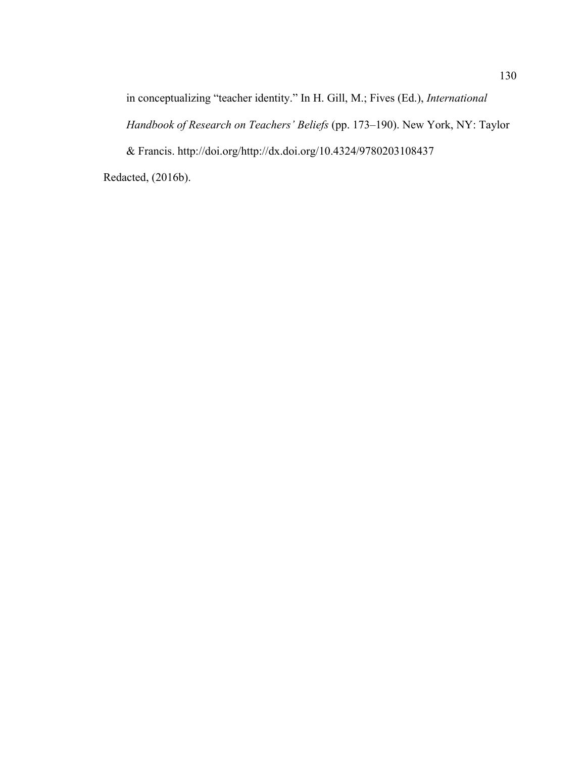in conceptualizing "teacher identity." In H. Gill, M.; Fives (Ed.), *International Handbook of Research on Teachers' Beliefs* (pp. 173–190). New York, NY: Taylor & Francis. http://doi.org/http://dx.doi.org/10.4324/9780203108437

Redacted, (2016b).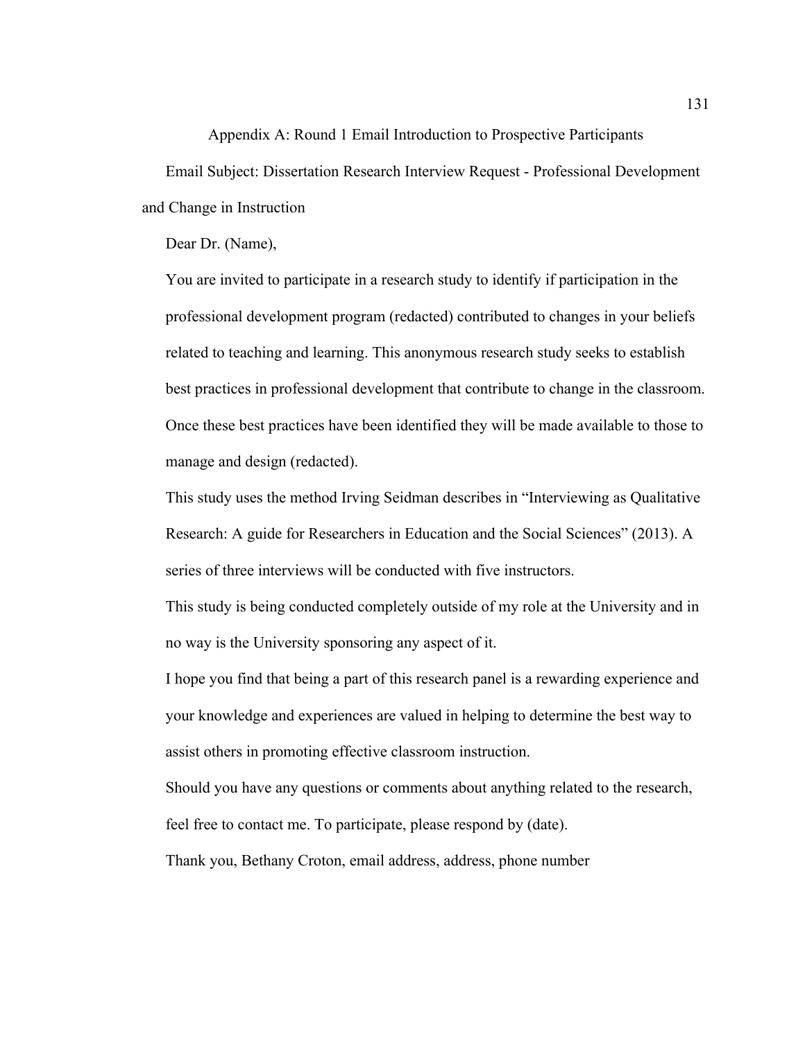# Appendix A: Round 1 Email Introduction to Prospective Participants

Email Subject: Dissertation Research Interview Request - Professional Development and Change in Instruction

Dear Dr. (Name),

You are invited to participate in a research study to identify if participation in the professional development program (redacted) contributed to changes in your beliefs related to teaching and learning. This anonymous research study seeks to establish best practices in professional development that contribute to change in the classroom. Once these best practices have been identified they will be made available to those to manage and design (redacted).

This study uses the method Irving Seidman describes in "Interviewing as Qualitative Research: A guide for Researchers in Education and the Social Sciences" (2013). A series of three interviews will be conducted with five instructors.

This study is being conducted completely outside of my role at the University and in no way is the University sponsoring any aspect of it.

I hope you find that being a part of this research panel is a rewarding experience and your knowledge and experiences are valued in helping to determine the best way to assist others in promoting effective classroom instruction.

Should you have any questions or comments about anything related to the research, feel free to contact me. To participate, please respond by (date).

Thank you, Bethany Croton, email address, address, phone number